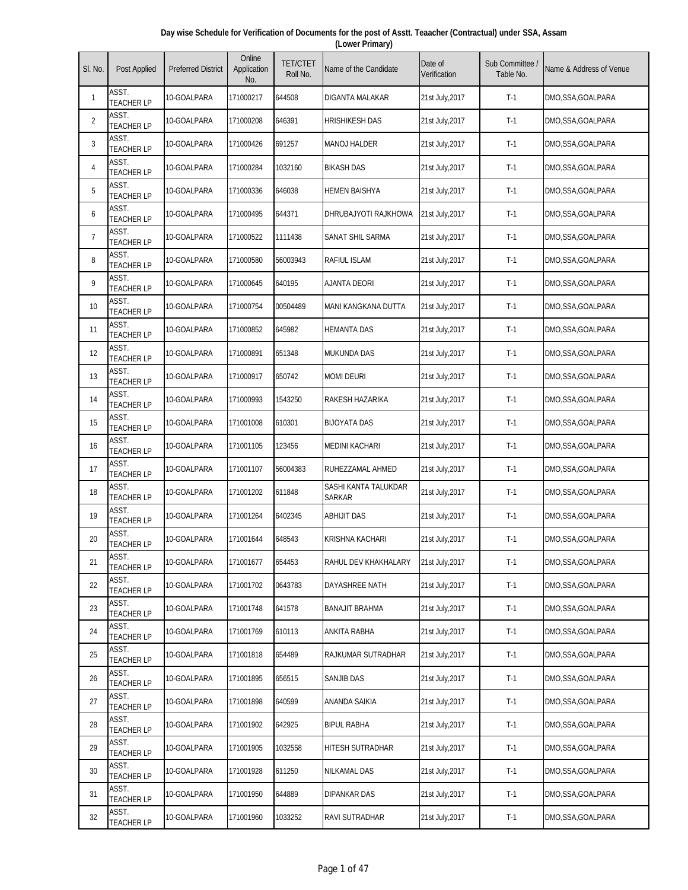**Day wise Schedule for Verification of Documents for the post of Asstt. Teaacher (Contractual) under SSA, Assam (Lower Primary)**

| Sl. No. | Post Applied | Preferred District | Online Application No. | TET/CTET Roll No. | Name of the Candidate | Date of Verification | Sub Committee / Table No. | Name & Address of Venue |
|---|---|---|---|---|---|---|---|---|
| 1 | ASST. TEACHER LP | 10-GOALPARA | 171000217 | 644508 | DIGANTA MALAKAR | 21st July,2017 | T-1 | DMO,SSA,GOALPARA |
| 2 | ASST. TEACHER LP | 10-GOALPARA | 171000208 | 646391 | HRISHIKESH DAS | 21st July,2017 | T-1 | DMO,SSA,GOALPARA |
| 3 | ASST. TEACHER LP | 10-GOALPARA | 171000426 | 691257 | MANOJ HALDER | 21st July,2017 | T-1 | DMO,SSA,GOALPARA |
| 4 | ASST. TEACHER LP | 10-GOALPARA | 171000284 | 1032160 | BIKASH DAS | 21st July,2017 | T-1 | DMO,SSA,GOALPARA |
| 5 | ASST. TEACHER LP | 10-GOALPARA | 171000336 | 646038 | HEMEN BAISHYA | 21st July,2017 | T-1 | DMO,SSA,GOALPARA |
| 6 | ASST. TEACHER LP | 10-GOALPARA | 171000495 | 644371 | DHRUBAJYOTI RAJKHOWA | 21st July,2017 | T-1 | DMO,SSA,GOALPARA |
| 7 | ASST. TEACHER LP | 10-GOALPARA | 171000522 | 1111438 | SANAT SHIL SARMA | 21st July,2017 | T-1 | DMO,SSA,GOALPARA |
| 8 | ASST. TEACHER LP | 10-GOALPARA | 171000580 | 56003943 | RAFIUL ISLAM | 21st July,2017 | T-1 | DMO,SSA,GOALPARA |
| 9 | ASST. TEACHER LP | 10-GOALPARA | 171000645 | 640195 | AJANTA DEORI | 21st July,2017 | T-1 | DMO,SSA,GOALPARA |
| 10 | ASST. TEACHER LP | 10-GOALPARA | 171000754 | 00504489 | MANI KANGKANA DUTTA | 21st July,2017 | T-1 | DMO,SSA,GOALPARA |
| 11 | ASST. TEACHER LP | 10-GOALPARA | 171000852 | 645982 | HEMANTA DAS | 21st July,2017 | T-1 | DMO,SSA,GOALPARA |
| 12 | ASST. TEACHER LP | 10-GOALPARA | 171000891 | 651348 | MUKUNDA DAS | 21st July,2017 | T-1 | DMO,SSA,GOALPARA |
| 13 | ASST. TEACHER LP | 10-GOALPARA | 171000917 | 650742 | MOMI DEURI | 21st July,2017 | T-1 | DMO,SSA,GOALPARA |
| 14 | ASST. TEACHER LP | 10-GOALPARA | 171000993 | 1543250 | RAKESH HAZARIKA | 21st July,2017 | T-1 | DMO,SSA,GOALPARA |
| 15 | ASST. TEACHER LP | 10-GOALPARA | 171001008 | 610301 | BIJOYATA DAS | 21st July,2017 | T-1 | DMO,SSA,GOALPARA |
| 16 | ASST. TEACHER LP | 10-GOALPARA | 171001105 | 123456 | MEDINI KACHARI | 21st July,2017 | T-1 | DMO,SSA,GOALPARA |
| 17 | ASST. TEACHER LP | 10-GOALPARA | 171001107 | 56004383 | RUHEZZAMAL AHMED | 21st July,2017 | T-1 | DMO,SSA,GOALPARA |
| 18 | ASST. TEACHER LP | 10-GOALPARA | 171001202 | 611848 | SASHI KANTA TALUKDAR SARKAR | 21st July,2017 | T-1 | DMO,SSA,GOALPARA |
| 19 | ASST. TEACHER LP | 10-GOALPARA | 171001264 | 6402345 | ABHIJIT DAS | 21st July,2017 | T-1 | DMO,SSA,GOALPARA |
| 20 | ASST. TEACHER LP | 10-GOALPARA | 171001644 | 648543 | KRISHNA KACHARI | 21st July,2017 | T-1 | DMO,SSA,GOALPARA |
| 21 | ASST. TEACHER LP | 10-GOALPARA | 171001677 | 654453 | RAHUL DEV KHAKHALARY | 21st July,2017 | T-1 | DMO,SSA,GOALPARA |
| 22 | ASST. TEACHER LP | 10-GOALPARA | 171001702 | 0643783 | DAYASHREE NATH | 21st July,2017 | T-1 | DMO,SSA,GOALPARA |
| 23 | ASST. TEACHER LP | 10-GOALPARA | 171001748 | 641578 | BANAJIT BRAHMA | 21st July,2017 | T-1 | DMO,SSA,GOALPARA |
| 24 | ASST. TEACHER LP | 10-GOALPARA | 171001769 | 610113 | ANKITA RABHA | 21st July,2017 | T-1 | DMO,SSA,GOALPARA |
| 25 | ASST. TEACHER LP | 10-GOALPARA | 171001818 | 654489 | RAJKUMAR SUTRADHAR | 21st July,2017 | T-1 | DMO,SSA,GOALPARA |
| 26 | ASST. TEACHER LP | 10-GOALPARA | 171001895 | 656515 | SANJIB DAS | 21st July,2017 | T-1 | DMO,SSA,GOALPARA |
| 27 | ASST. TEACHER LP | 10-GOALPARA | 171001898 | 640599 | ANANDA SAIKIA | 21st July,2017 | T-1 | DMO,SSA,GOALPARA |
| 28 | ASST. TEACHER LP | 10-GOALPARA | 171001902 | 642925 | BIPUL RABHA | 21st July,2017 | T-1 | DMO,SSA,GOALPARA |
| 29 | ASST. TEACHER LP | 10-GOALPARA | 171001905 | 1032558 | HITESH SUTRADHAR | 21st July,2017 | T-1 | DMO,SSA,GOALPARA |
| 30 | ASST. TEACHER LP | 10-GOALPARA | 171001928 | 611250 | NILKAMAL DAS | 21st July,2017 | T-1 | DMO,SSA,GOALPARA |
| 31 | ASST. TEACHER LP | 10-GOALPARA | 171001950 | 644889 | DIPANKAR DAS | 21st July,2017 | T-1 | DMO,SSA,GOALPARA |
| 32 | ASST. TEACHER LP | 10-GOALPARA | 171001960 | 1033252 | RAVI SUTRADHAR | 21st July,2017 | T-1 | DMO,SSA,GOALPARA |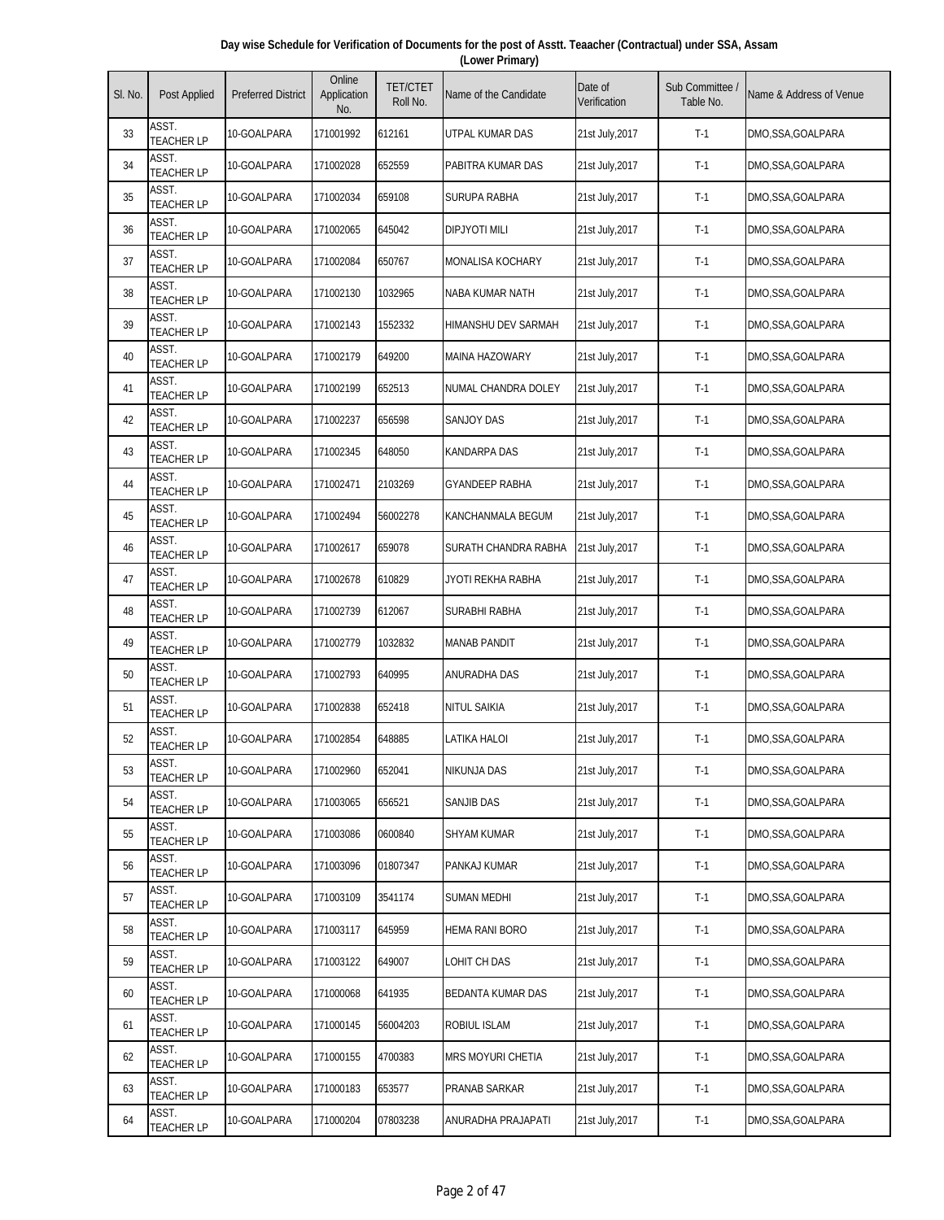**Day wise Schedule for Verification of Documents for the post of Asstt. Teaacher (Contractual) under SSA, Assam (Lower Primary)**

| Sl. No. | Post Applied | Preferred District | Online Application No. | TET/CTET Roll No. | Name of the Candidate | Date of Verification | Sub Committee / Table No. | Name & Address of Venue |
|---|---|---|---|---|---|---|---|---|
| 33 | ASST. TEACHER LP | 10-GOALPARA | 171001992 | 612161 | UTPAL KUMAR DAS | 21st July,2017 | T-1 | DMO,SSA,GOALPARA |
| 34 | ASST. TEACHER LP | 10-GOALPARA | 171002028 | 652559 | PABITRA KUMAR DAS | 21st July,2017 | T-1 | DMO,SSA,GOALPARA |
| 35 | ASST. TEACHER LP | 10-GOALPARA | 171002034 | 659108 | SURUPA RABHA | 21st July,2017 | T-1 | DMO,SSA,GOALPARA |
| 36 | ASST. TEACHER LP | 10-GOALPARA | 171002065 | 645042 | DIPJYOTI MILI | 21st July,2017 | T-1 | DMO,SSA,GOALPARA |
| 37 | ASST. TEACHER LP | 10-GOALPARA | 171002084 | 650767 | MONALISA KOCHARY | 21st July,2017 | T-1 | DMO,SSA,GOALPARA |
| 38 | ASST. TEACHER LP | 10-GOALPARA | 171002130 | 1032965 | NABA KUMAR NATH | 21st July,2017 | T-1 | DMO,SSA,GOALPARA |
| 39 | ASST. TEACHER LP | 10-GOALPARA | 171002143 | 1552332 | HIMANSHU DEV SARMAH | 21st July,2017 | T-1 | DMO,SSA,GOALPARA |
| 40 | ASST. TEACHER LP | 10-GOALPARA | 171002179 | 649200 | MAINA HAZOWARY | 21st July,2017 | T-1 | DMO,SSA,GOALPARA |
| 41 | ASST. TEACHER LP | 10-GOALPARA | 171002199 | 652513 | NUMAL CHANDRA DOLEY | 21st July,2017 | T-1 | DMO,SSA,GOALPARA |
| 42 | ASST. TEACHER LP | 10-GOALPARA | 171002237 | 656598 | SANJOY DAS | 21st July,2017 | T-1 | DMO,SSA,GOALPARA |
| 43 | ASST. TEACHER LP | 10-GOALPARA | 171002345 | 648050 | KANDARPA DAS | 21st July,2017 | T-1 | DMO,SSA,GOALPARA |
| 44 | ASST. TEACHER LP | 10-GOALPARA | 171002471 | 2103269 | GYANDEEP RABHA | 21st July,2017 | T-1 | DMO,SSA,GOALPARA |
| 45 | ASST. TEACHER LP | 10-GOALPARA | 171002494 | 56002278 | KANCHANMALA BEGUM | 21st July,2017 | T-1 | DMO,SSA,GOALPARA |
| 46 | ASST. TEACHER LP | 10-GOALPARA | 171002617 | 659078 | SURATH CHANDRA RABHA | 21st July,2017 | T-1 | DMO,SSA,GOALPARA |
| 47 | ASST. TEACHER LP | 10-GOALPARA | 171002678 | 610829 | JYOTI REKHA RABHA | 21st July,2017 | T-1 | DMO,SSA,GOALPARA |
| 48 | ASST. TEACHER LP | 10-GOALPARA | 171002739 | 612067 | SURABHI RABHA | 21st July,2017 | T-1 | DMO,SSA,GOALPARA |
| 49 | ASST. TEACHER LP | 10-GOALPARA | 171002779 | 1032832 | MANAB PANDIT | 21st July,2017 | T-1 | DMO,SSA,GOALPARA |
| 50 | ASST. TEACHER LP | 10-GOALPARA | 171002793 | 640995 | ANURADHA DAS | 21st July,2017 | T-1 | DMO,SSA,GOALPARA |
| 51 | ASST. TEACHER LP | 10-GOALPARA | 171002838 | 652418 | NITUL SAIKIA | 21st July,2017 | T-1 | DMO,SSA,GOALPARA |
| 52 | ASST. TEACHER LP | 10-GOALPARA | 171002854 | 648885 | LATIKA HALOI | 21st July,2017 | T-1 | DMO,SSA,GOALPARA |
| 53 | ASST. TEACHER LP | 10-GOALPARA | 171002960 | 652041 | NIKUNJA DAS | 21st July,2017 | T-1 | DMO,SSA,GOALPARA |
| 54 | ASST. TEACHER LP | 10-GOALPARA | 171003065 | 656521 | SANJIB DAS | 21st July,2017 | T-1 | DMO,SSA,GOALPARA |
| 55 | ASST. TEACHER LP | 10-GOALPARA | 171003086 | 0600840 | SHYAM KUMAR | 21st July,2017 | T-1 | DMO,SSA,GOALPARA |
| 56 | ASST. TEACHER LP | 10-GOALPARA | 171003096 | 01807347 | PANKAJ KUMAR | 21st July,2017 | T-1 | DMO,SSA,GOALPARA |
| 57 | ASST. TEACHER LP | 10-GOALPARA | 171003109 | 3541174 | SUMAN MEDHI | 21st July,2017 | T-1 | DMO,SSA,GOALPARA |
| 58 | ASST. TEACHER LP | 10-GOALPARA | 171003117 | 645959 | HEMA RANI BORO | 21st July,2017 | T-1 | DMO,SSA,GOALPARA |
| 59 | ASST. TEACHER LP | 10-GOALPARA | 171003122 | 649007 | LOHIT CH DAS | 21st July,2017 | T-1 | DMO,SSA,GOALPARA |
| 60 | ASST. TEACHER LP | 10-GOALPARA | 171000068 | 641935 | BEDANTA KUMAR DAS | 21st July,2017 | T-1 | DMO,SSA,GOALPARA |
| 61 | ASST. TEACHER LP | 10-GOALPARA | 171000145 | 56004203 | ROBIUL ISLAM | 21st July,2017 | T-1 | DMO,SSA,GOALPARA |
| 62 | ASST. TEACHER LP | 10-GOALPARA | 171000155 | 4700383 | MRS MOYURI CHETIA | 21st July,2017 | T-1 | DMO,SSA,GOALPARA |
| 63 | ASST. TEACHER LP | 10-GOALPARA | 171000183 | 653577 | PRANAB SARKAR | 21st July,2017 | T-1 | DMO,SSA,GOALPARA |
| 64 | ASST. TEACHER LP | 10-GOALPARA | 171000204 | 07803238 | ANURADHA PRAJAPATI | 21st July,2017 | T-1 | DMO,SSA,GOALPARA |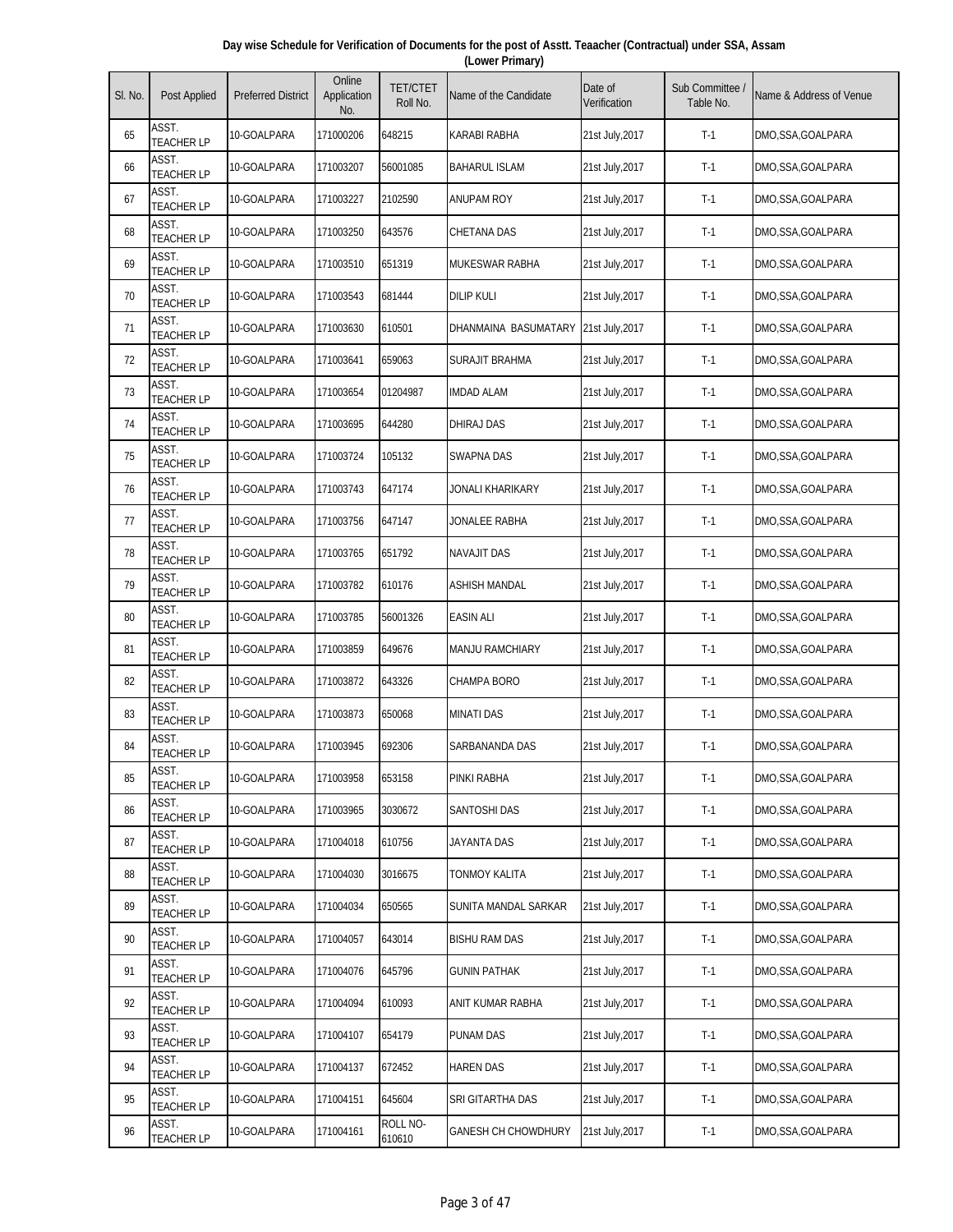**Day wise Schedule for Verification of Documents for the post of Asstt. Teaacher (Contractual) under SSA, Assam (Lower Primary)**

| Sl. No. | Post Applied | Preferred District | Online Application No. | TET/CTET Roll No. | Name of the Candidate | Date of Verification | Sub Committee / Table No. | Name & Address of Venue |
|---|---|---|---|---|---|---|---|---|
| 65 | ASST. TEACHER LP | 10-GOALPARA | 171000206 | 648215 | KARABI RABHA | 21st July,2017 | T-1 | DMO,SSA,GOALPARA |
| 66 | ASST. TEACHER LP | 10-GOALPARA | 171003207 | 56001085 | BAHARUL ISLAM | 21st July,2017 | T-1 | DMO,SSA,GOALPARA |
| 67 | ASST. TEACHER LP | 10-GOALPARA | 171003227 | 2102590 | ANUPAM ROY | 21st July,2017 | T-1 | DMO,SSA,GOALPARA |
| 68 | ASST. TEACHER LP | 10-GOALPARA | 171003250 | 643576 | CHETANA DAS | 21st July,2017 | T-1 | DMO,SSA,GOALPARA |
| 69 | ASST. TEACHER LP | 10-GOALPARA | 171003510 | 651319 | MUKESWAR RABHA | 21st July,2017 | T-1 | DMO,SSA,GOALPARA |
| 70 | ASST. TEACHER LP | 10-GOALPARA | 171003543 | 681444 | DILIP KULI | 21st July,2017 | T-1 | DMO,SSA,GOALPARA |
| 71 | ASST. TEACHER LP | 10-GOALPARA | 171003630 | 610501 | DHANMAINA BASUMATARY | 21st July,2017 | T-1 | DMO,SSA,GOALPARA |
| 72 | ASST. TEACHER LP | 10-GOALPARA | 171003641 | 659063 | SURAJIT BRAHMA | 21st July,2017 | T-1 | DMO,SSA,GOALPARA |
| 73 | ASST. TEACHER LP | 10-GOALPARA | 171003654 | 01204987 | IMDAD ALAM | 21st July,2017 | T-1 | DMO,SSA,GOALPARA |
| 74 | ASST. TEACHER LP | 10-GOALPARA | 171003695 | 644280 | DHIRAJ DAS | 21st July,2017 | T-1 | DMO,SSA,GOALPARA |
| 75 | ASST. TEACHER LP | 10-GOALPARA | 171003724 | 105132 | SWAPNA DAS | 21st July,2017 | T-1 | DMO,SSA,GOALPARA |
| 76 | ASST. TEACHER LP | 10-GOALPARA | 171003743 | 647174 | JONALI KHARIKARY | 21st July,2017 | T-1 | DMO,SSA,GOALPARA |
| 77 | ASST. TEACHER LP | 10-GOALPARA | 171003756 | 647147 | JONALEE RABHA | 21st July,2017 | T-1 | DMO,SSA,GOALPARA |
| 78 | ASST. TEACHER LP | 10-GOALPARA | 171003765 | 651792 | NAVAJIT DAS | 21st July,2017 | T-1 | DMO,SSA,GOALPARA |
| 79 | ASST. TEACHER LP | 10-GOALPARA | 171003782 | 610176 | ASHISH MANDAL | 21st July,2017 | T-1 | DMO,SSA,GOALPARA |
| 80 | ASST. TEACHER LP | 10-GOALPARA | 171003785 | 56001326 | EASIN ALI | 21st July,2017 | T-1 | DMO,SSA,GOALPARA |
| 81 | ASST. TEACHER LP | 10-GOALPARA | 171003859 | 649676 | MANJU RAMCHIARY | 21st July,2017 | T-1 | DMO,SSA,GOALPARA |
| 82 | ASST. TEACHER LP | 10-GOALPARA | 171003872 | 643326 | CHAMPA BORO | 21st July,2017 | T-1 | DMO,SSA,GOALPARA |
| 83 | ASST. TEACHER LP | 10-GOALPARA | 171003873 | 650068 | MINATI DAS | 21st July,2017 | T-1 | DMO,SSA,GOALPARA |
| 84 | ASST. TEACHER LP | 10-GOALPARA | 171003945 | 692306 | SARBANANDA DAS | 21st July,2017 | T-1 | DMO,SSA,GOALPARA |
| 85 | ASST. TEACHER LP | 10-GOALPARA | 171003958 | 653158 | PINKI RABHA | 21st July,2017 | T-1 | DMO,SSA,GOALPARA |
| 86 | ASST. TEACHER LP | 10-GOALPARA | 171003965 | 3030672 | SANTOSHI DAS | 21st July,2017 | T-1 | DMO,SSA,GOALPARA |
| 87 | ASST. TEACHER LP | 10-GOALPARA | 171004018 | 610756 | JAYANTA DAS | 21st July,2017 | T-1 | DMO,SSA,GOALPARA |
| 88 | ASST. TEACHER LP | 10-GOALPARA | 171004030 | 3016675 | TONMOY KALITA | 21st July,2017 | T-1 | DMO,SSA,GOALPARA |
| 89 | ASST. TEACHER LP | 10-GOALPARA | 171004034 | 650565 | SUNITA MANDAL SARKAR | 21st July,2017 | T-1 | DMO,SSA,GOALPARA |
| 90 | ASST. TEACHER LP | 10-GOALPARA | 171004057 | 643014 | BISHU RAM DAS | 21st July,2017 | T-1 | DMO,SSA,GOALPARA |
| 91 | ASST. TEACHER LP | 10-GOALPARA | 171004076 | 645796 | GUNIN PATHAK | 21st July,2017 | T-1 | DMO,SSA,GOALPARA |
| 92 | ASST. TEACHER LP | 10-GOALPARA | 171004094 | 610093 | ANIT KUMAR RABHA | 21st July,2017 | T-1 | DMO,SSA,GOALPARA |
| 93 | ASST. TEACHER LP | 10-GOALPARA | 171004107 | 654179 | PUNAM DAS | 21st July,2017 | T-1 | DMO,SSA,GOALPARA |
| 94 | ASST. TEACHER LP | 10-GOALPARA | 171004137 | 672452 | HAREN DAS | 21st July,2017 | T-1 | DMO,SSA,GOALPARA |
| 95 | ASST. TEACHER LP | 10-GOALPARA | 171004151 | 645604 | SRI GITARTHA DAS | 21st July,2017 | T-1 | DMO,SSA,GOALPARA |
| 96 | ASST. TEACHER LP | 10-GOALPARA | 171004161 | ROLL NO-610610 | GANESH CH CHOWDHURY | 21st July,2017 | T-1 | DMO,SSA,GOALPARA |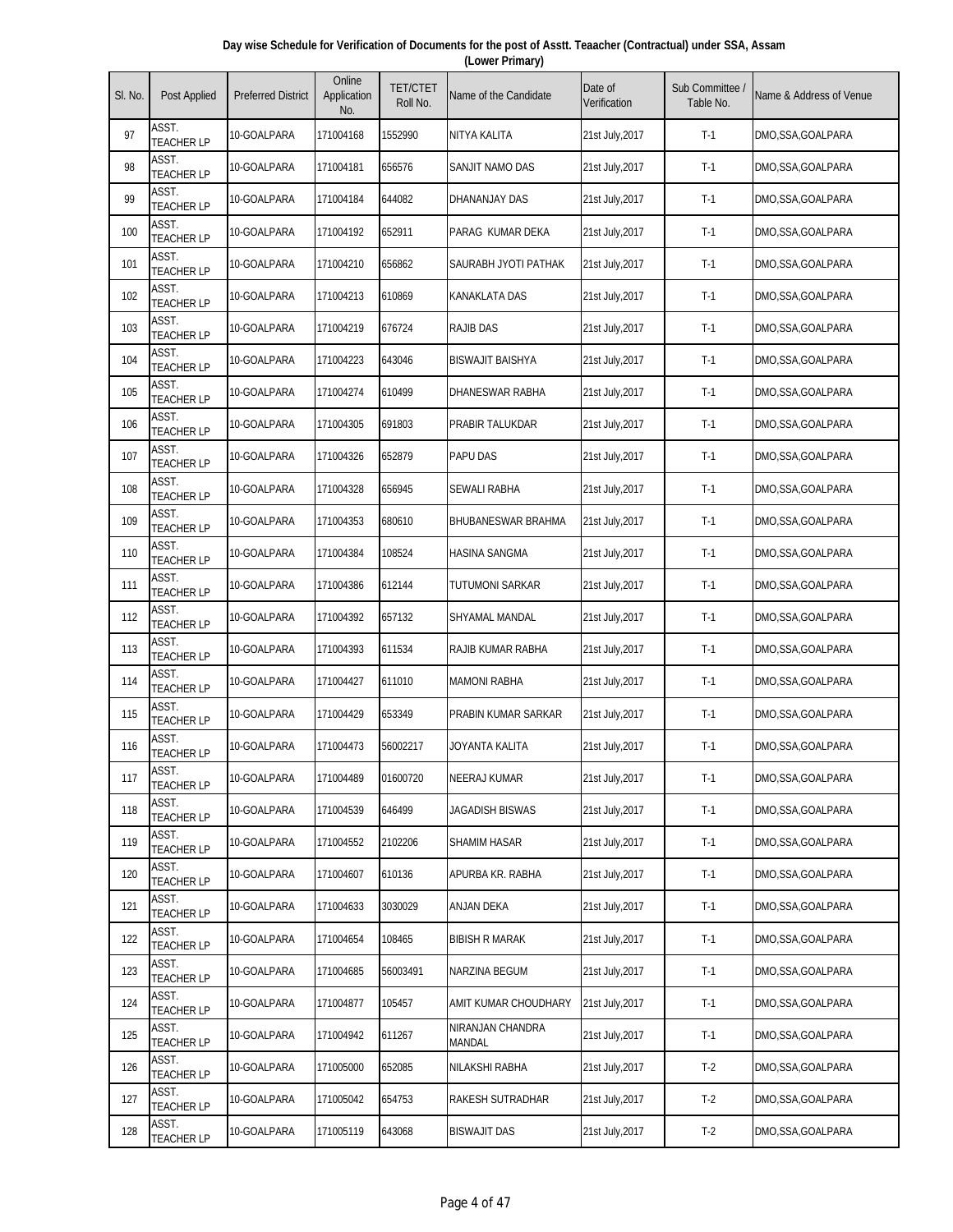**Day wise Schedule for Verification of Documents for the post of Asstt. Teaacher (Contractual) under SSA, Assam (Lower Primary)**

| Sl. No. | Post Applied | Preferred District | Online Application No. | TET/CTET Roll No. | Name of the Candidate | Date of Verification | Sub Committee / Table No. | Name & Address of Venue |
|---|---|---|---|---|---|---|---|---|
| 97 | ASST. TEACHER LP | 10-GOALPARA | 171004168 | 1552990 | NITYA KALITA | 21st July,2017 | T-1 | DMO,SSA,GOALPARA |
| 98 | ASST. TEACHER LP | 10-GOALPARA | 171004181 | 656576 | SANJIT NAMO DAS | 21st July,2017 | T-1 | DMO,SSA,GOALPARA |
| 99 | ASST. TEACHER LP | 10-GOALPARA | 171004184 | 644082 | DHANANJAY DAS | 21st July,2017 | T-1 | DMO,SSA,GOALPARA |
| 100 | ASST. TEACHER LP | 10-GOALPARA | 171004192 | 652911 | PARAG KUMAR DEKA | 21st July,2017 | T-1 | DMO,SSA,GOALPARA |
| 101 | ASST. TEACHER LP | 10-GOALPARA | 171004210 | 656862 | SAURABH JYOTI PATHAK | 21st July,2017 | T-1 | DMO,SSA,GOALPARA |
| 102 | ASST. TEACHER LP | 10-GOALPARA | 171004213 | 610869 | KANAKLATA DAS | 21st July,2017 | T-1 | DMO,SSA,GOALPARA |
| 103 | ASST. TEACHER LP | 10-GOALPARA | 171004219 | 676724 | RAJIB DAS | 21st July,2017 | T-1 | DMO,SSA,GOALPARA |
| 104 | ASST. TEACHER LP | 10-GOALPARA | 171004223 | 643046 | BISWAJIT BAISHYA | 21st July,2017 | T-1 | DMO,SSA,GOALPARA |
| 105 | ASST. TEACHER LP | 10-GOALPARA | 171004274 | 610499 | DHANESWAR RABHA | 21st July,2017 | T-1 | DMO,SSA,GOALPARA |
| 106 | ASST. TEACHER LP | 10-GOALPARA | 171004305 | 691803 | PRABIR TALUKDAR | 21st July,2017 | T-1 | DMO,SSA,GOALPARA |
| 107 | ASST. TEACHER LP | 10-GOALPARA | 171004326 | 652879 | PAPU DAS | 21st July,2017 | T-1 | DMO,SSA,GOALPARA |
| 108 | ASST. TEACHER LP | 10-GOALPARA | 171004328 | 656945 | SEWALI RABHA | 21st July,2017 | T-1 | DMO,SSA,GOALPARA |
| 109 | ASST. TEACHER LP | 10-GOALPARA | 171004353 | 680610 | BHUBANESWAR BRAHMA | 21st July,2017 | T-1 | DMO,SSA,GOALPARA |
| 110 | ASST. TEACHER LP | 10-GOALPARA | 171004384 | 108524 | HASINA SANGMA | 21st July,2017 | T-1 | DMO,SSA,GOALPARA |
| 111 | ASST. TEACHER LP | 10-GOALPARA | 171004386 | 612144 | TUTUMONI SARKAR | 21st July,2017 | T-1 | DMO,SSA,GOALPARA |
| 112 | ASST. TEACHER LP | 10-GOALPARA | 171004392 | 657132 | SHYAMAL MANDAL | 21st July,2017 | T-1 | DMO,SSA,GOALPARA |
| 113 | ASST. TEACHER LP | 10-GOALPARA | 171004393 | 611534 | RAJIB KUMAR RABHA | 21st July,2017 | T-1 | DMO,SSA,GOALPARA |
| 114 | ASST. TEACHER LP | 10-GOALPARA | 171004427 | 611010 | MAMONI RABHA | 21st July,2017 | T-1 | DMO,SSA,GOALPARA |
| 115 | ASST. TEACHER LP | 10-GOALPARA | 171004429 | 653349 | PRABIN KUMAR SARKAR | 21st July,2017 | T-1 | DMO,SSA,GOALPARA |
| 116 | ASST. TEACHER LP | 10-GOALPARA | 171004473 | 56002217 | JOYANTA KALITA | 21st July,2017 | T-1 | DMO,SSA,GOALPARA |
| 117 | ASST. TEACHER LP | 10-GOALPARA | 171004489 | 01600720 | NEERAJ KUMAR | 21st July,2017 | T-1 | DMO,SSA,GOALPARA |
| 118 | ASST. TEACHER LP | 10-GOALPARA | 171004539 | 646499 | JAGADISH BISWAS | 21st July,2017 | T-1 | DMO,SSA,GOALPARA |
| 119 | ASST. TEACHER LP | 10-GOALPARA | 171004552 | 2102206 | SHAMIM HASAR | 21st July,2017 | T-1 | DMO,SSA,GOALPARA |
| 120 | ASST. TEACHER LP | 10-GOALPARA | 171004607 | 610136 | APURBA KR. RABHA | 21st July,2017 | T-1 | DMO,SSA,GOALPARA |
| 121 | ASST. TEACHER LP | 10-GOALPARA | 171004633 | 3030029 | ANJAN DEKA | 21st July,2017 | T-1 | DMO,SSA,GOALPARA |
| 122 | ASST. TEACHER LP | 10-GOALPARA | 171004654 | 108465 | BIBISH R MARAK | 21st July,2017 | T-1 | DMO,SSA,GOALPARA |
| 123 | ASST. TEACHER LP | 10-GOALPARA | 171004685 | 56003491 | NARZINA BEGUM | 21st July,2017 | T-1 | DMO,SSA,GOALPARA |
| 124 | ASST. TEACHER LP | 10-GOALPARA | 171004877 | 105457 | AMIT KUMAR CHOUDHARY | 21st July,2017 | T-1 | DMO,SSA,GOALPARA |
| 125 | ASST. TEACHER LP | 10-GOALPARA | 171004942 | 611267 | NIRANJAN CHANDRA MANDAL | 21st July,2017 | T-1 | DMO,SSA,GOALPARA |
| 126 | ASST. TEACHER LP | 10-GOALPARA | 171005000 | 652085 | NILAKSHI RABHA | 21st July,2017 | T-2 | DMO,SSA,GOALPARA |
| 127 | ASST. TEACHER LP | 10-GOALPARA | 171005042 | 654753 | RAKESH SUTRADHAR | 21st July,2017 | T-2 | DMO,SSA,GOALPARA |
| 128 | ASST. TEACHER LP | 10-GOALPARA | 171005119 | 643068 | BISWAJIT DAS | 21st July,2017 | T-2 | DMO,SSA,GOALPARA |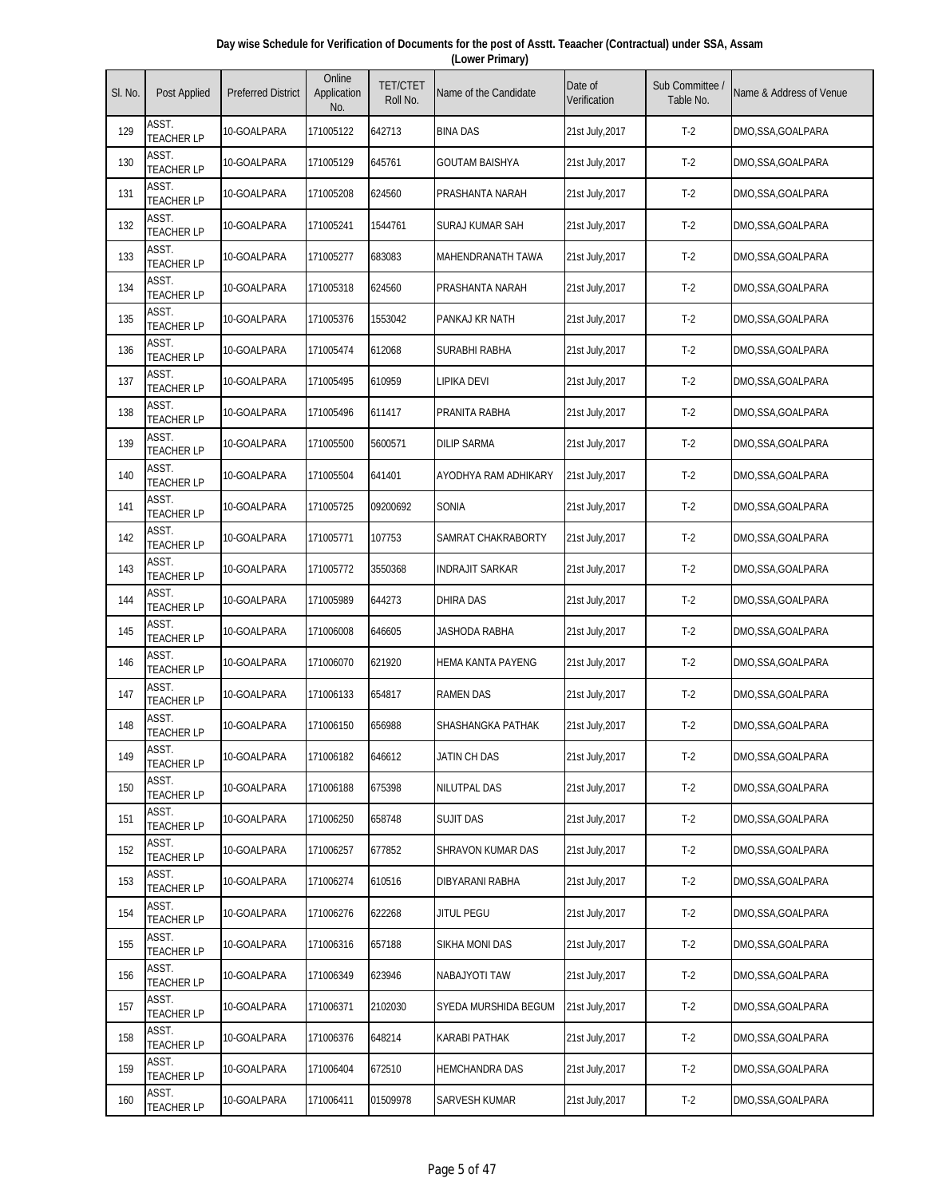**Day wise Schedule for Verification of Documents for the post of Asstt. Teaacher (Contractual) under SSA, Assam (Lower Primary)**

| Sl. No. | Post Applied | Preferred District | Online Application No. | TET/CTET Roll No. | Name of the Candidate | Date of Verification | Sub Committee / Table No. | Name & Address of Venue |
|---|---|---|---|---|---|---|---|---|
| 129 | ASST. TEACHER LP | 10-GOALPARA | 171005122 | 642713 | BINA DAS | 21st July,2017 | T-2 | DMO,SSA,GOALPARA |
| 130 | ASST. TEACHER LP | 10-GOALPARA | 171005129 | 645761 | GOUTAM BAISHYA | 21st July,2017 | T-2 | DMO,SSA,GOALPARA |
| 131 | ASST. TEACHER LP | 10-GOALPARA | 171005208 | 624560 | PRASHANTA NARAH | 21st July,2017 | T-2 | DMO,SSA,GOALPARA |
| 132 | ASST. TEACHER LP | 10-GOALPARA | 171005241 | 1544761 | SURAJ KUMAR SAH | 21st July,2017 | T-2 | DMO,SSA,GOALPARA |
| 133 | ASST. TEACHER LP | 10-GOALPARA | 171005277 | 683083 | MAHENDRANATH TAWA | 21st July,2017 | T-2 | DMO,SSA,GOALPARA |
| 134 | ASST. TEACHER LP | 10-GOALPARA | 171005318 | 624560 | PRASHANTA NARAH | 21st July,2017 | T-2 | DMO,SSA,GOALPARA |
| 135 | ASST. TEACHER LP | 10-GOALPARA | 171005376 | 1553042 | PANKAJ KR NATH | 21st July,2017 | T-2 | DMO,SSA,GOALPARA |
| 136 | ASST. TEACHER LP | 10-GOALPARA | 171005474 | 612068 | SURABHI RABHA | 21st July,2017 | T-2 | DMO,SSA,GOALPARA |
| 137 | ASST. TEACHER LP | 10-GOALPARA | 171005495 | 610959 | LIPIKA DEVI | 21st July,2017 | T-2 | DMO,SSA,GOALPARA |
| 138 | ASST. TEACHER LP | 10-GOALPARA | 171005496 | 611417 | PRANITA RABHA | 21st July,2017 | T-2 | DMO,SSA,GOALPARA |
| 139 | ASST. TEACHER LP | 10-GOALPARA | 171005500 | 5600571 | DILIP SARMA | 21st July,2017 | T-2 | DMO,SSA,GOALPARA |
| 140 | ASST. TEACHER LP | 10-GOALPARA | 171005504 | 641401 | AYODHYA RAM ADHIKARY | 21st July,2017 | T-2 | DMO,SSA,GOALPARA |
| 141 | ASST. TEACHER LP | 10-GOALPARA | 171005725 | 09200692 | SONIA | 21st July,2017 | T-2 | DMO,SSA,GOALPARA |
| 142 | ASST. TEACHER LP | 10-GOALPARA | 171005771 | 107753 | SAMRAT CHAKRABORTY | 21st July,2017 | T-2 | DMO,SSA,GOALPARA |
| 143 | ASST. TEACHER LP | 10-GOALPARA | 171005772 | 3550368 | INDRAJIT SARKAR | 21st July,2017 | T-2 | DMO,SSA,GOALPARA |
| 144 | ASST. TEACHER LP | 10-GOALPARA | 171005989 | 644273 | DHIRA DAS | 21st July,2017 | T-2 | DMO,SSA,GOALPARA |
| 145 | ASST. TEACHER LP | 10-GOALPARA | 171006008 | 646605 | JASHODA RABHA | 21st July,2017 | T-2 | DMO,SSA,GOALPARA |
| 146 | ASST. TEACHER LP | 10-GOALPARA | 171006070 | 621920 | HEMA KANTA PAYENG | 21st July,2017 | T-2 | DMO,SSA,GOALPARA |
| 147 | ASST. TEACHER LP | 10-GOALPARA | 171006133 | 654817 | RAMEN DAS | 21st July,2017 | T-2 | DMO,SSA,GOALPARA |
| 148 | ASST. TEACHER LP | 10-GOALPARA | 171006150 | 656988 | SHASHANGKA PATHAK | 21st July,2017 | T-2 | DMO,SSA,GOALPARA |
| 149 | ASST. TEACHER LP | 10-GOALPARA | 171006182 | 646612 | JATIN CH DAS | 21st July,2017 | T-2 | DMO,SSA,GOALPARA |
| 150 | ASST. TEACHER LP | 10-GOALPARA | 171006188 | 675398 | NILUTPAL DAS | 21st July,2017 | T-2 | DMO,SSA,GOALPARA |
| 151 | ASST. TEACHER LP | 10-GOALPARA | 171006250 | 658748 | SUJIT DAS | 21st July,2017 | T-2 | DMO,SSA,GOALPARA |
| 152 | ASST. TEACHER LP | 10-GOALPARA | 171006257 | 677852 | SHRAVON KUMAR DAS | 21st July,2017 | T-2 | DMO,SSA,GOALPARA |
| 153 | ASST. TEACHER LP | 10-GOALPARA | 171006274 | 610516 | DIBYARANI RABHA | 21st July,2017 | T-2 | DMO,SSA,GOALPARA |
| 154 | ASST. TEACHER LP | 10-GOALPARA | 171006276 | 622268 | JITUL PEGU | 21st July,2017 | T-2 | DMO,SSA,GOALPARA |
| 155 | ASST. TEACHER LP | 10-GOALPARA | 171006316 | 657188 | SIKHA MONI DAS | 21st July,2017 | T-2 | DMO,SSA,GOALPARA |
| 156 | ASST. TEACHER LP | 10-GOALPARA | 171006349 | 623946 | NABAJYOTI TAW | 21st July,2017 | T-2 | DMO,SSA,GOALPARA |
| 157 | ASST. TEACHER LP | 10-GOALPARA | 171006371 | 2102030 | SYEDA MURSHIDA BEGUM | 21st July,2017 | T-2 | DMO,SSA,GOALPARA |
| 158 | ASST. TEACHER LP | 10-GOALPARA | 171006376 | 648214 | KARABI PATHAK | 21st July,2017 | T-2 | DMO,SSA,GOALPARA |
| 159 | ASST. TEACHER LP | 10-GOALPARA | 171006404 | 672510 | HEMCHANDRA DAS | 21st July,2017 | T-2 | DMO,SSA,GOALPARA |
| 160 | ASST. TEACHER LP | 10-GOALPARA | 171006411 | 01509978 | SARVESH KUMAR | 21st July,2017 | T-2 | DMO,SSA,GOALPARA |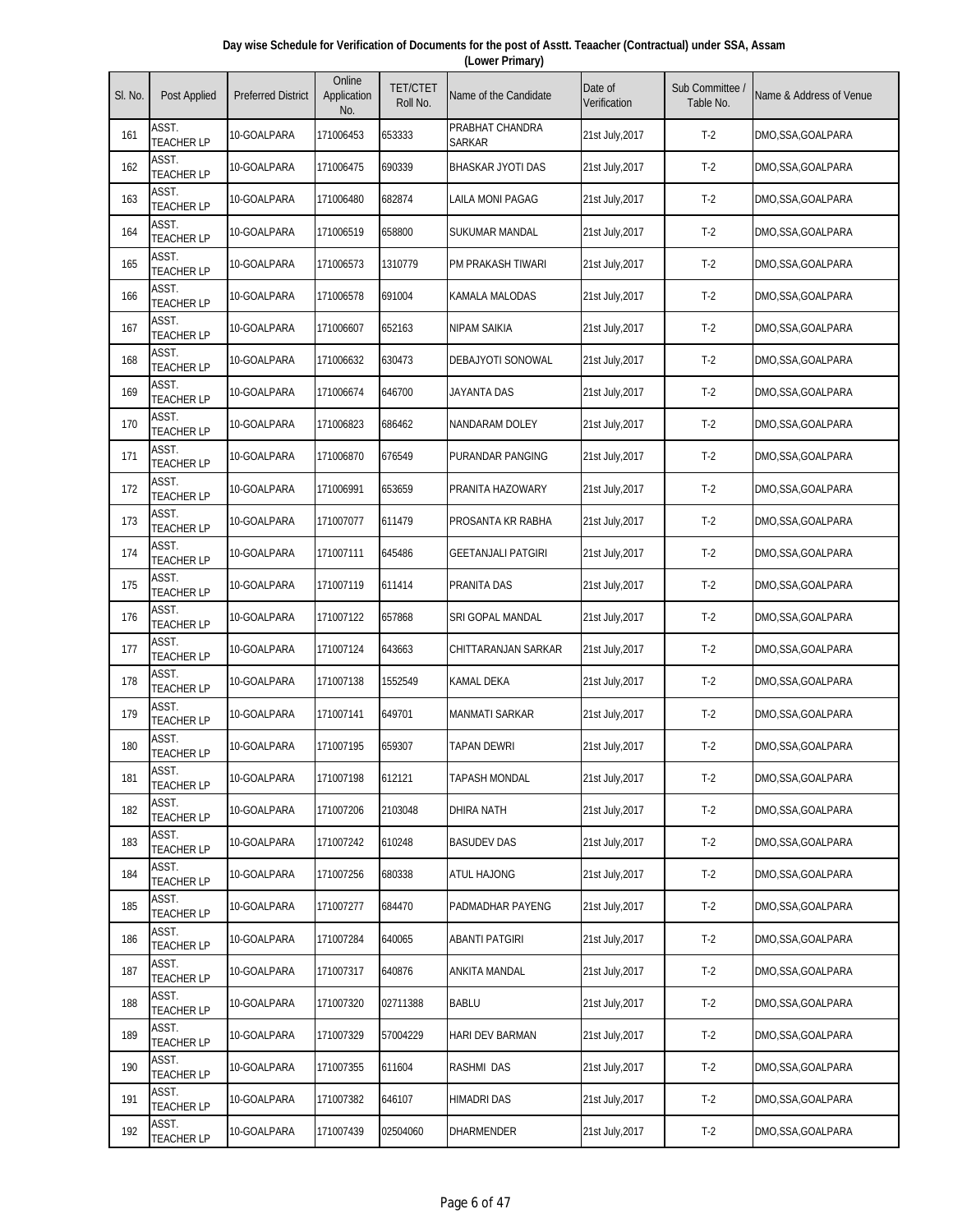**Day wise Schedule for Verification of Documents for the post of Asstt. Teaacher (Contractual) under SSA, Assam (Lower Primary)**

| Sl. No. | Post Applied | Preferred District | Online Application No. | TET/CTET Roll No. | Name of the Candidate | Date of Verification | Sub Committee / Table No. | Name & Address of Venue |
|---|---|---|---|---|---|---|---|---|
| 161 | ASST. TEACHER LP | 10-GOALPARA | 171006453 | 653333 | PRABHAT CHANDRA SARKAR | 21st July,2017 | T-2 | DMO,SSA,GOALPARA |
| 162 | ASST. TEACHER LP | 10-GOALPARA | 171006475 | 690339 | BHASKAR JYOTI DAS | 21st July,2017 | T-2 | DMO,SSA,GOALPARA |
| 163 | ASST. TEACHER LP | 10-GOALPARA | 171006480 | 682874 | LAILA MONI PAGAG | 21st July,2017 | T-2 | DMO,SSA,GOALPARA |
| 164 | ASST. TEACHER LP | 10-GOALPARA | 171006519 | 658800 | SUKUMAR MANDAL | 21st July,2017 | T-2 | DMO,SSA,GOALPARA |
| 165 | ASST. TEACHER LP | 10-GOALPARA | 171006573 | 1310779 | PM PRAKASH TIWARI | 21st July,2017 | T-2 | DMO,SSA,GOALPARA |
| 166 | ASST. TEACHER LP | 10-GOALPARA | 171006578 | 691004 | KAMALA MALODAS | 21st July,2017 | T-2 | DMO,SSA,GOALPARA |
| 167 | ASST. TEACHER LP | 10-GOALPARA | 171006607 | 652163 | NIPAM SAIKIA | 21st July,2017 | T-2 | DMO,SSA,GOALPARA |
| 168 | ASST. TEACHER LP | 10-GOALPARA | 171006632 | 630473 | DEBAJYOTI SONOWAL | 21st July,2017 | T-2 | DMO,SSA,GOALPARA |
| 169 | ASST. TEACHER LP | 10-GOALPARA | 171006674 | 646700 | JAYANTA DAS | 21st July,2017 | T-2 | DMO,SSA,GOALPARA |
| 170 | ASST. TEACHER LP | 10-GOALPARA | 171006823 | 686462 | NANDARAM DOLEY | 21st July,2017 | T-2 | DMO,SSA,GOALPARA |
| 171 | ASST. TEACHER LP | 10-GOALPARA | 171006870 | 676549 | PURANDAR PANGING | 21st July,2017 | T-2 | DMO,SSA,GOALPARA |
| 172 | ASST. TEACHER LP | 10-GOALPARA | 171006991 | 653659 | PRANITA HAZOWARY | 21st July,2017 | T-2 | DMO,SSA,GOALPARA |
| 173 | ASST. TEACHER LP | 10-GOALPARA | 171007077 | 611479 | PROSANTA KR RABHA | 21st July,2017 | T-2 | DMO,SSA,GOALPARA |
| 174 | ASST. TEACHER LP | 10-GOALPARA | 171007111 | 645486 | GEETANJALI PATGIRI | 21st July,2017 | T-2 | DMO,SSA,GOALPARA |
| 175 | ASST. TEACHER LP | 10-GOALPARA | 171007119 | 611414 | PRANITA DAS | 21st July,2017 | T-2 | DMO,SSA,GOALPARA |
| 176 | ASST. TEACHER LP | 10-GOALPARA | 171007122 | 657868 | SRI GOPAL MANDAL | 21st July,2017 | T-2 | DMO,SSA,GOALPARA |
| 177 | ASST. TEACHER LP | 10-GOALPARA | 171007124 | 643663 | CHITTARANJAN SARKAR | 21st July,2017 | T-2 | DMO,SSA,GOALPARA |
| 178 | ASST. TEACHER LP | 10-GOALPARA | 171007138 | 1552549 | KAMAL DEKA | 21st July,2017 | T-2 | DMO,SSA,GOALPARA |
| 179 | ASST. TEACHER LP | 10-GOALPARA | 171007141 | 649701 | MANMATI SARKAR | 21st July,2017 | T-2 | DMO,SSA,GOALPARA |
| 180 | ASST. TEACHER LP | 10-GOALPARA | 171007195 | 659307 | TAPAN DEWRI | 21st July,2017 | T-2 | DMO,SSA,GOALPARA |
| 181 | ASST. TEACHER LP | 10-GOALPARA | 171007198 | 612121 | TAPASH MONDAL | 21st July,2017 | T-2 | DMO,SSA,GOALPARA |
| 182 | ASST. TEACHER LP | 10-GOALPARA | 171007206 | 2103048 | DHIRA NATH | 21st July,2017 | T-2 | DMO,SSA,GOALPARA |
| 183 | ASST. TEACHER LP | 10-GOALPARA | 171007242 | 610248 | BASUDEV DAS | 21st July,2017 | T-2 | DMO,SSA,GOALPARA |
| 184 | ASST. TEACHER LP | 10-GOALPARA | 171007256 | 680338 | ATUL HAJONG | 21st July,2017 | T-2 | DMO,SSA,GOALPARA |
| 185 | ASST. TEACHER LP | 10-GOALPARA | 171007277 | 684470 | PADMADHAR PAYENG | 21st July,2017 | T-2 | DMO,SSA,GOALPARA |
| 186 | ASST. TEACHER LP | 10-GOALPARA | 171007284 | 640065 | ABANTI PATGIRI | 21st July,2017 | T-2 | DMO,SSA,GOALPARA |
| 187 | ASST. TEACHER LP | 10-GOALPARA | 171007317 | 640876 | ANKITA MANDAL | 21st July,2017 | T-2 | DMO,SSA,GOALPARA |
| 188 | ASST. TEACHER LP | 10-GOALPARA | 171007320 | 02711388 | BABLU | 21st July,2017 | T-2 | DMO,SSA,GOALPARA |
| 189 | ASST. TEACHER LP | 10-GOALPARA | 171007329 | 57004229 | HARI DEV BARMAN | 21st July,2017 | T-2 | DMO,SSA,GOALPARA |
| 190 | ASST. TEACHER LP | 10-GOALPARA | 171007355 | 611604 | RASHMI DAS | 21st July,2017 | T-2 | DMO,SSA,GOALPARA |
| 191 | ASST. TEACHER LP | 10-GOALPARA | 171007382 | 646107 | HIMADRI DAS | 21st July,2017 | T-2 | DMO,SSA,GOALPARA |
| 192 | ASST. TEACHER LP | 10-GOALPARA | 171007439 | 02504060 | DHARMENDER | 21st July,2017 | T-2 | DMO,SSA,GOALPARA |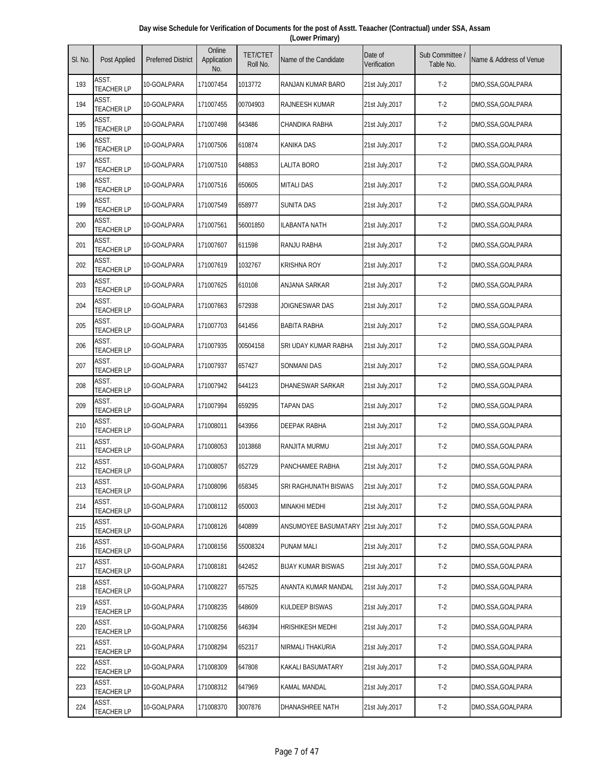**Day wise Schedule for Verification of Documents for the post of Asstt. Teaacher (Contractual) under SSA, Assam (Lower Primary)**

| Sl. No. | Post Applied | Preferred District | Online Application No. | TET/CTET Roll No. | Name of the Candidate | Date of Verification | Sub Committee / Table No. | Name & Address of Venue |
|---|---|---|---|---|---|---|---|---|
| 193 | ASST. TEACHER LP | 10-GOALPARA | 171007454 | 1013772 | RANJAN KUMAR BARO | 21st July,2017 | T-2 | DMO,SSA,GOALPARA |
| 194 | ASST. TEACHER LP | 10-GOALPARA | 171007455 | 00704903 | RAJNEESH KUMAR | 21st July,2017 | T-2 | DMO,SSA,GOALPARA |
| 195 | ASST. TEACHER LP | 10-GOALPARA | 171007498 | 643486 | CHANDIKA RABHA | 21st July,2017 | T-2 | DMO,SSA,GOALPARA |
| 196 | ASST. TEACHER LP | 10-GOALPARA | 171007506 | 610874 | KANIKA DAS | 21st July,2017 | T-2 | DMO,SSA,GOALPARA |
| 197 | ASST. TEACHER LP | 10-GOALPARA | 171007510 | 648853 | LALITA BORO | 21st July,2017 | T-2 | DMO,SSA,GOALPARA |
| 198 | ASST. TEACHER LP | 10-GOALPARA | 171007516 | 650605 | MITALI DAS | 21st July,2017 | T-2 | DMO,SSA,GOALPARA |
| 199 | ASST. TEACHER LP | 10-GOALPARA | 171007549 | 658977 | SUNITA DAS | 21st July,2017 | T-2 | DMO,SSA,GOALPARA |
| 200 | ASST. TEACHER LP | 10-GOALPARA | 171007561 | 56001850 | ILABANTA NATH | 21st July,2017 | T-2 | DMO,SSA,GOALPARA |
| 201 | ASST. TEACHER LP | 10-GOALPARA | 171007607 | 611598 | RANJU RABHA | 21st July,2017 | T-2 | DMO,SSA,GOALPARA |
| 202 | ASST. TEACHER LP | 10-GOALPARA | 171007619 | 1032767 | KRISHNA ROY | 21st July,2017 | T-2 | DMO,SSA,GOALPARA |
| 203 | ASST. TEACHER LP | 10-GOALPARA | 171007625 | 610108 | ANJANA SARKAR | 21st July,2017 | T-2 | DMO,SSA,GOALPARA |
| 204 | ASST. TEACHER LP | 10-GOALPARA | 171007663 | 672938 | JOIGNESWAR DAS | 21st July,2017 | T-2 | DMO,SSA,GOALPARA |
| 205 | ASST. TEACHER LP | 10-GOALPARA | 171007703 | 641456 | BABITA RABHA | 21st July,2017 | T-2 | DMO,SSA,GOALPARA |
| 206 | ASST. TEACHER LP | 10-GOALPARA | 171007935 | 00504158 | SRI UDAY KUMAR RABHA | 21st July,2017 | T-2 | DMO,SSA,GOALPARA |
| 207 | ASST. TEACHER LP | 10-GOALPARA | 171007937 | 657427 | SONMANI DAS | 21st July,2017 | T-2 | DMO,SSA,GOALPARA |
| 208 | ASST. TEACHER LP | 10-GOALPARA | 171007942 | 644123 | DHANESWAR SARKAR | 21st July,2017 | T-2 | DMO,SSA,GOALPARA |
| 209 | ASST. TEACHER LP | 10-GOALPARA | 171007994 | 659295 | TAPAN DAS | 21st July,2017 | T-2 | DMO,SSA,GOALPARA |
| 210 | ASST. TEACHER LP | 10-GOALPARA | 171008011 | 643956 | DEEPAK RABHA | 21st July,2017 | T-2 | DMO,SSA,GOALPARA |
| 211 | ASST. TEACHER LP | 10-GOALPARA | 171008053 | 1013868 | RANJITA MURMU | 21st July,2017 | T-2 | DMO,SSA,GOALPARA |
| 212 | ASST. TEACHER LP | 10-GOALPARA | 171008057 | 652729 | PANCHAMEE RABHA | 21st July,2017 | T-2 | DMO,SSA,GOALPARA |
| 213 | ASST. TEACHER LP | 10-GOALPARA | 171008096 | 658345 | SRI RAGHUNATH BISWAS | 21st July,2017 | T-2 | DMO,SSA,GOALPARA |
| 214 | ASST. TEACHER LP | 10-GOALPARA | 171008112 | 650003 | MINAKHI MEDHI | 21st July,2017 | T-2 | DMO,SSA,GOALPARA |
| 215 | ASST. TEACHER LP | 10-GOALPARA | 171008126 | 640899 | ANSUMOYEE BASUMATARY | 21st July,2017 | T-2 | DMO,SSA,GOALPARA |
| 216 | ASST. TEACHER LP | 10-GOALPARA | 171008156 | 55008324 | PUNAM MALI | 21st July,2017 | T-2 | DMO,SSA,GOALPARA |
| 217 | ASST. TEACHER LP | 10-GOALPARA | 171008181 | 642452 | BIJAY KUMAR BISWAS | 21st July,2017 | T-2 | DMO,SSA,GOALPARA |
| 218 | ASST. TEACHER LP | 10-GOALPARA | 171008227 | 657525 | ANANTA KUMAR MANDAL | 21st July,2017 | T-2 | DMO,SSA,GOALPARA |
| 219 | ASST. TEACHER LP | 10-GOALPARA | 171008235 | 648609 | KULDEEP BISWAS | 21st July,2017 | T-2 | DMO,SSA,GOALPARA |
| 220 | ASST. TEACHER LP | 10-GOALPARA | 171008256 | 646394 | HRISHIKESH MEDHI | 21st July,2017 | T-2 | DMO,SSA,GOALPARA |
| 221 | ASST. TEACHER LP | 10-GOALPARA | 171008294 | 652317 | NIRMALI THAKURIA | 21st July,2017 | T-2 | DMO,SSA,GOALPARA |
| 222 | ASST. TEACHER LP | 10-GOALPARA | 171008309 | 647808 | KAKALI BASUMATARY | 21st July,2017 | T-2 | DMO,SSA,GOALPARA |
| 223 | ASST. TEACHER LP | 10-GOALPARA | 171008312 | 647969 | KAMAL MANDAL | 21st July,2017 | T-2 | DMO,SSA,GOALPARA |
| 224 | ASST. TEACHER LP | 10-GOALPARA | 171008370 | 3007876 | DHANASHREE NATH | 21st July,2017 | T-2 | DMO,SSA,GOALPARA |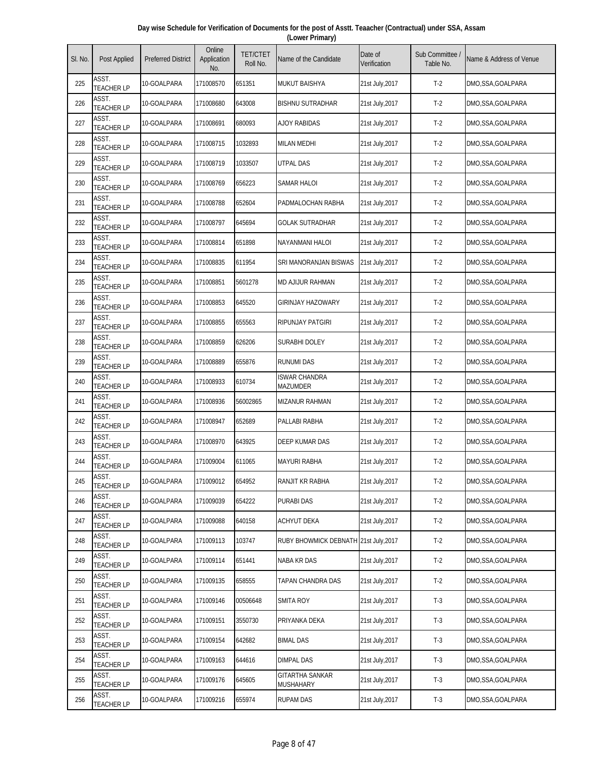**Day wise Schedule for Verification of Documents for the post of Asstt. Teaacher (Contractual) under SSA, Assam (Lower Primary)**

| Sl. No. | Post Applied | Preferred District | Online Application No. | TET/CTET Roll No. | Name of the Candidate | Date of Verification | Sub Committee / Table No. | Name & Address of Venue |
|---|---|---|---|---|---|---|---|---|
| 225 | ASST. TEACHER LP | 10-GOALPARA | 171008570 | 651351 | MUKUT BAISHYA | 21st July,2017 | T-2 | DMO,SSA,GOALPARA |
| 226 | ASST. TEACHER LP | 10-GOALPARA | 171008680 | 643008 | BISHNU SUTRADHAR | 21st July,2017 | T-2 | DMO,SSA,GOALPARA |
| 227 | ASST. TEACHER LP | 10-GOALPARA | 171008691 | 680093 | AJOY RABIDAS | 21st July,2017 | T-2 | DMO,SSA,GOALPARA |
| 228 | ASST. TEACHER LP | 10-GOALPARA | 171008715 | 1032893 | MILAN MEDHI | 21st July,2017 | T-2 | DMO,SSA,GOALPARA |
| 229 | ASST. TEACHER LP | 10-GOALPARA | 171008719 | 1033507 | UTPAL DAS | 21st July,2017 | T-2 | DMO,SSA,GOALPARA |
| 230 | ASST. TEACHER LP | 10-GOALPARA | 171008769 | 656223 | SAMAR HALOI | 21st July,2017 | T-2 | DMO,SSA,GOALPARA |
| 231 | ASST. TEACHER LP | 10-GOALPARA | 171008788 | 652604 | PADMALOCHAN RABHA | 21st July,2017 | T-2 | DMO,SSA,GOALPARA |
| 232 | ASST. TEACHER LP | 10-GOALPARA | 171008797 | 645694 | GOLAK SUTRADHAR | 21st July,2017 | T-2 | DMO,SSA,GOALPARA |
| 233 | ASST. TEACHER LP | 10-GOALPARA | 171008814 | 651898 | NAYANMANI HALOI | 21st July,2017 | T-2 | DMO,SSA,GOALPARA |
| 234 | ASST. TEACHER LP | 10-GOALPARA | 171008835 | 611954 | SRI MANORANJAN BISWAS | 21st July,2017 | T-2 | DMO,SSA,GOALPARA |
| 235 | ASST. TEACHER LP | 10-GOALPARA | 171008851 | 5601278 | MD AJIJUR RAHMAN | 21st July,2017 | T-2 | DMO,SSA,GOALPARA |
| 236 | ASST. TEACHER LP | 10-GOALPARA | 171008853 | 645520 | GIRINJAY HAZOWARY | 21st July,2017 | T-2 | DMO,SSA,GOALPARA |
| 237 | ASST. TEACHER LP | 10-GOALPARA | 171008855 | 655563 | RIPUNJAY PATGIRI | 21st July,2017 | T-2 | DMO,SSA,GOALPARA |
| 238 | ASST. TEACHER LP | 10-GOALPARA | 171008859 | 626206 | SURABHI DOLEY | 21st July,2017 | T-2 | DMO,SSA,GOALPARA |
| 239 | ASST. TEACHER LP | 10-GOALPARA | 171008889 | 655876 | RUNUMI DAS | 21st July,2017 | T-2 | DMO,SSA,GOALPARA |
| 240 | ASST. TEACHER LP | 10-GOALPARA | 171008933 | 610734 | ISWAR CHANDRA MAZUMDER | 21st July,2017 | T-2 | DMO,SSA,GOALPARA |
| 241 | ASST. TEACHER LP | 10-GOALPARA | 171008936 | 56002865 | MIZANUR RAHMAN | 21st July,2017 | T-2 | DMO,SSA,GOALPARA |
| 242 | ASST. TEACHER LP | 10-GOALPARA | 171008947 | 652689 | PALLABI RABHA | 21st July,2017 | T-2 | DMO,SSA,GOALPARA |
| 243 | ASST. TEACHER LP | 10-GOALPARA | 171008970 | 643925 | DEEP KUMAR DAS | 21st July,2017 | T-2 | DMO,SSA,GOALPARA |
| 244 | ASST. TEACHER LP | 10-GOALPARA | 171009004 | 611065 | MAYURI RABHA | 21st July,2017 | T-2 | DMO,SSA,GOALPARA |
| 245 | ASST. TEACHER LP | 10-GOALPARA | 171009012 | 654952 | RANJIT KR RABHA | 21st July,2017 | T-2 | DMO,SSA,GOALPARA |
| 246 | ASST. TEACHER LP | 10-GOALPARA | 171009039 | 654222 | PURABI DAS | 21st July,2017 | T-2 | DMO,SSA,GOALPARA |
| 247 | ASST. TEACHER LP | 10-GOALPARA | 171009088 | 640158 | ACHYUT DEKA | 21st July,2017 | T-2 | DMO,SSA,GOALPARA |
| 248 | ASST. TEACHER LP | 10-GOALPARA | 171009113 | 103747 | RUBY BHOWMICK DEBNATH | 21st July,2017 | T-2 | DMO,SSA,GOALPARA |
| 249 | ASST. TEACHER LP | 10-GOALPARA | 171009114 | 651441 | NABA KR DAS | 21st July,2017 | T-2 | DMO,SSA,GOALPARA |
| 250 | ASST. TEACHER LP | 10-GOALPARA | 171009135 | 658555 | TAPAN CHANDRA DAS | 21st July,2017 | T-2 | DMO,SSA,GOALPARA |
| 251 | ASST. TEACHER LP | 10-GOALPARA | 171009146 | 00506648 | SMITA ROY | 21st July,2017 | T-3 | DMO,SSA,GOALPARA |
| 252 | ASST. TEACHER LP | 10-GOALPARA | 171009151 | 3550730 | PRIYANKA DEKA | 21st July,2017 | T-3 | DMO,SSA,GOALPARA |
| 253 | ASST. TEACHER LP | 10-GOALPARA | 171009154 | 642682 | BIMAL DAS | 21st July,2017 | T-3 | DMO,SSA,GOALPARA |
| 254 | ASST. TEACHER LP | 10-GOALPARA | 171009163 | 644616 | DIMPAL DAS | 21st July,2017 | T-3 | DMO,SSA,GOALPARA |
| 255 | ASST. TEACHER LP | 10-GOALPARA | 171009176 | 645605 | GITARTHA SANKAR MUSHAHARY | 21st July,2017 | T-3 | DMO,SSA,GOALPARA |
| 256 | ASST. TEACHER LP | 10-GOALPARA | 171009216 | 655974 | RUPAM DAS | 21st July,2017 | T-3 | DMO,SSA,GOALPARA |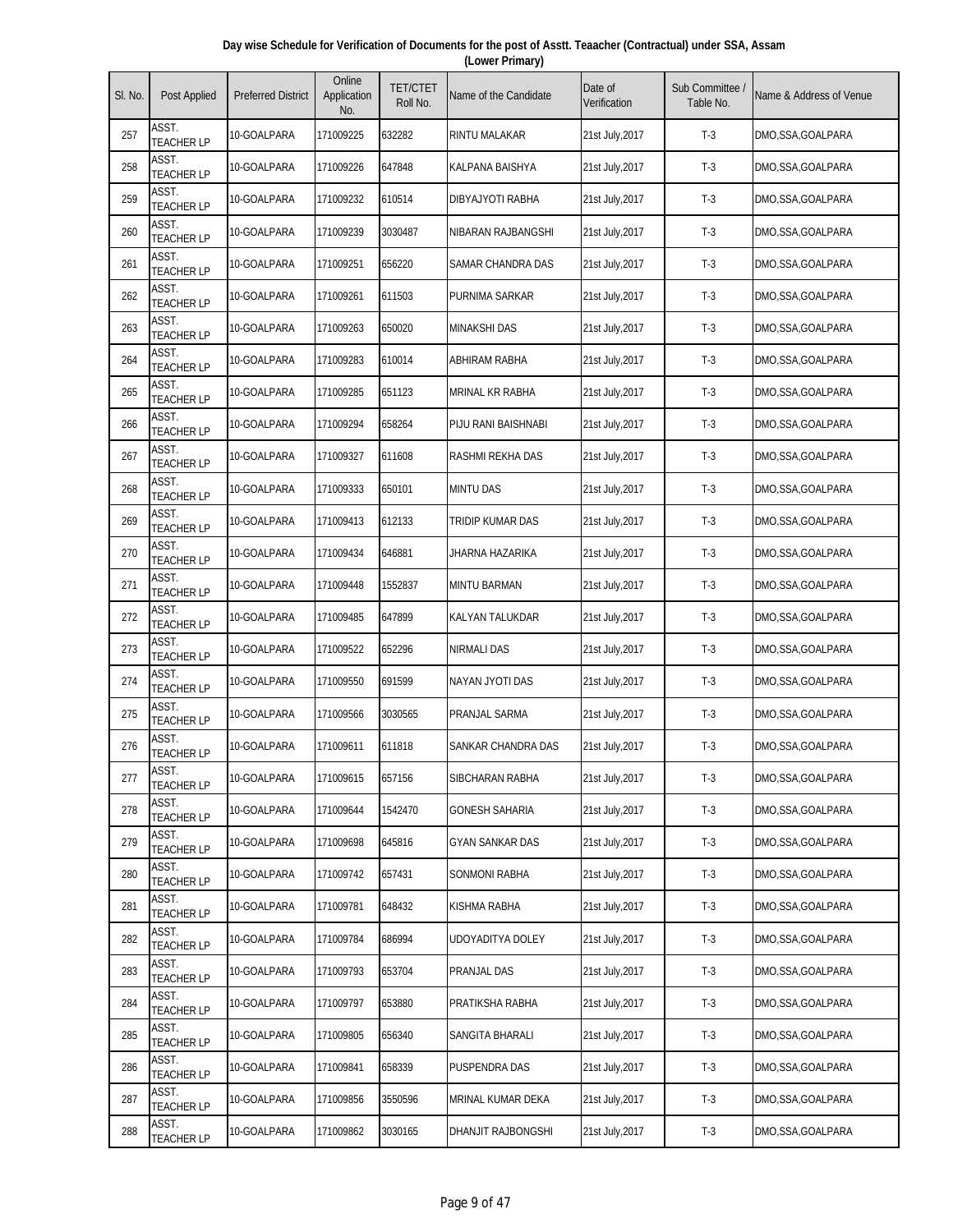**Day wise Schedule for Verification of Documents for the post of Asstt. Teaacher (Contractual) under SSA, Assam (Lower Primary)**

| Sl. No. | Post Applied | Preferred District | Online Application No. | TET/CTET Roll No. | Name of the Candidate | Date of Verification | Sub Committee / Table No. | Name & Address of Venue |
|---|---|---|---|---|---|---|---|---|
| 257 | ASST. TEACHER LP | 10-GOALPARA | 171009225 | 632282 | RINTU MALAKAR | 21st July,2017 | T-3 | DMO,SSA,GOALPARA |
| 258 | ASST. TEACHER LP | 10-GOALPARA | 171009226 | 647848 | KALPANA BAISHYA | 21st July,2017 | T-3 | DMO,SSA,GOALPARA |
| 259 | ASST. TEACHER LP | 10-GOALPARA | 171009232 | 610514 | DIBYAJYOTI RABHA | 21st July,2017 | T-3 | DMO,SSA,GOALPARA |
| 260 | ASST. TEACHER LP | 10-GOALPARA | 171009239 | 3030487 | NIBARAN RAJBANGSHI | 21st July,2017 | T-3 | DMO,SSA,GOALPARA |
| 261 | ASST. TEACHER LP | 10-GOALPARA | 171009251 | 656220 | SAMAR CHANDRA DAS | 21st July,2017 | T-3 | DMO,SSA,GOALPARA |
| 262 | ASST. TEACHER LP | 10-GOALPARA | 171009261 | 611503 | PURNIMA SARKAR | 21st July,2017 | T-3 | DMO,SSA,GOALPARA |
| 263 | ASST. TEACHER LP | 10-GOALPARA | 171009263 | 650020 | MINAKSHI DAS | 21st July,2017 | T-3 | DMO,SSA,GOALPARA |
| 264 | ASST. TEACHER LP | 10-GOALPARA | 171009283 | 610014 | ABHIRAM RABHA | 21st July,2017 | T-3 | DMO,SSA,GOALPARA |
| 265 | ASST. TEACHER LP | 10-GOALPARA | 171009285 | 651123 | MRINAL KR RABHA | 21st July,2017 | T-3 | DMO,SSA,GOALPARA |
| 266 | ASST. TEACHER LP | 10-GOALPARA | 171009294 | 658264 | PIJU RANI BAISHNABI | 21st July,2017 | T-3 | DMO,SSA,GOALPARA |
| 267 | ASST. TEACHER LP | 10-GOALPARA | 171009327 | 611608 | RASHMI REKHA DAS | 21st July,2017 | T-3 | DMO,SSA,GOALPARA |
| 268 | ASST. TEACHER LP | 10-GOALPARA | 171009333 | 650101 | MINTU DAS | 21st July,2017 | T-3 | DMO,SSA,GOALPARA |
| 269 | ASST. TEACHER LP | 10-GOALPARA | 171009413 | 612133 | TRIDIP KUMAR DAS | 21st July,2017 | T-3 | DMO,SSA,GOALPARA |
| 270 | ASST. TEACHER LP | 10-GOALPARA | 171009434 | 646881 | JHARNA HAZARIKA | 21st July,2017 | T-3 | DMO,SSA,GOALPARA |
| 271 | ASST. TEACHER LP | 10-GOALPARA | 171009448 | 1552837 | MINTU BARMAN | 21st July,2017 | T-3 | DMO,SSA,GOALPARA |
| 272 | ASST. TEACHER LP | 10-GOALPARA | 171009485 | 647899 | KALYAN TALUKDAR | 21st July,2017 | T-3 | DMO,SSA,GOALPARA |
| 273 | ASST. TEACHER LP | 10-GOALPARA | 171009522 | 652296 | NIRMALI DAS | 21st July,2017 | T-3 | DMO,SSA,GOALPARA |
| 274 | ASST. TEACHER LP | 10-GOALPARA | 171009550 | 691599 | NAYAN JYOTI DAS | 21st July,2017 | T-3 | DMO,SSA,GOALPARA |
| 275 | ASST. TEACHER LP | 10-GOALPARA | 171009566 | 3030565 | PRANJAL SARMA | 21st July,2017 | T-3 | DMO,SSA,GOALPARA |
| 276 | ASST. TEACHER LP | 10-GOALPARA | 171009611 | 611818 | SANKAR CHANDRA DAS | 21st July,2017 | T-3 | DMO,SSA,GOALPARA |
| 277 | ASST. TEACHER LP | 10-GOALPARA | 171009615 | 657156 | SIBCHARAN RABHA | 21st July,2017 | T-3 | DMO,SSA,GOALPARA |
| 278 | ASST. TEACHER LP | 10-GOALPARA | 171009644 | 1542470 | GONESH SAHARIA | 21st July,2017 | T-3 | DMO,SSA,GOALPARA |
| 279 | ASST. TEACHER LP | 10-GOALPARA | 171009698 | 645816 | GYAN SANKAR DAS | 21st July,2017 | T-3 | DMO,SSA,GOALPARA |
| 280 | ASST. TEACHER LP | 10-GOALPARA | 171009742 | 657431 | SONMONI RABHA | 21st July,2017 | T-3 | DMO,SSA,GOALPARA |
| 281 | ASST. TEACHER LP | 10-GOALPARA | 171009781 | 648432 | KISHMA RABHA | 21st July,2017 | T-3 | DMO,SSA,GOALPARA |
| 282 | ASST. TEACHER LP | 10-GOALPARA | 171009784 | 686994 | UDOYADITYA DOLEY | 21st July,2017 | T-3 | DMO,SSA,GOALPARA |
| 283 | ASST. TEACHER LP | 10-GOALPARA | 171009793 | 653704 | PRANJAL DAS | 21st July,2017 | T-3 | DMO,SSA,GOALPARA |
| 284 | ASST. TEACHER LP | 10-GOALPARA | 171009797 | 653880 | PRATIKSHA RABHA | 21st July,2017 | T-3 | DMO,SSA,GOALPARA |
| 285 | ASST. TEACHER LP | 10-GOALPARA | 171009805 | 656340 | SANGITA BHARALI | 21st July,2017 | T-3 | DMO,SSA,GOALPARA |
| 286 | ASST. TEACHER LP | 10-GOALPARA | 171009841 | 658339 | PUSPENDRA DAS | 21st July,2017 | T-3 | DMO,SSA,GOALPARA |
| 287 | ASST. TEACHER LP | 10-GOALPARA | 171009856 | 3550596 | MRINAL KUMAR DEKA | 21st July,2017 | T-3 | DMO,SSA,GOALPARA |
| 288 | ASST. TEACHER LP | 10-GOALPARA | 171009862 | 3030165 | DHANJIT RAJBONGSHI | 21st July,2017 | T-3 | DMO,SSA,GOALPARA |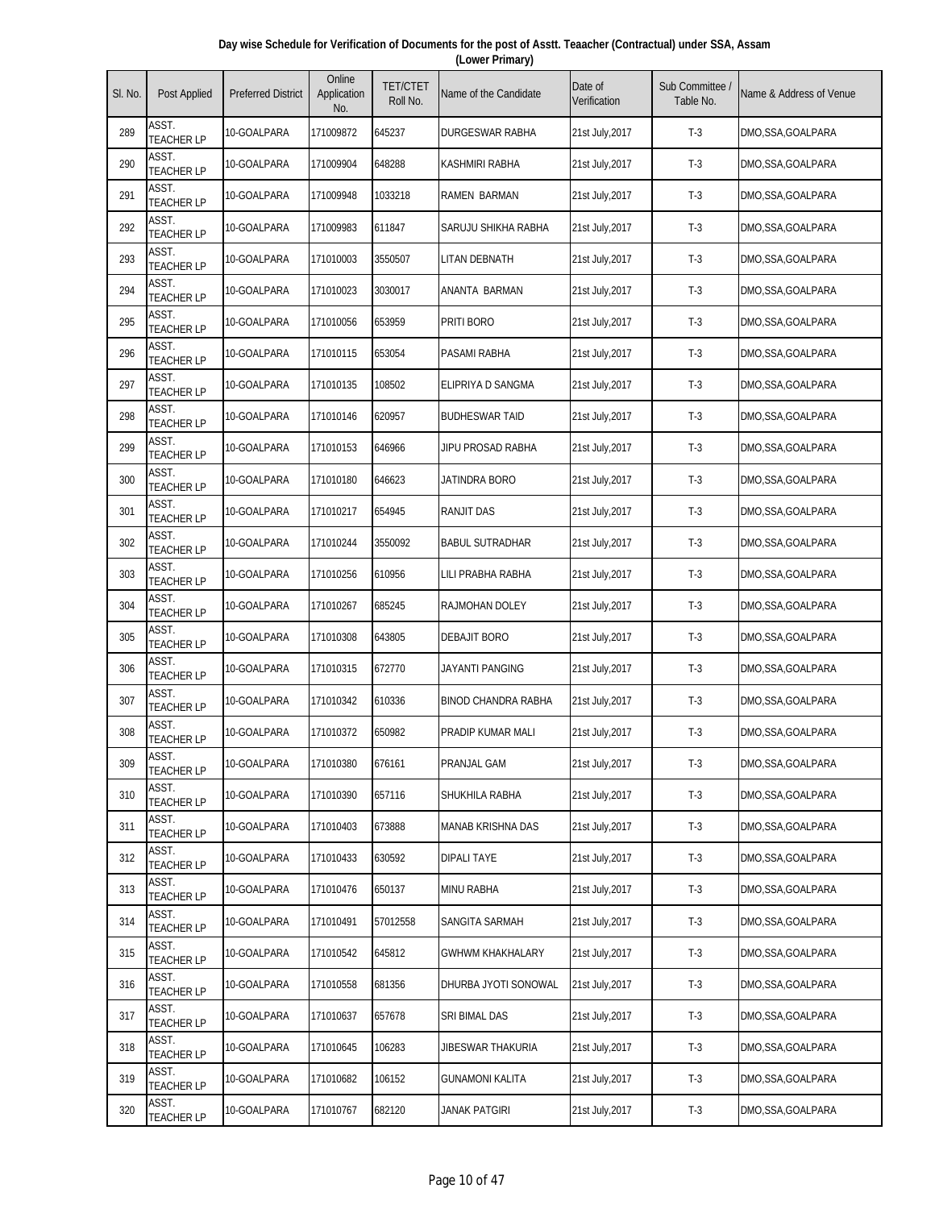**Day wise Schedule for Verification of Documents for the post of Asstt. Teaacher (Contractual) under SSA, Assam (Lower Primary)**

| Sl. No. | Post Applied | Preferred District | Online Application No. | TET/CTET Roll No. | Name of the Candidate | Date of Verification | Sub Committee / Table No. | Name & Address of Venue |
|---|---|---|---|---|---|---|---|---|
| 289 | ASST. TEACHER LP | 10-GOALPARA | 171009872 | 645237 | DURGESWAR RABHA | 21st July,2017 | T-3 | DMO,SSA,GOALPARA |
| 290 | ASST. TEACHER LP | 10-GOALPARA | 171009904 | 648288 | KASHMIRI RABHA | 21st July,2017 | T-3 | DMO,SSA,GOALPARA |
| 291 | ASST. TEACHER LP | 10-GOALPARA | 171009948 | 1033218 | RAMEN BARMAN | 21st July,2017 | T-3 | DMO,SSA,GOALPARA |
| 292 | ASST. TEACHER LP | 10-GOALPARA | 171009983 | 611847 | SARUJU SHIKHA RABHA | 21st July,2017 | T-3 | DMO,SSA,GOALPARA |
| 293 | ASST. TEACHER LP | 10-GOALPARA | 171010003 | 3550507 | LITAN DEBNATH | 21st July,2017 | T-3 | DMO,SSA,GOALPARA |
| 294 | ASST. TEACHER LP | 10-GOALPARA | 171010023 | 3030017 | ANANTA BARMAN | 21st July,2017 | T-3 | DMO,SSA,GOALPARA |
| 295 | ASST. TEACHER LP | 10-GOALPARA | 171010056 | 653959 | PRITI BORO | 21st July,2017 | T-3 | DMO,SSA,GOALPARA |
| 296 | ASST. TEACHER LP | 10-GOALPARA | 171010115 | 653054 | PASAMI RABHA | 21st July,2017 | T-3 | DMO,SSA,GOALPARA |
| 297 | ASST. TEACHER LP | 10-GOALPARA | 171010135 | 108502 | ELIPRIYA D SANGMA | 21st July,2017 | T-3 | DMO,SSA,GOALPARA |
| 298 | ASST. TEACHER LP | 10-GOALPARA | 171010146 | 620957 | BUDHESWAR TAID | 21st July,2017 | T-3 | DMO,SSA,GOALPARA |
| 299 | ASST. TEACHER LP | 10-GOALPARA | 171010153 | 646966 | JIPU PROSAD RABHA | 21st July,2017 | T-3 | DMO,SSA,GOALPARA |
| 300 | ASST. TEACHER LP | 10-GOALPARA | 171010180 | 646623 | JATINDRA BORO | 21st July,2017 | T-3 | DMO,SSA,GOALPARA |
| 301 | ASST. TEACHER LP | 10-GOALPARA | 171010217 | 654945 | RANJIT DAS | 21st July,2017 | T-3 | DMO,SSA,GOALPARA |
| 302 | ASST. TEACHER LP | 10-GOALPARA | 171010244 | 3550092 | BABUL SUTRADHAR | 21st July,2017 | T-3 | DMO,SSA,GOALPARA |
| 303 | ASST. TEACHER LP | 10-GOALPARA | 171010256 | 610956 | LILI PRABHA RABHA | 21st July,2017 | T-3 | DMO,SSA,GOALPARA |
| 304 | ASST. TEACHER LP | 10-GOALPARA | 171010267 | 685245 | RAJMOHAN DOLEY | 21st July,2017 | T-3 | DMO,SSA,GOALPARA |
| 305 | ASST. TEACHER LP | 10-GOALPARA | 171010308 | 643805 | DEBAJIT BORO | 21st July,2017 | T-3 | DMO,SSA,GOALPARA |
| 306 | ASST. TEACHER LP | 10-GOALPARA | 171010315 | 672770 | JAYANTI PANGING | 21st July,2017 | T-3 | DMO,SSA,GOALPARA |
| 307 | ASST. TEACHER LP | 10-GOALPARA | 171010342 | 610336 | BINOD CHANDRA RABHA | 21st July,2017 | T-3 | DMO,SSA,GOALPARA |
| 308 | ASST. TEACHER LP | 10-GOALPARA | 171010372 | 650982 | PRADIP KUMAR MALI | 21st July,2017 | T-3 | DMO,SSA,GOALPARA |
| 309 | ASST. TEACHER LP | 10-GOALPARA | 171010380 | 676161 | PRANJAL GAM | 21st July,2017 | T-3 | DMO,SSA,GOALPARA |
| 310 | ASST. TEACHER LP | 10-GOALPARA | 171010390 | 657116 | SHUKHILA RABHA | 21st July,2017 | T-3 | DMO,SSA,GOALPARA |
| 311 | ASST. TEACHER LP | 10-GOALPARA | 171010403 | 673888 | MANAB KRISHNA DAS | 21st July,2017 | T-3 | DMO,SSA,GOALPARA |
| 312 | ASST. TEACHER LP | 10-GOALPARA | 171010433 | 630592 | DIPALI TAYE | 21st July,2017 | T-3 | DMO,SSA,GOALPARA |
| 313 | ASST. TEACHER LP | 10-GOALPARA | 171010476 | 650137 | MINU RABHA | 21st July,2017 | T-3 | DMO,SSA,GOALPARA |
| 314 | ASST. TEACHER LP | 10-GOALPARA | 171010491 | 57012558 | SANGITA SARMAH | 21st July,2017 | T-3 | DMO,SSA,GOALPARA |
| 315 | ASST. TEACHER LP | 10-GOALPARA | 171010542 | 645812 | GWHWM KHAKHALARY | 21st July,2017 | T-3 | DMO,SSA,GOALPARA |
| 316 | ASST. TEACHER LP | 10-GOALPARA | 171010558 | 681356 | DHURBA JYOTI SONOWAL | 21st July,2017 | T-3 | DMO,SSA,GOALPARA |
| 317 | ASST. TEACHER LP | 10-GOALPARA | 171010637 | 657678 | SRI BIMAL DAS | 21st July,2017 | T-3 | DMO,SSA,GOALPARA |
| 318 | ASST. TEACHER LP | 10-GOALPARA | 171010645 | 106283 | JIBESWAR THAKURIA | 21st July,2017 | T-3 | DMO,SSA,GOALPARA |
| 319 | ASST. TEACHER LP | 10-GOALPARA | 171010682 | 106152 | GUNAMONI KALITA | 21st July,2017 | T-3 | DMO,SSA,GOALPARA |
| 320 | ASST. TEACHER LP | 10-GOALPARA | 171010767 | 682120 | JANAK PATGIRI | 21st July,2017 | T-3 | DMO,SSA,GOALPARA |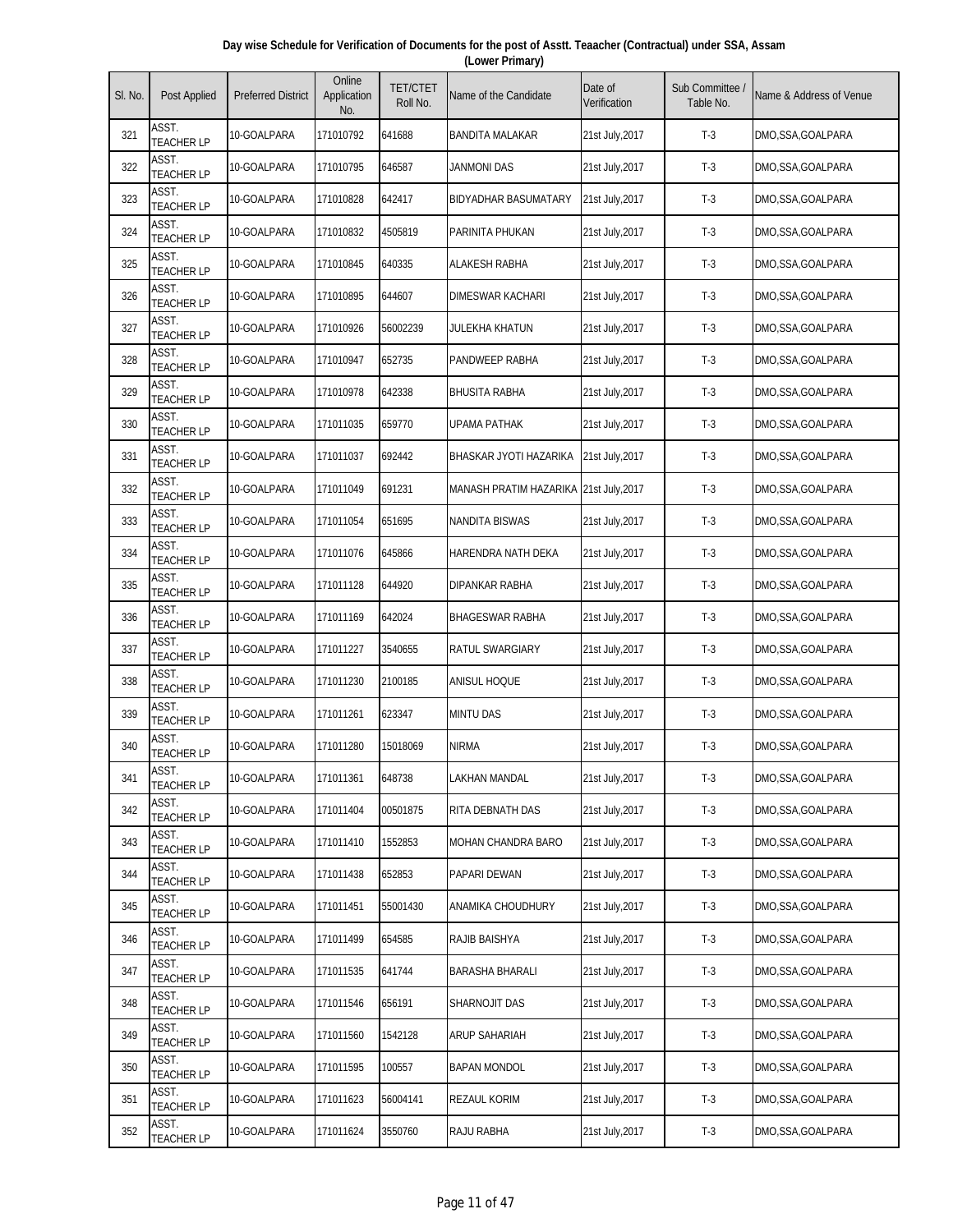**Day wise Schedule for Verification of Documents for the post of Asstt. Teaacher (Contractual) under SSA, Assam (Lower Primary)**

| Sl. No. | Post Applied | Preferred District | Online Application No. | TET/CTET Roll No. | Name of the Candidate | Date of Verification | Sub Committee / Table No. | Name & Address of Venue |
|---|---|---|---|---|---|---|---|---|
| 321 | ASST. TEACHER LP | 10-GOALPARA | 171010792 | 641688 | BANDITA MALAKAR | 21st July,2017 | T-3 | DMO,SSA,GOALPARA |
| 322 | ASST. TEACHER LP | 10-GOALPARA | 171010795 | 646587 | JANMONI DAS | 21st July,2017 | T-3 | DMO,SSA,GOALPARA |
| 323 | ASST. TEACHER LP | 10-GOALPARA | 171010828 | 642417 | BIDYADHAR BASUMATARY | 21st July,2017 | T-3 | DMO,SSA,GOALPARA |
| 324 | ASST. TEACHER LP | 10-GOALPARA | 171010832 | 4505819 | PARINITA PHUKAN | 21st July,2017 | T-3 | DMO,SSA,GOALPARA |
| 325 | ASST. TEACHER LP | 10-GOALPARA | 171010845 | 640335 | ALAKESH RABHA | 21st July,2017 | T-3 | DMO,SSA,GOALPARA |
| 326 | ASST. TEACHER LP | 10-GOALPARA | 171010895 | 644607 | DIMESWAR KACHARI | 21st July,2017 | T-3 | DMO,SSA,GOALPARA |
| 327 | ASST. TEACHER LP | 10-GOALPARA | 171010926 | 56002239 | JULEKHA KHATUN | 21st July,2017 | T-3 | DMO,SSA,GOALPARA |
| 328 | ASST. TEACHER LP | 10-GOALPARA | 171010947 | 652735 | PANDWEEP RABHA | 21st July,2017 | T-3 | DMO,SSA,GOALPARA |
| 329 | ASST. TEACHER LP | 10-GOALPARA | 171010978 | 642338 | BHUSITA RABHA | 21st July,2017 | T-3 | DMO,SSA,GOALPARA |
| 330 | ASST. TEACHER LP | 10-GOALPARA | 171011035 | 659770 | UPAMA PATHAK | 21st July,2017 | T-3 | DMO,SSA,GOALPARA |
| 331 | ASST. TEACHER LP | 10-GOALPARA | 171011037 | 692442 | BHASKAR JYOTI HAZARIKA | 21st July,2017 | T-3 | DMO,SSA,GOALPARA |
| 332 | ASST. TEACHER LP | 10-GOALPARA | 171011049 | 691231 | MANASH PRATIM HAZARIKA | 21st July,2017 | T-3 | DMO,SSA,GOALPARA |
| 333 | ASST. TEACHER LP | 10-GOALPARA | 171011054 | 651695 | NANDITA BISWAS | 21st July,2017 | T-3 | DMO,SSA,GOALPARA |
| 334 | ASST. TEACHER LP | 10-GOALPARA | 171011076 | 645866 | HARENDRA NATH DEKA | 21st July,2017 | T-3 | DMO,SSA,GOALPARA |
| 335 | ASST. TEACHER LP | 10-GOALPARA | 171011128 | 644920 | DIPANKAR RABHA | 21st July,2017 | T-3 | DMO,SSA,GOALPARA |
| 336 | ASST. TEACHER LP | 10-GOALPARA | 171011169 | 642024 | BHAGESWAR RABHA | 21st July,2017 | T-3 | DMO,SSA,GOALPARA |
| 337 | ASST. TEACHER LP | 10-GOALPARA | 171011227 | 3540655 | RATUL SWARGIARY | 21st July,2017 | T-3 | DMO,SSA,GOALPARA |
| 338 | ASST. TEACHER LP | 10-GOALPARA | 171011230 | 2100185 | ANISUL HOQUE | 21st July,2017 | T-3 | DMO,SSA,GOALPARA |
| 339 | ASST. TEACHER LP | 10-GOALPARA | 171011261 | 623347 | MINTU DAS | 21st July,2017 | T-3 | DMO,SSA,GOALPARA |
| 340 | ASST. TEACHER LP | 10-GOALPARA | 171011280 | 15018069 | NIRMA | 21st July,2017 | T-3 | DMO,SSA,GOALPARA |
| 341 | ASST. TEACHER LP | 10-GOALPARA | 171011361 | 648738 | LAKHAN MANDAL | 21st July,2017 | T-3 | DMO,SSA,GOALPARA |
| 342 | ASST. TEACHER LP | 10-GOALPARA | 171011404 | 00501875 | RITA DEBNATH DAS | 21st July,2017 | T-3 | DMO,SSA,GOALPARA |
| 343 | ASST. TEACHER LP | 10-GOALPARA | 171011410 | 1552853 | MOHAN CHANDRA BARO | 21st July,2017 | T-3 | DMO,SSA,GOALPARA |
| 344 | ASST. TEACHER LP | 10-GOALPARA | 171011438 | 652853 | PAPARI DEWAN | 21st July,2017 | T-3 | DMO,SSA,GOALPARA |
| 345 | ASST. TEACHER LP | 10-GOALPARA | 171011451 | 55001430 | ANAMIKA CHOUDHURY | 21st July,2017 | T-3 | DMO,SSA,GOALPARA |
| 346 | ASST. TEACHER LP | 10-GOALPARA | 171011499 | 654585 | RAJIB BAISHYA | 21st July,2017 | T-3 | DMO,SSA,GOALPARA |
| 347 | ASST. TEACHER LP | 10-GOALPARA | 171011535 | 641744 | BARASHA BHARALI | 21st July,2017 | T-3 | DMO,SSA,GOALPARA |
| 348 | ASST. TEACHER LP | 10-GOALPARA | 171011546 | 656191 | SHARNOJIT DAS | 21st July,2017 | T-3 | DMO,SSA,GOALPARA |
| 349 | ASST. TEACHER LP | 10-GOALPARA | 171011560 | 1542128 | ARUP SAHARIAH | 21st July,2017 | T-3 | DMO,SSA,GOALPARA |
| 350 | ASST. TEACHER LP | 10-GOALPARA | 171011595 | 100557 | BAPAN MONDOL | 21st July,2017 | T-3 | DMO,SSA,GOALPARA |
| 351 | ASST. TEACHER LP | 10-GOALPARA | 171011623 | 56004141 | REZAUL KORIM | 21st July,2017 | T-3 | DMO,SSA,GOALPARA |
| 352 | ASST. TEACHER LP | 10-GOALPARA | 171011624 | 3550760 | RAJU RABHA | 21st July,2017 | T-3 | DMO,SSA,GOALPARA |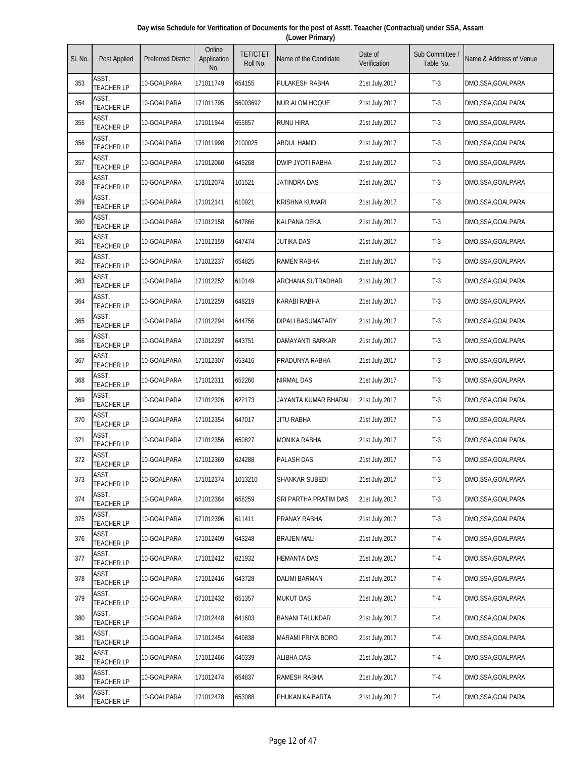**Day wise Schedule for Verification of Documents for the post of Asstt. Teaacher (Contractual) under SSA, Assam (Lower Primary)**

| Sl. No. | Post Applied | Preferred District | Online Application No. | TET/CTET Roll No. | Name of the Candidate | Date of Verification | Sub Committee / Table No. | Name & Address of Venue |
|---|---|---|---|---|---|---|---|---|
| 353 | ASST. TEACHER LP | 10-GOALPARA | 171011749 | 654155 | PULAKESH RABHA | 21st July,2017 | T-3 | DMO,SSA,GOALPARA |
| 354 | ASST. TEACHER LP | 10-GOALPARA | 171011795 | 56003692 | NUR.ALOM.HOQUE | 21st July,2017 | T-3 | DMO,SSA,GOALPARA |
| 355 | ASST. TEACHER LP | 10-GOALPARA | 171011944 | 655857 | RUNU HIRA | 21st July,2017 | T-3 | DMO,SSA,GOALPARA |
| 356 | ASST. TEACHER LP | 10-GOALPARA | 171011998 | 2100025 | ABDUL HAMID | 21st July,2017 | T-3 | DMO,SSA,GOALPARA |
| 357 | ASST. TEACHER LP | 10-GOALPARA | 171012060 | 645268 | DWIP JYOTI RABHA | 21st July,2017 | T-3 | DMO,SSA,GOALPARA |
| 358 | ASST. TEACHER LP | 10-GOALPARA | 171012074 | 101521 | JATINDRA DAS | 21st July,2017 | T-3 | DMO,SSA,GOALPARA |
| 359 | ASST. TEACHER LP | 10-GOALPARA | 171012141 | 610921 | KRISHNA KUMARI | 21st July,2017 | T-3 | DMO,SSA,GOALPARA |
| 360 | ASST. TEACHER LP | 10-GOALPARA | 171012158 | 647866 | KALPANA DEKA | 21st July,2017 | T-3 | DMO,SSA,GOALPARA |
| 361 | ASST. TEACHER LP | 10-GOALPARA | 171012159 | 647474 | JUTIKA DAS | 21st July,2017 | T-3 | DMO,SSA,GOALPARA |
| 362 | ASST. TEACHER LP | 10-GOALPARA | 171012237 | 654825 | RAMEN RABHA | 21st July,2017 | T-3 | DMO,SSA,GOALPARA |
| 363 | ASST. TEACHER LP | 10-GOALPARA | 171012252 | 610149 | ARCHANA SUTRADHAR | 21st July,2017 | T-3 | DMO,SSA,GOALPARA |
| 364 | ASST. TEACHER LP | 10-GOALPARA | 171012259 | 648219 | KARABI RABHA | 21st July,2017 | T-3 | DMO,SSA,GOALPARA |
| 365 | ASST. TEACHER LP | 10-GOALPARA | 171012294 | 644756 | DIPALI BASUMATARY | 21st July,2017 | T-3 | DMO,SSA,GOALPARA |
| 366 | ASST. TEACHER LP | 10-GOALPARA | 171012297 | 643751 | DAMAYANTI SARKAR | 21st July,2017 | T-3 | DMO,SSA,GOALPARA |
| 367 | ASST. TEACHER LP | 10-GOALPARA | 171012307 | 653416 | PRADUNYA RABHA | 21st July,2017 | T-3 | DMO,SSA,GOALPARA |
| 368 | ASST. TEACHER LP | 10-GOALPARA | 171012311 | 652260 | NIRMAL DAS | 21st July,2017 | T-3 | DMO,SSA,GOALPARA |
| 369 | ASST. TEACHER LP | 10-GOALPARA | 171012326 | 622173 | JAYANTA KUMAR BHARALI | 21st July,2017 | T-3 | DMO,SSA,GOALPARA |
| 370 | ASST. TEACHER LP | 10-GOALPARA | 171012354 | 647017 | JITU RABHA | 21st July,2017 | T-3 | DMO,SSA,GOALPARA |
| 371 | ASST. TEACHER LP | 10-GOALPARA | 171012356 | 650827 | MONIKA RABHA | 21st July,2017 | T-3 | DMO,SSA,GOALPARA |
| 372 | ASST. TEACHER LP | 10-GOALPARA | 171012369 | 624288 | PALASH DAS | 21st July,2017 | T-3 | DMO,SSA,GOALPARA |
| 373 | ASST. TEACHER LP | 10-GOALPARA | 171012374 | 1013210 | SHANKAR SUBEDI | 21st July,2017 | T-3 | DMO,SSA,GOALPARA |
| 374 | ASST. TEACHER LP | 10-GOALPARA | 171012384 | 658259 | SRI PARTHA PRATIM DAS | 21st July,2017 | T-3 | DMO,SSA,GOALPARA |
| 375 | ASST. TEACHER LP | 10-GOALPARA | 171012396 | 611411 | PRANAY RABHA | 21st July,2017 | T-3 | DMO,SSA,GOALPARA |
| 376 | ASST. TEACHER LP | 10-GOALPARA | 171012409 | 643248 | BRAJEN MALI | 21st July,2017 | T-4 | DMO,SSA,GOALPARA |
| 377 | ASST. TEACHER LP | 10-GOALPARA | 171012412 | 621932 | HEMANTA DAS | 21st July,2017 | T-4 | DMO,SSA,GOALPARA |
| 378 | ASST. TEACHER LP | 10-GOALPARA | 171012416 | 643728 | DALIMI BARMAN | 21st July,2017 | T-4 | DMO,SSA,GOALPARA |
| 379 | ASST. TEACHER LP | 10-GOALPARA | 171012432 | 651357 | MUKUT DAS | 21st July,2017 | T-4 | DMO,SSA,GOALPARA |
| 380 | ASST. TEACHER LP | 10-GOALPARA | 171012448 | 641603 | BANANI TALUKDAR | 21st July,2017 | T-4 | DMO,SSA,GOALPARA |
| 381 | ASST. TEACHER LP | 10-GOALPARA | 171012454 | 649838 | MARAMI PRIYA BORO | 21st July,2017 | T-4 | DMO,SSA,GOALPARA |
| 382 | ASST. TEACHER LP | 10-GOALPARA | 171012466 | 640339 | ALIBHA DAS | 21st July,2017 | T-4 | DMO,SSA,GOALPARA |
| 383 | ASST. TEACHER LP | 10-GOALPARA | 171012474 | 654837 | RAMESH RABHA | 21st July,2017 | T-4 | DMO,SSA,GOALPARA |
| 384 | ASST. TEACHER LP | 10-GOALPARA | 171012478 | 653088 | PHUKAN KAIBARTA | 21st July,2017 | T-4 | DMO,SSA,GOALPARA |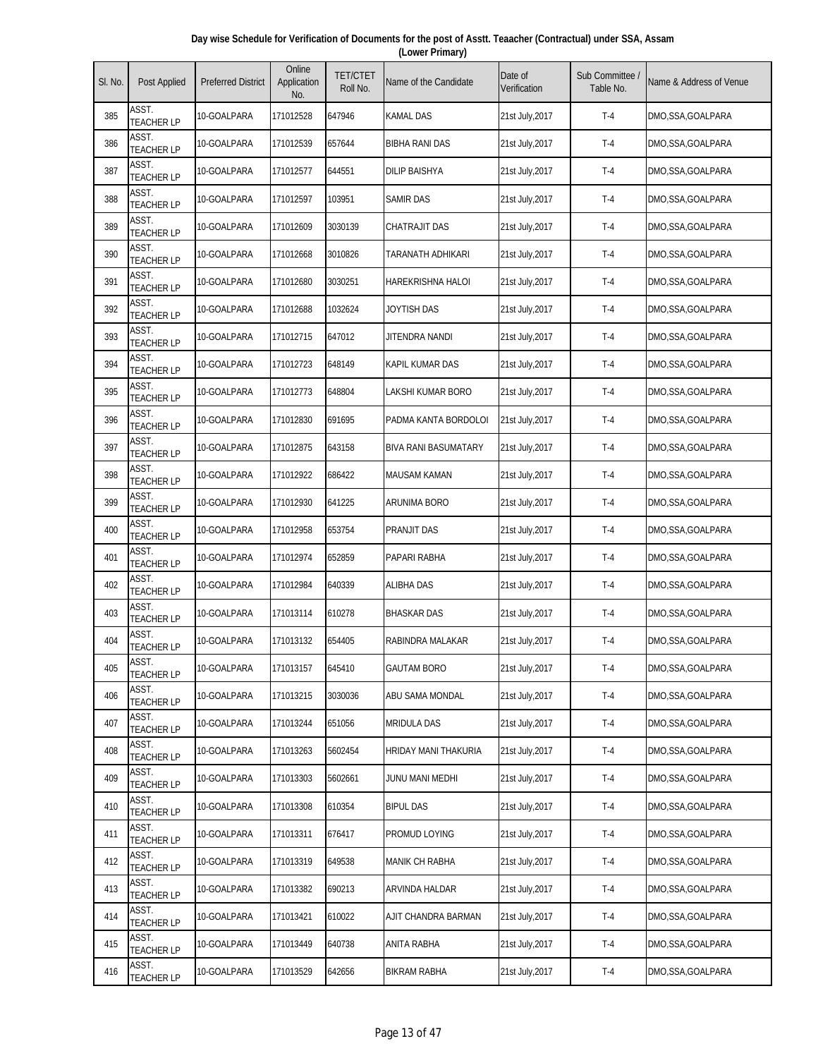**Day wise Schedule for Verification of Documents for the post of Asstt. Teaacher (Contractual) under SSA, Assam (Lower Primary)**

| Sl. No. | Post Applied | Preferred District | Online Application No. | TET/CTET Roll No. | Name of the Candidate | Date of Verification | Sub Committee / Table No. | Name & Address of Venue |
|---|---|---|---|---|---|---|---|---|
| 385 | ASST. TEACHER LP | 10-GOALPARA | 171012528 | 647946 | KAMAL DAS | 21st July,2017 | T-4 | DMO,SSA,GOALPARA |
| 386 | ASST. TEACHER LP | 10-GOALPARA | 171012539 | 657644 | BIBHA RANI DAS | 21st July,2017 | T-4 | DMO,SSA,GOALPARA |
| 387 | ASST. TEACHER LP | 10-GOALPARA | 171012577 | 644551 | DILIP BAISHYA | 21st July,2017 | T-4 | DMO,SSA,GOALPARA |
| 388 | ASST. TEACHER LP | 10-GOALPARA | 171012597 | 103951 | SAMIR DAS | 21st July,2017 | T-4 | DMO,SSA,GOALPARA |
| 389 | ASST. TEACHER LP | 10-GOALPARA | 171012609 | 3030139 | CHATRAJIT DAS | 21st July,2017 | T-4 | DMO,SSA,GOALPARA |
| 390 | ASST. TEACHER LP | 10-GOALPARA | 171012668 | 3010826 | TARANATH ADHIKARI | 21st July,2017 | T-4 | DMO,SSA,GOALPARA |
| 391 | ASST. TEACHER LP | 10-GOALPARA | 171012680 | 3030251 | HAREKRISHNA HALOI | 21st July,2017 | T-4 | DMO,SSA,GOALPARA |
| 392 | ASST. TEACHER LP | 10-GOALPARA | 171012688 | 1032624 | JOYTISH DAS | 21st July,2017 | T-4 | DMO,SSA,GOALPARA |
| 393 | ASST. TEACHER LP | 10-GOALPARA | 171012715 | 647012 | JITENDRA NANDI | 21st July,2017 | T-4 | DMO,SSA,GOALPARA |
| 394 | ASST. TEACHER LP | 10-GOALPARA | 171012723 | 648149 | KAPIL KUMAR DAS | 21st July,2017 | T-4 | DMO,SSA,GOALPARA |
| 395 | ASST. TEACHER LP | 10-GOALPARA | 171012773 | 648804 | LAKSHI KUMAR BORO | 21st July,2017 | T-4 | DMO,SSA,GOALPARA |
| 396 | ASST. TEACHER LP | 10-GOALPARA | 171012830 | 691695 | PADMA KANTA BORDOLOI | 21st July,2017 | T-4 | DMO,SSA,GOALPARA |
| 397 | ASST. TEACHER LP | 10-GOALPARA | 171012875 | 643158 | BIVA RANI BASUMATARY | 21st July,2017 | T-4 | DMO,SSA,GOALPARA |
| 398 | ASST. TEACHER LP | 10-GOALPARA | 171012922 | 686422 | MAUSAM KAMAN | 21st July,2017 | T-4 | DMO,SSA,GOALPARA |
| 399 | ASST. TEACHER LP | 10-GOALPARA | 171012930 | 641225 | ARUNIMA BORO | 21st July,2017 | T-4 | DMO,SSA,GOALPARA |
| 400 | ASST. TEACHER LP | 10-GOALPARA | 171012958 | 653754 | PRANJIT DAS | 21st July,2017 | T-4 | DMO,SSA,GOALPARA |
| 401 | ASST. TEACHER LP | 10-GOALPARA | 171012974 | 652859 | PAPARI RABHA | 21st July,2017 | T-4 | DMO,SSA,GOALPARA |
| 402 | ASST. TEACHER LP | 10-GOALPARA | 171012984 | 640339 | ALIBHA DAS | 21st July,2017 | T-4 | DMO,SSA,GOALPARA |
| 403 | ASST. TEACHER LP | 10-GOALPARA | 171013114 | 610278 | BHASKAR DAS | 21st July,2017 | T-4 | DMO,SSA,GOALPARA |
| 404 | ASST. TEACHER LP | 10-GOALPARA | 171013132 | 654405 | RABINDRA MALAKAR | 21st July,2017 | T-4 | DMO,SSA,GOALPARA |
| 405 | ASST. TEACHER LP | 10-GOALPARA | 171013157 | 645410 | GAUTAM BORO | 21st July,2017 | T-4 | DMO,SSA,GOALPARA |
| 406 | ASST. TEACHER LP | 10-GOALPARA | 171013215 | 3030036 | ABU SAMA MONDAL | 21st July,2017 | T-4 | DMO,SSA,GOALPARA |
| 407 | ASST. TEACHER LP | 10-GOALPARA | 171013244 | 651056 | MRIDULA DAS | 21st July,2017 | T-4 | DMO,SSA,GOALPARA |
| 408 | ASST. TEACHER LP | 10-GOALPARA | 171013263 | 5602454 | HRIDAY MANI THAKURIA | 21st July,2017 | T-4 | DMO,SSA,GOALPARA |
| 409 | ASST. TEACHER LP | 10-GOALPARA | 171013303 | 5602661 | JUNU MANI MEDHI | 21st July,2017 | T-4 | DMO,SSA,GOALPARA |
| 410 | ASST. TEACHER LP | 10-GOALPARA | 171013308 | 610354 | BIPUL DAS | 21st July,2017 | T-4 | DMO,SSA,GOALPARA |
| 411 | ASST. TEACHER LP | 10-GOALPARA | 171013311 | 676417 | PROMUD LOYING | 21st July,2017 | T-4 | DMO,SSA,GOALPARA |
| 412 | ASST. TEACHER LP | 10-GOALPARA | 171013319 | 649538 | MANIK CH RABHA | 21st July,2017 | T-4 | DMO,SSA,GOALPARA |
| 413 | ASST. TEACHER LP | 10-GOALPARA | 171013382 | 690213 | ARVINDA HALDAR | 21st July,2017 | T-4 | DMO,SSA,GOALPARA |
| 414 | ASST. TEACHER LP | 10-GOALPARA | 171013421 | 610022 | AJIT CHANDRA BARMAN | 21st July,2017 | T-4 | DMO,SSA,GOALPARA |
| 415 | ASST. TEACHER LP | 10-GOALPARA | 171013449 | 640738 | ANITA RABHA | 21st July,2017 | T-4 | DMO,SSA,GOALPARA |
| 416 | ASST. TEACHER LP | 10-GOALPARA | 171013529 | 642656 | BIKRAM RABHA | 21st July,2017 | T-4 | DMO,SSA,GOALPARA |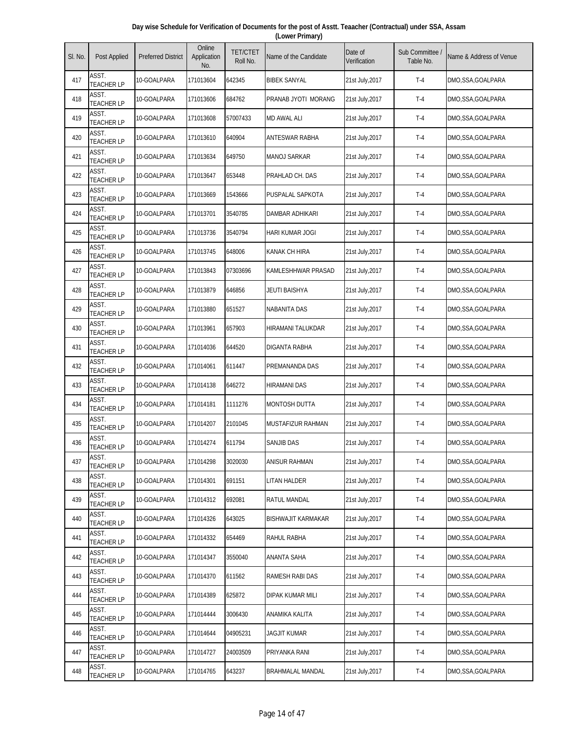**Day wise Schedule for Verification of Documents for the post of Asstt. Teaacher (Contractual) under SSA, Assam (Lower Primary)**

| Sl. No. | Post Applied | Preferred District | Online Application No. | TET/CTET Roll No. | Name of the Candidate | Date of Verification | Sub Committee / Table No. | Name & Address of Venue |
|---|---|---|---|---|---|---|---|---|
| 417 | ASST. TEACHER LP | 10-GOALPARA | 171013604 | 642345 | BIBEK SANYAL | 21st July,2017 | T-4 | DMO,SSA,GOALPARA |
| 418 | ASST. TEACHER LP | 10-GOALPARA | 171013606 | 684762 | PRANAB JYOTI MORANG | 21st July,2017 | T-4 | DMO,SSA,GOALPARA |
| 419 | ASST. TEACHER LP | 10-GOALPARA | 171013608 | 57007433 | MD AWAL ALI | 21st July,2017 | T-4 | DMO,SSA,GOALPARA |
| 420 | ASST. TEACHER LP | 10-GOALPARA | 171013610 | 640904 | ANTESWAR RABHA | 21st July,2017 | T-4 | DMO,SSA,GOALPARA |
| 421 | ASST. TEACHER LP | 10-GOALPARA | 171013634 | 649750 | MANOJ SARKAR | 21st July,2017 | T-4 | DMO,SSA,GOALPARA |
| 422 | ASST. TEACHER LP | 10-GOALPARA | 171013647 | 653448 | PRAHLAD CH. DAS | 21st July,2017 | T-4 | DMO,SSA,GOALPARA |
| 423 | ASST. TEACHER LP | 10-GOALPARA | 171013669 | 1543666 | PUSPALAL SAPKOTA | 21st July,2017 | T-4 | DMO,SSA,GOALPARA |
| 424 | ASST. TEACHER LP | 10-GOALPARA | 171013701 | 3540785 | DAMBAR ADHIKARI | 21st July,2017 | T-4 | DMO,SSA,GOALPARA |
| 425 | ASST. TEACHER LP | 10-GOALPARA | 171013736 | 3540794 | HARI KUMAR JOGI | 21st July,2017 | T-4 | DMO,SSA,GOALPARA |
| 426 | ASST. TEACHER LP | 10-GOALPARA | 171013745 | 648006 | KANAK CH HIRA | 21st July,2017 | T-4 | DMO,SSA,GOALPARA |
| 427 | ASST. TEACHER LP | 10-GOALPARA | 171013843 | 07303696 | KAMLESHHWAR PRASAD | 21st July,2017 | T-4 | DMO,SSA,GOALPARA |
| 428 | ASST. TEACHER LP | 10-GOALPARA | 171013879 | 646856 | JEUTI BAISHYA | 21st July,2017 | T-4 | DMO,SSA,GOALPARA |
| 429 | ASST. TEACHER LP | 10-GOALPARA | 171013880 | 651527 | NABANITA DAS | 21st July,2017 | T-4 | DMO,SSA,GOALPARA |
| 430 | ASST. TEACHER LP | 10-GOALPARA | 171013961 | 657903 | HIRAMANI TALUKDAR | 21st July,2017 | T-4 | DMO,SSA,GOALPARA |
| 431 | ASST. TEACHER LP | 10-GOALPARA | 171014036 | 644520 | DIGANTA RABHA | 21st July,2017 | T-4 | DMO,SSA,GOALPARA |
| 432 | ASST. TEACHER LP | 10-GOALPARA | 171014061 | 611447 | PREMANANDA DAS | 21st July,2017 | T-4 | DMO,SSA,GOALPARA |
| 433 | ASST. TEACHER LP | 10-GOALPARA | 171014138 | 646272 | HIRAMANI DAS | 21st July,2017 | T-4 | DMO,SSA,GOALPARA |
| 434 | ASST. TEACHER LP | 10-GOALPARA | 171014181 | 1111276 | MONTOSH DUTTA | 21st July,2017 | T-4 | DMO,SSA,GOALPARA |
| 435 | ASST. TEACHER LP | 10-GOALPARA | 171014207 | 2101045 | MUSTAFIZUR RAHMAN | 21st July,2017 | T-4 | DMO,SSA,GOALPARA |
| 436 | ASST. TEACHER LP | 10-GOALPARA | 171014274 | 611794 | SANJIB DAS | 21st July,2017 | T-4 | DMO,SSA,GOALPARA |
| 437 | ASST. TEACHER LP | 10-GOALPARA | 171014298 | 3020030 | ANISUR RAHMAN | 21st July,2017 | T-4 | DMO,SSA,GOALPARA |
| 438 | ASST. TEACHER LP | 10-GOALPARA | 171014301 | 691151 | LITAN HALDER | 21st July,2017 | T-4 | DMO,SSA,GOALPARA |
| 439 | ASST. TEACHER LP | 10-GOALPARA | 171014312 | 692081 | RATUL MANDAL | 21st July,2017 | T-4 | DMO,SSA,GOALPARA |
| 440 | ASST. TEACHER LP | 10-GOALPARA | 171014326 | 643025 | BISHWAJIT KARMAKAR | 21st July,2017 | T-4 | DMO,SSA,GOALPARA |
| 441 | ASST. TEACHER LP | 10-GOALPARA | 171014332 | 654469 | RAHUL RABHA | 21st July,2017 | T-4 | DMO,SSA,GOALPARA |
| 442 | ASST. TEACHER LP | 10-GOALPARA | 171014347 | 3550040 | ANANTA SAHA | 21st July,2017 | T-4 | DMO,SSA,GOALPARA |
| 443 | ASST. TEACHER LP | 10-GOALPARA | 171014370 | 611562 | RAMESH RABI DAS | 21st July,2017 | T-4 | DMO,SSA,GOALPARA |
| 444 | ASST. TEACHER LP | 10-GOALPARA | 171014389 | 625872 | DIPAK KUMAR MILI | 21st July,2017 | T-4 | DMO,SSA,GOALPARA |
| 445 | ASST. TEACHER LP | 10-GOALPARA | 171014444 | 3006430 | ANAMIKA KALITA | 21st July,2017 | T-4 | DMO,SSA,GOALPARA |
| 446 | ASST. TEACHER LP | 10-GOALPARA | 171014644 | 04905231 | JAGJIT KUMAR | 21st July,2017 | T-4 | DMO,SSA,GOALPARA |
| 447 | ASST. TEACHER LP | 10-GOALPARA | 171014727 | 24003509 | PRIYANKA RANI | 21st July,2017 | T-4 | DMO,SSA,GOALPARA |
| 448 | ASST. TEACHER LP | 10-GOALPARA | 171014765 | 643237 | BRAHMALAL MANDAL | 21st July,2017 | T-4 | DMO,SSA,GOALPARA |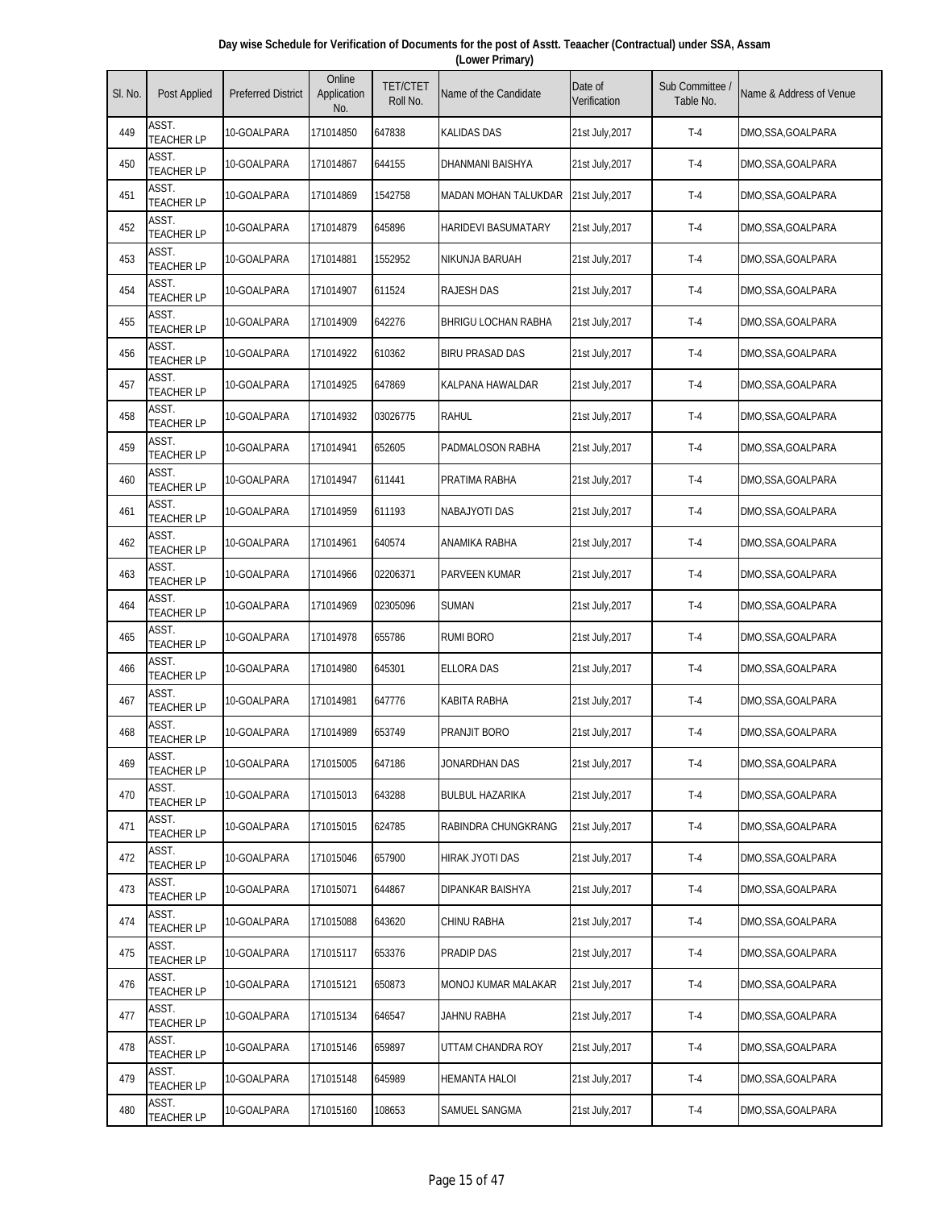**Day wise Schedule for Verification of Documents for the post of Asstt. Teaacher (Contractual) under SSA, Assam (Lower Primary)**

| Sl. No. | Post Applied | Preferred District | Online Application No. | TET/CTET Roll No. | Name of the Candidate | Date of Verification | Sub Committee / Table No. | Name & Address of Venue |
|---|---|---|---|---|---|---|---|---|
| 449 | ASST. TEACHER LP | 10-GOALPARA | 171014850 | 647838 | KALIDAS DAS | 21st July,2017 | T-4 | DMO,SSA,GOALPARA |
| 450 | ASST. TEACHER LP | 10-GOALPARA | 171014867 | 644155 | DHANMANI BAISHYA | 21st July,2017 | T-4 | DMO,SSA,GOALPARA |
| 451 | ASST. TEACHER LP | 10-GOALPARA | 171014869 | 1542758 | MADAN MOHAN TALUKDAR | 21st July,2017 | T-4 | DMO,SSA,GOALPARA |
| 452 | ASST. TEACHER LP | 10-GOALPARA | 171014879 | 645896 | HARIDEVI BASUMATARY | 21st July,2017 | T-4 | DMO,SSA,GOALPARA |
| 453 | ASST. TEACHER LP | 10-GOALPARA | 171014881 | 1552952 | NIKUNJA BARUAH | 21st July,2017 | T-4 | DMO,SSA,GOALPARA |
| 454 | ASST. TEACHER LP | 10-GOALPARA | 171014907 | 611524 | RAJESH DAS | 21st July,2017 | T-4 | DMO,SSA,GOALPARA |
| 455 | ASST. TEACHER LP | 10-GOALPARA | 171014909 | 642276 | BHRIGU LOCHAN RABHA | 21st July,2017 | T-4 | DMO,SSA,GOALPARA |
| 456 | ASST. TEACHER LP | 10-GOALPARA | 171014922 | 610362 | BIRU PRASAD DAS | 21st July,2017 | T-4 | DMO,SSA,GOALPARA |
| 457 | ASST. TEACHER LP | 10-GOALPARA | 171014925 | 647869 | KALPANA HAWALDAR | 21st July,2017 | T-4 | DMO,SSA,GOALPARA |
| 458 | ASST. TEACHER LP | 10-GOALPARA | 171014932 | 03026775 | RAHUL | 21st July,2017 | T-4 | DMO,SSA,GOALPARA |
| 459 | ASST. TEACHER LP | 10-GOALPARA | 171014941 | 652605 | PADMALOSON RABHA | 21st July,2017 | T-4 | DMO,SSA,GOALPARA |
| 460 | ASST. TEACHER LP | 10-GOALPARA | 171014947 | 611441 | PRATIMA RABHA | 21st July,2017 | T-4 | DMO,SSA,GOALPARA |
| 461 | ASST. TEACHER LP | 10-GOALPARA | 171014959 | 611193 | NABAJYOTI DAS | 21st July,2017 | T-4 | DMO,SSA,GOALPARA |
| 462 | ASST. TEACHER LP | 10-GOALPARA | 171014961 | 640574 | ANAMIKA RABHA | 21st July,2017 | T-4 | DMO,SSA,GOALPARA |
| 463 | ASST. TEACHER LP | 10-GOALPARA | 171014966 | 02206371 | PARVEEN KUMAR | 21st July,2017 | T-4 | DMO,SSA,GOALPARA |
| 464 | ASST. TEACHER LP | 10-GOALPARA | 171014969 | 02305096 | SUMAN | 21st July,2017 | T-4 | DMO,SSA,GOALPARA |
| 465 | ASST. TEACHER LP | 10-GOALPARA | 171014978 | 655786 | RUMI BORO | 21st July,2017 | T-4 | DMO,SSA,GOALPARA |
| 466 | ASST. TEACHER LP | 10-GOALPARA | 171014980 | 645301 | ELLORA DAS | 21st July,2017 | T-4 | DMO,SSA,GOALPARA |
| 467 | ASST. TEACHER LP | 10-GOALPARA | 171014981 | 647776 | KABITA RABHA | 21st July,2017 | T-4 | DMO,SSA,GOALPARA |
| 468 | ASST. TEACHER LP | 10-GOALPARA | 171014989 | 653749 | PRANJIT BORO | 21st July,2017 | T-4 | DMO,SSA,GOALPARA |
| 469 | ASST. TEACHER LP | 10-GOALPARA | 171015005 | 647186 | JONARDHAN DAS | 21st July,2017 | T-4 | DMO,SSA,GOALPARA |
| 470 | ASST. TEACHER LP | 10-GOALPARA | 171015013 | 643288 | BULBUL HAZARIKA | 21st July,2017 | T-4 | DMO,SSA,GOALPARA |
| 471 | ASST. TEACHER LP | 10-GOALPARA | 171015015 | 624785 | RABINDRA CHUNGKRANG | 21st July,2017 | T-4 | DMO,SSA,GOALPARA |
| 472 | ASST. TEACHER LP | 10-GOALPARA | 171015046 | 657900 | HIRAK JYOTI DAS | 21st July,2017 | T-4 | DMO,SSA,GOALPARA |
| 473 | ASST. TEACHER LP | 10-GOALPARA | 171015071 | 644867 | DIPANKAR BAISHYA | 21st July,2017 | T-4 | DMO,SSA,GOALPARA |
| 474 | ASST. TEACHER LP | 10-GOALPARA | 171015088 | 643620 | CHINU RABHA | 21st July,2017 | T-4 | DMO,SSA,GOALPARA |
| 475 | ASST. TEACHER LP | 10-GOALPARA | 171015117 | 653376 | PRADIP DAS | 21st July,2017 | T-4 | DMO,SSA,GOALPARA |
| 476 | ASST. TEACHER LP | 10-GOALPARA | 171015121 | 650873 | MONOJ KUMAR MALAKAR | 21st July,2017 | T-4 | DMO,SSA,GOALPARA |
| 477 | ASST. TEACHER LP | 10-GOALPARA | 171015134 | 646547 | JAHNU RABHA | 21st July,2017 | T-4 | DMO,SSA,GOALPARA |
| 478 | ASST. TEACHER LP | 10-GOALPARA | 171015146 | 659897 | UTTAM CHANDRA ROY | 21st July,2017 | T-4 | DMO,SSA,GOALPARA |
| 479 | ASST. TEACHER LP | 10-GOALPARA | 171015148 | 645989 | HEMANTA HALOI | 21st July,2017 | T-4 | DMO,SSA,GOALPARA |
| 480 | ASST. TEACHER LP | 10-GOALPARA | 171015160 | 108653 | SAMUEL SANGMA | 21st July,2017 | T-4 | DMO,SSA,GOALPARA |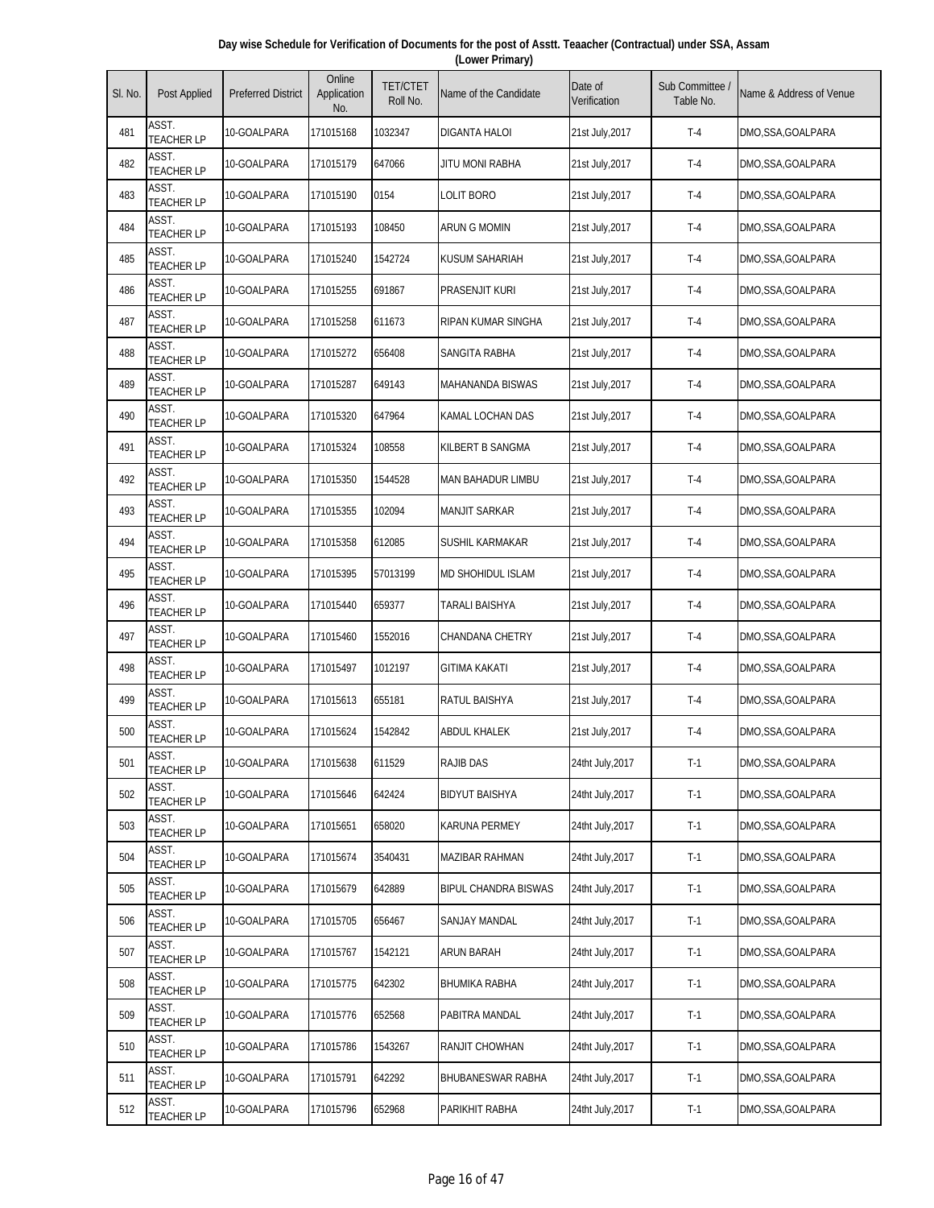**Day wise Schedule for Verification of Documents for the post of Asstt. Teaacher (Contractual) under SSA, Assam (Lower Primary)**

| Sl. No. | Post Applied | Preferred District | Online Application No. | TET/CTET Roll No. | Name of the Candidate | Date of Verification | Sub Committee / Table No. | Name & Address of Venue |
|---|---|---|---|---|---|---|---|---|
| 481 | ASST. TEACHER LP | 10-GOALPARA | 171015168 | 1032347 | DIGANTA HALOI | 21st July,2017 | T-4 | DMO,SSA,GOALPARA |
| 482 | ASST. TEACHER LP | 10-GOALPARA | 171015179 | 647066 | JITU MONI RABHA | 21st July,2017 | T-4 | DMO,SSA,GOALPARA |
| 483 | ASST. TEACHER LP | 10-GOALPARA | 171015190 | 0154 | LOLIT BORO | 21st July,2017 | T-4 | DMO,SSA,GOALPARA |
| 484 | ASST. TEACHER LP | 10-GOALPARA | 171015193 | 108450 | ARUN G MOMIN | 21st July,2017 | T-4 | DMO,SSA,GOALPARA |
| 485 | ASST. TEACHER LP | 10-GOALPARA | 171015240 | 1542724 | KUSUM SAHARIAH | 21st July,2017 | T-4 | DMO,SSA,GOALPARA |
| 486 | ASST. TEACHER LP | 10-GOALPARA | 171015255 | 691867 | PRASENJIT KURI | 21st July,2017 | T-4 | DMO,SSA,GOALPARA |
| 487 | ASST. TEACHER LP | 10-GOALPARA | 171015258 | 611673 | RIPAN KUMAR SINGHA | 21st July,2017 | T-4 | DMO,SSA,GOALPARA |
| 488 | ASST. TEACHER LP | 10-GOALPARA | 171015272 | 656408 | SANGITA RABHA | 21st July,2017 | T-4 | DMO,SSA,GOALPARA |
| 489 | ASST. TEACHER LP | 10-GOALPARA | 171015287 | 649143 | MAHANANDA BISWAS | 21st July,2017 | T-4 | DMO,SSA,GOALPARA |
| 490 | ASST. TEACHER LP | 10-GOALPARA | 171015320 | 647964 | KAMAL LOCHAN DAS | 21st July,2017 | T-4 | DMO,SSA,GOALPARA |
| 491 | ASST. TEACHER LP | 10-GOALPARA | 171015324 | 108558 | KILBERT B SANGMA | 21st July,2017 | T-4 | DMO,SSA,GOALPARA |
| 492 | ASST. TEACHER LP | 10-GOALPARA | 171015350 | 1544528 | MAN BAHADUR LIMBU | 21st July,2017 | T-4 | DMO,SSA,GOALPARA |
| 493 | ASST. TEACHER LP | 10-GOALPARA | 171015355 | 102094 | MANJIT SARKAR | 21st July,2017 | T-4 | DMO,SSA,GOALPARA |
| 494 | ASST. TEACHER LP | 10-GOALPARA | 171015358 | 612085 | SUSHIL KARMAKAR | 21st July,2017 | T-4 | DMO,SSA,GOALPARA |
| 495 | ASST. TEACHER LP | 10-GOALPARA | 171015395 | 57013199 | MD SHOHIDUL ISLAM | 21st July,2017 | T-4 | DMO,SSA,GOALPARA |
| 496 | ASST. TEACHER LP | 10-GOALPARA | 171015440 | 659377 | TARALI BAISHYA | 21st July,2017 | T-4 | DMO,SSA,GOALPARA |
| 497 | ASST. TEACHER LP | 10-GOALPARA | 171015460 | 1552016 | CHANDANA CHETRY | 21st July,2017 | T-4 | DMO,SSA,GOALPARA |
| 498 | ASST. TEACHER LP | 10-GOALPARA | 171015497 | 1012197 | GITIMA KAKATI | 21st July,2017 | T-4 | DMO,SSA,GOALPARA |
| 499 | ASST. TEACHER LP | 10-GOALPARA | 171015613 | 655181 | RATUL BAISHYA | 21st July,2017 | T-4 | DMO,SSA,GOALPARA |
| 500 | ASST. TEACHER LP | 10-GOALPARA | 171015624 | 1542842 | ABDUL KHALEK | 21st July,2017 | T-4 | DMO,SSA,GOALPARA |
| 501 | ASST. TEACHER LP | 10-GOALPARA | 171015638 | 611529 | RAJIB DAS | 24tht July,2017 | T-1 | DMO,SSA,GOALPARA |
| 502 | ASST. TEACHER LP | 10-GOALPARA | 171015646 | 642424 | BIDYUT BAISHYA | 24tht July,2017 | T-1 | DMO,SSA,GOALPARA |
| 503 | ASST. TEACHER LP | 10-GOALPARA | 171015651 | 658020 | KARUNA PERMEY | 24tht July,2017 | T-1 | DMO,SSA,GOALPARA |
| 504 | ASST. TEACHER LP | 10-GOALPARA | 171015674 | 3540431 | MAZIBAR RAHMAN | 24tht July,2017 | T-1 | DMO,SSA,GOALPARA |
| 505 | ASST. TEACHER LP | 10-GOALPARA | 171015679 | 642889 | BIPUL CHANDRA BISWAS | 24tht July,2017 | T-1 | DMO,SSA,GOALPARA |
| 506 | ASST. TEACHER LP | 10-GOALPARA | 171015705 | 656467 | SANJAY MANDAL | 24tht July,2017 | T-1 | DMO,SSA,GOALPARA |
| 507 | ASST. TEACHER LP | 10-GOALPARA | 171015767 | 1542121 | ARUN BARAH | 24tht July,2017 | T-1 | DMO,SSA,GOALPARA |
| 508 | ASST. TEACHER LP | 10-GOALPARA | 171015775 | 642302 | BHUMIKA RABHA | 24tht July,2017 | T-1 | DMO,SSA,GOALPARA |
| 509 | ASST. TEACHER LP | 10-GOALPARA | 171015776 | 652568 | PABITRA MANDAL | 24tht July,2017 | T-1 | DMO,SSA,GOALPARA |
| 510 | ASST. TEACHER LP | 10-GOALPARA | 171015786 | 1543267 | RANJIT CHOWHAN | 24tht July,2017 | T-1 | DMO,SSA,GOALPARA |
| 511 | ASST. TEACHER LP | 10-GOALPARA | 171015791 | 642292 | BHUBANESWAR RABHA | 24tht July,2017 | T-1 | DMO,SSA,GOALPARA |
| 512 | ASST. TEACHER LP | 10-GOALPARA | 171015796 | 652968 | PARIKHIT RABHA | 24tht July,2017 | T-1 | DMO,SSA,GOALPARA |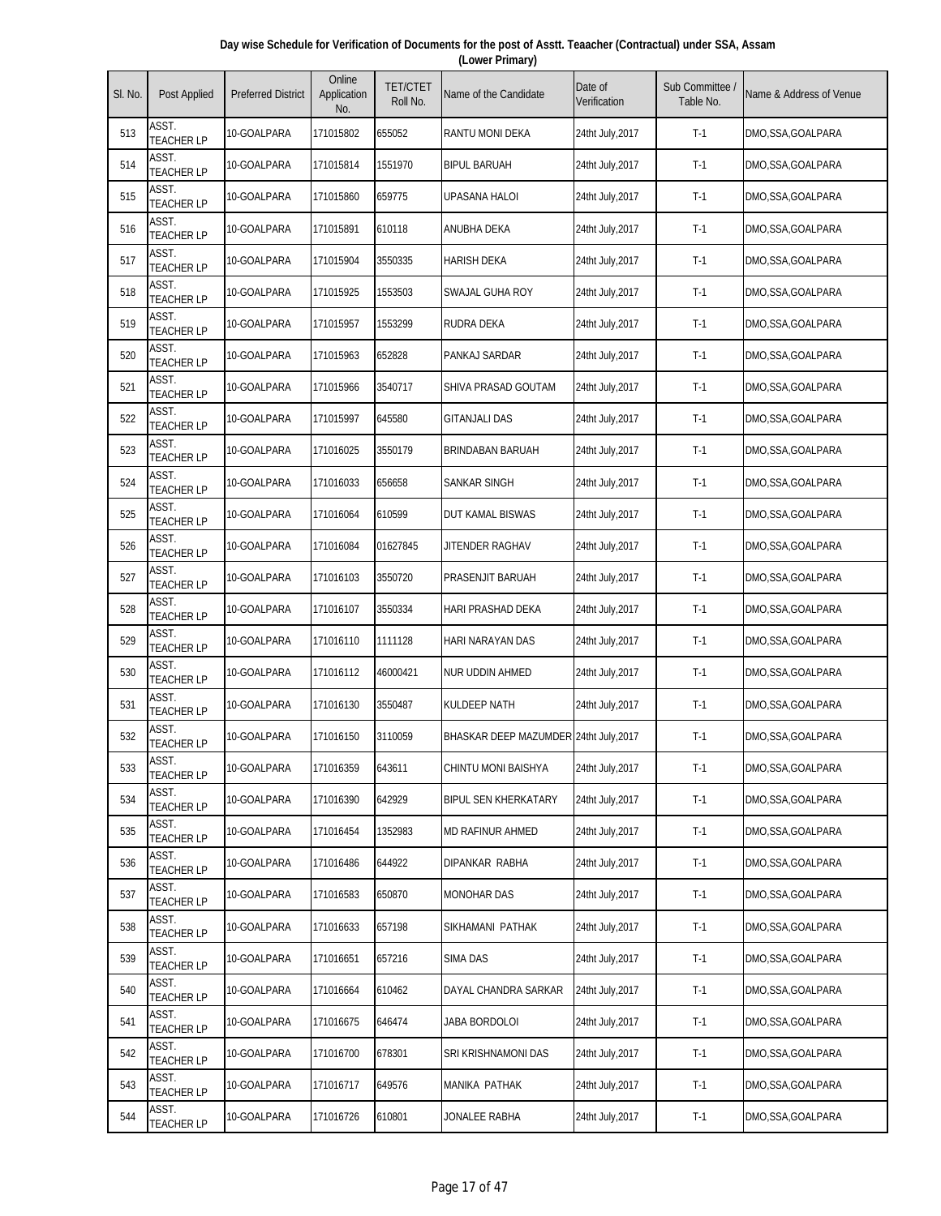**Day wise Schedule for Verification of Documents for the post of Asstt. Teaacher (Contractual) under SSA, Assam (Lower Primary)**

| Sl. No. | Post Applied | Preferred District | Online Application No. | TET/CTET Roll No. | Name of the Candidate | Date of Verification | Sub Committee / Table No. | Name & Address of Venue |
|---|---|---|---|---|---|---|---|---|
| 513 | ASST. TEACHER LP | 10-GOALPARA | 171015802 | 655052 | RANTU MONI DEKA | 24tht July,2017 | T-1 | DMO,SSA,GOALPARA |
| 514 | ASST. TEACHER LP | 10-GOALPARA | 171015814 | 1551970 | BIPUL BARUAH | 24tht July,2017 | T-1 | DMO,SSA,GOALPARA |
| 515 | ASST. TEACHER LP | 10-GOALPARA | 171015860 | 659775 | UPASANA HALOI | 24tht July,2017 | T-1 | DMO,SSA,GOALPARA |
| 516 | ASST. TEACHER LP | 10-GOALPARA | 171015891 | 610118 | ANUBHA DEKA | 24tht July,2017 | T-1 | DMO,SSA,GOALPARA |
| 517 | ASST. TEACHER LP | 10-GOALPARA | 171015904 | 3550335 | HARISH DEKA | 24tht July,2017 | T-1 | DMO,SSA,GOALPARA |
| 518 | ASST. TEACHER LP | 10-GOALPARA | 171015925 | 1553503 | SWAJAL GUHA ROY | 24tht July,2017 | T-1 | DMO,SSA,GOALPARA |
| 519 | ASST. TEACHER LP | 10-GOALPARA | 171015957 | 1553299 | RUDRA DEKA | 24tht July,2017 | T-1 | DMO,SSA,GOALPARA |
| 520 | ASST. TEACHER LP | 10-GOALPARA | 171015963 | 652828 | PANKAJ SARDAR | 24tht July,2017 | T-1 | DMO,SSA,GOALPARA |
| 521 | ASST. TEACHER LP | 10-GOALPARA | 171015966 | 3540717 | SHIVA PRASAD GOUTAM | 24tht July,2017 | T-1 | DMO,SSA,GOALPARA |
| 522 | ASST. TEACHER LP | 10-GOALPARA | 171015997 | 645580 | GITANJALI DAS | 24tht July,2017 | T-1 | DMO,SSA,GOALPARA |
| 523 | ASST. TEACHER LP | 10-GOALPARA | 171016025 | 3550179 | BRINDABAN BARUAH | 24tht July,2017 | T-1 | DMO,SSA,GOALPARA |
| 524 | ASST. TEACHER LP | 10-GOALPARA | 171016033 | 656658 | SANKAR SINGH | 24tht July,2017 | T-1 | DMO,SSA,GOALPARA |
| 525 | ASST. TEACHER LP | 10-GOALPARA | 171016064 | 610599 | DUT KAMAL BISWAS | 24tht July,2017 | T-1 | DMO,SSA,GOALPARA |
| 526 | ASST. TEACHER LP | 10-GOALPARA | 171016084 | 01627845 | JITENDER RAGHAV | 24tht July,2017 | T-1 | DMO,SSA,GOALPARA |
| 527 | ASST. TEACHER LP | 10-GOALPARA | 171016103 | 3550720 | PRASENJIT BARUAH | 24tht July,2017 | T-1 | DMO,SSA,GOALPARA |
| 528 | ASST. TEACHER LP | 10-GOALPARA | 171016107 | 3550334 | HARI PRASHAD DEKA | 24tht July,2017 | T-1 | DMO,SSA,GOALPARA |
| 529 | ASST. TEACHER LP | 10-GOALPARA | 171016110 | 1111128 | HARI NARAYAN DAS | 24tht July,2017 | T-1 | DMO,SSA,GOALPARA |
| 530 | ASST. TEACHER LP | 10-GOALPARA | 171016112 | 46000421 | NUR UDDIN AHMED | 24tht July,2017 | T-1 | DMO,SSA,GOALPARA |
| 531 | ASST. TEACHER LP | 10-GOALPARA | 171016130 | 3550487 | KULDEEP NATH | 24tht July,2017 | T-1 | DMO,SSA,GOALPARA |
| 532 | ASST. TEACHER LP | 10-GOALPARA | 171016150 | 3110059 | BHASKAR DEEP MAZUMDER | 24tht July,2017 | T-1 | DMO,SSA,GOALPARA |
| 533 | ASST. TEACHER LP | 10-GOALPARA | 171016359 | 643611 | CHINTU MONI BAISHYA | 24tht July,2017 | T-1 | DMO,SSA,GOALPARA |
| 534 | ASST. TEACHER LP | 10-GOALPARA | 171016390 | 642929 | BIPUL SEN KHERKATARY | 24tht July,2017 | T-1 | DMO,SSA,GOALPARA |
| 535 | ASST. TEACHER LP | 10-GOALPARA | 171016454 | 1352983 | MD RAFINUR AHMED | 24tht July,2017 | T-1 | DMO,SSA,GOALPARA |
| 536 | ASST. TEACHER LP | 10-GOALPARA | 171016486 | 644922 | DIPANKAR RABHA | 24tht July,2017 | T-1 | DMO,SSA,GOALPARA |
| 537 | ASST. TEACHER LP | 10-GOALPARA | 171016583 | 650870 | MONOHAR DAS | 24tht July,2017 | T-1 | DMO,SSA,GOALPARA |
| 538 | ASST. TEACHER LP | 10-GOALPARA | 171016633 | 657198 | SIKHAMANI PATHAK | 24tht July,2017 | T-1 | DMO,SSA,GOALPARA |
| 539 | ASST. TEACHER LP | 10-GOALPARA | 171016651 | 657216 | SIMA DAS | 24tht July,2017 | T-1 | DMO,SSA,GOALPARA |
| 540 | ASST. TEACHER LP | 10-GOALPARA | 171016664 | 610462 | DAYAL CHANDRA SARKAR | 24tht July,2017 | T-1 | DMO,SSA,GOALPARA |
| 541 | ASST. TEACHER LP | 10-GOALPARA | 171016675 | 646474 | JABA BORDOLOI | 24tht July,2017 | T-1 | DMO,SSA,GOALPARA |
| 542 | ASST. TEACHER LP | 10-GOALPARA | 171016700 | 678301 | SRI KRISHNAMONI DAS | 24tht July,2017 | T-1 | DMO,SSA,GOALPARA |
| 543 | ASST. TEACHER LP | 10-GOALPARA | 171016717 | 649576 | MANIKA PATHAK | 24tht July,2017 | T-1 | DMO,SSA,GOALPARA |
| 544 | ASST. TEACHER LP | 10-GOALPARA | 171016726 | 610801 | JONALEE RABHA | 24tht July,2017 | T-1 | DMO,SSA,GOALPARA |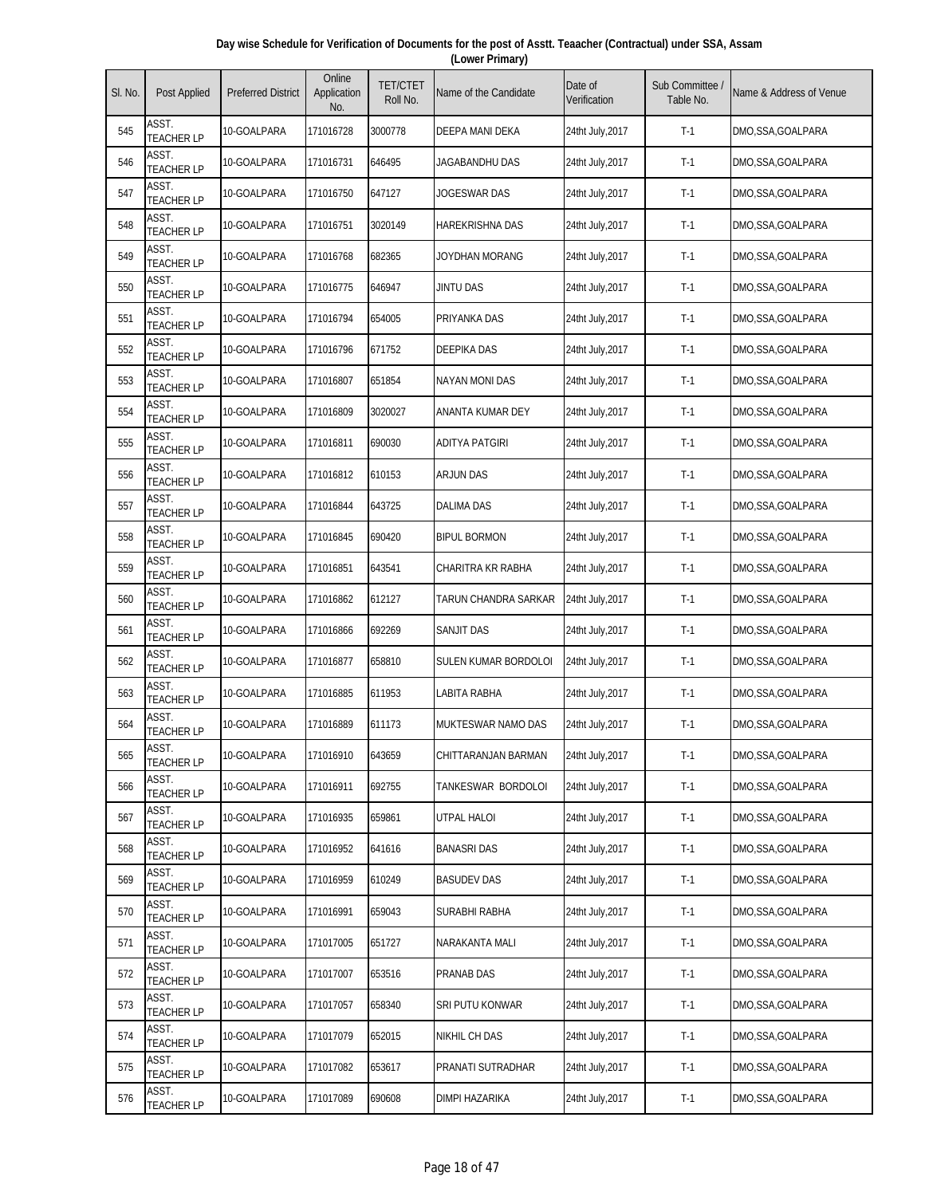Day wise Schedule for Verification of Documents for the post of Asstt. Teaacher (Contractual) under SSA, Assam (Lower Primary)

| Sl. No. | Post Applied | Preferred District | Online Application No. | TET/CTET Roll No. | Name of the Candidate | Date of Verification | Sub Committee / Table No. | Name & Address of Venue |
|---|---|---|---|---|---|---|---|---|
| 545 | ASST. TEACHER LP | 10-GOALPARA | 171016728 | 3000778 | DEEPA MANI DEKA | 24tht July,2017 | T-1 | DMO,SSA,GOALPARA |
| 546 | ASST. TEACHER LP | 10-GOALPARA | 171016731 | 646495 | JAGABANDHU DAS | 24tht July,2017 | T-1 | DMO,SSA,GOALPARA |
| 547 | ASST. TEACHER LP | 10-GOALPARA | 171016750 | 647127 | JOGESWAR DAS | 24tht July,2017 | T-1 | DMO,SSA,GOALPARA |
| 548 | ASST. TEACHER LP | 10-GOALPARA | 171016751 | 3020149 | HAREKRISHNA DAS | 24tht July,2017 | T-1 | DMO,SSA,GOALPARA |
| 549 | ASST. TEACHER LP | 10-GOALPARA | 171016768 | 682365 | JOYDHAN MORANG | 24tht July,2017 | T-1 | DMO,SSA,GOALPARA |
| 550 | ASST. TEACHER LP | 10-GOALPARA | 171016775 | 646947 | JINTU DAS | 24tht July,2017 | T-1 | DMO,SSA,GOALPARA |
| 551 | ASST. TEACHER LP | 10-GOALPARA | 171016794 | 654005 | PRIYANKA DAS | 24tht July,2017 | T-1 | DMO,SSA,GOALPARA |
| 552 | ASST. TEACHER LP | 10-GOALPARA | 171016796 | 671752 | DEEPIKA DAS | 24tht July,2017 | T-1 | DMO,SSA,GOALPARA |
| 553 | ASST. TEACHER LP | 10-GOALPARA | 171016807 | 651854 | NAYAN MONI DAS | 24tht July,2017 | T-1 | DMO,SSA,GOALPARA |
| 554 | ASST. TEACHER LP | 10-GOALPARA | 171016809 | 3020027 | ANANTA KUMAR DEY | 24tht July,2017 | T-1 | DMO,SSA,GOALPARA |
| 555 | ASST. TEACHER LP | 10-GOALPARA | 171016811 | 690030 | ADITYA PATGIRI | 24tht July,2017 | T-1 | DMO,SSA,GOALPARA |
| 556 | ASST. TEACHER LP | 10-GOALPARA | 171016812 | 610153 | ARJUN DAS | 24tht July,2017 | T-1 | DMO,SSA,GOALPARA |
| 557 | ASST. TEACHER LP | 10-GOALPARA | 171016844 | 643725 | DALIMA DAS | 24tht July,2017 | T-1 | DMO,SSA,GOALPARA |
| 558 | ASST. TEACHER LP | 10-GOALPARA | 171016845 | 690420 | BIPUL BORMON | 24tht July,2017 | T-1 | DMO,SSA,GOALPARA |
| 559 | ASST. TEACHER LP | 10-GOALPARA | 171016851 | 643541 | CHARITRA KR RABHA | 24tht July,2017 | T-1 | DMO,SSA,GOALPARA |
| 560 | ASST. TEACHER LP | 10-GOALPARA | 171016862 | 612127 | TARUN CHANDRA SARKAR | 24tht July,2017 | T-1 | DMO,SSA,GOALPARA |
| 561 | ASST. TEACHER LP | 10-GOALPARA | 171016866 | 692269 | SANJIT DAS | 24tht July,2017 | T-1 | DMO,SSA,GOALPARA |
| 562 | ASST. TEACHER LP | 10-GOALPARA | 171016877 | 658810 | SULEN KUMAR BORDOLOI | 24tht July,2017 | T-1 | DMO,SSA,GOALPARA |
| 563 | ASST. TEACHER LP | 10-GOALPARA | 171016885 | 611953 | LABITA RABHA | 24tht July,2017 | T-1 | DMO,SSA,GOALPARA |
| 564 | ASST. TEACHER LP | 10-GOALPARA | 171016889 | 611173 | MUKTESWAR NAMO DAS | 24tht July,2017 | T-1 | DMO,SSA,GOALPARA |
| 565 | ASST. TEACHER LP | 10-GOALPARA | 171016910 | 643659 | CHITTARANJAN BARMAN | 24tht July,2017 | T-1 | DMO,SSA,GOALPARA |
| 566 | ASST. TEACHER LP | 10-GOALPARA | 171016911 | 692755 | TANKESWAR BORDOLOI | 24tht July,2017 | T-1 | DMO,SSA,GOALPARA |
| 567 | ASST. TEACHER LP | 10-GOALPARA | 171016935 | 659861 | UTPAL HALOI | 24tht July,2017 | T-1 | DMO,SSA,GOALPARA |
| 568 | ASST. TEACHER LP | 10-GOALPARA | 171016952 | 641616 | BANASRI DAS | 24tht July,2017 | T-1 | DMO,SSA,GOALPARA |
| 569 | ASST. TEACHER LP | 10-GOALPARA | 171016959 | 610249 | BASUDEV DAS | 24tht July,2017 | T-1 | DMO,SSA,GOALPARA |
| 570 | ASST. TEACHER LP | 10-GOALPARA | 171016991 | 659043 | SURABHI RABHA | 24tht July,2017 | T-1 | DMO,SSA,GOALPARA |
| 571 | ASST. TEACHER LP | 10-GOALPARA | 171017005 | 651727 | NARAKANTA MALI | 24tht July,2017 | T-1 | DMO,SSA,GOALPARA |
| 572 | ASST. TEACHER LP | 10-GOALPARA | 171017007 | 653516 | PRANAB DAS | 24tht July,2017 | T-1 | DMO,SSA,GOALPARA |
| 573 | ASST. TEACHER LP | 10-GOALPARA | 171017057 | 658340 | SRI PUTU KONWAR | 24tht July,2017 | T-1 | DMO,SSA,GOALPARA |
| 574 | ASST. TEACHER LP | 10-GOALPARA | 171017079 | 652015 | NIKHIL CH DAS | 24tht July,2017 | T-1 | DMO,SSA,GOALPARA |
| 575 | ASST. TEACHER LP | 10-GOALPARA | 171017082 | 653617 | PRANATI SUTRADHAR | 24tht July,2017 | T-1 | DMO,SSA,GOALPARA |
| 576 | ASST. TEACHER LP | 10-GOALPARA | 171017089 | 690608 | DIMPI HAZARIKA | 24tht July,2017 | T-1 | DMO,SSA,GOALPARA |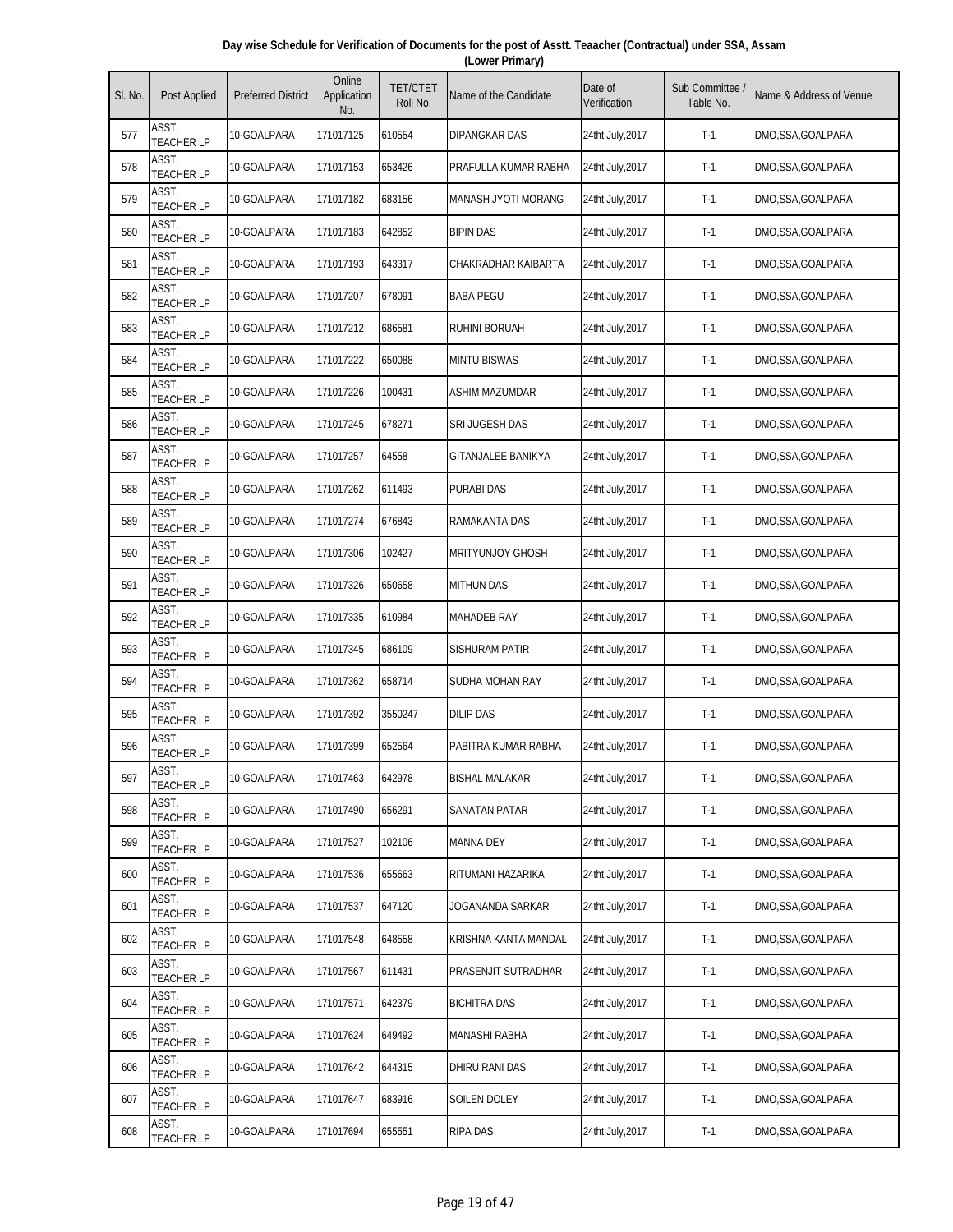**Day wise Schedule for Verification of Documents for the post of Asstt. Teaacher (Contractual) under SSA, Assam (Lower Primary)**

| Sl. No. | Post Applied | Preferred District | Online Application No. | TET/CTET Roll No. | Name of the Candidate | Date of Verification | Sub Committee / Table No. | Name & Address of Venue |
|---|---|---|---|---|---|---|---|---|
| 577 | ASST. TEACHER LP | 10-GOALPARA | 171017125 | 610554 | DIPANGKAR DAS | 24tht July,2017 | T-1 | DMO,SSA,GOALPARA |
| 578 | ASST. TEACHER LP | 10-GOALPARA | 171017153 | 653426 | PRAFULLA KUMAR RABHA | 24tht July,2017 | T-1 | DMO,SSA,GOALPARA |
| 579 | ASST. TEACHER LP | 10-GOALPARA | 171017182 | 683156 | MANASH JYOTI MORANG | 24tht July,2017 | T-1 | DMO,SSA,GOALPARA |
| 580 | ASST. TEACHER LP | 10-GOALPARA | 171017183 | 642852 | BIPIN DAS | 24tht July,2017 | T-1 | DMO,SSA,GOALPARA |
| 581 | ASST. TEACHER LP | 10-GOALPARA | 171017193 | 643317 | CHAKRADHAR KAIBARTA | 24tht July,2017 | T-1 | DMO,SSA,GOALPARA |
| 582 | ASST. TEACHER LP | 10-GOALPARA | 171017207 | 678091 | BABA PEGU | 24tht July,2017 | T-1 | DMO,SSA,GOALPARA |
| 583 | ASST. TEACHER LP | 10-GOALPARA | 171017212 | 686581 | RUHINI BORUAH | 24tht July,2017 | T-1 | DMO,SSA,GOALPARA |
| 584 | ASST. TEACHER LP | 10-GOALPARA | 171017222 | 650088 | MINTU BISWAS | 24tht July,2017 | T-1 | DMO,SSA,GOALPARA |
| 585 | ASST. TEACHER LP | 10-GOALPARA | 171017226 | 100431 | ASHIM MAZUMDAR | 24tht July,2017 | T-1 | DMO,SSA,GOALPARA |
| 586 | ASST. TEACHER LP | 10-GOALPARA | 171017245 | 678271 | SRI JUGESH DAS | 24tht July,2017 | T-1 | DMO,SSA,GOALPARA |
| 587 | ASST. TEACHER LP | 10-GOALPARA | 171017257 | 64558 | GITANJALEE BANIKYA | 24tht July,2017 | T-1 | DMO,SSA,GOALPARA |
| 588 | ASST. TEACHER LP | 10-GOALPARA | 171017262 | 611493 | PURABI DAS | 24tht July,2017 | T-1 | DMO,SSA,GOALPARA |
| 589 | ASST. TEACHER LP | 10-GOALPARA | 171017274 | 676843 | RAMAKANTA DAS | 24tht July,2017 | T-1 | DMO,SSA,GOALPARA |
| 590 | ASST. TEACHER LP | 10-GOALPARA | 171017306 | 102427 | MRITYUNJOY GHOSH | 24tht July,2017 | T-1 | DMO,SSA,GOALPARA |
| 591 | ASST. TEACHER LP | 10-GOALPARA | 171017326 | 650658 | MITHUN DAS | 24tht July,2017 | T-1 | DMO,SSA,GOALPARA |
| 592 | ASST. TEACHER LP | 10-GOALPARA | 171017335 | 610984 | MAHADEB RAY | 24tht July,2017 | T-1 | DMO,SSA,GOALPARA |
| 593 | ASST. TEACHER LP | 10-GOALPARA | 171017345 | 686109 | SISHURAM PATIR | 24tht July,2017 | T-1 | DMO,SSA,GOALPARA |
| 594 | ASST. TEACHER LP | 10-GOALPARA | 171017362 | 658714 | SUDHA MOHAN RAY | 24tht July,2017 | T-1 | DMO,SSA,GOALPARA |
| 595 | ASST. TEACHER LP | 10-GOALPARA | 171017392 | 3550247 | DILIP DAS | 24tht July,2017 | T-1 | DMO,SSA,GOALPARA |
| 596 | ASST. TEACHER LP | 10-GOALPARA | 171017399 | 652564 | PABITRA KUMAR RABHA | 24tht July,2017 | T-1 | DMO,SSA,GOALPARA |
| 597 | ASST. TEACHER LP | 10-GOALPARA | 171017463 | 642978 | BISHAL MALAKAR | 24tht July,2017 | T-1 | DMO,SSA,GOALPARA |
| 598 | ASST. TEACHER LP | 10-GOALPARA | 171017490 | 656291 | SANATAN PATAR | 24tht July,2017 | T-1 | DMO,SSA,GOALPARA |
| 599 | ASST. TEACHER LP | 10-GOALPARA | 171017527 | 102106 | MANNA DEY | 24tht July,2017 | T-1 | DMO,SSA,GOALPARA |
| 600 | ASST. TEACHER LP | 10-GOALPARA | 171017536 | 655663 | RITUMANI HAZARIKA | 24tht July,2017 | T-1 | DMO,SSA,GOALPARA |
| 601 | ASST. TEACHER LP | 10-GOALPARA | 171017537 | 647120 | JOGANANDA SARKAR | 24tht July,2017 | T-1 | DMO,SSA,GOALPARA |
| 602 | ASST. TEACHER LP | 10-GOALPARA | 171017548 | 648558 | KRISHNA KANTA MANDAL | 24tht July,2017 | T-1 | DMO,SSA,GOALPARA |
| 603 | ASST. TEACHER LP | 10-GOALPARA | 171017567 | 611431 | PRASENJIT SUTRADHAR | 24tht July,2017 | T-1 | DMO,SSA,GOALPARA |
| 604 | ASST. TEACHER LP | 10-GOALPARA | 171017571 | 642379 | BICHITRA DAS | 24tht July,2017 | T-1 | DMO,SSA,GOALPARA |
| 605 | ASST. TEACHER LP | 10-GOALPARA | 171017624 | 649492 | MANASHI RABHA | 24tht July,2017 | T-1 | DMO,SSA,GOALPARA |
| 606 | ASST. TEACHER LP | 10-GOALPARA | 171017642 | 644315 | DHIRU RANI DAS | 24tht July,2017 | T-1 | DMO,SSA,GOALPARA |
| 607 | ASST. TEACHER LP | 10-GOALPARA | 171017647 | 683916 | SOILEN DOLEY | 24tht July,2017 | T-1 | DMO,SSA,GOALPARA |
| 608 | ASST. TEACHER LP | 10-GOALPARA | 171017694 | 655551 | RIPA DAS | 24tht July,2017 | T-1 | DMO,SSA,GOALPARA |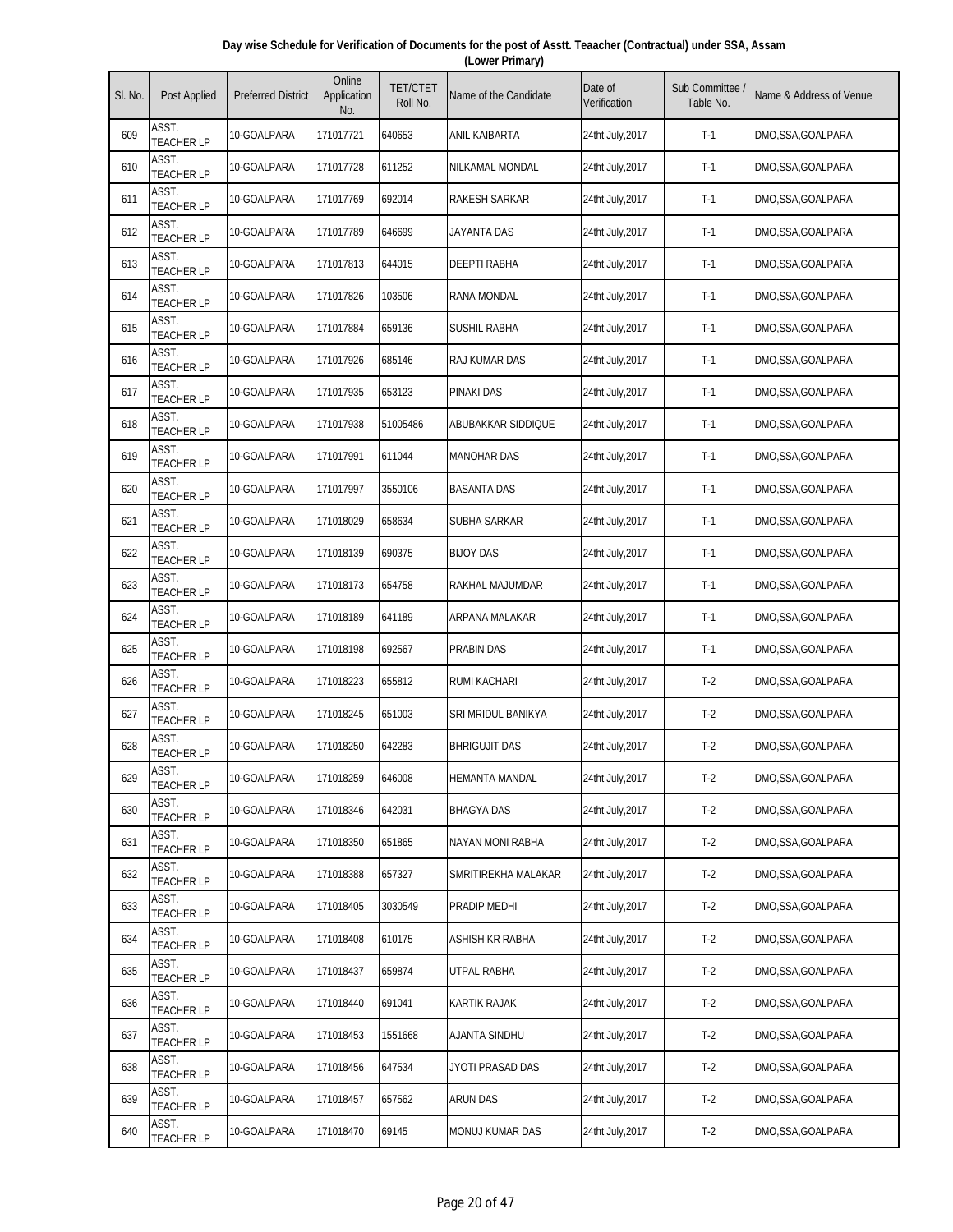**Day wise Schedule for Verification of Documents for the post of Asstt. Teaacher (Contractual) under SSA, Assam (Lower Primary)**

| Sl. No. | Post Applied | Preferred District | Online Application No. | TET/CTET Roll No. | Name of the Candidate | Date of Verification | Sub Committee / Table No. | Name & Address of Venue |
|---|---|---|---|---|---|---|---|---|
| 609 | ASST. TEACHER LP | 10-GOALPARA | 171017721 | 640653 | ANIL KAIBARTA | 24tht July,2017 | T-1 | DMO,SSA,GOALPARA |
| 610 | ASST. TEACHER LP | 10-GOALPARA | 171017728 | 611252 | NILKAMAL MONDAL | 24tht July,2017 | T-1 | DMO,SSA,GOALPARA |
| 611 | ASST. TEACHER LP | 10-GOALPARA | 171017769 | 692014 | RAKESH SARKAR | 24tht July,2017 | T-1 | DMO,SSA,GOALPARA |
| 612 | ASST. TEACHER LP | 10-GOALPARA | 171017789 | 646699 | JAYANTA DAS | 24tht July,2017 | T-1 | DMO,SSA,GOALPARA |
| 613 | ASST. TEACHER LP | 10-GOALPARA | 171017813 | 644015 | DEEPTI RABHA | 24tht July,2017 | T-1 | DMO,SSA,GOALPARA |
| 614 | ASST. TEACHER LP | 10-GOALPARA | 171017826 | 103506 | RANA MONDAL | 24tht July,2017 | T-1 | DMO,SSA,GOALPARA |
| 615 | ASST. TEACHER LP | 10-GOALPARA | 171017884 | 659136 | SUSHIL RABHA | 24tht July,2017 | T-1 | DMO,SSA,GOALPARA |
| 616 | ASST. TEACHER LP | 10-GOALPARA | 171017926 | 685146 | RAJ KUMAR DAS | 24tht July,2017 | T-1 | DMO,SSA,GOALPARA |
| 617 | ASST. TEACHER LP | 10-GOALPARA | 171017935 | 653123 | PINAKI DAS | 24tht July,2017 | T-1 | DMO,SSA,GOALPARA |
| 618 | ASST. TEACHER LP | 10-GOALPARA | 171017938 | 51005486 | ABUBAKKAR SIDDIQUE | 24tht July,2017 | T-1 | DMO,SSA,GOALPARA |
| 619 | ASST. TEACHER LP | 10-GOALPARA | 171017991 | 611044 | MANOHAR DAS | 24tht July,2017 | T-1 | DMO,SSA,GOALPARA |
| 620 | ASST. TEACHER LP | 10-GOALPARA | 171017997 | 3550106 | BASANTA DAS | 24tht July,2017 | T-1 | DMO,SSA,GOALPARA |
| 621 | ASST. TEACHER LP | 10-GOALPARA | 171018029 | 658634 | SUBHA SARKAR | 24tht July,2017 | T-1 | DMO,SSA,GOALPARA |
| 622 | ASST. TEACHER LP | 10-GOALPARA | 171018139 | 690375 | BIJOY DAS | 24tht July,2017 | T-1 | DMO,SSA,GOALPARA |
| 623 | ASST. TEACHER LP | 10-GOALPARA | 171018173 | 654758 | RAKHAL MAJUMDAR | 24tht July,2017 | T-1 | DMO,SSA,GOALPARA |
| 624 | ASST. TEACHER LP | 10-GOALPARA | 171018189 | 641189 | ARPANA MALAKAR | 24tht July,2017 | T-1 | DMO,SSA,GOALPARA |
| 625 | ASST. TEACHER LP | 10-GOALPARA | 171018198 | 692567 | PRABIN DAS | 24tht July,2017 | T-1 | DMO,SSA,GOALPARA |
| 626 | ASST. TEACHER LP | 10-GOALPARA | 171018223 | 655812 | RUMI KACHARI | 24tht July,2017 | T-2 | DMO,SSA,GOALPARA |
| 627 | ASST. TEACHER LP | 10-GOALPARA | 171018245 | 651003 | SRI MRIDUL BANIKYA | 24tht July,2017 | T-2 | DMO,SSA,GOALPARA |
| 628 | ASST. TEACHER LP | 10-GOALPARA | 171018250 | 642283 | BHRIGUJIT DAS | 24tht July,2017 | T-2 | DMO,SSA,GOALPARA |
| 629 | ASST. TEACHER LP | 10-GOALPARA | 171018259 | 646008 | HEMANTA MANDAL | 24tht July,2017 | T-2 | DMO,SSA,GOALPARA |
| 630 | ASST. TEACHER LP | 10-GOALPARA | 171018346 | 642031 | BHAGYA DAS | 24tht July,2017 | T-2 | DMO,SSA,GOALPARA |
| 631 | ASST. TEACHER LP | 10-GOALPARA | 171018350 | 651865 | NAYAN MONI RABHA | 24tht July,2017 | T-2 | DMO,SSA,GOALPARA |
| 632 | ASST. TEACHER LP | 10-GOALPARA | 171018388 | 657327 | SMRITIREKHA MALAKAR | 24tht July,2017 | T-2 | DMO,SSA,GOALPARA |
| 633 | ASST. TEACHER LP | 10-GOALPARA | 171018405 | 3030549 | PRADIP MEDHI | 24tht July,2017 | T-2 | DMO,SSA,GOALPARA |
| 634 | ASST. TEACHER LP | 10-GOALPARA | 171018408 | 610175 | ASHISH KR RABHA | 24tht July,2017 | T-2 | DMO,SSA,GOALPARA |
| 635 | ASST. TEACHER LP | 10-GOALPARA | 171018437 | 659874 | UTPAL RABHA | 24tht July,2017 | T-2 | DMO,SSA,GOALPARA |
| 636 | ASST. TEACHER LP | 10-GOALPARA | 171018440 | 691041 | KARTIK RAJAK | 24tht July,2017 | T-2 | DMO,SSA,GOALPARA |
| 637 | ASST. TEACHER LP | 10-GOALPARA | 171018453 | 1551668 | AJANTA SINDHU | 24tht July,2017 | T-2 | DMO,SSA,GOALPARA |
| 638 | ASST. TEACHER LP | 10-GOALPARA | 171018456 | 647534 | JYOTI PRASAD DAS | 24tht July,2017 | T-2 | DMO,SSA,GOALPARA |
| 639 | ASST. TEACHER LP | 10-GOALPARA | 171018457 | 657562 | ARUN DAS | 24tht July,2017 | T-2 | DMO,SSA,GOALPARA |
| 640 | ASST. TEACHER LP | 10-GOALPARA | 171018470 | 69145 | MONUJ KUMAR DAS | 24tht July,2017 | T-2 | DMO,SSA,GOALPARA |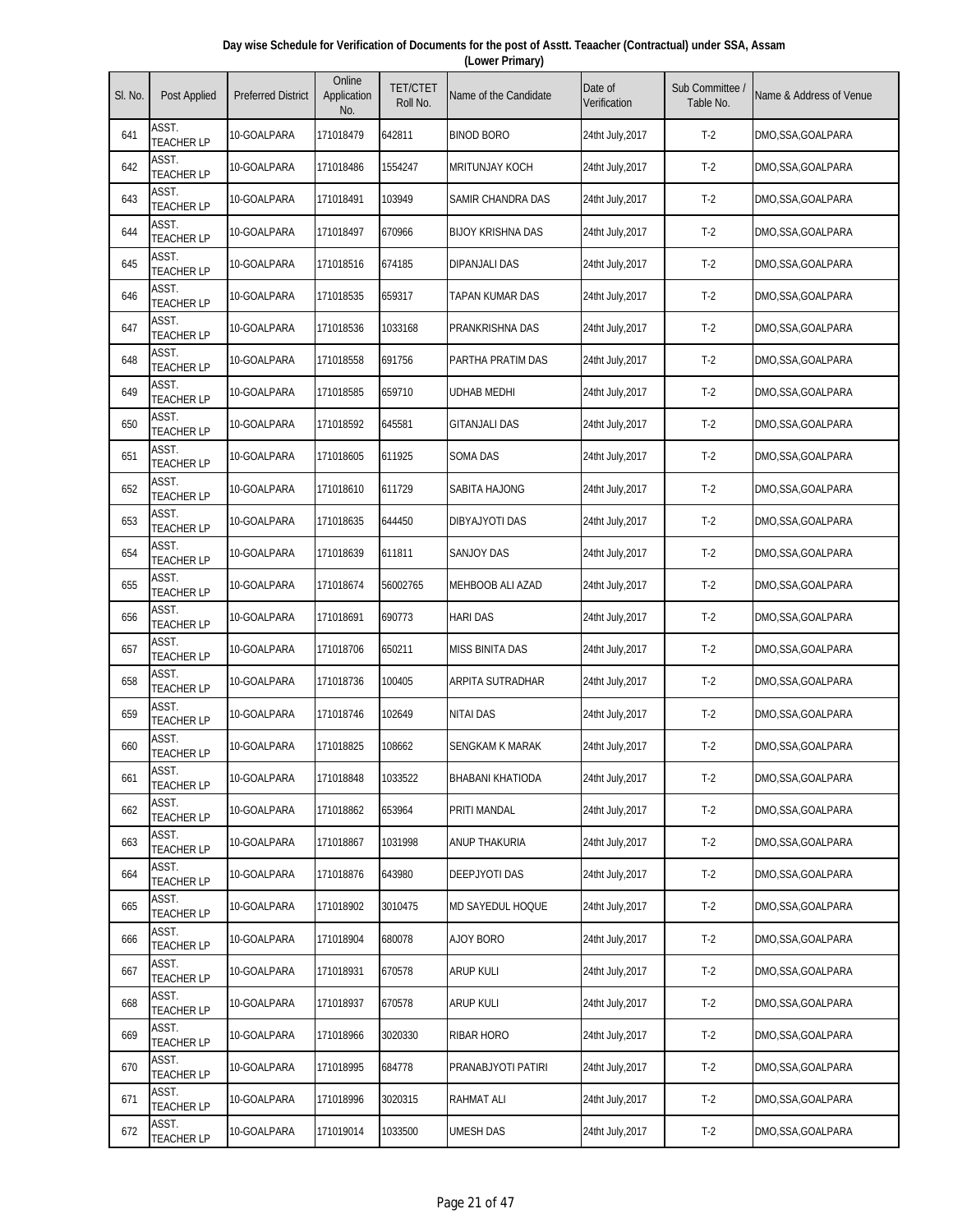**Day wise Schedule for Verification of Documents for the post of Asstt. Teaacher (Contractual) under SSA, Assam (Lower Primary)**

| Sl. No. | Post Applied | Preferred District | Online Application No. | TET/CTET Roll No. | Name of the Candidate | Date of Verification | Sub Committee / Table No. | Name & Address of Venue |
|---|---|---|---|---|---|---|---|---|
| 641 | ASST. TEACHER LP | 10-GOALPARA | 171018479 | 642811 | BINOD BORO | 24tht July,2017 | T-2 | DMO,SSA,GOALPARA |
| 642 | ASST. TEACHER LP | 10-GOALPARA | 171018486 | 1554247 | MRITUNJAY KOCH | 24tht July,2017 | T-2 | DMO,SSA,GOALPARA |
| 643 | ASST. TEACHER LP | 10-GOALPARA | 171018491 | 103949 | SAMIR CHANDRA DAS | 24tht July,2017 | T-2 | DMO,SSA,GOALPARA |
| 644 | ASST. TEACHER LP | 10-GOALPARA | 171018497 | 670966 | BIJOY KRISHNA DAS | 24tht July,2017 | T-2 | DMO,SSA,GOALPARA |
| 645 | ASST. TEACHER LP | 10-GOALPARA | 171018516 | 674185 | DIPANJALI DAS | 24tht July,2017 | T-2 | DMO,SSA,GOALPARA |
| 646 | ASST. TEACHER LP | 10-GOALPARA | 171018535 | 659317 | TAPAN KUMAR DAS | 24tht July,2017 | T-2 | DMO,SSA,GOALPARA |
| 647 | ASST. TEACHER LP | 10-GOALPARA | 171018536 | 1033168 | PRANKRISHNA DAS | 24tht July,2017 | T-2 | DMO,SSA,GOALPARA |
| 648 | ASST. TEACHER LP | 10-GOALPARA | 171018558 | 691756 | PARTHA PRATIM DAS | 24tht July,2017 | T-2 | DMO,SSA,GOALPARA |
| 649 | ASST. TEACHER LP | 10-GOALPARA | 171018585 | 659710 | UDHAB MEDHI | 24tht July,2017 | T-2 | DMO,SSA,GOALPARA |
| 650 | ASST. TEACHER LP | 10-GOALPARA | 171018592 | 645581 | GITANJALI DAS | 24tht July,2017 | T-2 | DMO,SSA,GOALPARA |
| 651 | ASST. TEACHER LP | 10-GOALPARA | 171018605 | 611925 | SOMA DAS | 24tht July,2017 | T-2 | DMO,SSA,GOALPARA |
| 652 | ASST. TEACHER LP | 10-GOALPARA | 171018610 | 611729 | SABITA HAJONG | 24tht July,2017 | T-2 | DMO,SSA,GOALPARA |
| 653 | ASST. TEACHER LP | 10-GOALPARA | 171018635 | 644450 | DIBYAJYOTI DAS | 24tht July,2017 | T-2 | DMO,SSA,GOALPARA |
| 654 | ASST. TEACHER LP | 10-GOALPARA | 171018639 | 611811 | SANJOY DAS | 24tht July,2017 | T-2 | DMO,SSA,GOALPARA |
| 655 | ASST. TEACHER LP | 10-GOALPARA | 171018674 | 56002765 | MEHBOOB ALI AZAD | 24tht July,2017 | T-2 | DMO,SSA,GOALPARA |
| 656 | ASST. TEACHER LP | 10-GOALPARA | 171018691 | 690773 | HARI DAS | 24tht July,2017 | T-2 | DMO,SSA,GOALPARA |
| 657 | ASST. TEACHER LP | 10-GOALPARA | 171018706 | 650211 | MISS BINITA DAS | 24tht July,2017 | T-2 | DMO,SSA,GOALPARA |
| 658 | ASST. TEACHER LP | 10-GOALPARA | 171018736 | 100405 | ARPITA SUTRADHAR | 24tht July,2017 | T-2 | DMO,SSA,GOALPARA |
| 659 | ASST. TEACHER LP | 10-GOALPARA | 171018746 | 102649 | NITAI DAS | 24tht July,2017 | T-2 | DMO,SSA,GOALPARA |
| 660 | ASST. TEACHER LP | 10-GOALPARA | 171018825 | 108662 | SENGKAM K MARAK | 24tht July,2017 | T-2 | DMO,SSA,GOALPARA |
| 661 | ASST. TEACHER LP | 10-GOALPARA | 171018848 | 1033522 | BHABANI KHATIODA | 24tht July,2017 | T-2 | DMO,SSA,GOALPARA |
| 662 | ASST. TEACHER LP | 10-GOALPARA | 171018862 | 653964 | PRITI MANDAL | 24tht July,2017 | T-2 | DMO,SSA,GOALPARA |
| 663 | ASST. TEACHER LP | 10-GOALPARA | 171018867 | 1031998 | ANUP THAKURIA | 24tht July,2017 | T-2 | DMO,SSA,GOALPARA |
| 664 | ASST. TEACHER LP | 10-GOALPARA | 171018876 | 643980 | DEEPJYOTI DAS | 24tht July,2017 | T-2 | DMO,SSA,GOALPARA |
| 665 | ASST. TEACHER LP | 10-GOALPARA | 171018902 | 3010475 | MD SAYEDUL HOQUE | 24tht July,2017 | T-2 | DMO,SSA,GOALPARA |
| 666 | ASST. TEACHER LP | 10-GOALPARA | 171018904 | 680078 | AJOY BORO | 24tht July,2017 | T-2 | DMO,SSA,GOALPARA |
| 667 | ASST. TEACHER LP | 10-GOALPARA | 171018931 | 670578 | ARUP KULI | 24tht July,2017 | T-2 | DMO,SSA,GOALPARA |
| 668 | ASST. TEACHER LP | 10-GOALPARA | 171018937 | 670578 | ARUP KULI | 24tht July,2017 | T-2 | DMO,SSA,GOALPARA |
| 669 | ASST. TEACHER LP | 10-GOALPARA | 171018966 | 3020330 | RIBAR HORO | 24tht July,2017 | T-2 | DMO,SSA,GOALPARA |
| 670 | ASST. TEACHER LP | 10-GOALPARA | 171018995 | 684778 | PRANABJYOTI PATIRI | 24tht July,2017 | T-2 | DMO,SSA,GOALPARA |
| 671 | ASST. TEACHER LP | 10-GOALPARA | 171018996 | 3020315 | RAHMAT ALI | 24tht July,2017 | T-2 | DMO,SSA,GOALPARA |
| 672 | ASST. TEACHER LP | 10-GOALPARA | 171019014 | 1033500 | UMESH DAS | 24tht July,2017 | T-2 | DMO,SSA,GOALPARA |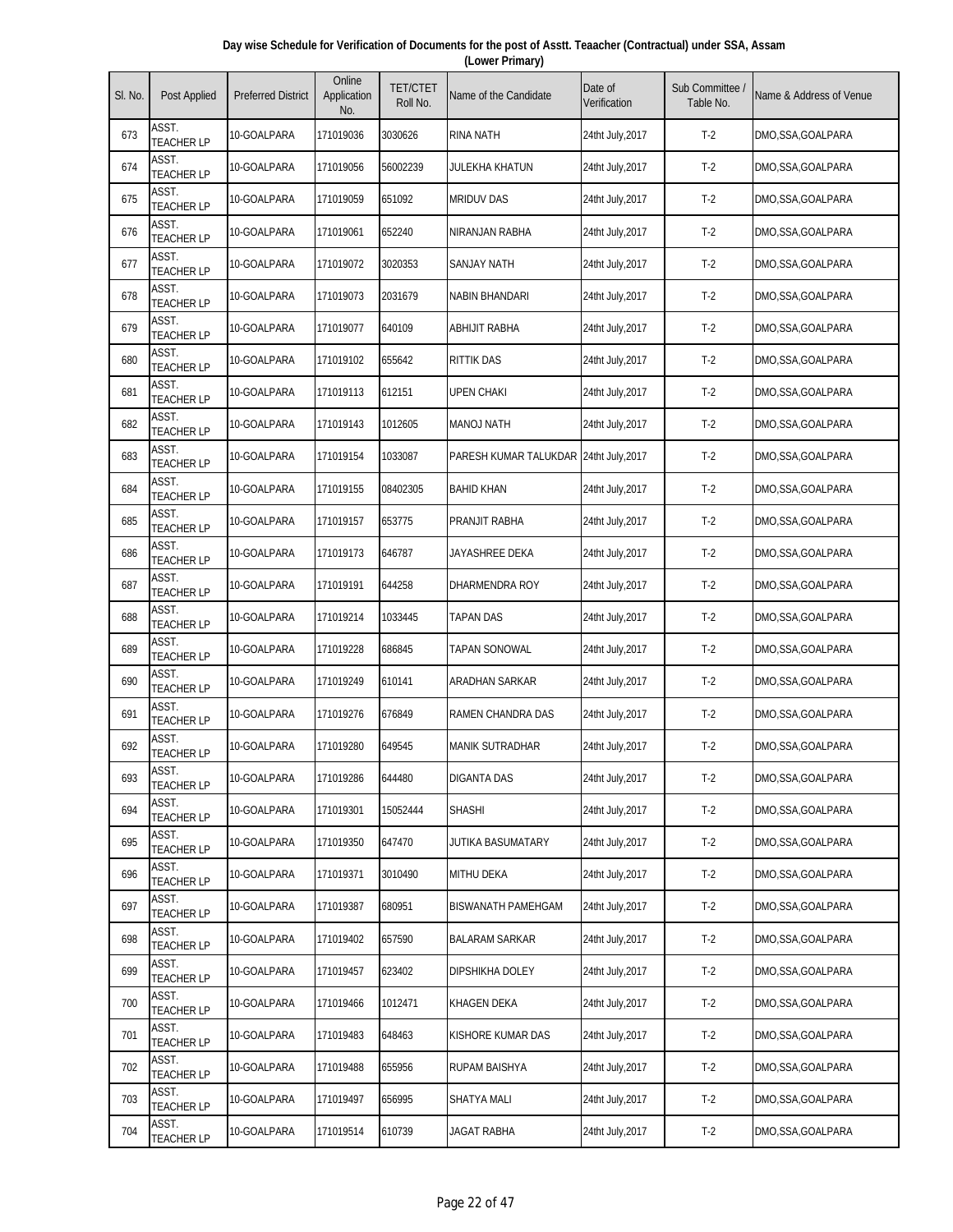**Day wise Schedule for Verification of Documents for the post of Asstt. Teaacher (Contractual) under SSA, Assam (Lower Primary)**

| Sl. No. | Post Applied | Preferred District | Online Application No. | TET/CTET Roll No. | Name of the Candidate | Date of Verification | Sub Committee / Table No. | Name & Address of Venue |
|---|---|---|---|---|---|---|---|---|
| 673 | ASST. TEACHER LP | 10-GOALPARA | 171019036 | 3030626 | RINA NATH | 24tht July,2017 | T-2 | DMO,SSA,GOALPARA |
| 674 | ASST. TEACHER LP | 10-GOALPARA | 171019056 | 56002239 | JULEKHA KHATUN | 24tht July,2017 | T-2 | DMO,SSA,GOALPARA |
| 675 | ASST. TEACHER LP | 10-GOALPARA | 171019059 | 651092 | MRIDUV DAS | 24tht July,2017 | T-2 | DMO,SSA,GOALPARA |
| 676 | ASST. TEACHER LP | 10-GOALPARA | 171019061 | 652240 | NIRANJAN RABHA | 24tht July,2017 | T-2 | DMO,SSA,GOALPARA |
| 677 | ASST. TEACHER LP | 10-GOALPARA | 171019072 | 3020353 | SANJAY NATH | 24tht July,2017 | T-2 | DMO,SSA,GOALPARA |
| 678 | ASST. TEACHER LP | 10-GOALPARA | 171019073 | 2031679 | NABIN BHANDARI | 24tht July,2017 | T-2 | DMO,SSA,GOALPARA |
| 679 | ASST. TEACHER LP | 10-GOALPARA | 171019077 | 640109 | ABHIJIT RABHA | 24tht July,2017 | T-2 | DMO,SSA,GOALPARA |
| 680 | ASST. TEACHER LP | 10-GOALPARA | 171019102 | 655642 | RITTIK DAS | 24tht July,2017 | T-2 | DMO,SSA,GOALPARA |
| 681 | ASST. TEACHER LP | 10-GOALPARA | 171019113 | 612151 | UPEN CHAKI | 24tht July,2017 | T-2 | DMO,SSA,GOALPARA |
| 682 | ASST. TEACHER LP | 10-GOALPARA | 171019143 | 1012605 | MANOJ NATH | 24tht July,2017 | T-2 | DMO,SSA,GOALPARA |
| 683 | ASST. TEACHER LP | 10-GOALPARA | 171019154 | 1033087 | PARESH KUMAR TALUKDAR | 24tht July,2017 | T-2 | DMO,SSA,GOALPARA |
| 684 | ASST. TEACHER LP | 10-GOALPARA | 171019155 | 08402305 | BAHID KHAN | 24tht July,2017 | T-2 | DMO,SSA,GOALPARA |
| 685 | ASST. TEACHER LP | 10-GOALPARA | 171019157 | 653775 | PRANJIT RABHA | 24tht July,2017 | T-2 | DMO,SSA,GOALPARA |
| 686 | ASST. TEACHER LP | 10-GOALPARA | 171019173 | 646787 | JAYASHREE DEKA | 24tht July,2017 | T-2 | DMO,SSA,GOALPARA |
| 687 | ASST. TEACHER LP | 10-GOALPARA | 171019191 | 644258 | DHARMENDRA ROY | 24tht July,2017 | T-2 | DMO,SSA,GOALPARA |
| 688 | ASST. TEACHER LP | 10-GOALPARA | 171019214 | 1033445 | TAPAN DAS | 24tht July,2017 | T-2 | DMO,SSA,GOALPARA |
| 689 | ASST. TEACHER LP | 10-GOALPARA | 171019228 | 686845 | TAPAN SONOWAL | 24tht July,2017 | T-2 | DMO,SSA,GOALPARA |
| 690 | ASST. TEACHER LP | 10-GOALPARA | 171019249 | 610141 | ARADHAN SARKAR | 24tht July,2017 | T-2 | DMO,SSA,GOALPARA |
| 691 | ASST. TEACHER LP | 10-GOALPARA | 171019276 | 676849 | RAMEN CHANDRA DAS | 24tht July,2017 | T-2 | DMO,SSA,GOALPARA |
| 692 | ASST. TEACHER LP | 10-GOALPARA | 171019280 | 649545 | MANIK SUTRADHAR | 24tht July,2017 | T-2 | DMO,SSA,GOALPARA |
| 693 | ASST. TEACHER LP | 10-GOALPARA | 171019286 | 644480 | DIGANTA DAS | 24tht July,2017 | T-2 | DMO,SSA,GOALPARA |
| 694 | ASST. TEACHER LP | 10-GOALPARA | 171019301 | 15052444 | SHASHI | 24tht July,2017 | T-2 | DMO,SSA,GOALPARA |
| 695 | ASST. TEACHER LP | 10-GOALPARA | 171019350 | 647470 | JUTIKA BASUMATARY | 24tht July,2017 | T-2 | DMO,SSA,GOALPARA |
| 696 | ASST. TEACHER LP | 10-GOALPARA | 171019371 | 3010490 | MITHU DEKA | 24tht July,2017 | T-2 | DMO,SSA,GOALPARA |
| 697 | ASST. TEACHER LP | 10-GOALPARA | 171019387 | 680951 | BISWANATH PAMEHGAM | 24tht July,2017 | T-2 | DMO,SSA,GOALPARA |
| 698 | ASST. TEACHER LP | 10-GOALPARA | 171019402 | 657590 | BALARAM SARKAR | 24tht July,2017 | T-2 | DMO,SSA,GOALPARA |
| 699 | ASST. TEACHER LP | 10-GOALPARA | 171019457 | 623402 | DIPSHIKHA DOLEY | 24tht July,2017 | T-2 | DMO,SSA,GOALPARA |
| 700 | ASST. TEACHER LP | 10-GOALPARA | 171019466 | 1012471 | KHAGEN DEKA | 24tht July,2017 | T-2 | DMO,SSA,GOALPARA |
| 701 | ASST. TEACHER LP | 10-GOALPARA | 171019483 | 648463 | KISHORE KUMAR DAS | 24tht July,2017 | T-2 | DMO,SSA,GOALPARA |
| 702 | ASST. TEACHER LP | 10-GOALPARA | 171019488 | 655956 | RUPAM BAISHYA | 24tht July,2017 | T-2 | DMO,SSA,GOALPARA |
| 703 | ASST. TEACHER LP | 10-GOALPARA | 171019497 | 656995 | SHATYA MALI | 24tht July,2017 | T-2 | DMO,SSA,GOALPARA |
| 704 | ASST. TEACHER LP | 10-GOALPARA | 171019514 | 610739 | JAGAT RABHA | 24tht July,2017 | T-2 | DMO,SSA,GOALPARA |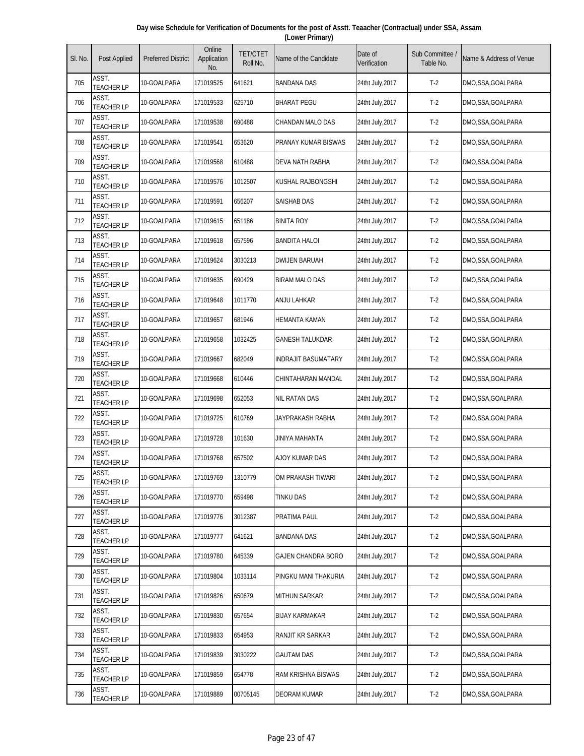**Day wise Schedule for Verification of Documents for the post of Asstt. Teaacher (Contractual) under SSA, Assam (Lower Primary)**

| Sl. No. | Post Applied | Preferred District | Online Application No. | TET/CTET Roll No. | Name of the Candidate | Date of Verification | Sub Committee / Table No. | Name & Address of Venue |
|---|---|---|---|---|---|---|---|---|
| 705 | ASST. TEACHER LP | 10-GOALPARA | 171019525 | 641621 | BANDANA DAS | 24tht July,2017 | T-2 | DMO,SSA,GOALPARA |
| 706 | ASST. TEACHER LP | 10-GOALPARA | 171019533 | 625710 | BHARAT PEGU | 24tht July,2017 | T-2 | DMO,SSA,GOALPARA |
| 707 | ASST. TEACHER LP | 10-GOALPARA | 171019538 | 690488 | CHANDAN MALO DAS | 24tht July,2017 | T-2 | DMO,SSA,GOALPARA |
| 708 | ASST. TEACHER LP | 10-GOALPARA | 171019541 | 653620 | PRANAY KUMAR BISWAS | 24tht July,2017 | T-2 | DMO,SSA,GOALPARA |
| 709 | ASST. TEACHER LP | 10-GOALPARA | 171019568 | 610488 | DEVA NATH RABHA | 24tht July,2017 | T-2 | DMO,SSA,GOALPARA |
| 710 | ASST. TEACHER LP | 10-GOALPARA | 171019576 | 1012507 | KUSHAL RAJBONGSHI | 24tht July,2017 | T-2 | DMO,SSA,GOALPARA |
| 711 | ASST. TEACHER LP | 10-GOALPARA | 171019591 | 656207 | SAISHAB DAS | 24tht July,2017 | T-2 | DMO,SSA,GOALPARA |
| 712 | ASST. TEACHER LP | 10-GOALPARA | 171019615 | 651186 | BINITA ROY | 24tht July,2017 | T-2 | DMO,SSA,GOALPARA |
| 713 | ASST. TEACHER LP | 10-GOALPARA | 171019618 | 657596 | BANDITA HALOI | 24tht July,2017 | T-2 | DMO,SSA,GOALPARA |
| 714 | ASST. TEACHER LP | 10-GOALPARA | 171019624 | 3030213 | DWIJEN BARUAH | 24tht July,2017 | T-2 | DMO,SSA,GOALPARA |
| 715 | ASST. TEACHER LP | 10-GOALPARA | 171019635 | 690429 | BIRAM MALO DAS | 24tht July,2017 | T-2 | DMO,SSA,GOALPARA |
| 716 | ASST. TEACHER LP | 10-GOALPARA | 171019648 | 1011770 | ANJU LAHKAR | 24tht July,2017 | T-2 | DMO,SSA,GOALPARA |
| 717 | ASST. TEACHER LP | 10-GOALPARA | 171019657 | 681946 | HEMANTA KAMAN | 24tht July,2017 | T-2 | DMO,SSA,GOALPARA |
| 718 | ASST. TEACHER LP | 10-GOALPARA | 171019658 | 1032425 | GANESH TALUKDAR | 24tht July,2017 | T-2 | DMO,SSA,GOALPARA |
| 719 | ASST. TEACHER LP | 10-GOALPARA | 171019667 | 682049 | INDRAJIT BASUMATARY | 24tht July,2017 | T-2 | DMO,SSA,GOALPARA |
| 720 | ASST. TEACHER LP | 10-GOALPARA | 171019668 | 610446 | CHINTAHARAN MANDAL | 24tht July,2017 | T-2 | DMO,SSA,GOALPARA |
| 721 | ASST. TEACHER LP | 10-GOALPARA | 171019698 | 652053 | NIL RATAN DAS | 24tht July,2017 | T-2 | DMO,SSA,GOALPARA |
| 722 | ASST. TEACHER LP | 10-GOALPARA | 171019725 | 610769 | JAYPRAKASH RABHA | 24tht July,2017 | T-2 | DMO,SSA,GOALPARA |
| 723 | ASST. TEACHER LP | 10-GOALPARA | 171019728 | 101630 | JINIYA MAHANTA | 24tht July,2017 | T-2 | DMO,SSA,GOALPARA |
| 724 | ASST. TEACHER LP | 10-GOALPARA | 171019768 | 657502 | AJOY KUMAR DAS | 24tht July,2017 | T-2 | DMO,SSA,GOALPARA |
| 725 | ASST. TEACHER LP | 10-GOALPARA | 171019769 | 1310779 | OM PRAKASH TIWARI | 24tht July,2017 | T-2 | DMO,SSA,GOALPARA |
| 726 | ASST. TEACHER LP | 10-GOALPARA | 171019770 | 659498 | TINKU DAS | 24tht July,2017 | T-2 | DMO,SSA,GOALPARA |
| 727 | ASST. TEACHER LP | 10-GOALPARA | 171019776 | 3012387 | PRATIMA PAUL | 24tht July,2017 | T-2 | DMO,SSA,GOALPARA |
| 728 | ASST. TEACHER LP | 10-GOALPARA | 171019777 | 641621 | BANDANA DAS | 24tht July,2017 | T-2 | DMO,SSA,GOALPARA |
| 729 | ASST. TEACHER LP | 10-GOALPARA | 171019780 | 645339 | GAJEN CHANDRA BORO | 24tht July,2017 | T-2 | DMO,SSA,GOALPARA |
| 730 | ASST. TEACHER LP | 10-GOALPARA | 171019804 | 1033114 | PINGKU MANI THAKURIA | 24tht July,2017 | T-2 | DMO,SSA,GOALPARA |
| 731 | ASST. TEACHER LP | 10-GOALPARA | 171019826 | 650679 | MITHUN SARKAR | 24tht July,2017 | T-2 | DMO,SSA,GOALPARA |
| 732 | ASST. TEACHER LP | 10-GOALPARA | 171019830 | 657654 | BIJAY KARMAKAR | 24tht July,2017 | T-2 | DMO,SSA,GOALPARA |
| 733 | ASST. TEACHER LP | 10-GOALPARA | 171019833 | 654953 | RANJIT KR SARKAR | 24tht July,2017 | T-2 | DMO,SSA,GOALPARA |
| 734 | ASST. TEACHER LP | 10-GOALPARA | 171019839 | 3030222 | GAUTAM DAS | 24tht July,2017 | T-2 | DMO,SSA,GOALPARA |
| 735 | ASST. TEACHER LP | 10-GOALPARA | 171019859 | 654778 | RAM KRISHNA BISWAS | 24tht July,2017 | T-2 | DMO,SSA,GOALPARA |
| 736 | ASST. TEACHER LP | 10-GOALPARA | 171019889 | 00705145 | DEORAM KUMAR | 24tht July,2017 | T-2 | DMO,SSA,GOALPARA |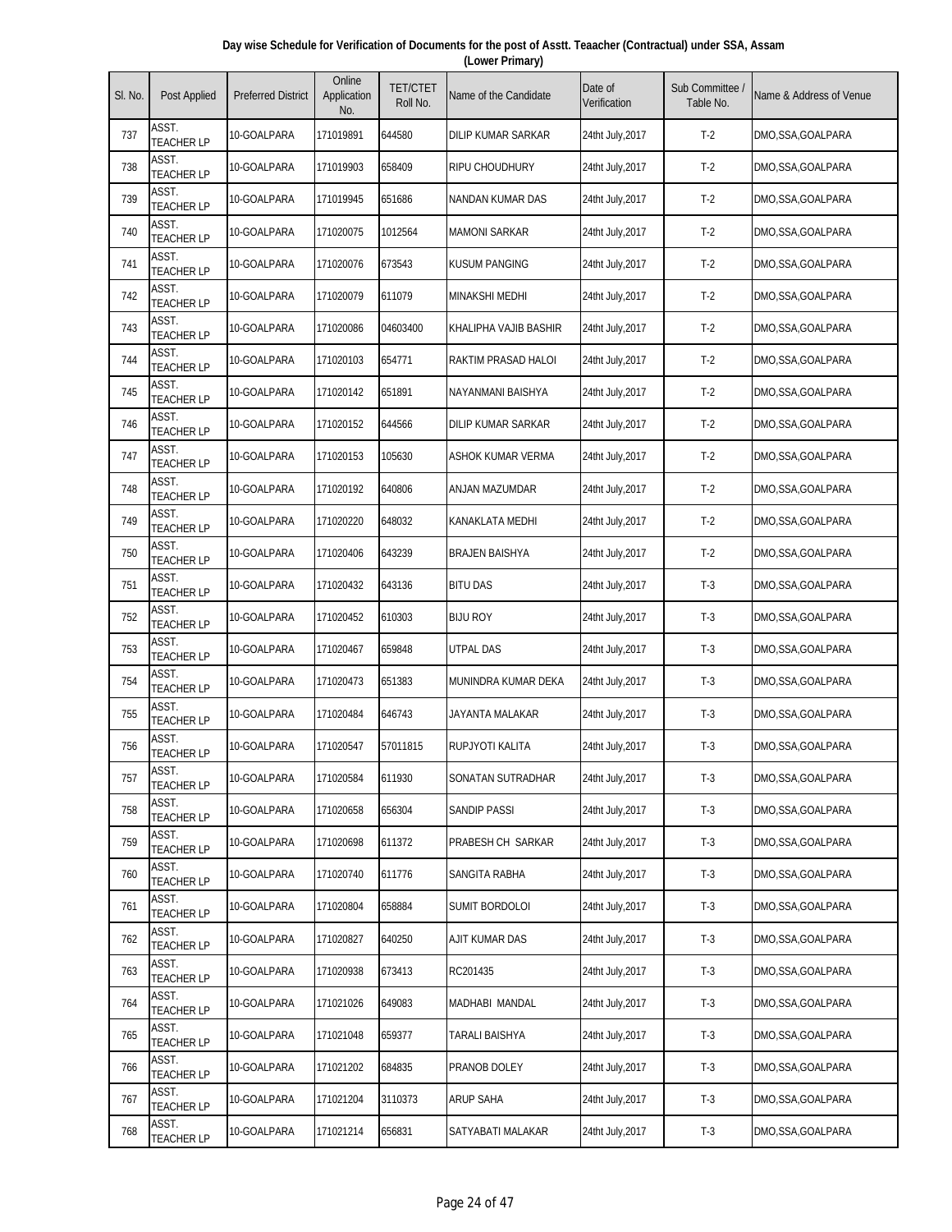**Day wise Schedule for Verification of Documents for the post of Asstt. Teaacher (Contractual) under SSA, Assam (Lower Primary)**

| Sl. No. | Post Applied | Preferred District | Online Application No. | TET/CTET Roll No. | Name of the Candidate | Date of Verification | Sub Committee / Table No. | Name & Address of Venue |
|---|---|---|---|---|---|---|---|---|
| 737 | ASST. TEACHER LP | 10-GOALPARA | 171019891 | 644580 | DILIP KUMAR SARKAR | 24tht July,2017 | T-2 | DMO,SSA,GOALPARA |
| 738 | ASST. TEACHER LP | 10-GOALPARA | 171019903 | 658409 | RIPU CHOUDHURY | 24tht July,2017 | T-2 | DMO,SSA,GOALPARA |
| 739 | ASST. TEACHER LP | 10-GOALPARA | 171019945 | 651686 | NANDAN KUMAR DAS | 24tht July,2017 | T-2 | DMO,SSA,GOALPARA |
| 740 | ASST. TEACHER LP | 10-GOALPARA | 171020075 | 1012564 | MAMONI SARKAR | 24tht July,2017 | T-2 | DMO,SSA,GOALPARA |
| 741 | ASST. TEACHER LP | 10-GOALPARA | 171020076 | 673543 | KUSUM PANGING | 24tht July,2017 | T-2 | DMO,SSA,GOALPARA |
| 742 | ASST. TEACHER LP | 10-GOALPARA | 171020079 | 611079 | MINAKSHI MEDHI | 24tht July,2017 | T-2 | DMO,SSA,GOALPARA |
| 743 | ASST. TEACHER LP | 10-GOALPARA | 171020086 | 04603400 | KHALIPHA VAJIB BASHIR | 24tht July,2017 | T-2 | DMO,SSA,GOALPARA |
| 744 | ASST. TEACHER LP | 10-GOALPARA | 171020103 | 654771 | RAKTIM PRASAD HALOI | 24tht July,2017 | T-2 | DMO,SSA,GOALPARA |
| 745 | ASST. TEACHER LP | 10-GOALPARA | 171020142 | 651891 | NAYANMANI BAISHYA | 24tht July,2017 | T-2 | DMO,SSA,GOALPARA |
| 746 | ASST. TEACHER LP | 10-GOALPARA | 171020152 | 644566 | DILIP KUMAR SARKAR | 24tht July,2017 | T-2 | DMO,SSA,GOALPARA |
| 747 | ASST. TEACHER LP | 10-GOALPARA | 171020153 | 105630 | ASHOK KUMAR VERMA | 24tht July,2017 | T-2 | DMO,SSA,GOALPARA |
| 748 | ASST. TEACHER LP | 10-GOALPARA | 171020192 | 640806 | ANJAN MAZUMDAR | 24tht July,2017 | T-2 | DMO,SSA,GOALPARA |
| 749 | ASST. TEACHER LP | 10-GOALPARA | 171020220 | 648032 | KANAKLATA MEDHI | 24tht July,2017 | T-2 | DMO,SSA,GOALPARA |
| 750 | ASST. TEACHER LP | 10-GOALPARA | 171020406 | 643239 | BRAJEN BAISHYA | 24tht July,2017 | T-2 | DMO,SSA,GOALPARA |
| 751 | ASST. TEACHER LP | 10-GOALPARA | 171020432 | 643136 | BITU DAS | 24tht July,2017 | T-3 | DMO,SSA,GOALPARA |
| 752 | ASST. TEACHER LP | 10-GOALPARA | 171020452 | 610303 | BIJU ROY | 24tht July,2017 | T-3 | DMO,SSA,GOALPARA |
| 753 | ASST. TEACHER LP | 10-GOALPARA | 171020467 | 659848 | UTPAL DAS | 24tht July,2017 | T-3 | DMO,SSA,GOALPARA |
| 754 | ASST. TEACHER LP | 10-GOALPARA | 171020473 | 651383 | MUNINDRA KUMAR DEKA | 24tht July,2017 | T-3 | DMO,SSA,GOALPARA |
| 755 | ASST. TEACHER LP | 10-GOALPARA | 171020484 | 646743 | JAYANTA MALAKAR | 24tht July,2017 | T-3 | DMO,SSA,GOALPARA |
| 756 | ASST. TEACHER LP | 10-GOALPARA | 171020547 | 57011815 | RUPJYOTI KALITA | 24tht July,2017 | T-3 | DMO,SSA,GOALPARA |
| 757 | ASST. TEACHER LP | 10-GOALPARA | 171020584 | 611930 | SONATAN SUTRADHAR | 24tht July,2017 | T-3 | DMO,SSA,GOALPARA |
| 758 | ASST. TEACHER LP | 10-GOALPARA | 171020658 | 656304 | SANDIP PASSI | 24tht July,2017 | T-3 | DMO,SSA,GOALPARA |
| 759 | ASST. TEACHER LP | 10-GOALPARA | 171020698 | 611372 | PRABESH CH SARKAR | 24tht July,2017 | T-3 | DMO,SSA,GOALPARA |
| 760 | ASST. TEACHER LP | 10-GOALPARA | 171020740 | 611776 | SANGITA RABHA | 24tht July,2017 | T-3 | DMO,SSA,GOALPARA |
| 761 | ASST. TEACHER LP | 10-GOALPARA | 171020804 | 658884 | SUMIT BORDOLOI | 24tht July,2017 | T-3 | DMO,SSA,GOALPARA |
| 762 | ASST. TEACHER LP | 10-GOALPARA | 171020827 | 640250 | AJIT KUMAR DAS | 24tht July,2017 | T-3 | DMO,SSA,GOALPARA |
| 763 | ASST. TEACHER LP | 10-GOALPARA | 171020938 | 673413 | RC201435 | 24tht July,2017 | T-3 | DMO,SSA,GOALPARA |
| 764 | ASST. TEACHER LP | 10-GOALPARA | 171021026 | 649083 | MADHABI MANDAL | 24tht July,2017 | T-3 | DMO,SSA,GOALPARA |
| 765 | ASST. TEACHER LP | 10-GOALPARA | 171021048 | 659377 | TARALI BAISHYA | 24tht July,2017 | T-3 | DMO,SSA,GOALPARA |
| 766 | ASST. TEACHER LP | 10-GOALPARA | 171021202 | 684835 | PRANOB DOLEY | 24tht July,2017 | T-3 | DMO,SSA,GOALPARA |
| 767 | ASST. TEACHER LP | 10-GOALPARA | 171021204 | 3110373 | ARUP SAHA | 24tht July,2017 | T-3 | DMO,SSA,GOALPARA |
| 768 | ASST. TEACHER LP | 10-GOALPARA | 171021214 | 656831 | SATYABATI MALAKAR | 24tht July,2017 | T-3 | DMO,SSA,GOALPARA |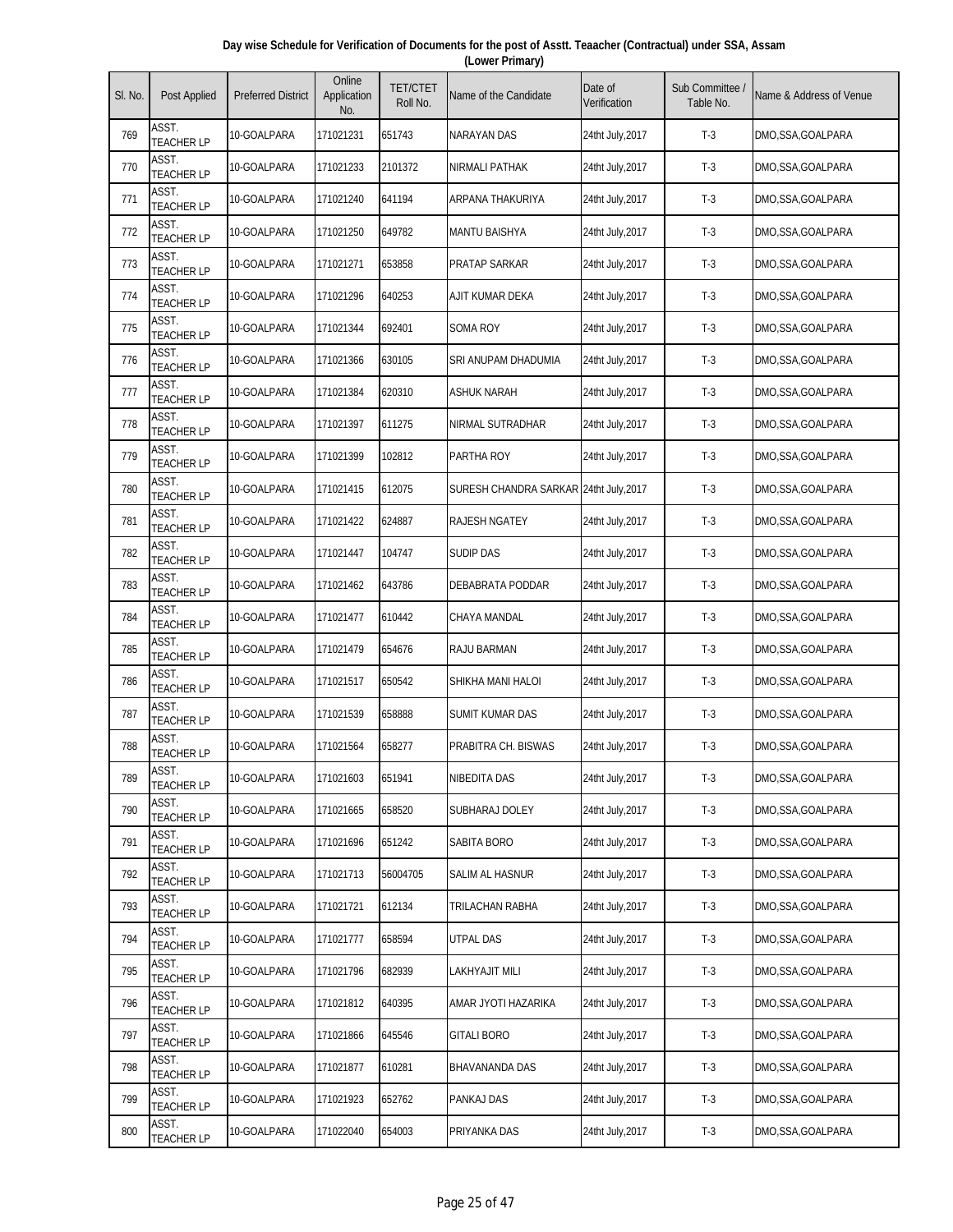**Day wise Schedule for Verification of Documents for the post of Asstt. Teaacher (Contractual) under SSA, Assam (Lower Primary)**

| Sl. No. | Post Applied | Preferred District | Online Application No. | TET/CTET Roll No. | Name of the Candidate | Date of Verification | Sub Committee / Table No. | Name & Address of Venue |
|---|---|---|---|---|---|---|---|---|
| 769 | ASST. TEACHER LP | 10-GOALPARA | 171021231 | 651743 | NARAYAN DAS | 24tht July,2017 | T-3 | DMO,SSA,GOALPARA |
| 770 | ASST. TEACHER LP | 10-GOALPARA | 171021233 | 2101372 | NIRMALI PATHAK | 24tht July,2017 | T-3 | DMO,SSA,GOALPARA |
| 771 | ASST. TEACHER LP | 10-GOALPARA | 171021240 | 641194 | ARPANA THAKURIYA | 24tht July,2017 | T-3 | DMO,SSA,GOALPARA |
| 772 | ASST. TEACHER LP | 10-GOALPARA | 171021250 | 649782 | MANTU BAISHYA | 24tht July,2017 | T-3 | DMO,SSA,GOALPARA |
| 773 | ASST. TEACHER LP | 10-GOALPARA | 171021271 | 653858 | PRATAP SARKAR | 24tht July,2017 | T-3 | DMO,SSA,GOALPARA |
| 774 | ASST. TEACHER LP | 10-GOALPARA | 171021296 | 640253 | AJIT KUMAR DEKA | 24tht July,2017 | T-3 | DMO,SSA,GOALPARA |
| 775 | ASST. TEACHER LP | 10-GOALPARA | 171021344 | 692401 | SOMA ROY | 24tht July,2017 | T-3 | DMO,SSA,GOALPARA |
| 776 | ASST. TEACHER LP | 10-GOALPARA | 171021366 | 630105 | SRI ANUPAM DHADUMIA | 24tht July,2017 | T-3 | DMO,SSA,GOALPARA |
| 777 | ASST. TEACHER LP | 10-GOALPARA | 171021384 | 620310 | ASHUK NARAH | 24tht July,2017 | T-3 | DMO,SSA,GOALPARA |
| 778 | ASST. TEACHER LP | 10-GOALPARA | 171021397 | 611275 | NIRMAL SUTRADHAR | 24tht July,2017 | T-3 | DMO,SSA,GOALPARA |
| 779 | ASST. TEACHER LP | 10-GOALPARA | 171021399 | 102812 | PARTHA ROY | 24tht July,2017 | T-3 | DMO,SSA,GOALPARA |
| 780 | ASST. TEACHER LP | 10-GOALPARA | 171021415 | 612075 | SURESH CHANDRA SARKAR | 24tht July,2017 | T-3 | DMO,SSA,GOALPARA |
| 781 | ASST. TEACHER LP | 10-GOALPARA | 171021422 | 624887 | RAJESH NGATEY | 24tht July,2017 | T-3 | DMO,SSA,GOALPARA |
| 782 | ASST. TEACHER LP | 10-GOALPARA | 171021447 | 104747 | SUDIP DAS | 24tht July,2017 | T-3 | DMO,SSA,GOALPARA |
| 783 | ASST. TEACHER LP | 10-GOALPARA | 171021462 | 643786 | DEBABRATA PODDAR | 24tht July,2017 | T-3 | DMO,SSA,GOALPARA |
| 784 | ASST. TEACHER LP | 10-GOALPARA | 171021477 | 610442 | CHAYA MANDAL | 24tht July,2017 | T-3 | DMO,SSA,GOALPARA |
| 785 | ASST. TEACHER LP | 10-GOALPARA | 171021479 | 654676 | RAJU BARMAN | 24tht July,2017 | T-3 | DMO,SSA,GOALPARA |
| 786 | ASST. TEACHER LP | 10-GOALPARA | 171021517 | 650542 | SHIKHA MANI HALOI | 24tht July,2017 | T-3 | DMO,SSA,GOALPARA |
| 787 | ASST. TEACHER LP | 10-GOALPARA | 171021539 | 658888 | SUMIT KUMAR DAS | 24tht July,2017 | T-3 | DMO,SSA,GOALPARA |
| 788 | ASST. TEACHER LP | 10-GOALPARA | 171021564 | 658277 | PRABITRA CH. BISWAS | 24tht July,2017 | T-3 | DMO,SSA,GOALPARA |
| 789 | ASST. TEACHER LP | 10-GOALPARA | 171021603 | 651941 | NIBEDITA DAS | 24tht July,2017 | T-3 | DMO,SSA,GOALPARA |
| 790 | ASST. TEACHER LP | 10-GOALPARA | 171021665 | 658520 | SUBHARAJ DOLEY | 24tht July,2017 | T-3 | DMO,SSA,GOALPARA |
| 791 | ASST. TEACHER LP | 10-GOALPARA | 171021696 | 651242 | SABITA BORO | 24tht July,2017 | T-3 | DMO,SSA,GOALPARA |
| 792 | ASST. TEACHER LP | 10-GOALPARA | 171021713 | 56004705 | SALIM AL HASNUR | 24tht July,2017 | T-3 | DMO,SSA,GOALPARA |
| 793 | ASST. TEACHER LP | 10-GOALPARA | 171021721 | 612134 | TRILACHAN RABHA | 24tht July,2017 | T-3 | DMO,SSA,GOALPARA |
| 794 | ASST. TEACHER LP | 10-GOALPARA | 171021777 | 658594 | UTPAL DAS | 24tht July,2017 | T-3 | DMO,SSA,GOALPARA |
| 795 | ASST. TEACHER LP | 10-GOALPARA | 171021796 | 682939 | LAKHYAJIT MILI | 24tht July,2017 | T-3 | DMO,SSA,GOALPARA |
| 796 | ASST. TEACHER LP | 10-GOALPARA | 171021812 | 640395 | AMAR JYOTI HAZARIKA | 24tht July,2017 | T-3 | DMO,SSA,GOALPARA |
| 797 | ASST. TEACHER LP | 10-GOALPARA | 171021866 | 645546 | GITALI BORO | 24tht July,2017 | T-3 | DMO,SSA,GOALPARA |
| 798 | ASST. TEACHER LP | 10-GOALPARA | 171021877 | 610281 | BHAVANANDA DAS | 24tht July,2017 | T-3 | DMO,SSA,GOALPARA |
| 799 | ASST. TEACHER LP | 10-GOALPARA | 171021923 | 652762 | PANKAJ DAS | 24tht July,2017 | T-3 | DMO,SSA,GOALPARA |
| 800 | ASST. TEACHER LP | 10-GOALPARA | 171022040 | 654003 | PRIYANKA DAS | 24tht July,2017 | T-3 | DMO,SSA,GOALPARA |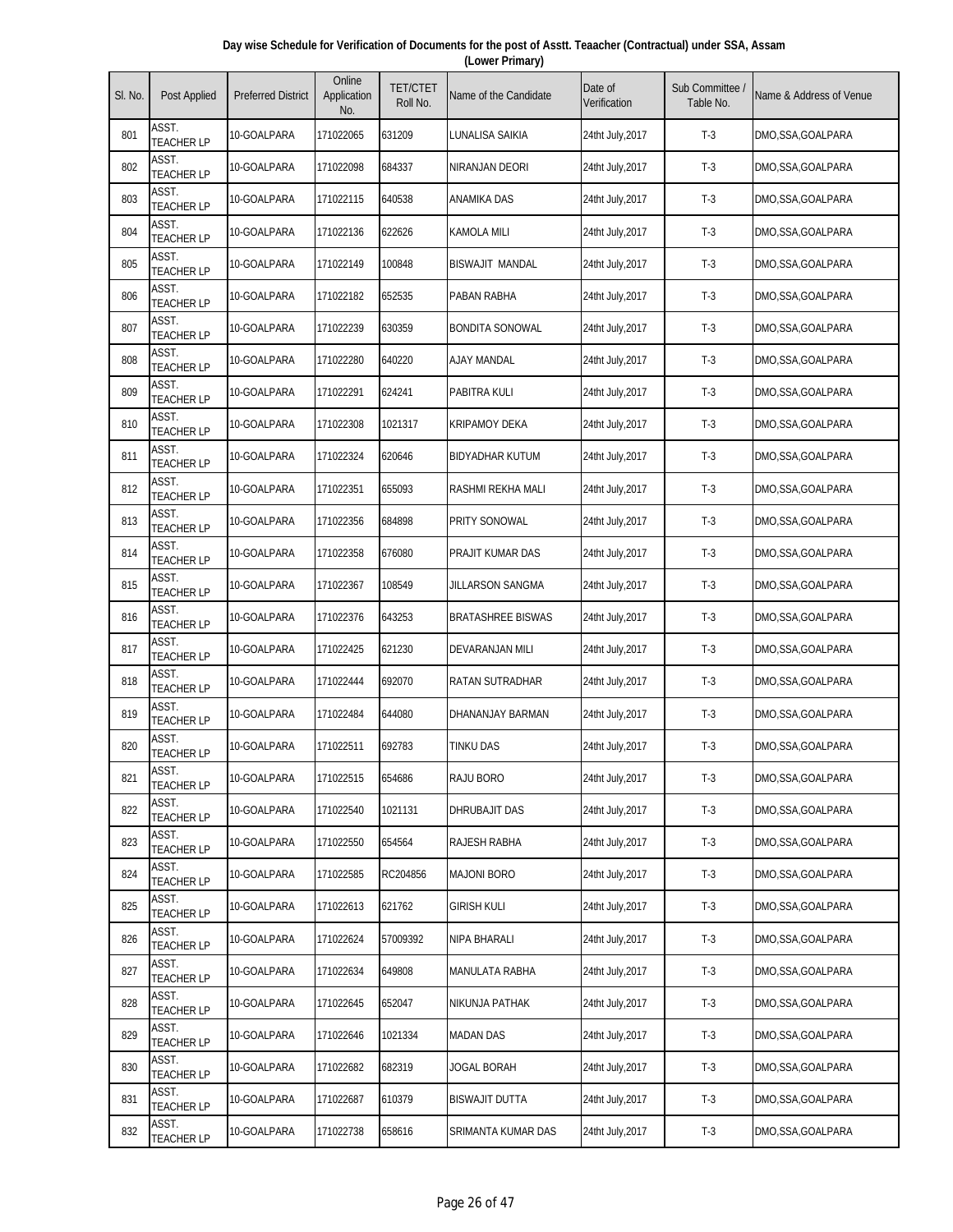**Day wise Schedule for Verification of Documents for the post of Asstt. Teaacher (Contractual) under SSA, Assam (Lower Primary)**

| Sl. No. | Post Applied | Preferred District | Online Application No. | TET/CTET Roll No. | Name of the Candidate | Date of Verification | Sub Committee / Table No. | Name & Address of Venue |
|---|---|---|---|---|---|---|---|---|
| 801 | ASST. TEACHER LP | 10-GOALPARA | 171022065 | 631209 | LUNALISA SAIKIA | 24tht July,2017 | T-3 | DMO,SSA,GOALPARA |
| 802 | ASST. TEACHER LP | 10-GOALPARA | 171022098 | 684337 | NIRANJAN DEORI | 24tht July,2017 | T-3 | DMO,SSA,GOALPARA |
| 803 | ASST. TEACHER LP | 10-GOALPARA | 171022115 | 640538 | ANAMIKA DAS | 24tht July,2017 | T-3 | DMO,SSA,GOALPARA |
| 804 | ASST. TEACHER LP | 10-GOALPARA | 171022136 | 622626 | KAMOLA MILI | 24tht July,2017 | T-3 | DMO,SSA,GOALPARA |
| 805 | ASST. TEACHER LP | 10-GOALPARA | 171022149 | 100848 | BISWAJIT MANDAL | 24tht July,2017 | T-3 | DMO,SSA,GOALPARA |
| 806 | ASST. TEACHER LP | 10-GOALPARA | 171022182 | 652535 | PABAN RABHA | 24tht July,2017 | T-3 | DMO,SSA,GOALPARA |
| 807 | ASST. TEACHER LP | 10-GOALPARA | 171022239 | 630359 | BONDITA SONOWAL | 24tht July,2017 | T-3 | DMO,SSA,GOALPARA |
| 808 | ASST. TEACHER LP | 10-GOALPARA | 171022280 | 640220 | AJAY MANDAL | 24tht July,2017 | T-3 | DMO,SSA,GOALPARA |
| 809 | ASST. TEACHER LP | 10-GOALPARA | 171022291 | 624241 | PABITRA KULI | 24tht July,2017 | T-3 | DMO,SSA,GOALPARA |
| 810 | ASST. TEACHER LP | 10-GOALPARA | 171022308 | 1021317 | KRIPAMOY DEKA | 24tht July,2017 | T-3 | DMO,SSA,GOALPARA |
| 811 | ASST. TEACHER LP | 10-GOALPARA | 171022324 | 620646 | BIDYADHAR KUTUM | 24tht July,2017 | T-3 | DMO,SSA,GOALPARA |
| 812 | ASST. TEACHER LP | 10-GOALPARA | 171022351 | 655093 | RASHMI REKHA MALI | 24tht July,2017 | T-3 | DMO,SSA,GOALPARA |
| 813 | ASST. TEACHER LP | 10-GOALPARA | 171022356 | 684898 | PRITY SONOWAL | 24tht July,2017 | T-3 | DMO,SSA,GOALPARA |
| 814 | ASST. TEACHER LP | 10-GOALPARA | 171022358 | 676080 | PRAJIT KUMAR DAS | 24tht July,2017 | T-3 | DMO,SSA,GOALPARA |
| 815 | ASST. TEACHER LP | 10-GOALPARA | 171022367 | 108549 | JILLARSON SANGMA | 24tht July,2017 | T-3 | DMO,SSA,GOALPARA |
| 816 | ASST. TEACHER LP | 10-GOALPARA | 171022376 | 643253 | BRATASHREE BISWAS | 24tht July,2017 | T-3 | DMO,SSA,GOALPARA |
| 817 | ASST. TEACHER LP | 10-GOALPARA | 171022425 | 621230 | DEVARANJAN MILI | 24tht July,2017 | T-3 | DMO,SSA,GOALPARA |
| 818 | ASST. TEACHER LP | 10-GOALPARA | 171022444 | 692070 | RATAN SUTRADHAR | 24tht July,2017 | T-3 | DMO,SSA,GOALPARA |
| 819 | ASST. TEACHER LP | 10-GOALPARA | 171022484 | 644080 | DHANANJAY BARMAN | 24tht July,2017 | T-3 | DMO,SSA,GOALPARA |
| 820 | ASST. TEACHER LP | 10-GOALPARA | 171022511 | 692783 | TINKU DAS | 24tht July,2017 | T-3 | DMO,SSA,GOALPARA |
| 821 | ASST. TEACHER LP | 10-GOALPARA | 171022515 | 654686 | RAJU BORO | 24tht July,2017 | T-3 | DMO,SSA,GOALPARA |
| 822 | ASST. TEACHER LP | 10-GOALPARA | 171022540 | 1021131 | DHRUBAJIT DAS | 24tht July,2017 | T-3 | DMO,SSA,GOALPARA |
| 823 | ASST. TEACHER LP | 10-GOALPARA | 171022550 | 654564 | RAJESH RABHA | 24tht July,2017 | T-3 | DMO,SSA,GOALPARA |
| 824 | ASST. TEACHER LP | 10-GOALPARA | 171022585 | RC204856 | MAJONI BORO | 24tht July,2017 | T-3 | DMO,SSA,GOALPARA |
| 825 | ASST. TEACHER LP | 10-GOALPARA | 171022613 | 621762 | GIRISH KULI | 24tht July,2017 | T-3 | DMO,SSA,GOALPARA |
| 826 | ASST. TEACHER LP | 10-GOALPARA | 171022624 | 57009392 | NIPA BHARALI | 24tht July,2017 | T-3 | DMO,SSA,GOALPARA |
| 827 | ASST. TEACHER LP | 10-GOALPARA | 171022634 | 649808 | MANULATA RABHA | 24tht July,2017 | T-3 | DMO,SSA,GOALPARA |
| 828 | ASST. TEACHER LP | 10-GOALPARA | 171022645 | 652047 | NIKUNJA PATHAK | 24tht July,2017 | T-3 | DMO,SSA,GOALPARA |
| 829 | ASST. TEACHER LP | 10-GOALPARA | 171022646 | 1021334 | MADAN DAS | 24tht July,2017 | T-3 | DMO,SSA,GOALPARA |
| 830 | ASST. TEACHER LP | 10-GOALPARA | 171022682 | 682319 | JOGAL BORAH | 24tht July,2017 | T-3 | DMO,SSA,GOALPARA |
| 831 | ASST. TEACHER LP | 10-GOALPARA | 171022687 | 610379 | BISWAJIT DUTTA | 24tht July,2017 | T-3 | DMO,SSA,GOALPARA |
| 832 | ASST. TEACHER LP | 10-GOALPARA | 171022738 | 658616 | SRIMANTA KUMAR DAS | 24tht July,2017 | T-3 | DMO,SSA,GOALPARA |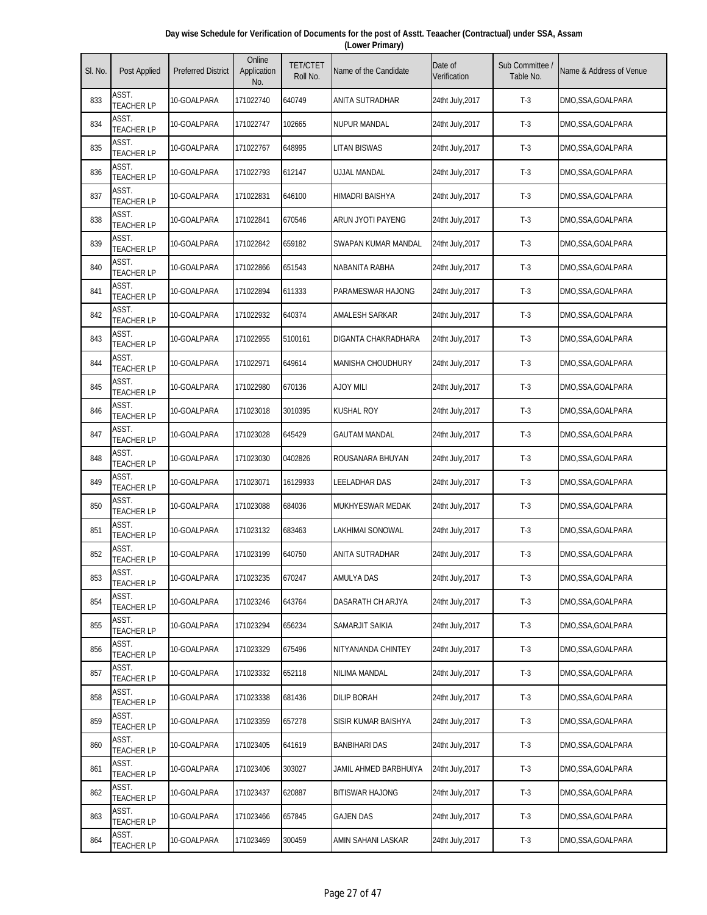Day wise Schedule for Verification of Documents for the post of Asstt. Teaacher (Contractual) under SSA, Assam (Lower Primary)

| Sl. No. | Post Applied | Preferred District | Online Application No. | TET/CTET Roll No. | Name of the Candidate | Date of Verification | Sub Committee / Table No. | Name & Address of Venue |
|---|---|---|---|---|---|---|---|---|
| 833 | ASST. TEACHER LP | 10-GOALPARA | 171022740 | 640749 | ANITA SUTRADHAR | 24tht July,2017 | T-3 | DMO,SSA,GOALPARA |
| 834 | ASST. TEACHER LP | 10-GOALPARA | 171022747 | 102665 | NUPUR MANDAL | 24tht July,2017 | T-3 | DMO,SSA,GOALPARA |
| 835 | ASST. TEACHER LP | 10-GOALPARA | 171022767 | 648995 | LITAN BISWAS | 24tht July,2017 | T-3 | DMO,SSA,GOALPARA |
| 836 | ASST. TEACHER LP | 10-GOALPARA | 171022793 | 612147 | UJJAL MANDAL | 24tht July,2017 | T-3 | DMO,SSA,GOALPARA |
| 837 | ASST. TEACHER LP | 10-GOALPARA | 171022831 | 646100 | HIMADRI BAISHYA | 24tht July,2017 | T-3 | DMO,SSA,GOALPARA |
| 838 | ASST. TEACHER LP | 10-GOALPARA | 171022841 | 670546 | ARUN JYOTI PAYENG | 24tht July,2017 | T-3 | DMO,SSA,GOALPARA |
| 839 | ASST. TEACHER LP | 10-GOALPARA | 171022842 | 659182 | SWAPAN KUMAR MANDAL | 24tht July,2017 | T-3 | DMO,SSA,GOALPARA |
| 840 | ASST. TEACHER LP | 10-GOALPARA | 171022866 | 651543 | NABANITA RABHA | 24tht July,2017 | T-3 | DMO,SSA,GOALPARA |
| 841 | ASST. TEACHER LP | 10-GOALPARA | 171022894 | 611333 | PARAMESWAR HAJONG | 24tht July,2017 | T-3 | DMO,SSA,GOALPARA |
| 842 | ASST. TEACHER LP | 10-GOALPARA | 171022932 | 640374 | AMALESH SARKAR | 24tht July,2017 | T-3 | DMO,SSA,GOALPARA |
| 843 | ASST. TEACHER LP | 10-GOALPARA | 171022955 | 5100161 | DIGANTA CHAKRADHARA | 24tht July,2017 | T-3 | DMO,SSA,GOALPARA |
| 844 | ASST. TEACHER LP | 10-GOALPARA | 171022971 | 649614 | MANISHA CHOUDHURY | 24tht July,2017 | T-3 | DMO,SSA,GOALPARA |
| 845 | ASST. TEACHER LP | 10-GOALPARA | 171022980 | 670136 | AJOY MILI | 24tht July,2017 | T-3 | DMO,SSA,GOALPARA |
| 846 | ASST. TEACHER LP | 10-GOALPARA | 171023018 | 3010395 | KUSHAL ROY | 24tht July,2017 | T-3 | DMO,SSA,GOALPARA |
| 847 | ASST. TEACHER LP | 10-GOALPARA | 171023028 | 645429 | GAUTAM MANDAL | 24tht July,2017 | T-3 | DMO,SSA,GOALPARA |
| 848 | ASST. TEACHER LP | 10-GOALPARA | 171023030 | 0402826 | ROUSANARA BHUYAN | 24tht July,2017 | T-3 | DMO,SSA,GOALPARA |
| 849 | ASST. TEACHER LP | 10-GOALPARA | 171023071 | 16129933 | LEELADHAR DAS | 24tht July,2017 | T-3 | DMO,SSA,GOALPARA |
| 850 | ASST. TEACHER LP | 10-GOALPARA | 171023088 | 684036 | MUKHYESWAR MEDAK | 24tht July,2017 | T-3 | DMO,SSA,GOALPARA |
| 851 | ASST. TEACHER LP | 10-GOALPARA | 171023132 | 683463 | LAKHIMAI SONOWAL | 24tht July,2017 | T-3 | DMO,SSA,GOALPARA |
| 852 | ASST. TEACHER LP | 10-GOALPARA | 171023199 | 640750 | ANITA SUTRADHAR | 24tht July,2017 | T-3 | DMO,SSA,GOALPARA |
| 853 | ASST. TEACHER LP | 10-GOALPARA | 171023235 | 670247 | AMULYA DAS | 24tht July,2017 | T-3 | DMO,SSA,GOALPARA |
| 854 | ASST. TEACHER LP | 10-GOALPARA | 171023246 | 643764 | DASARATH CH ARJYA | 24tht July,2017 | T-3 | DMO,SSA,GOALPARA |
| 855 | ASST. TEACHER LP | 10-GOALPARA | 171023294 | 656234 | SAMARJIT SAIKIA | 24tht July,2017 | T-3 | DMO,SSA,GOALPARA |
| 856 | ASST. TEACHER LP | 10-GOALPARA | 171023329 | 675496 | NITYANANDA CHINTEY | 24tht July,2017 | T-3 | DMO,SSA,GOALPARA |
| 857 | ASST. TEACHER LP | 10-GOALPARA | 171023332 | 652118 | NILIMA MANDAL | 24tht July,2017 | T-3 | DMO,SSA,GOALPARA |
| 858 | ASST. TEACHER LP | 10-GOALPARA | 171023338 | 681436 | DILIP BORAH | 24tht July,2017 | T-3 | DMO,SSA,GOALPARA |
| 859 | ASST. TEACHER LP | 10-GOALPARA | 171023359 | 657278 | SISIR KUMAR BAISHYA | 24tht July,2017 | T-3 | DMO,SSA,GOALPARA |
| 860 | ASST. TEACHER LP | 10-GOALPARA | 171023405 | 641619 | BANBIHARI DAS | 24tht July,2017 | T-3 | DMO,SSA,GOALPARA |
| 861 | ASST. TEACHER LP | 10-GOALPARA | 171023406 | 303027 | JAMIL AHMED BARBHUIYA | 24tht July,2017 | T-3 | DMO,SSA,GOALPARA |
| 862 | ASST. TEACHER LP | 10-GOALPARA | 171023437 | 620887 | BITISWAR HAJONG | 24tht July,2017 | T-3 | DMO,SSA,GOALPARA |
| 863 | ASST. TEACHER LP | 10-GOALPARA | 171023466 | 657845 | GAJEN DAS | 24tht July,2017 | T-3 | DMO,SSA,GOALPARA |
| 864 | ASST. TEACHER LP | 10-GOALPARA | 171023469 | 300459 | AMIN SAHANI LASKAR | 24tht July,2017 | T-3 | DMO,SSA,GOALPARA |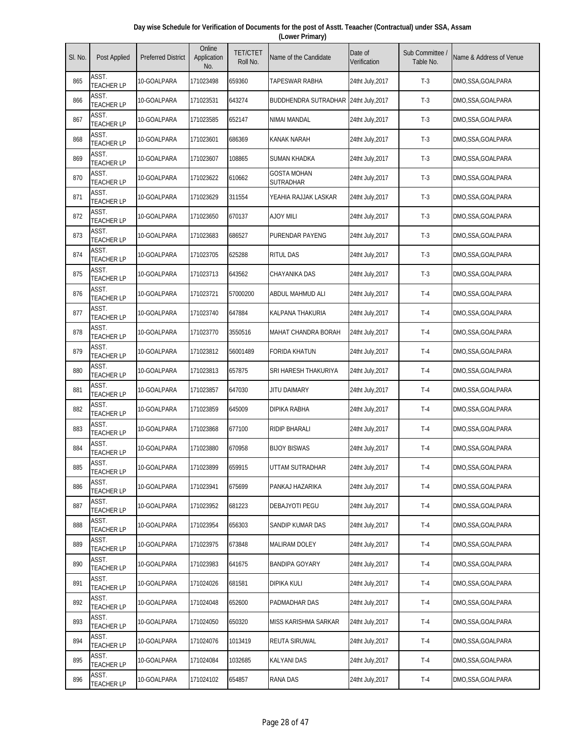**Day wise Schedule for Verification of Documents for the post of Asstt. Teaacher (Contractual) under SSA, Assam (Lower Primary)**

| Sl. No. | Post Applied | Preferred District | Online Application No. | TET/CTET Roll No. | Name of the Candidate | Date of Verification | Sub Committee / Table No. | Name & Address of Venue |
|---|---|---|---|---|---|---|---|---|
| 865 | ASST. TEACHER LP | 10-GOALPARA | 171023498 | 659360 | TAPESWAR RABHA | 24tht July,2017 | T-3 | DMO,SSA,GOALPARA |
| 866 | ASST. TEACHER LP | 10-GOALPARA | 171023531 | 643274 | BUDDHENDRA SUTRADHAR | 24tht July,2017 | T-3 | DMO,SSA,GOALPARA |
| 867 | ASST. TEACHER LP | 10-GOALPARA | 171023585 | 652147 | NIMAI MANDAL | 24tht July,2017 | T-3 | DMO,SSA,GOALPARA |
| 868 | ASST. TEACHER LP | 10-GOALPARA | 171023601 | 686369 | KANAK NARAH | 24tht July,2017 | T-3 | DMO,SSA,GOALPARA |
| 869 | ASST. TEACHER LP | 10-GOALPARA | 171023607 | 108865 | SUMAN KHADKA | 24tht July,2017 | T-3 | DMO,SSA,GOALPARA |
| 870 | ASST. TEACHER LP | 10-GOALPARA | 171023622 | 610662 | GOSTA MOHAN SUTRADHAR | 24tht July,2017 | T-3 | DMO,SSA,GOALPARA |
| 871 | ASST. TEACHER LP | 10-GOALPARA | 171023629 | 311554 | YEAHIA RAJJAK LASKAR | 24tht July,2017 | T-3 | DMO,SSA,GOALPARA |
| 872 | ASST. TEACHER LP | 10-GOALPARA | 171023650 | 670137 | AJOY MILI | 24tht July,2017 | T-3 | DMO,SSA,GOALPARA |
| 873 | ASST. TEACHER LP | 10-GOALPARA | 171023683 | 686527 | PURENDAR PAYENG | 24tht July,2017 | T-3 | DMO,SSA,GOALPARA |
| 874 | ASST. TEACHER LP | 10-GOALPARA | 171023705 | 625288 | RITUL DAS | 24tht July,2017 | T-3 | DMO,SSA,GOALPARA |
| 875 | ASST. TEACHER LP | 10-GOALPARA | 171023713 | 643562 | CHAYANIKA DAS | 24tht July,2017 | T-3 | DMO,SSA,GOALPARA |
| 876 | ASST. TEACHER LP | 10-GOALPARA | 171023721 | 57000200 | ABDUL MAHMUD ALI | 24tht July,2017 | T-4 | DMO,SSA,GOALPARA |
| 877 | ASST. TEACHER LP | 10-GOALPARA | 171023740 | 647884 | KALPANA THAKURIA | 24tht July,2017 | T-4 | DMO,SSA,GOALPARA |
| 878 | ASST. TEACHER LP | 10-GOALPARA | 171023770 | 3550516 | MAHAT CHANDRA BORAH | 24tht July,2017 | T-4 | DMO,SSA,GOALPARA |
| 879 | ASST. TEACHER LP | 10-GOALPARA | 171023812 | 56001489 | FORIDA KHATUN | 24tht July,2017 | T-4 | DMO,SSA,GOALPARA |
| 880 | ASST. TEACHER LP | 10-GOALPARA | 171023813 | 657875 | SRI HARESH THAKURIYA | 24tht July,2017 | T-4 | DMO,SSA,GOALPARA |
| 881 | ASST. TEACHER LP | 10-GOALPARA | 171023857 | 647030 | JITU DAIMARY | 24tht July,2017 | T-4 | DMO,SSA,GOALPARA |
| 882 | ASST. TEACHER LP | 10-GOALPARA | 171023859 | 645009 | DIPIKA RABHA | 24tht July,2017 | T-4 | DMO,SSA,GOALPARA |
| 883 | ASST. TEACHER LP | 10-GOALPARA | 171023868 | 677100 | RIDIP BHARALI | 24tht July,2017 | T-4 | DMO,SSA,GOALPARA |
| 884 | ASST. TEACHER LP | 10-GOALPARA | 171023880 | 670958 | BIJOY BISWAS | 24tht July,2017 | T-4 | DMO,SSA,GOALPARA |
| 885 | ASST. TEACHER LP | 10-GOALPARA | 171023899 | 659915 | UTTAM SUTRADHAR | 24tht July,2017 | T-4 | DMO,SSA,GOALPARA |
| 886 | ASST. TEACHER LP | 10-GOALPARA | 171023941 | 675699 | PANKAJ HAZARIKA | 24tht July,2017 | T-4 | DMO,SSA,GOALPARA |
| 887 | ASST. TEACHER LP | 10-GOALPARA | 171023952 | 681223 | DEBAJYOTI PEGU | 24tht July,2017 | T-4 | DMO,SSA,GOALPARA |
| 888 | ASST. TEACHER LP | 10-GOALPARA | 171023954 | 656303 | SANDIP KUMAR DAS | 24tht July,2017 | T-4 | DMO,SSA,GOALPARA |
| 889 | ASST. TEACHER LP | 10-GOALPARA | 171023975 | 673848 | MALIRAM DOLEY | 24tht July,2017 | T-4 | DMO,SSA,GOALPARA |
| 890 | ASST. TEACHER LP | 10-GOALPARA | 171023983 | 641675 | BANDIPA GOYARY | 24tht July,2017 | T-4 | DMO,SSA,GOALPARA |
| 891 | ASST. TEACHER LP | 10-GOALPARA | 171024026 | 681581 | DIPIKA KULI | 24tht July,2017 | T-4 | DMO,SSA,GOALPARA |
| 892 | ASST. TEACHER LP | 10-GOALPARA | 171024048 | 652600 | PADMADHAR DAS | 24tht July,2017 | T-4 | DMO,SSA,GOALPARA |
| 893 | ASST. TEACHER LP | 10-GOALPARA | 171024050 | 650320 | MISS KARISHMA SARKAR | 24tht July,2017 | T-4 | DMO,SSA,GOALPARA |
| 894 | ASST. TEACHER LP | 10-GOALPARA | 171024076 | 1013419 | REUTA SIRUWAL | 24tht July,2017 | T-4 | DMO,SSA,GOALPARA |
| 895 | ASST. TEACHER LP | 10-GOALPARA | 171024084 | 1032685 | KALYANI DAS | 24tht July,2017 | T-4 | DMO,SSA,GOALPARA |
| 896 | ASST. TEACHER LP | 10-GOALPARA | 171024102 | 654857 | RANA DAS | 24tht July,2017 | T-4 | DMO,SSA,GOALPARA |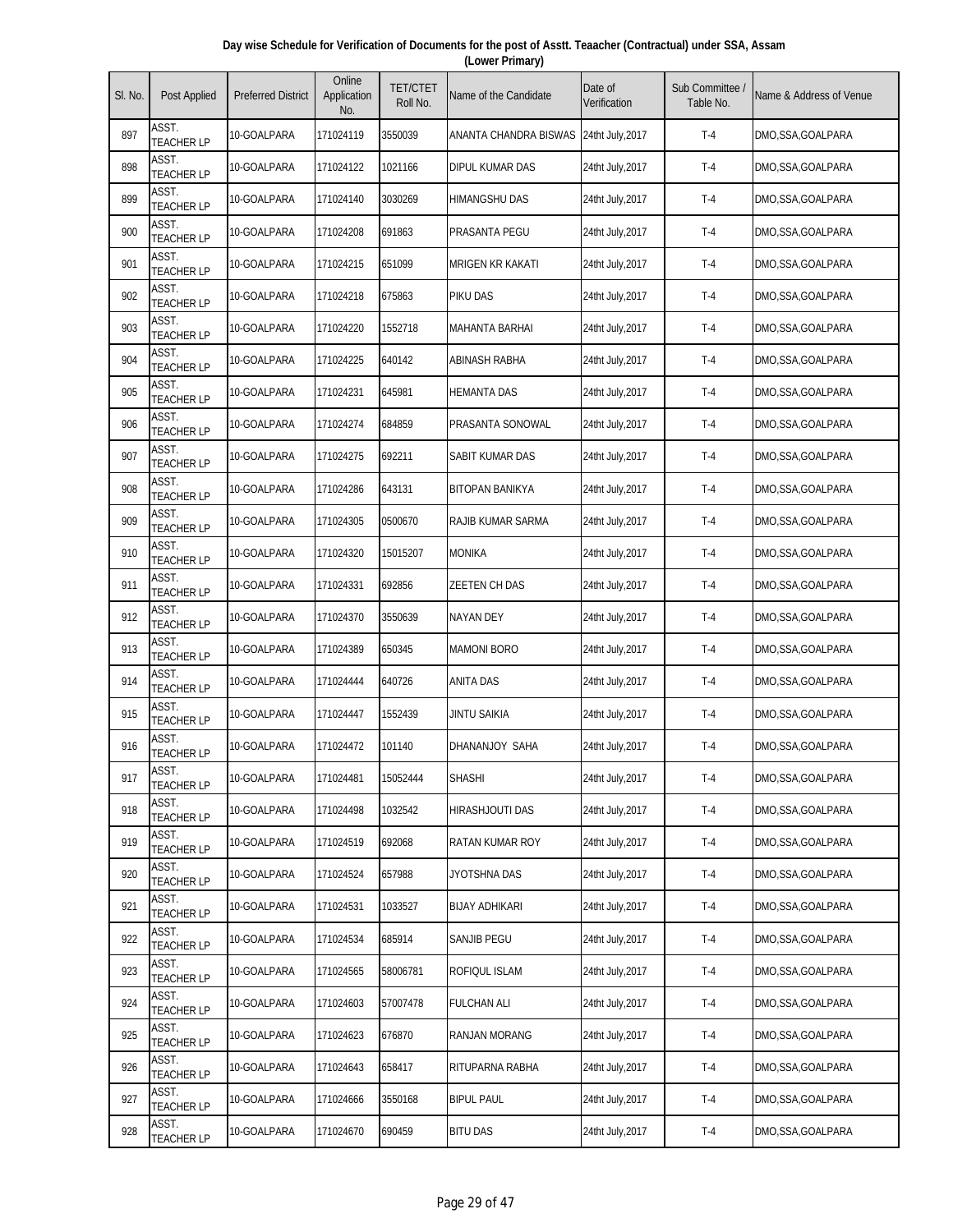**Day wise Schedule for Verification of Documents for the post of Asstt. Teaacher (Contractual) under SSA, Assam (Lower Primary)**

| Sl. No. | Post Applied | Preferred District | Online Application No. | TET/CTET Roll No. | Name of the Candidate | Date of Verification | Sub Committee / Table No. | Name & Address of Venue |
|---|---|---|---|---|---|---|---|---|
| 897 | ASST. TEACHER LP | 10-GOALPARA | 171024119 | 3550039 | ANANTA CHANDRA BISWAS | 24tht July,2017 | T-4 | DMO,SSA,GOALPARA |
| 898 | ASST. TEACHER LP | 10-GOALPARA | 171024122 | 1021166 | DIPUL KUMAR DAS | 24tht July,2017 | T-4 | DMO,SSA,GOALPARA |
| 899 | ASST. TEACHER LP | 10-GOALPARA | 171024140 | 3030269 | HIMANGSHU DAS | 24tht July,2017 | T-4 | DMO,SSA,GOALPARA |
| 900 | ASST. TEACHER LP | 10-GOALPARA | 171024208 | 691863 | PRASANTA PEGU | 24tht July,2017 | T-4 | DMO,SSA,GOALPARA |
| 901 | ASST. TEACHER LP | 10-GOALPARA | 171024215 | 651099 | MRIGEN KR KAKATI | 24tht July,2017 | T-4 | DMO,SSA,GOALPARA |
| 902 | ASST. TEACHER LP | 10-GOALPARA | 171024218 | 675863 | PIKU DAS | 24tht July,2017 | T-4 | DMO,SSA,GOALPARA |
| 903 | ASST. TEACHER LP | 10-GOALPARA | 171024220 | 1552718 | MAHANTA BARHAI | 24tht July,2017 | T-4 | DMO,SSA,GOALPARA |
| 904 | ASST. TEACHER LP | 10-GOALPARA | 171024225 | 640142 | ABINASH RABHA | 24tht July,2017 | T-4 | DMO,SSA,GOALPARA |
| 905 | ASST. TEACHER LP | 10-GOALPARA | 171024231 | 645981 | HEMANTA DAS | 24tht July,2017 | T-4 | DMO,SSA,GOALPARA |
| 906 | ASST. TEACHER LP | 10-GOALPARA | 171024274 | 684859 | PRASANTA SONOWAL | 24tht July,2017 | T-4 | DMO,SSA,GOALPARA |
| 907 | ASST. TEACHER LP | 10-GOALPARA | 171024275 | 692211 | SABIT KUMAR DAS | 24tht July,2017 | T-4 | DMO,SSA,GOALPARA |
| 908 | ASST. TEACHER LP | 10-GOALPARA | 171024286 | 643131 | BITOPAN BANIKYA | 24tht July,2017 | T-4 | DMO,SSA,GOALPARA |
| 909 | ASST. TEACHER LP | 10-GOALPARA | 171024305 | 0500670 | RAJIB KUMAR SARMA | 24tht July,2017 | T-4 | DMO,SSA,GOALPARA |
| 910 | ASST. TEACHER LP | 10-GOALPARA | 171024320 | 15015207 | MONIKA | 24tht July,2017 | T-4 | DMO,SSA,GOALPARA |
| 911 | ASST. TEACHER LP | 10-GOALPARA | 171024331 | 692856 | ZEETEN CH DAS | 24tht July,2017 | T-4 | DMO,SSA,GOALPARA |
| 912 | ASST. TEACHER LP | 10-GOALPARA | 171024370 | 3550639 | NAYAN DEY | 24tht July,2017 | T-4 | DMO,SSA,GOALPARA |
| 913 | ASST. TEACHER LP | 10-GOALPARA | 171024389 | 650345 | MAMONI BORO | 24tht July,2017 | T-4 | DMO,SSA,GOALPARA |
| 914 | ASST. TEACHER LP | 10-GOALPARA | 171024444 | 640726 | ANITA DAS | 24tht July,2017 | T-4 | DMO,SSA,GOALPARA |
| 915 | ASST. TEACHER LP | 10-GOALPARA | 171024447 | 1552439 | JINTU SAIKIA | 24tht July,2017 | T-4 | DMO,SSA,GOALPARA |
| 916 | ASST. TEACHER LP | 10-GOALPARA | 171024472 | 101140 | DHANANJOY SAHA | 24tht July,2017 | T-4 | DMO,SSA,GOALPARA |
| 917 | ASST. TEACHER LP | 10-GOALPARA | 171024481 | 15052444 | SHASHI | 24tht July,2017 | T-4 | DMO,SSA,GOALPARA |
| 918 | ASST. TEACHER LP | 10-GOALPARA | 171024498 | 1032542 | HIRASHJOUTI DAS | 24tht July,2017 | T-4 | DMO,SSA,GOALPARA |
| 919 | ASST. TEACHER LP | 10-GOALPARA | 171024519 | 692068 | RATAN KUMAR ROY | 24tht July,2017 | T-4 | DMO,SSA,GOALPARA |
| 920 | ASST. TEACHER LP | 10-GOALPARA | 171024524 | 657988 | JYOTSHNA DAS | 24tht July,2017 | T-4 | DMO,SSA,GOALPARA |
| 921 | ASST. TEACHER LP | 10-GOALPARA | 171024531 | 1033527 | BIJAY ADHIKARI | 24tht July,2017 | T-4 | DMO,SSA,GOALPARA |
| 922 | ASST. TEACHER LP | 10-GOALPARA | 171024534 | 685914 | SANJIB PEGU | 24tht July,2017 | T-4 | DMO,SSA,GOALPARA |
| 923 | ASST. TEACHER LP | 10-GOALPARA | 171024565 | 58006781 | ROFIQUL ISLAM | 24tht July,2017 | T-4 | DMO,SSA,GOALPARA |
| 924 | ASST. TEACHER LP | 10-GOALPARA | 171024603 | 57007478 | FULCHAN ALI | 24tht July,2017 | T-4 | DMO,SSA,GOALPARA |
| 925 | ASST. TEACHER LP | 10-GOALPARA | 171024623 | 676870 | RANJAN MORANG | 24tht July,2017 | T-4 | DMO,SSA,GOALPARA |
| 926 | ASST. TEACHER LP | 10-GOALPARA | 171024643 | 658417 | RITUPARNA RABHA | 24tht July,2017 | T-4 | DMO,SSA,GOALPARA |
| 927 | ASST. TEACHER LP | 10-GOALPARA | 171024666 | 3550168 | BIPUL PAUL | 24tht July,2017 | T-4 | DMO,SSA,GOALPARA |
| 928 | ASST. TEACHER LP | 10-GOALPARA | 171024670 | 690459 | BITU DAS | 24tht July,2017 | T-4 | DMO,SSA,GOALPARA |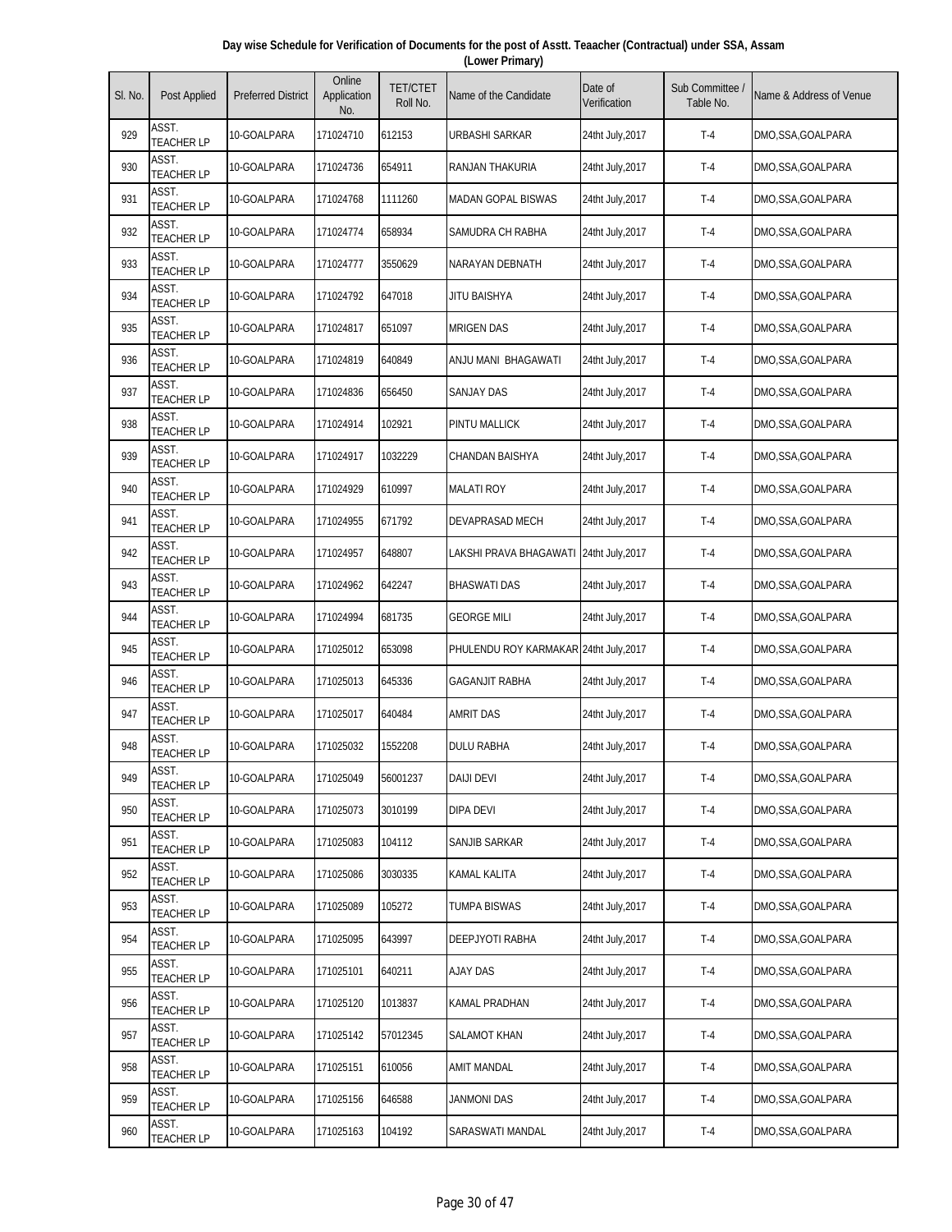**Day wise Schedule for Verification of Documents for the post of Asstt. Teaacher (Contractual) under SSA, Assam (Lower Primary)**

| Sl. No. | Post Applied | Preferred District | Online Application No. | TET/CTET Roll No. | Name of the Candidate | Date of Verification | Sub Committee / Table No. | Name & Address of Venue |
|---|---|---|---|---|---|---|---|---|
| 929 | ASST. TEACHER LP | 10-GOALPARA | 171024710 | 612153 | URBASHI SARKAR | 24tht July,2017 | T-4 | DMO,SSA,GOALPARA |
| 930 | ASST. TEACHER LP | 10-GOALPARA | 171024736 | 654911 | RANJAN THAKURIA | 24tht July,2017 | T-4 | DMO,SSA,GOALPARA |
| 931 | ASST. TEACHER LP | 10-GOALPARA | 171024768 | 1111260 | MADAN GOPAL BISWAS | 24tht July,2017 | T-4 | DMO,SSA,GOALPARA |
| 932 | ASST. TEACHER LP | 10-GOALPARA | 171024774 | 658934 | SAMUDRA CH RABHA | 24tht July,2017 | T-4 | DMO,SSA,GOALPARA |
| 933 | ASST. TEACHER LP | 10-GOALPARA | 171024777 | 3550629 | NARAYAN DEBNATH | 24tht July,2017 | T-4 | DMO,SSA,GOALPARA |
| 934 | ASST. TEACHER LP | 10-GOALPARA | 171024792 | 647018 | JITU BAISHYA | 24tht July,2017 | T-4 | DMO,SSA,GOALPARA |
| 935 | ASST. TEACHER LP | 10-GOALPARA | 171024817 | 651097 | MRIGEN DAS | 24tht July,2017 | T-4 | DMO,SSA,GOALPARA |
| 936 | ASST. TEACHER LP | 10-GOALPARA | 171024819 | 640849 | ANJU MANI BHAGAWATI | 24tht July,2017 | T-4 | DMO,SSA,GOALPARA |
| 937 | ASST. TEACHER LP | 10-GOALPARA | 171024836 | 656450 | SANJAY DAS | 24tht July,2017 | T-4 | DMO,SSA,GOALPARA |
| 938 | ASST. TEACHER LP | 10-GOALPARA | 171024914 | 102921 | PINTU MALLICK | 24tht July,2017 | T-4 | DMO,SSA,GOALPARA |
| 939 | ASST. TEACHER LP | 10-GOALPARA | 171024917 | 1032229 | CHANDAN BAISHYA | 24tht July,2017 | T-4 | DMO,SSA,GOALPARA |
| 940 | ASST. TEACHER LP | 10-GOALPARA | 171024929 | 610997 | MALATI ROY | 24tht July,2017 | T-4 | DMO,SSA,GOALPARA |
| 941 | ASST. TEACHER LP | 10-GOALPARA | 171024955 | 671792 | DEVAPRASAD MECH | 24tht July,2017 | T-4 | DMO,SSA,GOALPARA |
| 942 | ASST. TEACHER LP | 10-GOALPARA | 171024957 | 648807 | LAKSHI PRAVA BHAGAWATI | 24tht July,2017 | T-4 | DMO,SSA,GOALPARA |
| 943 | ASST. TEACHER LP | 10-GOALPARA | 171024962 | 642247 | BHASWATI DAS | 24tht July,2017 | T-4 | DMO,SSA,GOALPARA |
| 944 | ASST. TEACHER LP | 10-GOALPARA | 171024994 | 681735 | GEORGE MILI | 24tht July,2017 | T-4 | DMO,SSA,GOALPARA |
| 945 | ASST. TEACHER LP | 10-GOALPARA | 171025012 | 653098 | PHULENDU ROY KARMAKAR | 24tht July,2017 | T-4 | DMO,SSA,GOALPARA |
| 946 | ASST. TEACHER LP | 10-GOALPARA | 171025013 | 645336 | GAGANJIT RABHA | 24tht July,2017 | T-4 | DMO,SSA,GOALPARA |
| 947 | ASST. TEACHER LP | 10-GOALPARA | 171025017 | 640484 | AMRIT DAS | 24tht July,2017 | T-4 | DMO,SSA,GOALPARA |
| 948 | ASST. TEACHER LP | 10-GOALPARA | 171025032 | 1552208 | DULU RABHA | 24tht July,2017 | T-4 | DMO,SSA,GOALPARA |
| 949 | ASST. TEACHER LP | 10-GOALPARA | 171025049 | 56001237 | DAIJI DEVI | 24tht July,2017 | T-4 | DMO,SSA,GOALPARA |
| 950 | ASST. TEACHER LP | 10-GOALPARA | 171025073 | 3010199 | DIPA DEVI | 24tht July,2017 | T-4 | DMO,SSA,GOALPARA |
| 951 | ASST. TEACHER LP | 10-GOALPARA | 171025083 | 104112 | SANJIB SARKAR | 24tht July,2017 | T-4 | DMO,SSA,GOALPARA |
| 952 | ASST. TEACHER LP | 10-GOALPARA | 171025086 | 3030335 | KAMAL KALITA | 24tht July,2017 | T-4 | DMO,SSA,GOALPARA |
| 953 | ASST. TEACHER LP | 10-GOALPARA | 171025089 | 105272 | TUMPA BISWAS | 24tht July,2017 | T-4 | DMO,SSA,GOALPARA |
| 954 | ASST. TEACHER LP | 10-GOALPARA | 171025095 | 643997 | DEEPJYOTI RABHA | 24tht July,2017 | T-4 | DMO,SSA,GOALPARA |
| 955 | ASST. TEACHER LP | 10-GOALPARA | 171025101 | 640211 | AJAY DAS | 24tht July,2017 | T-4 | DMO,SSA,GOALPARA |
| 956 | ASST. TEACHER LP | 10-GOALPARA | 171025120 | 1013837 | KAMAL PRADHAN | 24tht July,2017 | T-4 | DMO,SSA,GOALPARA |
| 957 | ASST. TEACHER LP | 10-GOALPARA | 171025142 | 57012345 | SALAMOT KHAN | 24tht July,2017 | T-4 | DMO,SSA,GOALPARA |
| 958 | ASST. TEACHER LP | 10-GOALPARA | 171025151 | 610056 | AMIT MANDAL | 24tht July,2017 | T-4 | DMO,SSA,GOALPARA |
| 959 | ASST. TEACHER LP | 10-GOALPARA | 171025156 | 646588 | JANMONI DAS | 24tht July,2017 | T-4 | DMO,SSA,GOALPARA |
| 960 | ASST. TEACHER LP | 10-GOALPARA | 171025163 | 104192 | SARASWATI MANDAL | 24tht July,2017 | T-4 | DMO,SSA,GOALPARA |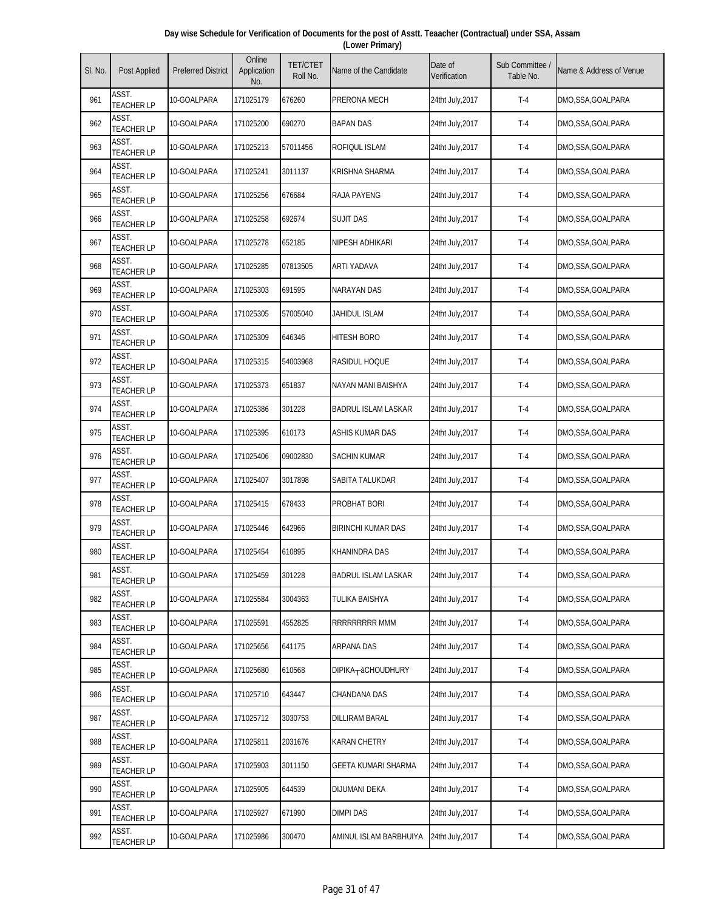**Day wise Schedule for Verification of Documents for the post of Asstt. Teaacher (Contractual) under SSA, Assam (Lower Primary)**

| Sl. No. | Post Applied | Preferred District | Online Application No. | TET/CTET Roll No. | Name of the Candidate | Date of Verification | Sub Committee / Table No. | Name & Address of Venue |
|---|---|---|---|---|---|---|---|---|
| 961 | ASST. TEACHER LP | 10-GOALPARA | 171025179 | 676260 | PRERONA MECH | 24tht July,2017 | T-4 | DMO,SSA,GOALPARA |
| 962 | ASST. TEACHER LP | 10-GOALPARA | 171025200 | 690270 | BAPAN DAS | 24tht July,2017 | T-4 | DMO,SSA,GOALPARA |
| 963 | ASST. TEACHER LP | 10-GOALPARA | 171025213 | 57011456 | ROFIQUL ISLAM | 24tht July,2017 | T-4 | DMO,SSA,GOALPARA |
| 964 | ASST. TEACHER LP | 10-GOALPARA | 171025241 | 3011137 | KRISHNA SHARMA | 24tht July,2017 | T-4 | DMO,SSA,GOALPARA |
| 965 | ASST. TEACHER LP | 10-GOALPARA | 171025256 | 676684 | RAJA PAYENG | 24tht July,2017 | T-4 | DMO,SSA,GOALPARA |
| 966 | ASST. TEACHER LP | 10-GOALPARA | 171025258 | 692674 | SUJIT DAS | 24tht July,2017 | T-4 | DMO,SSA,GOALPARA |
| 967 | ASST. TEACHER LP | 10-GOALPARA | 171025278 | 652185 | NIPESH ADHIKARI | 24tht July,2017 | T-4 | DMO,SSA,GOALPARA |
| 968 | ASST. TEACHER LP | 10-GOALPARA | 171025285 | 07813505 | ARTI YADAVA | 24tht July,2017 | T-4 | DMO,SSA,GOALPARA |
| 969 | ASST. TEACHER LP | 10-GOALPARA | 171025303 | 691595 | NARAYAN DAS | 24tht July,2017 | T-4 | DMO,SSA,GOALPARA |
| 970 | ASST. TEACHER LP | 10-GOALPARA | 171025305 | 57005040 | JAHIDUL ISLAM | 24tht July,2017 | T-4 | DMO,SSA,GOALPARA |
| 971 | ASST. TEACHER LP | 10-GOALPARA | 171025309 | 646346 | HITESH BORO | 24tht July,2017 | T-4 | DMO,SSA,GOALPARA |
| 972 | ASST. TEACHER LP | 10-GOALPARA | 171025315 | 54003968 | RASIDUL HOQUE | 24tht July,2017 | T-4 | DMO,SSA,GOALPARA |
| 973 | ASST. TEACHER LP | 10-GOALPARA | 171025373 | 651837 | NAYAN MANI BAISHYA | 24tht July,2017 | T-4 | DMO,SSA,GOALPARA |
| 974 | ASST. TEACHER LP | 10-GOALPARA | 171025386 | 301228 | BADRUL ISLAM LASKAR | 24tht July,2017 | T-4 | DMO,SSA,GOALPARA |
| 975 | ASST. TEACHER LP | 10-GOALPARA | 171025395 | 610173 | ASHIS KUMAR DAS | 24tht July,2017 | T-4 | DMO,SSA,GOALPARA |
| 976 | ASST. TEACHER LP | 10-GOALPARA | 171025406 | 09002830 | SACHIN KUMAR | 24tht July,2017 | T-4 | DMO,SSA,GOALPARA |
| 977 | ASST. TEACHER LP | 10-GOALPARA | 171025407 | 3017898 | SABITA TALUKDAR | 24tht July,2017 | T-4 | DMO,SSA,GOALPARA |
| 978 | ASST. TEACHER LP | 10-GOALPARA | 171025415 | 678433 | PROBHAT BORI | 24tht July,2017 | T-4 | DMO,SSA,GOALPARA |
| 979 | ASST. TEACHER LP | 10-GOALPARA | 171025446 | 642966 | BIRINCHI KUMAR DAS | 24tht July,2017 | T-4 | DMO,SSA,GOALPARA |
| 980 | ASST. TEACHER LP | 10-GOALPARA | 171025454 | 610895 | KHANINDRA DAS | 24tht July,2017 | T-4 | DMO,SSA,GOALPARA |
| 981 | ASST. TEACHER LP | 10-GOALPARA | 171025459 | 301228 | BADRUL ISLAM LASKAR | 24tht July,2017 | T-4 | DMO,SSA,GOALPARA |
| 982 | ASST. TEACHER LP | 10-GOALPARA | 171025584 | 3004363 | TULIKA BAISHYA | 24tht July,2017 | T-4 | DMO,SSA,GOALPARA |
| 983 | ASST. TEACHER LP | 10-GOALPARA | 171025591 | 4552825 | RRRRRRRRR MMM | 24tht July,2017 | T-4 | DMO,SSA,GOALPARA |
| 984 | ASST. TEACHER LP | 10-GOALPARA | 171025656 | 641175 | ARPANA DAS | 24tht July,2017 | T-4 | DMO,SSA,GOALPARA |
| 985 | ASST. TEACHER LP | 10-GOALPARA | 171025680 | 610568 | DIPIKA┬áCHOUDHURY | 24tht July,2017 | T-4 | DMO,SSA,GOALPARA |
| 986 | ASST. TEACHER LP | 10-GOALPARA | 171025710 | 643447 | CHANDANA DAS | 24tht July,2017 | T-4 | DMO,SSA,GOALPARA |
| 987 | ASST. TEACHER LP | 10-GOALPARA | 171025712 | 3030753 | DILLIRAM BARAL | 24tht July,2017 | T-4 | DMO,SSA,GOALPARA |
| 988 | ASST. TEACHER LP | 10-GOALPARA | 171025811 | 2031676 | KARAN CHETRY | 24tht July,2017 | T-4 | DMO,SSA,GOALPARA |
| 989 | ASST. TEACHER LP | 10-GOALPARA | 171025903 | 3011150 | GEETA KUMARI SHARMA | 24tht July,2017 | T-4 | DMO,SSA,GOALPARA |
| 990 | ASST. TEACHER LP | 10-GOALPARA | 171025905 | 644539 | DIJUMANI DEKA | 24tht July,2017 | T-4 | DMO,SSA,GOALPARA |
| 991 | ASST. TEACHER LP | 10-GOALPARA | 171025927 | 671990 | DIMPI DAS | 24tht July,2017 | T-4 | DMO,SSA,GOALPARA |
| 992 | ASST. TEACHER LP | 10-GOALPARA | 171025986 | 300470 | AMINUL ISLAM BARBHUIYA | 24tht July,2017 | T-4 | DMO,SSA,GOALPARA |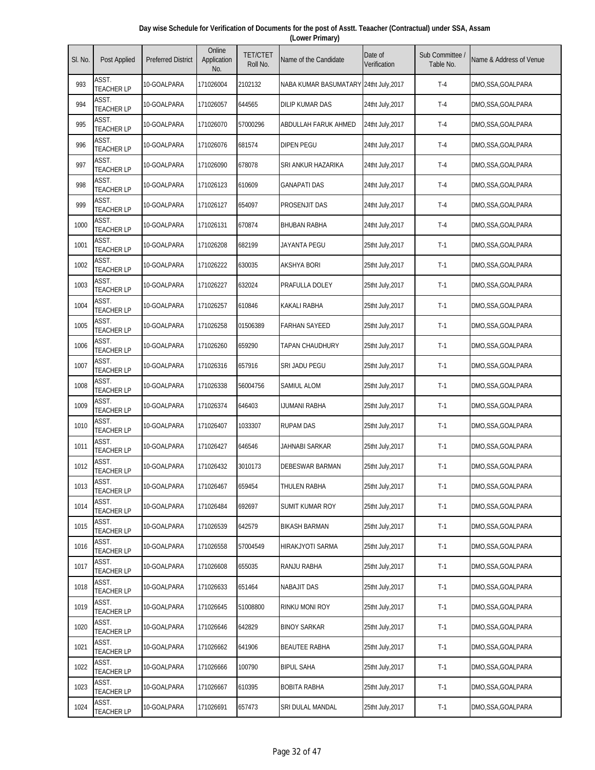**Day wise Schedule for Verification of Documents for the post of Asstt. Teaacher (Contractual) under SSA, Assam (Lower Primary)**

| Sl. No. | Post Applied | Preferred District | Online Application No. | TET/CTET Roll No. | Name of the Candidate | Date of Verification | Sub Committee / Table No. | Name & Address of Venue |
|---|---|---|---|---|---|---|---|---|
| 993 | ASST. TEACHER LP | 10-GOALPARA | 171026004 | 2102132 | NABA KUMAR BASUMATARY | 24tht July,2017 | T-4 | DMO,SSA,GOALPARA |
| 994 | ASST. TEACHER LP | 10-GOALPARA | 171026057 | 644565 | DILIP KUMAR DAS | 24tht July,2017 | T-4 | DMO,SSA,GOALPARA |
| 995 | ASST. TEACHER LP | 10-GOALPARA | 171026070 | 57000296 | ABDULLAH FARUK AHMED | 24tht July,2017 | T-4 | DMO,SSA,GOALPARA |
| 996 | ASST. TEACHER LP | 10-GOALPARA | 171026076 | 681574 | DIPEN PEGU | 24tht July,2017 | T-4 | DMO,SSA,GOALPARA |
| 997 | ASST. TEACHER LP | 10-GOALPARA | 171026090 | 678078 | SRI ANKUR HAZARIKA | 24tht July,2017 | T-4 | DMO,SSA,GOALPARA |
| 998 | ASST. TEACHER LP | 10-GOALPARA | 171026123 | 610609 | GANAPATI DAS | 24tht July,2017 | T-4 | DMO,SSA,GOALPARA |
| 999 | ASST. TEACHER LP | 10-GOALPARA | 171026127 | 654097 | PROSENJIT DAS | 24tht July,2017 | T-4 | DMO,SSA,GOALPARA |
| 1000 | ASST. TEACHER LP | 10-GOALPARA | 171026131 | 670874 | BHUBAN RABHA | 24tht July,2017 | T-4 | DMO,SSA,GOALPARA |
| 1001 | ASST. TEACHER LP | 10-GOALPARA | 171026208 | 682199 | JAYANTA PEGU | 25tht July,2017 | T-1 | DMO,SSA,GOALPARA |
| 1002 | ASST. TEACHER LP | 10-GOALPARA | 171026222 | 630035 | AKSHYA BORI | 25tht July,2017 | T-1 | DMO,SSA,GOALPARA |
| 1003 | ASST. TEACHER LP | 10-GOALPARA | 171026227 | 632024 | PRAFULLA DOLEY | 25tht July,2017 | T-1 | DMO,SSA,GOALPARA |
| 1004 | ASST. TEACHER LP | 10-GOALPARA | 171026257 | 610846 | KAKALI RABHA | 25tht July,2017 | T-1 | DMO,SSA,GOALPARA |
| 1005 | ASST. TEACHER LP | 10-GOALPARA | 171026258 | 01506389 | FARHAN SAYEED | 25tht July,2017 | T-1 | DMO,SSA,GOALPARA |
| 1006 | ASST. TEACHER LP | 10-GOALPARA | 171026260 | 659290 | TAPAN CHAUDHURY | 25tht July,2017 | T-1 | DMO,SSA,GOALPARA |
| 1007 | ASST. TEACHER LP | 10-GOALPARA | 171026316 | 657916 | SRI JADU PEGU | 25tht July,2017 | T-1 | DMO,SSA,GOALPARA |
| 1008 | ASST. TEACHER LP | 10-GOALPARA | 171026338 | 56004756 | SAMIUL ALOM | 25tht July,2017 | T-1 | DMO,SSA,GOALPARA |
| 1009 | ASST. TEACHER LP | 10-GOALPARA | 171026374 | 646403 | IJUMANI RABHA | 25tht July,2017 | T-1 | DMO,SSA,GOALPARA |
| 1010 | ASST. TEACHER LP | 10-GOALPARA | 171026407 | 1033307 | RUPAM DAS | 25tht July,2017 | T-1 | DMO,SSA,GOALPARA |
| 1011 | ASST. TEACHER LP | 10-GOALPARA | 171026427 | 646546 | JAHNABI SARKAR | 25tht July,2017 | T-1 | DMO,SSA,GOALPARA |
| 1012 | ASST. TEACHER LP | 10-GOALPARA | 171026432 | 3010173 | DEBESWAR BARMAN | 25tht July,2017 | T-1 | DMO,SSA,GOALPARA |
| 1013 | ASST. TEACHER LP | 10-GOALPARA | 171026467 | 659454 | THULEN RABHA | 25tht July,2017 | T-1 | DMO,SSA,GOALPARA |
| 1014 | ASST. TEACHER LP | 10-GOALPARA | 171026484 | 692697 | SUMIT KUMAR ROY | 25tht July,2017 | T-1 | DMO,SSA,GOALPARA |
| 1015 | ASST. TEACHER LP | 10-GOALPARA | 171026539 | 642579 | BIKASH BARMAN | 25tht July,2017 | T-1 | DMO,SSA,GOALPARA |
| 1016 | ASST. TEACHER LP | 10-GOALPARA | 171026558 | 57004549 | HIRAKJYOTI SARMA | 25tht July,2017 | T-1 | DMO,SSA,GOALPARA |
| 1017 | ASST. TEACHER LP | 10-GOALPARA | 171026608 | 655035 | RANJU RABHA | 25tht July,2017 | T-1 | DMO,SSA,GOALPARA |
| 1018 | ASST. TEACHER LP | 10-GOALPARA | 171026633 | 651464 | NABAJIT DAS | 25tht July,2017 | T-1 | DMO,SSA,GOALPARA |
| 1019 | ASST. TEACHER LP | 10-GOALPARA | 171026645 | 51008800 | RINKU MONI ROY | 25tht July,2017 | T-1 | DMO,SSA,GOALPARA |
| 1020 | ASST. TEACHER LP | 10-GOALPARA | 171026646 | 642829 | BINOY SARKAR | 25tht July,2017 | T-1 | DMO,SSA,GOALPARA |
| 1021 | ASST. TEACHER LP | 10-GOALPARA | 171026662 | 641906 | BEAUTEE RABHA | 25tht July,2017 | T-1 | DMO,SSA,GOALPARA |
| 1022 | ASST. TEACHER LP | 10-GOALPARA | 171026666 | 100790 | BIPUL SAHA | 25tht July,2017 | T-1 | DMO,SSA,GOALPARA |
| 1023 | ASST. TEACHER LP | 10-GOALPARA | 171026667 | 610395 | BOBITA RABHA | 25tht July,2017 | T-1 | DMO,SSA,GOALPARA |
| 1024 | ASST. TEACHER LP | 10-GOALPARA | 171026691 | 657473 | SRI DULAL MANDAL | 25tht July,2017 | T-1 | DMO,SSA,GOALPARA |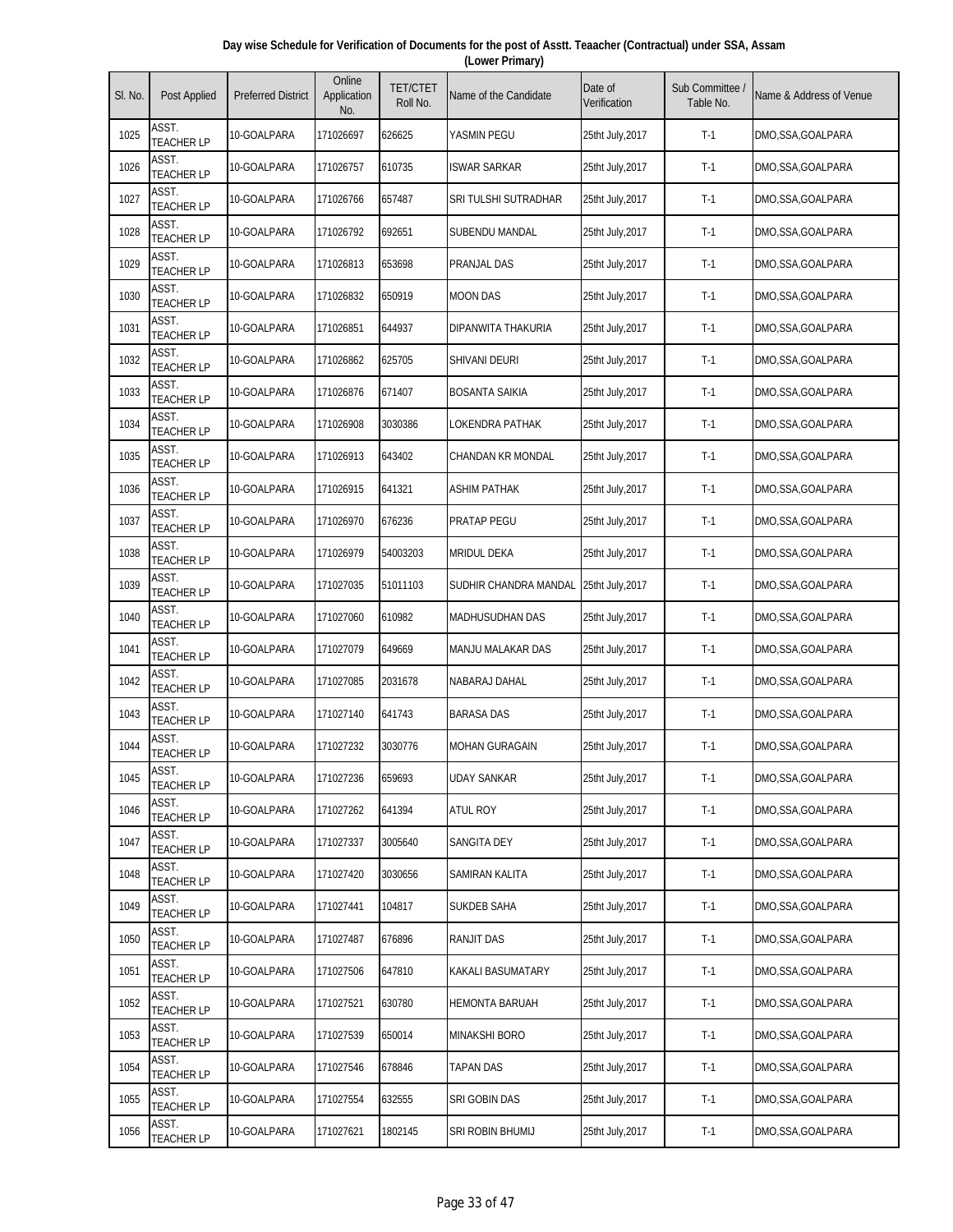**Day wise Schedule for Verification of Documents for the post of Asstt. Teaacher (Contractual) under SSA, Assam (Lower Primary)**

| Sl. No. | Post Applied | Preferred District | Online Application No. | TET/CTET Roll No. | Name of the Candidate | Date of Verification | Sub Committee / Table No. | Name & Address of Venue |
|---|---|---|---|---|---|---|---|---|
| 1025 | ASST. TEACHER LP | 10-GOALPARA | 171026697 | 626625 | YASMIN PEGU | 25tht July,2017 | T-1 | DMO,SSA,GOALPARA |
| 1026 | ASST. TEACHER LP | 10-GOALPARA | 171026757 | 610735 | ISWAR SARKAR | 25tht July,2017 | T-1 | DMO,SSA,GOALPARA |
| 1027 | ASST. TEACHER LP | 10-GOALPARA | 171026766 | 657487 | SRI TULSHI SUTRADHAR | 25tht July,2017 | T-1 | DMO,SSA,GOALPARA |
| 1028 | ASST. TEACHER LP | 10-GOALPARA | 171026792 | 692651 | SUBENDU MANDAL | 25tht July,2017 | T-1 | DMO,SSA,GOALPARA |
| 1029 | ASST. TEACHER LP | 10-GOALPARA | 171026813 | 653698 | PRANJAL DAS | 25tht July,2017 | T-1 | DMO,SSA,GOALPARA |
| 1030 | ASST. TEACHER LP | 10-GOALPARA | 171026832 | 650919 | MOON DAS | 25tht July,2017 | T-1 | DMO,SSA,GOALPARA |
| 1031 | ASST. TEACHER LP | 10-GOALPARA | 171026851 | 644937 | DIPANWITA THAKURIA | 25tht July,2017 | T-1 | DMO,SSA,GOALPARA |
| 1032 | ASST. TEACHER LP | 10-GOALPARA | 171026862 | 625705 | SHIVANI DEURI | 25tht July,2017 | T-1 | DMO,SSA,GOALPARA |
| 1033 | ASST. TEACHER LP | 10-GOALPARA | 171026876 | 671407 | BOSANTA SAIKIA | 25tht July,2017 | T-1 | DMO,SSA,GOALPARA |
| 1034 | ASST. TEACHER LP | 10-GOALPARA | 171026908 | 3030386 | LOKENDRA PATHAK | 25tht July,2017 | T-1 | DMO,SSA,GOALPARA |
| 1035 | ASST. TEACHER LP | 10-GOALPARA | 171026913 | 643402 | CHANDAN KR MONDAL | 25tht July,2017 | T-1 | DMO,SSA,GOALPARA |
| 1036 | ASST. TEACHER LP | 10-GOALPARA | 171026915 | 641321 | ASHIM PATHAK | 25tht July,2017 | T-1 | DMO,SSA,GOALPARA |
| 1037 | ASST. TEACHER LP | 10-GOALPARA | 171026970 | 676236 | PRATAP PEGU | 25tht July,2017 | T-1 | DMO,SSA,GOALPARA |
| 1038 | ASST. TEACHER LP | 10-GOALPARA | 171026979 | 54003203 | MRIDUL DEKA | 25tht July,2017 | T-1 | DMO,SSA,GOALPARA |
| 1039 | ASST. TEACHER LP | 10-GOALPARA | 171027035 | 51011103 | SUDHIR CHANDRA MANDAL | 25tht July,2017 | T-1 | DMO,SSA,GOALPARA |
| 1040 | ASST. TEACHER LP | 10-GOALPARA | 171027060 | 610982 | MADHUSUDHAN DAS | 25tht July,2017 | T-1 | DMO,SSA,GOALPARA |
| 1041 | ASST. TEACHER LP | 10-GOALPARA | 171027079 | 649669 | MANJU MALAKAR DAS | 25tht July,2017 | T-1 | DMO,SSA,GOALPARA |
| 1042 | ASST. TEACHER LP | 10-GOALPARA | 171027085 | 2031678 | NABARAJ DAHAL | 25tht July,2017 | T-1 | DMO,SSA,GOALPARA |
| 1043 | ASST. TEACHER LP | 10-GOALPARA | 171027140 | 641743 | BARASA DAS | 25tht July,2017 | T-1 | DMO,SSA,GOALPARA |
| 1044 | ASST. TEACHER LP | 10-GOALPARA | 171027232 | 3030776 | MOHAN GURAGAIN | 25tht July,2017 | T-1 | DMO,SSA,GOALPARA |
| 1045 | ASST. TEACHER LP | 10-GOALPARA | 171027236 | 659693 | UDAY SANKAR | 25tht July,2017 | T-1 | DMO,SSA,GOALPARA |
| 1046 | ASST. TEACHER LP | 10-GOALPARA | 171027262 | 641394 | ATUL ROY | 25tht July,2017 | T-1 | DMO,SSA,GOALPARA |
| 1047 | ASST. TEACHER LP | 10-GOALPARA | 171027337 | 3005640 | SANGITA DEY | 25tht July,2017 | T-1 | DMO,SSA,GOALPARA |
| 1048 | ASST. TEACHER LP | 10-GOALPARA | 171027420 | 3030656 | SAMIRAN KALITA | 25tht July,2017 | T-1 | DMO,SSA,GOALPARA |
| 1049 | ASST. TEACHER LP | 10-GOALPARA | 171027441 | 104817 | SUKDEB SAHA | 25tht July,2017 | T-1 | DMO,SSA,GOALPARA |
| 1050 | ASST. TEACHER LP | 10-GOALPARA | 171027487 | 676896 | RANJIT DAS | 25tht July,2017 | T-1 | DMO,SSA,GOALPARA |
| 1051 | ASST. TEACHER LP | 10-GOALPARA | 171027506 | 647810 | KAKALI BASUMATARY | 25tht July,2017 | T-1 | DMO,SSA,GOALPARA |
| 1052 | ASST. TEACHER LP | 10-GOALPARA | 171027521 | 630780 | HEMONTA BARUAH | 25tht July,2017 | T-1 | DMO,SSA,GOALPARA |
| 1053 | ASST. TEACHER LP | 10-GOALPARA | 171027539 | 650014 | MINAKSHI BORO | 25tht July,2017 | T-1 | DMO,SSA,GOALPARA |
| 1054 | ASST. TEACHER LP | 10-GOALPARA | 171027546 | 678846 | TAPAN DAS | 25tht July,2017 | T-1 | DMO,SSA,GOALPARA |
| 1055 | ASST. TEACHER LP | 10-GOALPARA | 171027554 | 632555 | SRI GOBIN DAS | 25tht July,2017 | T-1 | DMO,SSA,GOALPARA |
| 1056 | ASST. TEACHER LP | 10-GOALPARA | 171027621 | 1802145 | SRI ROBIN BHUMIJ | 25tht July,2017 | T-1 | DMO,SSA,GOALPARA |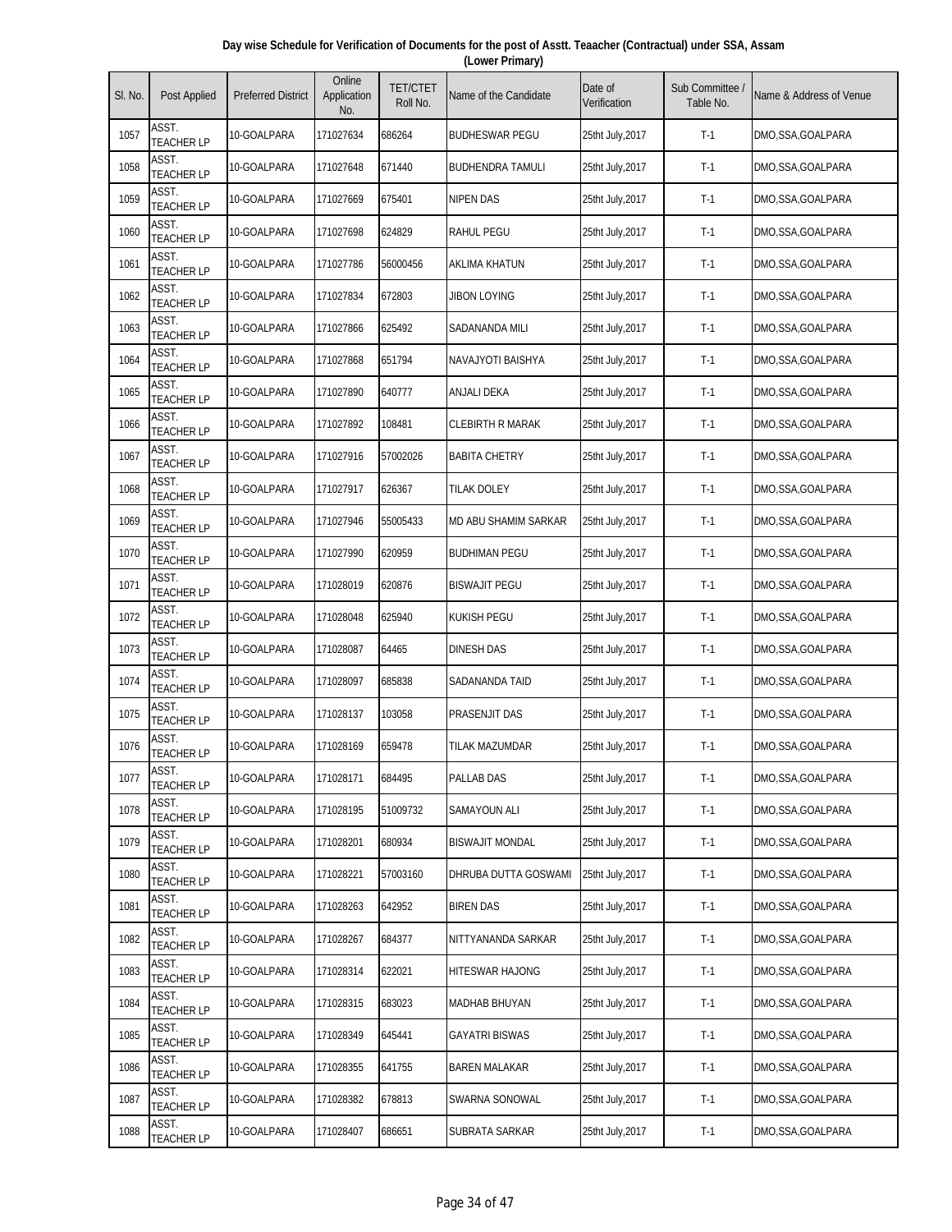**Day wise Schedule for Verification of Documents for the post of Asstt. Teaacher (Contractual) under SSA, Assam (Lower Primary)**

| Sl. No. | Post Applied | Preferred District | Online Application No. | TET/CTET Roll No. | Name of the Candidate | Date of Verification | Sub Committee / Table No. | Name & Address of Venue |
|---|---|---|---|---|---|---|---|---|
| 1057 | ASST. TEACHER LP | 10-GOALPARA | 171027634 | 686264 | BUDHESWAR PEGU | 25tht July,2017 | T-1 | DMO,SSA,GOALPARA |
| 1058 | ASST. TEACHER LP | 10-GOALPARA | 171027648 | 671440 | BUDHENDRA TAMULI | 25tht July,2017 | T-1 | DMO,SSA,GOALPARA |
| 1059 | ASST. TEACHER LP | 10-GOALPARA | 171027669 | 675401 | NIPEN DAS | 25tht July,2017 | T-1 | DMO,SSA,GOALPARA |
| 1060 | ASST. TEACHER LP | 10-GOALPARA | 171027698 | 624829 | RAHUL PEGU | 25tht July,2017 | T-1 | DMO,SSA,GOALPARA |
| 1061 | ASST. TEACHER LP | 10-GOALPARA | 171027786 | 56000456 | AKLIMA KHATUN | 25tht July,2017 | T-1 | DMO,SSA,GOALPARA |
| 1062 | ASST. TEACHER LP | 10-GOALPARA | 171027834 | 672803 | JIBON LOYING | 25tht July,2017 | T-1 | DMO,SSA,GOALPARA |
| 1063 | ASST. TEACHER LP | 10-GOALPARA | 171027866 | 625492 | SADANANDA MILI | 25tht July,2017 | T-1 | DMO,SSA,GOALPARA |
| 1064 | ASST. TEACHER LP | 10-GOALPARA | 171027868 | 651794 | NAVAJYOTI BAISHYA | 25tht July,2017 | T-1 | DMO,SSA,GOALPARA |
| 1065 | ASST. TEACHER LP | 10-GOALPARA | 171027890 | 640777 | ANJALI DEKA | 25tht July,2017 | T-1 | DMO,SSA,GOALPARA |
| 1066 | ASST. TEACHER LP | 10-GOALPARA | 171027892 | 108481 | CLEBIRTH R MARAK | 25tht July,2017 | T-1 | DMO,SSA,GOALPARA |
| 1067 | ASST. TEACHER LP | 10-GOALPARA | 171027916 | 57002026 | BABITA CHETRY | 25tht July,2017 | T-1 | DMO,SSA,GOALPARA |
| 1068 | ASST. TEACHER LP | 10-GOALPARA | 171027917 | 626367 | TILAK DOLEY | 25tht July,2017 | T-1 | DMO,SSA,GOALPARA |
| 1069 | ASST. TEACHER LP | 10-GOALPARA | 171027946 | 55005433 | MD ABU SHAMIM SARKAR | 25tht July,2017 | T-1 | DMO,SSA,GOALPARA |
| 1070 | ASST. TEACHER LP | 10-GOALPARA | 171027990 | 620959 | BUDHIMAN PEGU | 25tht July,2017 | T-1 | DMO,SSA,GOALPARA |
| 1071 | ASST. TEACHER LP | 10-GOALPARA | 171028019 | 620876 | BISWAJIT PEGU | 25tht July,2017 | T-1 | DMO,SSA,GOALPARA |
| 1072 | ASST. TEACHER LP | 10-GOALPARA | 171028048 | 625940 | KUKISH PEGU | 25tht July,2017 | T-1 | DMO,SSA,GOALPARA |
| 1073 | ASST. TEACHER LP | 10-GOALPARA | 171028087 | 64465 | DINESH DAS | 25tht July,2017 | T-1 | DMO,SSA,GOALPARA |
| 1074 | ASST. TEACHER LP | 10-GOALPARA | 171028097 | 685838 | SADANANDA TAID | 25tht July,2017 | T-1 | DMO,SSA,GOALPARA |
| 1075 | ASST. TEACHER LP | 10-GOALPARA | 171028137 | 103058 | PRASENJIT DAS | 25tht July,2017 | T-1 | DMO,SSA,GOALPARA |
| 1076 | ASST. TEACHER LP | 10-GOALPARA | 171028169 | 659478 | TILAK MAZUMDAR | 25tht July,2017 | T-1 | DMO,SSA,GOALPARA |
| 1077 | ASST. TEACHER LP | 10-GOALPARA | 171028171 | 684495 | PALLAB DAS | 25tht July,2017 | T-1 | DMO,SSA,GOALPARA |
| 1078 | ASST. TEACHER LP | 10-GOALPARA | 171028195 | 51009732 | SAMAYOUN ALI | 25tht July,2017 | T-1 | DMO,SSA,GOALPARA |
| 1079 | ASST. TEACHER LP | 10-GOALPARA | 171028201 | 680934 | BISWAJIT MONDAL | 25tht July,2017 | T-1 | DMO,SSA,GOALPARA |
| 1080 | ASST. TEACHER LP | 10-GOALPARA | 171028221 | 57003160 | DHRUBA DUTTA GOSWAMI | 25tht July,2017 | T-1 | DMO,SSA,GOALPARA |
| 1081 | ASST. TEACHER LP | 10-GOALPARA | 171028263 | 642952 | BIREN DAS | 25tht July,2017 | T-1 | DMO,SSA,GOALPARA |
| 1082 | ASST. TEACHER LP | 10-GOALPARA | 171028267 | 684377 | NITTYANANDA SARKAR | 25tht July,2017 | T-1 | DMO,SSA,GOALPARA |
| 1083 | ASST. TEACHER LP | 10-GOALPARA | 171028314 | 622021 | HITESWAR HAJONG | 25tht July,2017 | T-1 | DMO,SSA,GOALPARA |
| 1084 | ASST. TEACHER LP | 10-GOALPARA | 171028315 | 683023 | MADHAB BHUYAN | 25tht July,2017 | T-1 | DMO,SSA,GOALPARA |
| 1085 | ASST. TEACHER LP | 10-GOALPARA | 171028349 | 645441 | GAYATRI BISWAS | 25tht July,2017 | T-1 | DMO,SSA,GOALPARA |
| 1086 | ASST. TEACHER LP | 10-GOALPARA | 171028355 | 641755 | BAREN MALAKAR | 25tht July,2017 | T-1 | DMO,SSA,GOALPARA |
| 1087 | ASST. TEACHER LP | 10-GOALPARA | 171028382 | 678813 | SWARNA SONOWAL | 25tht July,2017 | T-1 | DMO,SSA,GOALPARA |
| 1088 | ASST. TEACHER LP | 10-GOALPARA | 171028407 | 686651 | SUBRATA SARKAR | 25tht July,2017 | T-1 | DMO,SSA,GOALPARA |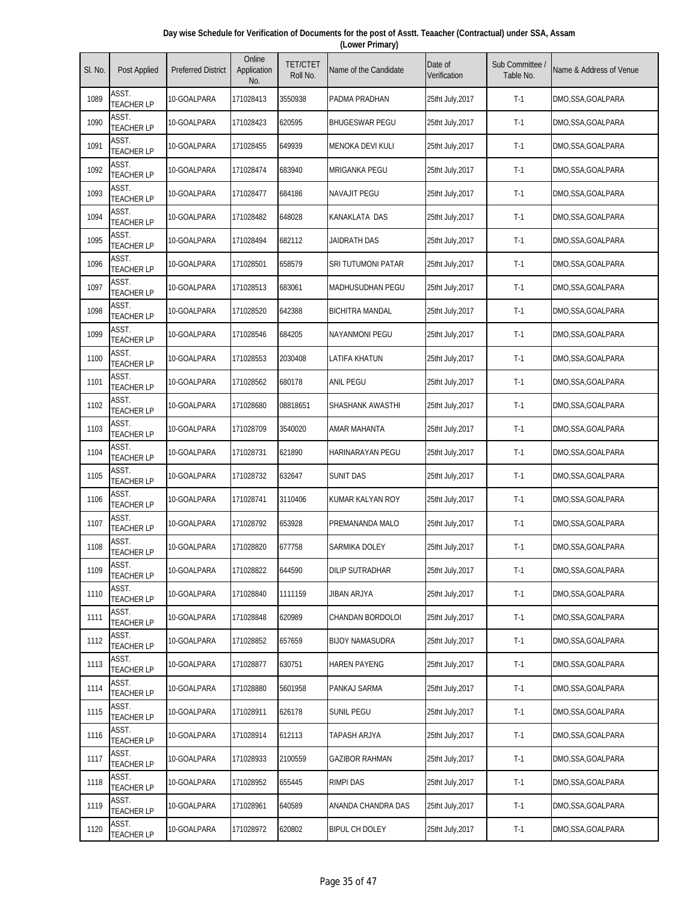**Day wise Schedule for Verification of Documents for the post of Asstt. Teaacher (Contractual) under SSA, Assam (Lower Primary)**

| Sl. No. | Post Applied | Preferred District | Online Application No. | TET/CTET Roll No. | Name of the Candidate | Date of Verification | Sub Committee / Table No. | Name & Address of Venue |
|---|---|---|---|---|---|---|---|---|
| 1089 | ASST. TEACHER LP | 10-GOALPARA | 171028413 | 3550938 | PADMA PRADHAN | 25tht July,2017 | T-1 | DMO,SSA,GOALPARA |
| 1090 | ASST. TEACHER LP | 10-GOALPARA | 171028423 | 620595 | BHUGESWAR PEGU | 25tht July,2017 | T-1 | DMO,SSA,GOALPARA |
| 1091 | ASST. TEACHER LP | 10-GOALPARA | 171028455 | 649939 | MENOKA DEVI KULI | 25tht July,2017 | T-1 | DMO,SSA,GOALPARA |
| 1092 | ASST. TEACHER LP | 10-GOALPARA | 171028474 | 683940 | MRIGANKA PEGU | 25tht July,2017 | T-1 | DMO,SSA,GOALPARA |
| 1093 | ASST. TEACHER LP | 10-GOALPARA | 171028477 | 684186 | NAVAJIT PEGU | 25tht July,2017 | T-1 | DMO,SSA,GOALPARA |
| 1094 | ASST. TEACHER LP | 10-GOALPARA | 171028482 | 648028 | KANAKLATA DAS | 25tht July,2017 | T-1 | DMO,SSA,GOALPARA |
| 1095 | ASST. TEACHER LP | 10-GOALPARA | 171028494 | 682112 | JAIDRATH DAS | 25tht July,2017 | T-1 | DMO,SSA,GOALPARA |
| 1096 | ASST. TEACHER LP | 10-GOALPARA | 171028501 | 658579 | SRI TUTUMONI PATAR | 25tht July,2017 | T-1 | DMO,SSA,GOALPARA |
| 1097 | ASST. TEACHER LP | 10-GOALPARA | 171028513 | 683061 | MADHUSUDHAN PEGU | 25tht July,2017 | T-1 | DMO,SSA,GOALPARA |
| 1098 | ASST. TEACHER LP | 10-GOALPARA | 171028520 | 642388 | BICHITRA MANDAL | 25tht July,2017 | T-1 | DMO,SSA,GOALPARA |
| 1099 | ASST. TEACHER LP | 10-GOALPARA | 171028546 | 684205 | NAYANMONI PEGU | 25tht July,2017 | T-1 | DMO,SSA,GOALPARA |
| 1100 | ASST. TEACHER LP | 10-GOALPARA | 171028553 | 2030408 | LATIFA KHATUN | 25tht July,2017 | T-1 | DMO,SSA,GOALPARA |
| 1101 | ASST. TEACHER LP | 10-GOALPARA | 171028562 | 680178 | ANIL PEGU | 25tht July,2017 | T-1 | DMO,SSA,GOALPARA |
| 1102 | ASST. TEACHER LP | 10-GOALPARA | 171028680 | 08818651 | SHASHANK AWASTHI | 25tht July,2017 | T-1 | DMO,SSA,GOALPARA |
| 1103 | ASST. TEACHER LP | 10-GOALPARA | 171028709 | 3540020 | AMAR MAHANTA | 25tht July,2017 | T-1 | DMO,SSA,GOALPARA |
| 1104 | ASST. TEACHER LP | 10-GOALPARA | 171028731 | 621890 | HARINARAYAN PEGU | 25tht July,2017 | T-1 | DMO,SSA,GOALPARA |
| 1105 | ASST. TEACHER LP | 10-GOALPARA | 171028732 | 632647 | SUNIT DAS | 25tht July,2017 | T-1 | DMO,SSA,GOALPARA |
| 1106 | ASST. TEACHER LP | 10-GOALPARA | 171028741 | 3110406 | KUMAR KALYAN ROY | 25tht July,2017 | T-1 | DMO,SSA,GOALPARA |
| 1107 | ASST. TEACHER LP | 10-GOALPARA | 171028792 | 653928 | PREMANANDA MALO | 25tht July,2017 | T-1 | DMO,SSA,GOALPARA |
| 1108 | ASST. TEACHER LP | 10-GOALPARA | 171028820 | 677758 | SARMIKA DOLEY | 25tht July,2017 | T-1 | DMO,SSA,GOALPARA |
| 1109 | ASST. TEACHER LP | 10-GOALPARA | 171028822 | 644590 | DILIP SUTRADHAR | 25tht July,2017 | T-1 | DMO,SSA,GOALPARA |
| 1110 | ASST. TEACHER LP | 10-GOALPARA | 171028840 | 1111159 | JIBAN ARJYA | 25tht July,2017 | T-1 | DMO,SSA,GOALPARA |
| 1111 | ASST. TEACHER LP | 10-GOALPARA | 171028848 | 620989 | CHANDAN BORDOLOI | 25tht July,2017 | T-1 | DMO,SSA,GOALPARA |
| 1112 | ASST. TEACHER LP | 10-GOALPARA | 171028852 | 657659 | BIJOY NAMASUDRA | 25tht July,2017 | T-1 | DMO,SSA,GOALPARA |
| 1113 | ASST. TEACHER LP | 10-GOALPARA | 171028877 | 630751 | HAREN PAYENG | 25tht July,2017 | T-1 | DMO,SSA,GOALPARA |
| 1114 | ASST. TEACHER LP | 10-GOALPARA | 171028880 | 5601958 | PANKAJ SARMA | 25tht July,2017 | T-1 | DMO,SSA,GOALPARA |
| 1115 | ASST. TEACHER LP | 10-GOALPARA | 171028911 | 626178 | SUNIL PEGU | 25tht July,2017 | T-1 | DMO,SSA,GOALPARA |
| 1116 | ASST. TEACHER LP | 10-GOALPARA | 171028914 | 612113 | TAPASH ARJYA | 25tht July,2017 | T-1 | DMO,SSA,GOALPARA |
| 1117 | ASST. TEACHER LP | 10-GOALPARA | 171028933 | 2100559 | GAZIBOR RAHMAN | 25tht July,2017 | T-1 | DMO,SSA,GOALPARA |
| 1118 | ASST. TEACHER LP | 10-GOALPARA | 171028952 | 655445 | RIMPI DAS | 25tht July,2017 | T-1 | DMO,SSA,GOALPARA |
| 1119 | ASST. TEACHER LP | 10-GOALPARA | 171028961 | 640589 | ANANDA CHANDRA DAS | 25tht July,2017 | T-1 | DMO,SSA,GOALPARA |
| 1120 | ASST. TEACHER LP | 10-GOALPARA | 171028972 | 620802 | BIPUL CH DOLEY | 25tht July,2017 | T-1 | DMO,SSA,GOALPARA |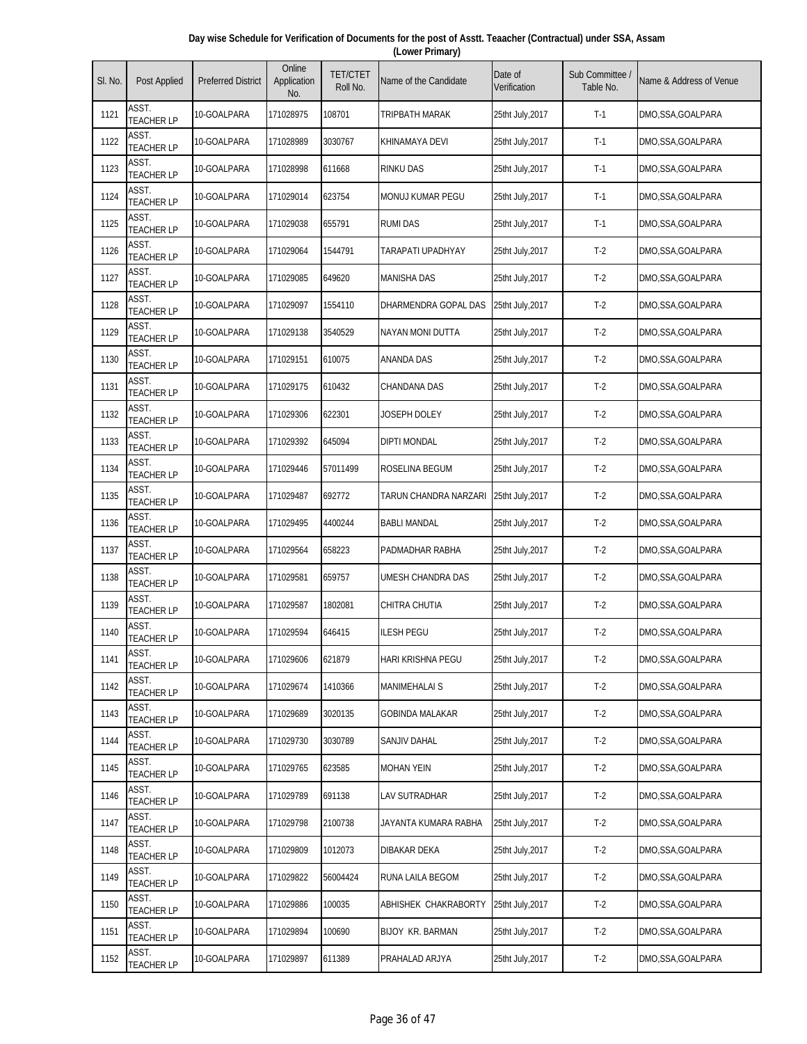**Day wise Schedule for Verification of Documents for the post of Asstt. Teaacher (Contractual) under SSA, Assam (Lower Primary)**

| Sl. No. | Post Applied | Preferred District | Online Application No. | TET/CTET Roll No. | Name of the Candidate | Date of Verification | Sub Committee / Table No. | Name & Address of Venue |
|---|---|---|---|---|---|---|---|---|
| 1121 | ASST. TEACHER LP | 10-GOALPARA | 171028975 | 108701 | TRIPBATH MARAK | 25tht July,2017 | T-1 | DMO,SSA,GOALPARA |
| 1122 | ASST. TEACHER LP | 10-GOALPARA | 171028989 | 3030767 | KHINAMAYA DEVI | 25tht July,2017 | T-1 | DMO,SSA,GOALPARA |
| 1123 | ASST. TEACHER LP | 10-GOALPARA | 171028998 | 611668 | RINKU DAS | 25tht July,2017 | T-1 | DMO,SSA,GOALPARA |
| 1124 | ASST. TEACHER LP | 10-GOALPARA | 171029014 | 623754 | MONUJ KUMAR PEGU | 25tht July,2017 | T-1 | DMO,SSA,GOALPARA |
| 1125 | ASST. TEACHER LP | 10-GOALPARA | 171029038 | 655791 | RUMI DAS | 25tht July,2017 | T-1 | DMO,SSA,GOALPARA |
| 1126 | ASST. TEACHER LP | 10-GOALPARA | 171029064 | 1544791 | TARAPATI UPADHYAY | 25tht July,2017 | T-2 | DMO,SSA,GOALPARA |
| 1127 | ASST. TEACHER LP | 10-GOALPARA | 171029085 | 649620 | MANISHA DAS | 25tht July,2017 | T-2 | DMO,SSA,GOALPARA |
| 1128 | ASST. TEACHER LP | 10-GOALPARA | 171029097 | 1554110 | DHARMENDRA GOPAL DAS | 25tht July,2017 | T-2 | DMO,SSA,GOALPARA |
| 1129 | ASST. TEACHER LP | 10-GOALPARA | 171029138 | 3540529 | NAYAN MONI DUTTA | 25tht July,2017 | T-2 | DMO,SSA,GOALPARA |
| 1130 | ASST. TEACHER LP | 10-GOALPARA | 171029151 | 610075 | ANANDA DAS | 25tht July,2017 | T-2 | DMO,SSA,GOALPARA |
| 1131 | ASST. TEACHER LP | 10-GOALPARA | 171029175 | 610432 | CHANDANA DAS | 25tht July,2017 | T-2 | DMO,SSA,GOALPARA |
| 1132 | ASST. TEACHER LP | 10-GOALPARA | 171029306 | 622301 | JOSEPH DOLEY | 25tht July,2017 | T-2 | DMO,SSA,GOALPARA |
| 1133 | ASST. TEACHER LP | 10-GOALPARA | 171029392 | 645094 | DIPTI MONDAL | 25tht July,2017 | T-2 | DMO,SSA,GOALPARA |
| 1134 | ASST. TEACHER LP | 10-GOALPARA | 171029446 | 57011499 | ROSELINA BEGUM | 25tht July,2017 | T-2 | DMO,SSA,GOALPARA |
| 1135 | ASST. TEACHER LP | 10-GOALPARA | 171029487 | 692772 | TARUN CHANDRA NARZARI | 25tht July,2017 | T-2 | DMO,SSA,GOALPARA |
| 1136 | ASST. TEACHER LP | 10-GOALPARA | 171029495 | 4400244 | BABLI MANDAL | 25tht July,2017 | T-2 | DMO,SSA,GOALPARA |
| 1137 | ASST. TEACHER LP | 10-GOALPARA | 171029564 | 658223 | PADMADHAR RABHA | 25tht July,2017 | T-2 | DMO,SSA,GOALPARA |
| 1138 | ASST. TEACHER LP | 10-GOALPARA | 171029581 | 659757 | UMESH CHANDRA DAS | 25tht July,2017 | T-2 | DMO,SSA,GOALPARA |
| 1139 | ASST. TEACHER LP | 10-GOALPARA | 171029587 | 1802081 | CHITRA CHUTIA | 25tht July,2017 | T-2 | DMO,SSA,GOALPARA |
| 1140 | ASST. TEACHER LP | 10-GOALPARA | 171029594 | 646415 | ILESH PEGU | 25tht July,2017 | T-2 | DMO,SSA,GOALPARA |
| 1141 | ASST. TEACHER LP | 10-GOALPARA | 171029606 | 621879 | HARI KRISHNA PEGU | 25tht July,2017 | T-2 | DMO,SSA,GOALPARA |
| 1142 | ASST. TEACHER LP | 10-GOALPARA | 171029674 | 1410366 | MANIMEHALAI S | 25tht July,2017 | T-2 | DMO,SSA,GOALPARA |
| 1143 | ASST. TEACHER LP | 10-GOALPARA | 171029689 | 3020135 | GOBINDA MALAKAR | 25tht July,2017 | T-2 | DMO,SSA,GOALPARA |
| 1144 | ASST. TEACHER LP | 10-GOALPARA | 171029730 | 3030789 | SANJIV DAHAL | 25tht July,2017 | T-2 | DMO,SSA,GOALPARA |
| 1145 | ASST. TEACHER LP | 10-GOALPARA | 171029765 | 623585 | MOHAN YEIN | 25tht July,2017 | T-2 | DMO,SSA,GOALPARA |
| 1146 | ASST. TEACHER LP | 10-GOALPARA | 171029789 | 691138 | LAV SUTRADHAR | 25tht July,2017 | T-2 | DMO,SSA,GOALPARA |
| 1147 | ASST. TEACHER LP | 10-GOALPARA | 171029798 | 2100738 | JAYANTA KUMARA RABHA | 25tht July,2017 | T-2 | DMO,SSA,GOALPARA |
| 1148 | ASST. TEACHER LP | 10-GOALPARA | 171029809 | 1012073 | DIBAKAR DEKA | 25tht July,2017 | T-2 | DMO,SSA,GOALPARA |
| 1149 | ASST. TEACHER LP | 10-GOALPARA | 171029822 | 56004424 | RUNA LAILA BEGOM | 25tht July,2017 | T-2 | DMO,SSA,GOALPARA |
| 1150 | ASST. TEACHER LP | 10-GOALPARA | 171029886 | 100035 | ABHISHEK CHAKRABORTY | 25tht July,2017 | T-2 | DMO,SSA,GOALPARA |
| 1151 | ASST. TEACHER LP | 10-GOALPARA | 171029894 | 100690 | BIJOY KR. BARMAN | 25tht July,2017 | T-2 | DMO,SSA,GOALPARA |
| 1152 | ASST. TEACHER LP | 10-GOALPARA | 171029897 | 611389 | PRAHALAD ARJYA | 25tht July,2017 | T-2 | DMO,SSA,GOALPARA |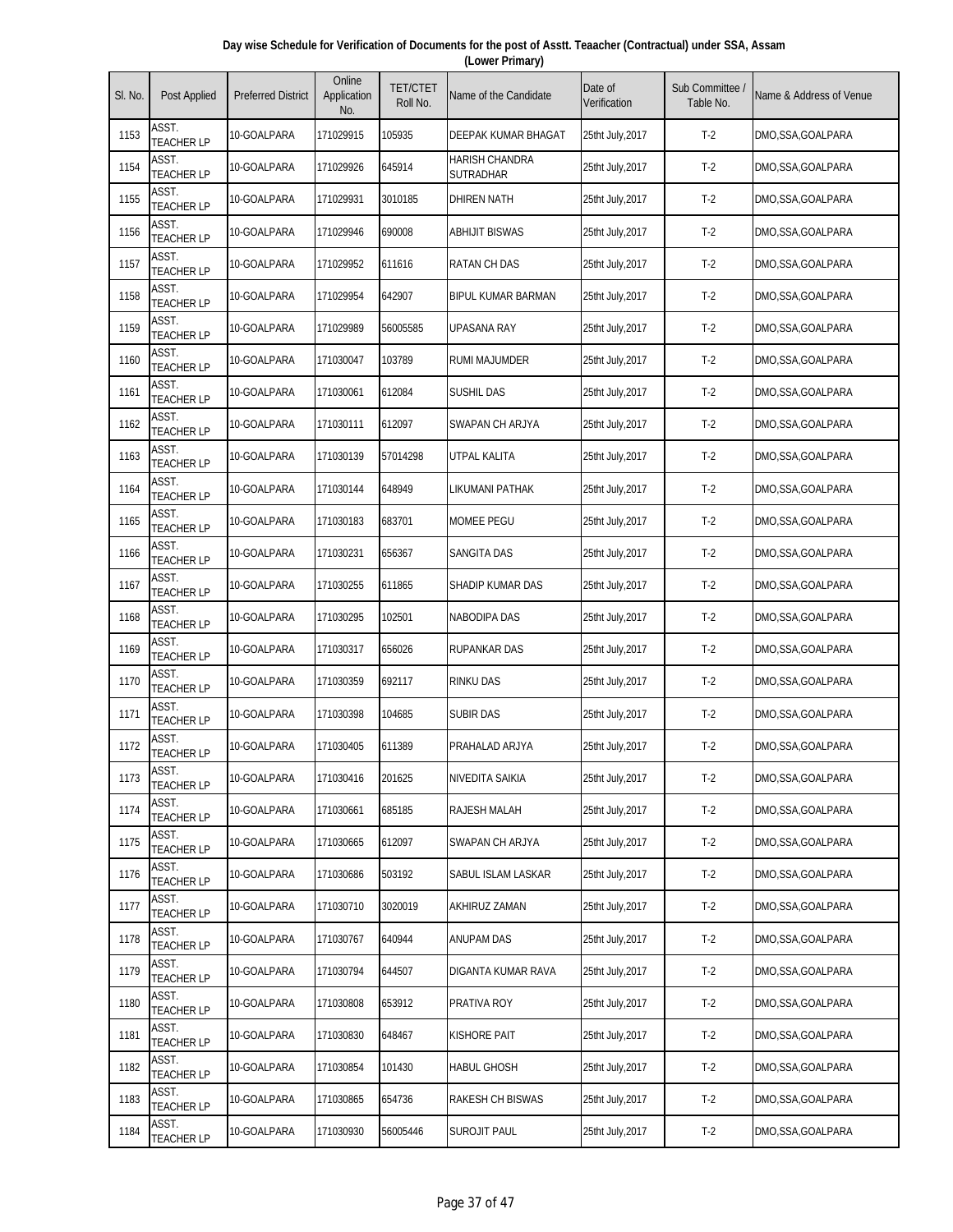**Day wise Schedule for Verification of Documents for the post of Asstt. Teaacher (Contractual) under SSA, Assam (Lower Primary)**

| Sl. No. | Post Applied | Preferred District | Online Application No. | TET/CTET Roll No. | Name of the Candidate | Date of Verification | Sub Committee / Table No. | Name & Address of Venue |
|---|---|---|---|---|---|---|---|---|
| 1153 | ASST. TEACHER LP | 10-GOALPARA | 171029915 | 105935 | DEEPAK KUMAR BHAGAT | 25tht July,2017 | T-2 | DMO,SSA,GOALPARA |
| 1154 | ASST. TEACHER LP | 10-GOALPARA | 171029926 | 645914 | HARISH CHANDRA SUTRADHAR | 25tht July,2017 | T-2 | DMO,SSA,GOALPARA |
| 1155 | ASST. TEACHER LP | 10-GOALPARA | 171029931 | 3010185 | DHIREN NATH | 25tht July,2017 | T-2 | DMO,SSA,GOALPARA |
| 1156 | ASST. TEACHER LP | 10-GOALPARA | 171029946 | 690008 | ABHIJIT BISWAS | 25tht July,2017 | T-2 | DMO,SSA,GOALPARA |
| 1157 | ASST. TEACHER LP | 10-GOALPARA | 171029952 | 611616 | RATAN CH DAS | 25tht July,2017 | T-2 | DMO,SSA,GOALPARA |
| 1158 | ASST. TEACHER LP | 10-GOALPARA | 171029954 | 642907 | BIPUL KUMAR BARMAN | 25tht July,2017 | T-2 | DMO,SSA,GOALPARA |
| 1159 | ASST. TEACHER LP | 10-GOALPARA | 171029989 | 56005585 | UPASANA RAY | 25tht July,2017 | T-2 | DMO,SSA,GOALPARA |
| 1160 | ASST. TEACHER LP | 10-GOALPARA | 171030047 | 103789 | RUMI MAJUMDER | 25tht July,2017 | T-2 | DMO,SSA,GOALPARA |
| 1161 | ASST. TEACHER LP | 10-GOALPARA | 171030061 | 612084 | SUSHIL DAS | 25tht July,2017 | T-2 | DMO,SSA,GOALPARA |
| 1162 | ASST. TEACHER LP | 10-GOALPARA | 171030111 | 612097 | SWAPAN CH ARJYA | 25tht July,2017 | T-2 | DMO,SSA,GOALPARA |
| 1163 | ASST. TEACHER LP | 10-GOALPARA | 171030139 | 57014298 | UTPAL KALITA | 25tht July,2017 | T-2 | DMO,SSA,GOALPARA |
| 1164 | ASST. TEACHER LP | 10-GOALPARA | 171030144 | 648949 | LIKUMANI PATHAK | 25tht July,2017 | T-2 | DMO,SSA,GOALPARA |
| 1165 | ASST. TEACHER LP | 10-GOALPARA | 171030183 | 683701 | MOMEE PEGU | 25tht July,2017 | T-2 | DMO,SSA,GOALPARA |
| 1166 | ASST. TEACHER LP | 10-GOALPARA | 171030231 | 656367 | SANGITA DAS | 25tht July,2017 | T-2 | DMO,SSA,GOALPARA |
| 1167 | ASST. TEACHER LP | 10-GOALPARA | 171030255 | 611865 | SHADIP KUMAR DAS | 25tht July,2017 | T-2 | DMO,SSA,GOALPARA |
| 1168 | ASST. TEACHER LP | 10-GOALPARA | 171030295 | 102501 | NABODIPA DAS | 25tht July,2017 | T-2 | DMO,SSA,GOALPARA |
| 1169 | ASST. TEACHER LP | 10-GOALPARA | 171030317 | 656026 | RUPANKAR DAS | 25tht July,2017 | T-2 | DMO,SSA,GOALPARA |
| 1170 | ASST. TEACHER LP | 10-GOALPARA | 171030359 | 692117 | RINKU DAS | 25tht July,2017 | T-2 | DMO,SSA,GOALPARA |
| 1171 | ASST. TEACHER LP | 10-GOALPARA | 171030398 | 104685 | SUBIR DAS | 25tht July,2017 | T-2 | DMO,SSA,GOALPARA |
| 1172 | ASST. TEACHER LP | 10-GOALPARA | 171030405 | 611389 | PRAHALAD ARJYA | 25tht July,2017 | T-2 | DMO,SSA,GOALPARA |
| 1173 | ASST. TEACHER LP | 10-GOALPARA | 171030416 | 201625 | NIVEDITA SAIKIA | 25tht July,2017 | T-2 | DMO,SSA,GOALPARA |
| 1174 | ASST. TEACHER LP | 10-GOALPARA | 171030661 | 685185 | RAJESH MALAH | 25tht July,2017 | T-2 | DMO,SSA,GOALPARA |
| 1175 | ASST. TEACHER LP | 10-GOALPARA | 171030665 | 612097 | SWAPAN CH ARJYA | 25tht July,2017 | T-2 | DMO,SSA,GOALPARA |
| 1176 | ASST. TEACHER LP | 10-GOALPARA | 171030686 | 503192 | SABUL ISLAM LASKAR | 25tht July,2017 | T-2 | DMO,SSA,GOALPARA |
| 1177 | ASST. TEACHER LP | 10-GOALPARA | 171030710 | 3020019 | AKHIRUZ ZAMAN | 25tht July,2017 | T-2 | DMO,SSA,GOALPARA |
| 1178 | ASST. TEACHER LP | 10-GOALPARA | 171030767 | 640944 | ANUPAM DAS | 25tht July,2017 | T-2 | DMO,SSA,GOALPARA |
| 1179 | ASST. TEACHER LP | 10-GOALPARA | 171030794 | 644507 | DIGANTA KUMAR RAVA | 25tht July,2017 | T-2 | DMO,SSA,GOALPARA |
| 1180 | ASST. TEACHER LP | 10-GOALPARA | 171030808 | 653912 | PRATIVA ROY | 25tht July,2017 | T-2 | DMO,SSA,GOALPARA |
| 1181 | ASST. TEACHER LP | 10-GOALPARA | 171030830 | 648467 | KISHORE PAIT | 25tht July,2017 | T-2 | DMO,SSA,GOALPARA |
| 1182 | ASST. TEACHER LP | 10-GOALPARA | 171030854 | 101430 | HABUL GHOSH | 25tht July,2017 | T-2 | DMO,SSA,GOALPARA |
| 1183 | ASST. TEACHER LP | 10-GOALPARA | 171030865 | 654736 | RAKESH CH BISWAS | 25tht July,2017 | T-2 | DMO,SSA,GOALPARA |
| 1184 | ASST. TEACHER LP | 10-GOALPARA | 171030930 | 56005446 | SUROJIT PAUL | 25tht July,2017 | T-2 | DMO,SSA,GOALPARA |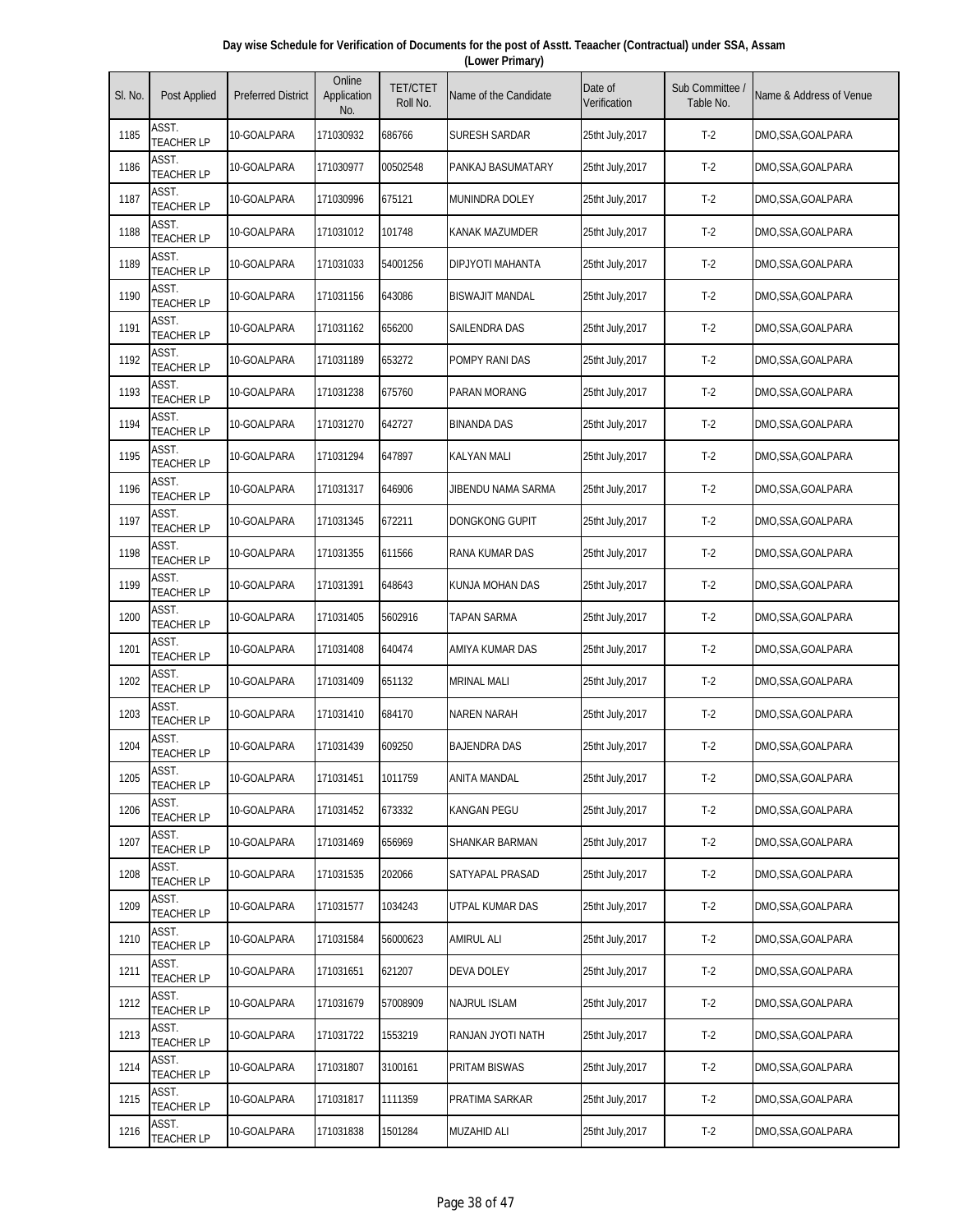**Day wise Schedule for Verification of Documents for the post of Asstt. Teaacher (Contractual) under SSA, Assam (Lower Primary)**

| Sl. No. | Post Applied | Preferred District | Online Application No. | TET/CTET Roll No. | Name of the Candidate | Date of Verification | Sub Committee / Table No. | Name & Address of Venue |
|---|---|---|---|---|---|---|---|---|
| 1185 | ASST. TEACHER LP | 10-GOALPARA | 171030932 | 686766 | SURESH SARDAR | 25tht July,2017 | T-2 | DMO,SSA,GOALPARA |
| 1186 | ASST. TEACHER LP | 10-GOALPARA | 171030977 | 00502548 | PANKAJ BASUMATARY | 25tht July,2017 | T-2 | DMO,SSA,GOALPARA |
| 1187 | ASST. TEACHER LP | 10-GOALPARA | 171030996 | 675121 | MUNINDRA DOLEY | 25tht July,2017 | T-2 | DMO,SSA,GOALPARA |
| 1188 | ASST. TEACHER LP | 10-GOALPARA | 171031012 | 101748 | KANAK MAZUMDER | 25tht July,2017 | T-2 | DMO,SSA,GOALPARA |
| 1189 | ASST. TEACHER LP | 10-GOALPARA | 171031033 | 54001256 | DIPJYOTI MAHANTA | 25tht July,2017 | T-2 | DMO,SSA,GOALPARA |
| 1190 | ASST. TEACHER LP | 10-GOALPARA | 171031156 | 643086 | BISWAJIT MANDAL | 25tht July,2017 | T-2 | DMO,SSA,GOALPARA |
| 1191 | ASST. TEACHER LP | 10-GOALPARA | 171031162 | 656200 | SAILENDRA DAS | 25tht July,2017 | T-2 | DMO,SSA,GOALPARA |
| 1192 | ASST. TEACHER LP | 10-GOALPARA | 171031189 | 653272 | POMPY RANI DAS | 25tht July,2017 | T-2 | DMO,SSA,GOALPARA |
| 1193 | ASST. TEACHER LP | 10-GOALPARA | 171031238 | 675760 | PARAN MORANG | 25tht July,2017 | T-2 | DMO,SSA,GOALPARA |
| 1194 | ASST. TEACHER LP | 10-GOALPARA | 171031270 | 642727 | BINANDA DAS | 25tht July,2017 | T-2 | DMO,SSA,GOALPARA |
| 1195 | ASST. TEACHER LP | 10-GOALPARA | 171031294 | 647897 | KALYAN MALI | 25tht July,2017 | T-2 | DMO,SSA,GOALPARA |
| 1196 | ASST. TEACHER LP | 10-GOALPARA | 171031317 | 646906 | JIBENDU NAMA SARMA | 25tht July,2017 | T-2 | DMO,SSA,GOALPARA |
| 1197 | ASST. TEACHER LP | 10-GOALPARA | 171031345 | 672211 | DONGKONG GUPIT | 25tht July,2017 | T-2 | DMO,SSA,GOALPARA |
| 1198 | ASST. TEACHER LP | 10-GOALPARA | 171031355 | 611566 | RANA KUMAR DAS | 25tht July,2017 | T-2 | DMO,SSA,GOALPARA |
| 1199 | ASST. TEACHER LP | 10-GOALPARA | 171031391 | 648643 | KUNJA MOHAN DAS | 25tht July,2017 | T-2 | DMO,SSA,GOALPARA |
| 1200 | ASST. TEACHER LP | 10-GOALPARA | 171031405 | 5602916 | TAPAN SARMA | 25tht July,2017 | T-2 | DMO,SSA,GOALPARA |
| 1201 | ASST. TEACHER LP | 10-GOALPARA | 171031408 | 640474 | AMIYA KUMAR DAS | 25tht July,2017 | T-2 | DMO,SSA,GOALPARA |
| 1202 | ASST. TEACHER LP | 10-GOALPARA | 171031409 | 651132 | MRINAL MALI | 25tht July,2017 | T-2 | DMO,SSA,GOALPARA |
| 1203 | ASST. TEACHER LP | 10-GOALPARA | 171031410 | 684170 | NAREN NARAH | 25tht July,2017 | T-2 | DMO,SSA,GOALPARA |
| 1204 | ASST. TEACHER LP | 10-GOALPARA | 171031439 | 609250 | BAJENDRA DAS | 25tht July,2017 | T-2 | DMO,SSA,GOALPARA |
| 1205 | ASST. TEACHER LP | 10-GOALPARA | 171031451 | 1011759 | ANITA MANDAL | 25tht July,2017 | T-2 | DMO,SSA,GOALPARA |
| 1206 | ASST. TEACHER LP | 10-GOALPARA | 171031452 | 673332 | KANGAN PEGU | 25tht July,2017 | T-2 | DMO,SSA,GOALPARA |
| 1207 | ASST. TEACHER LP | 10-GOALPARA | 171031469 | 656969 | SHANKAR BARMAN | 25tht July,2017 | T-2 | DMO,SSA,GOALPARA |
| 1208 | ASST. TEACHER LP | 10-GOALPARA | 171031535 | 202066 | SATYAPAL PRASAD | 25tht July,2017 | T-2 | DMO,SSA,GOALPARA |
| 1209 | ASST. TEACHER LP | 10-GOALPARA | 171031577 | 1034243 | UTPAL KUMAR DAS | 25tht July,2017 | T-2 | DMO,SSA,GOALPARA |
| 1210 | ASST. TEACHER LP | 10-GOALPARA | 171031584 | 56000623 | AMIRUL ALI | 25tht July,2017 | T-2 | DMO,SSA,GOALPARA |
| 1211 | ASST. TEACHER LP | 10-GOALPARA | 171031651 | 621207 | DEVA DOLEY | 25tht July,2017 | T-2 | DMO,SSA,GOALPARA |
| 1212 | ASST. TEACHER LP | 10-GOALPARA | 171031679 | 57008909 | NAJRUL ISLAM | 25tht July,2017 | T-2 | DMO,SSA,GOALPARA |
| 1213 | ASST. TEACHER LP | 10-GOALPARA | 171031722 | 1553219 | RANJAN JYOTI NATH | 25tht July,2017 | T-2 | DMO,SSA,GOALPARA |
| 1214 | ASST. TEACHER LP | 10-GOALPARA | 171031807 | 3100161 | PRITAM BISWAS | 25tht July,2017 | T-2 | DMO,SSA,GOALPARA |
| 1215 | ASST. TEACHER LP | 10-GOALPARA | 171031817 | 1111359 | PRATIMA SARKAR | 25tht July,2017 | T-2 | DMO,SSA,GOALPARA |
| 1216 | ASST. TEACHER LP | 10-GOALPARA | 171031838 | 1501284 | MUZAHID ALI | 25tht July,2017 | T-2 | DMO,SSA,GOALPARA |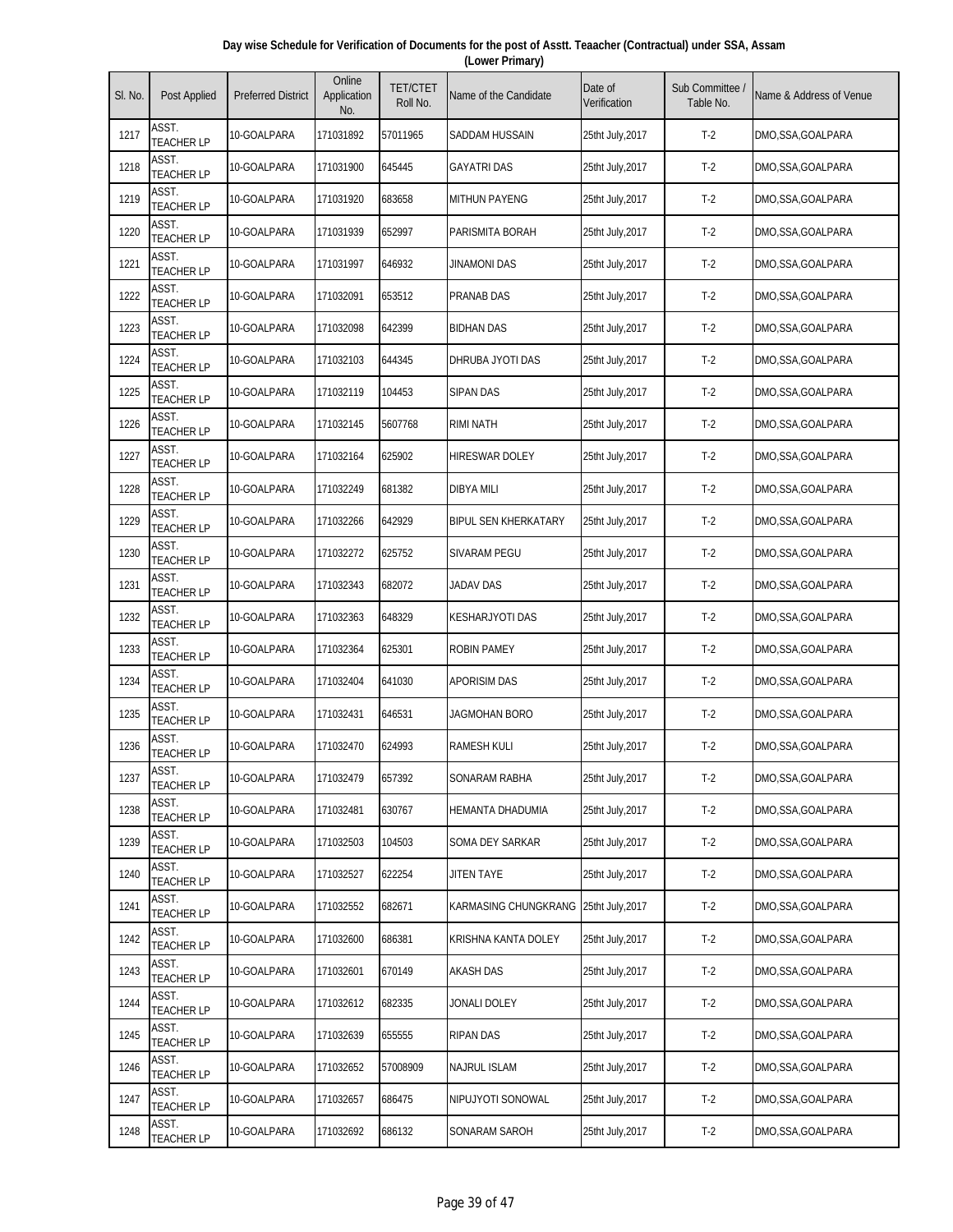**Day wise Schedule for Verification of Documents for the post of Asstt. Teaacher (Contractual) under SSA, Assam (Lower Primary)**

| Sl. No. | Post Applied | Preferred District | Online Application No. | TET/CTET Roll No. | Name of the Candidate | Date of Verification | Sub Committee / Table No. | Name & Address of Venue |
|---|---|---|---|---|---|---|---|---|
| 1217 | ASST. TEACHER LP | 10-GOALPARA | 171031892 | 57011965 | SADDAM HUSSAIN | 25tht July,2017 | T-2 | DMO,SSA,GOALPARA |
| 1218 | ASST. TEACHER LP | 10-GOALPARA | 171031900 | 645445 | GAYATRI DAS | 25tht July,2017 | T-2 | DMO,SSA,GOALPARA |
| 1219 | ASST. TEACHER LP | 10-GOALPARA | 171031920 | 683658 | MITHUN PAYENG | 25tht July,2017 | T-2 | DMO,SSA,GOALPARA |
| 1220 | ASST. TEACHER LP | 10-GOALPARA | 171031939 | 652997 | PARISMITA BORAH | 25tht July,2017 | T-2 | DMO,SSA,GOALPARA |
| 1221 | ASST. TEACHER LP | 10-GOALPARA | 171031997 | 646932 | JINAMONI DAS | 25tht July,2017 | T-2 | DMO,SSA,GOALPARA |
| 1222 | ASST. TEACHER LP | 10-GOALPARA | 171032091 | 653512 | PRANAB DAS | 25tht July,2017 | T-2 | DMO,SSA,GOALPARA |
| 1223 | ASST. TEACHER LP | 10-GOALPARA | 171032098 | 642399 | BIDHAN DAS | 25tht July,2017 | T-2 | DMO,SSA,GOALPARA |
| 1224 | ASST. TEACHER LP | 10-GOALPARA | 171032103 | 644345 | DHRUBA JYOTI DAS | 25tht July,2017 | T-2 | DMO,SSA,GOALPARA |
| 1225 | ASST. TEACHER LP | 10-GOALPARA | 171032119 | 104453 | SIPAN DAS | 25tht July,2017 | T-2 | DMO,SSA,GOALPARA |
| 1226 | ASST. TEACHER LP | 10-GOALPARA | 171032145 | 5607768 | RIMI NATH | 25tht July,2017 | T-2 | DMO,SSA,GOALPARA |
| 1227 | ASST. TEACHER LP | 10-GOALPARA | 171032164 | 625902 | HIRESWAR DOLEY | 25tht July,2017 | T-2 | DMO,SSA,GOALPARA |
| 1228 | ASST. TEACHER LP | 10-GOALPARA | 171032249 | 681382 | DIBYA MILI | 25tht July,2017 | T-2 | DMO,SSA,GOALPARA |
| 1229 | ASST. TEACHER LP | 10-GOALPARA | 171032266 | 642929 | BIPUL SEN KHERKATARY | 25tht July,2017 | T-2 | DMO,SSA,GOALPARA |
| 1230 | ASST. TEACHER LP | 10-GOALPARA | 171032272 | 625752 | SIVARAM PEGU | 25tht July,2017 | T-2 | DMO,SSA,GOALPARA |
| 1231 | ASST. TEACHER LP | 10-GOALPARA | 171032343 | 682072 | JADAV DAS | 25tht July,2017 | T-2 | DMO,SSA,GOALPARA |
| 1232 | ASST. TEACHER LP | 10-GOALPARA | 171032363 | 648329 | KESHARJYOTI DAS | 25tht July,2017 | T-2 | DMO,SSA,GOALPARA |
| 1233 | ASST. TEACHER LP | 10-GOALPARA | 171032364 | 625301 | ROBIN PAMEY | 25tht July,2017 | T-2 | DMO,SSA,GOALPARA |
| 1234 | ASST. TEACHER LP | 10-GOALPARA | 171032404 | 641030 | APORISIM DAS | 25tht July,2017 | T-2 | DMO,SSA,GOALPARA |
| 1235 | ASST. TEACHER LP | 10-GOALPARA | 171032431 | 646531 | JAGMOHAN BORO | 25tht July,2017 | T-2 | DMO,SSA,GOALPARA |
| 1236 | ASST. TEACHER LP | 10-GOALPARA | 171032470 | 624993 | RAMESH KULI | 25tht July,2017 | T-2 | DMO,SSA,GOALPARA |
| 1237 | ASST. TEACHER LP | 10-GOALPARA | 171032479 | 657392 | SONARAM RABHA | 25tht July,2017 | T-2 | DMO,SSA,GOALPARA |
| 1238 | ASST. TEACHER LP | 10-GOALPARA | 171032481 | 630767 | HEMANTA DHADUMIA | 25tht July,2017 | T-2 | DMO,SSA,GOALPARA |
| 1239 | ASST. TEACHER LP | 10-GOALPARA | 171032503 | 104503 | SOMA DEY SARKAR | 25tht July,2017 | T-2 | DMO,SSA,GOALPARA |
| 1240 | ASST. TEACHER LP | 10-GOALPARA | 171032527 | 622254 | JITEN TAYE | 25tht July,2017 | T-2 | DMO,SSA,GOALPARA |
| 1241 | ASST. TEACHER LP | 10-GOALPARA | 171032552 | 682671 | KARMASING CHUNGKRANG | 25tht July,2017 | T-2 | DMO,SSA,GOALPARA |
| 1242 | ASST. TEACHER LP | 10-GOALPARA | 171032600 | 686381 | KRISHNA KANTA DOLEY | 25tht July,2017 | T-2 | DMO,SSA,GOALPARA |
| 1243 | ASST. TEACHER LP | 10-GOALPARA | 171032601 | 670149 | AKASH DAS | 25tht July,2017 | T-2 | DMO,SSA,GOALPARA |
| 1244 | ASST. TEACHER LP | 10-GOALPARA | 171032612 | 682335 | JONALI DOLEY | 25tht July,2017 | T-2 | DMO,SSA,GOALPARA |
| 1245 | ASST. TEACHER LP | 10-GOALPARA | 171032639 | 655555 | RIPAN DAS | 25tht July,2017 | T-2 | DMO,SSA,GOALPARA |
| 1246 | ASST. TEACHER LP | 10-GOALPARA | 171032652 | 57008909 | NAJRUL ISLAM | 25tht July,2017 | T-2 | DMO,SSA,GOALPARA |
| 1247 | ASST. TEACHER LP | 10-GOALPARA | 171032657 | 686475 | NIPUJYOTI SONOWAL | 25tht July,2017 | T-2 | DMO,SSA,GOALPARA |
| 1248 | ASST. TEACHER LP | 10-GOALPARA | 171032692 | 686132 | SONARAM SAROH | 25tht July,2017 | T-2 | DMO,SSA,GOALPARA |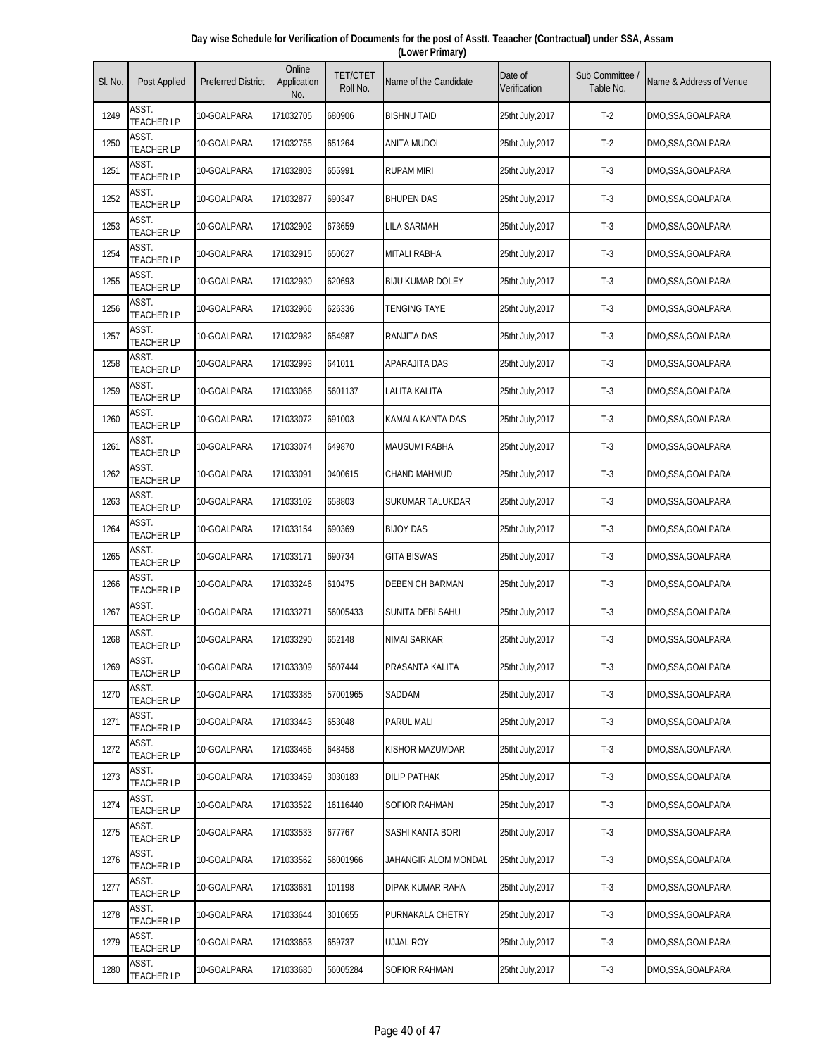**Day wise Schedule for Verification of Documents for the post of Asstt. Teaacher (Contractual) under SSA, Assam (Lower Primary)**

| Sl. No. | Post Applied | Preferred District | Online Application No. | TET/CTET Roll No. | Name of the Candidate | Date of Verification | Sub Committee / Table No. | Name & Address of Venue |
|---|---|---|---|---|---|---|---|---|
| 1249 | ASST. TEACHER LP | 10-GOALPARA | 171032705 | 680906 | BISHNU TAID | 25tht July,2017 | T-2 | DMO,SSA,GOALPARA |
| 1250 | ASST. TEACHER LP | 10-GOALPARA | 171032755 | 651264 | ANITA MUDOI | 25tht July,2017 | T-2 | DMO,SSA,GOALPARA |
| 1251 | ASST. TEACHER LP | 10-GOALPARA | 171032803 | 655991 | RUPAM MIRI | 25tht July,2017 | T-3 | DMO,SSA,GOALPARA |
| 1252 | ASST. TEACHER LP | 10-GOALPARA | 171032877 | 690347 | BHUPEN DAS | 25tht July,2017 | T-3 | DMO,SSA,GOALPARA |
| 1253 | ASST. TEACHER LP | 10-GOALPARA | 171032902 | 673659 | LILA SARMAH | 25tht July,2017 | T-3 | DMO,SSA,GOALPARA |
| 1254 | ASST. TEACHER LP | 10-GOALPARA | 171032915 | 650627 | MITALI RABHA | 25tht July,2017 | T-3 | DMO,SSA,GOALPARA |
| 1255 | ASST. TEACHER LP | 10-GOALPARA | 171032930 | 620693 | BIJU KUMAR DOLEY | 25tht July,2017 | T-3 | DMO,SSA,GOALPARA |
| 1256 | ASST. TEACHER LP | 10-GOALPARA | 171032966 | 626336 | TENGING TAYE | 25tht July,2017 | T-3 | DMO,SSA,GOALPARA |
| 1257 | ASST. TEACHER LP | 10-GOALPARA | 171032982 | 654987 | RANJITA DAS | 25tht July,2017 | T-3 | DMO,SSA,GOALPARA |
| 1258 | ASST. TEACHER LP | 10-GOALPARA | 171032993 | 641011 | APARAJITA DAS | 25tht July,2017 | T-3 | DMO,SSA,GOALPARA |
| 1259 | ASST. TEACHER LP | 10-GOALPARA | 171033066 | 5601137 | LALITA KALITA | 25tht July,2017 | T-3 | DMO,SSA,GOALPARA |
| 1260 | ASST. TEACHER LP | 10-GOALPARA | 171033072 | 691003 | KAMALA KANTA DAS | 25tht July,2017 | T-3 | DMO,SSA,GOALPARA |
| 1261 | ASST. TEACHER LP | 10-GOALPARA | 171033074 | 649870 | MAUSUMI RABHA | 25tht July,2017 | T-3 | DMO,SSA,GOALPARA |
| 1262 | ASST. TEACHER LP | 10-GOALPARA | 171033091 | 0400615 | CHAND MAHMUD | 25tht July,2017 | T-3 | DMO,SSA,GOALPARA |
| 1263 | ASST. TEACHER LP | 10-GOALPARA | 171033102 | 658803 | SUKUMAR TALUKDAR | 25tht July,2017 | T-3 | DMO,SSA,GOALPARA |
| 1264 | ASST. TEACHER LP | 10-GOALPARA | 171033154 | 690369 | BIJOY DAS | 25tht July,2017 | T-3 | DMO,SSA,GOALPARA |
| 1265 | ASST. TEACHER LP | 10-GOALPARA | 171033171 | 690734 | GITA BISWAS | 25tht July,2017 | T-3 | DMO,SSA,GOALPARA |
| 1266 | ASST. TEACHER LP | 10-GOALPARA | 171033246 | 610475 | DEBEN CH BARMAN | 25tht July,2017 | T-3 | DMO,SSA,GOALPARA |
| 1267 | ASST. TEACHER LP | 10-GOALPARA | 171033271 | 56005433 | SUNITA DEBI SAHU | 25tht July,2017 | T-3 | DMO,SSA,GOALPARA |
| 1268 | ASST. TEACHER LP | 10-GOALPARA | 171033290 | 652148 | NIMAI SARKAR | 25tht July,2017 | T-3 | DMO,SSA,GOALPARA |
| 1269 | ASST. TEACHER LP | 10-GOALPARA | 171033309 | 5607444 | PRASANTA KALITA | 25tht July,2017 | T-3 | DMO,SSA,GOALPARA |
| 1270 | ASST. TEACHER LP | 10-GOALPARA | 171033385 | 57001965 | SADDAM | 25tht July,2017 | T-3 | DMO,SSA,GOALPARA |
| 1271 | ASST. TEACHER LP | 10-GOALPARA | 171033443 | 653048 | PARUL MALI | 25tht July,2017 | T-3 | DMO,SSA,GOALPARA |
| 1272 | ASST. TEACHER LP | 10-GOALPARA | 171033456 | 648458 | KISHOR MAZUMDAR | 25tht July,2017 | T-3 | DMO,SSA,GOALPARA |
| 1273 | ASST. TEACHER LP | 10-GOALPARA | 171033459 | 3030183 | DILIP PATHAK | 25tht July,2017 | T-3 | DMO,SSA,GOALPARA |
| 1274 | ASST. TEACHER LP | 10-GOALPARA | 171033522 | 16116440 | SOFIOR RAHMAN | 25tht July,2017 | T-3 | DMO,SSA,GOALPARA |
| 1275 | ASST. TEACHER LP | 10-GOALPARA | 171033533 | 677767 | SASHI KANTA BORI | 25tht July,2017 | T-3 | DMO,SSA,GOALPARA |
| 1276 | ASST. TEACHER LP | 10-GOALPARA | 171033562 | 56001966 | JAHANGIR ALOM MONDAL | 25tht July,2017 | T-3 | DMO,SSA,GOALPARA |
| 1277 | ASST. TEACHER LP | 10-GOALPARA | 171033631 | 101198 | DIPAK KUMAR RAHA | 25tht July,2017 | T-3 | DMO,SSA,GOALPARA |
| 1278 | ASST. TEACHER LP | 10-GOALPARA | 171033644 | 3010655 | PURNAKALA CHETRY | 25tht July,2017 | T-3 | DMO,SSA,GOALPARA |
| 1279 | ASST. TEACHER LP | 10-GOALPARA | 171033653 | 659737 | UJJAL ROY | 25tht July,2017 | T-3 | DMO,SSA,GOALPARA |
| 1280 | ASST. TEACHER LP | 10-GOALPARA | 171033680 | 56005284 | SOFIOR RAHMAN | 25tht July,2017 | T-3 | DMO,SSA,GOALPARA |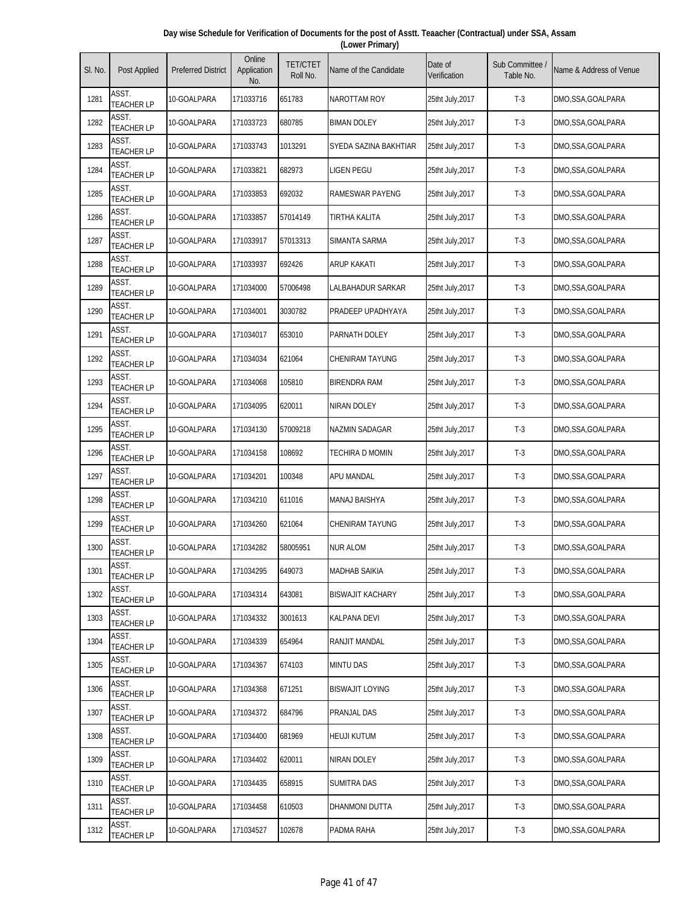**Day wise Schedule for Verification of Documents for the post of Asstt. Teaacher (Contractual) under SSA, Assam (Lower Primary)**

| Sl. No. | Post Applied | Preferred District | Online Application No. | TET/CTET Roll No. | Name of the Candidate | Date of Verification | Sub Committee / Table No. | Name & Address of Venue |
|---|---|---|---|---|---|---|---|---|
| 1281 | ASST. TEACHER LP | 10-GOALPARA | 171033716 | 651783 | NAROTTAM ROY | 25tht July,2017 | T-3 | DMO,SSA,GOALPARA |
| 1282 | ASST. TEACHER LP | 10-GOALPARA | 171033723 | 680785 | BIMAN DOLEY | 25tht July,2017 | T-3 | DMO,SSA,GOALPARA |
| 1283 | ASST. TEACHER LP | 10-GOALPARA | 171033743 | 1013291 | SYEDA SAZINA BAKHTIAR | 25tht July,2017 | T-3 | DMO,SSA,GOALPARA |
| 1284 | ASST. TEACHER LP | 10-GOALPARA | 171033821 | 682973 | LIGEN PEGU | 25tht July,2017 | T-3 | DMO,SSA,GOALPARA |
| 1285 | ASST. TEACHER LP | 10-GOALPARA | 171033853 | 692032 | RAMESWAR PAYENG | 25tht July,2017 | T-3 | DMO,SSA,GOALPARA |
| 1286 | ASST. TEACHER LP | 10-GOALPARA | 171033857 | 57014149 | TIRTHA KALITA | 25tht July,2017 | T-3 | DMO,SSA,GOALPARA |
| 1287 | ASST. TEACHER LP | 10-GOALPARA | 171033917 | 57013313 | SIMANTA SARMA | 25tht July,2017 | T-3 | DMO,SSA,GOALPARA |
| 1288 | ASST. TEACHER LP | 10-GOALPARA | 171033937 | 692426 | ARUP KAKATI | 25tht July,2017 | T-3 | DMO,SSA,GOALPARA |
| 1289 | ASST. TEACHER LP | 10-GOALPARA | 171034000 | 57006498 | LALBAHADUR SARKAR | 25tht July,2017 | T-3 | DMO,SSA,GOALPARA |
| 1290 | ASST. TEACHER LP | 10-GOALPARA | 171034001 | 3030782 | PRADEEP UPADHYAYA | 25tht July,2017 | T-3 | DMO,SSA,GOALPARA |
| 1291 | ASST. TEACHER LP | 10-GOALPARA | 171034017 | 653010 | PARNATH DOLEY | 25tht July,2017 | T-3 | DMO,SSA,GOALPARA |
| 1292 | ASST. TEACHER LP | 10-GOALPARA | 171034034 | 621064 | CHENIRAM TAYUNG | 25tht July,2017 | T-3 | DMO,SSA,GOALPARA |
| 1293 | ASST. TEACHER LP | 10-GOALPARA | 171034068 | 105810 | BIRENDRA RAM | 25tht July,2017 | T-3 | DMO,SSA,GOALPARA |
| 1294 | ASST. TEACHER LP | 10-GOALPARA | 171034095 | 620011 | NIRAN DOLEY | 25tht July,2017 | T-3 | DMO,SSA,GOALPARA |
| 1295 | ASST. TEACHER LP | 10-GOALPARA | 171034130 | 57009218 | NAZMIN SADAGAR | 25tht July,2017 | T-3 | DMO,SSA,GOALPARA |
| 1296 | ASST. TEACHER LP | 10-GOALPARA | 171034158 | 108692 | TECHIRA D MOMIN | 25tht July,2017 | T-3 | DMO,SSA,GOALPARA |
| 1297 | ASST. TEACHER LP | 10-GOALPARA | 171034201 | 100348 | APU MANDAL | 25tht July,2017 | T-3 | DMO,SSA,GOALPARA |
| 1298 | ASST. TEACHER LP | 10-GOALPARA | 171034210 | 611016 | MANAJ BAISHYA | 25tht July,2017 | T-3 | DMO,SSA,GOALPARA |
| 1299 | ASST. TEACHER LP | 10-GOALPARA | 171034260 | 621064 | CHENIRAM TAYUNG | 25tht July,2017 | T-3 | DMO,SSA,GOALPARA |
| 1300 | ASST. TEACHER LP | 10-GOALPARA | 171034282 | 58005951 | NUR ALOM | 25tht July,2017 | T-3 | DMO,SSA,GOALPARA |
| 1301 | ASST. TEACHER LP | 10-GOALPARA | 171034295 | 649073 | MADHAB SAIKIA | 25tht July,2017 | T-3 | DMO,SSA,GOALPARA |
| 1302 | ASST. TEACHER LP | 10-GOALPARA | 171034314 | 643081 | BISWAJIT KACHARY | 25tht July,2017 | T-3 | DMO,SSA,GOALPARA |
| 1303 | ASST. TEACHER LP | 10-GOALPARA | 171034332 | 3001613 | KALPANA DEVI | 25tht July,2017 | T-3 | DMO,SSA,GOALPARA |
| 1304 | ASST. TEACHER LP | 10-GOALPARA | 171034339 | 654964 | RANJIT MANDAL | 25tht July,2017 | T-3 | DMO,SSA,GOALPARA |
| 1305 | ASST. TEACHER LP | 10-GOALPARA | 171034367 | 674103 | MINTU DAS | 25tht July,2017 | T-3 | DMO,SSA,GOALPARA |
| 1306 | ASST. TEACHER LP | 10-GOALPARA | 171034368 | 671251 | BISWAJIT LOYING | 25tht July,2017 | T-3 | DMO,SSA,GOALPARA |
| 1307 | ASST. TEACHER LP | 10-GOALPARA | 171034372 | 684796 | PRANJAL DAS | 25tht July,2017 | T-3 | DMO,SSA,GOALPARA |
| 1308 | ASST. TEACHER LP | 10-GOALPARA | 171034400 | 681969 | HEUJI KUTUM | 25tht July,2017 | T-3 | DMO,SSA,GOALPARA |
| 1309 | ASST. TEACHER LP | 10-GOALPARA | 171034402 | 620011 | NIRAN DOLEY | 25tht July,2017 | T-3 | DMO,SSA,GOALPARA |
| 1310 | ASST. TEACHER LP | 10-GOALPARA | 171034435 | 658915 | SUMITRA DAS | 25tht July,2017 | T-3 | DMO,SSA,GOALPARA |
| 1311 | ASST. TEACHER LP | 10-GOALPARA | 171034458 | 610503 | DHANMONI DUTTA | 25tht July,2017 | T-3 | DMO,SSA,GOALPARA |
| 1312 | ASST. TEACHER LP | 10-GOALPARA | 171034527 | 102678 | PADMA RAHA | 25tht July,2017 | T-3 | DMO,SSA,GOALPARA |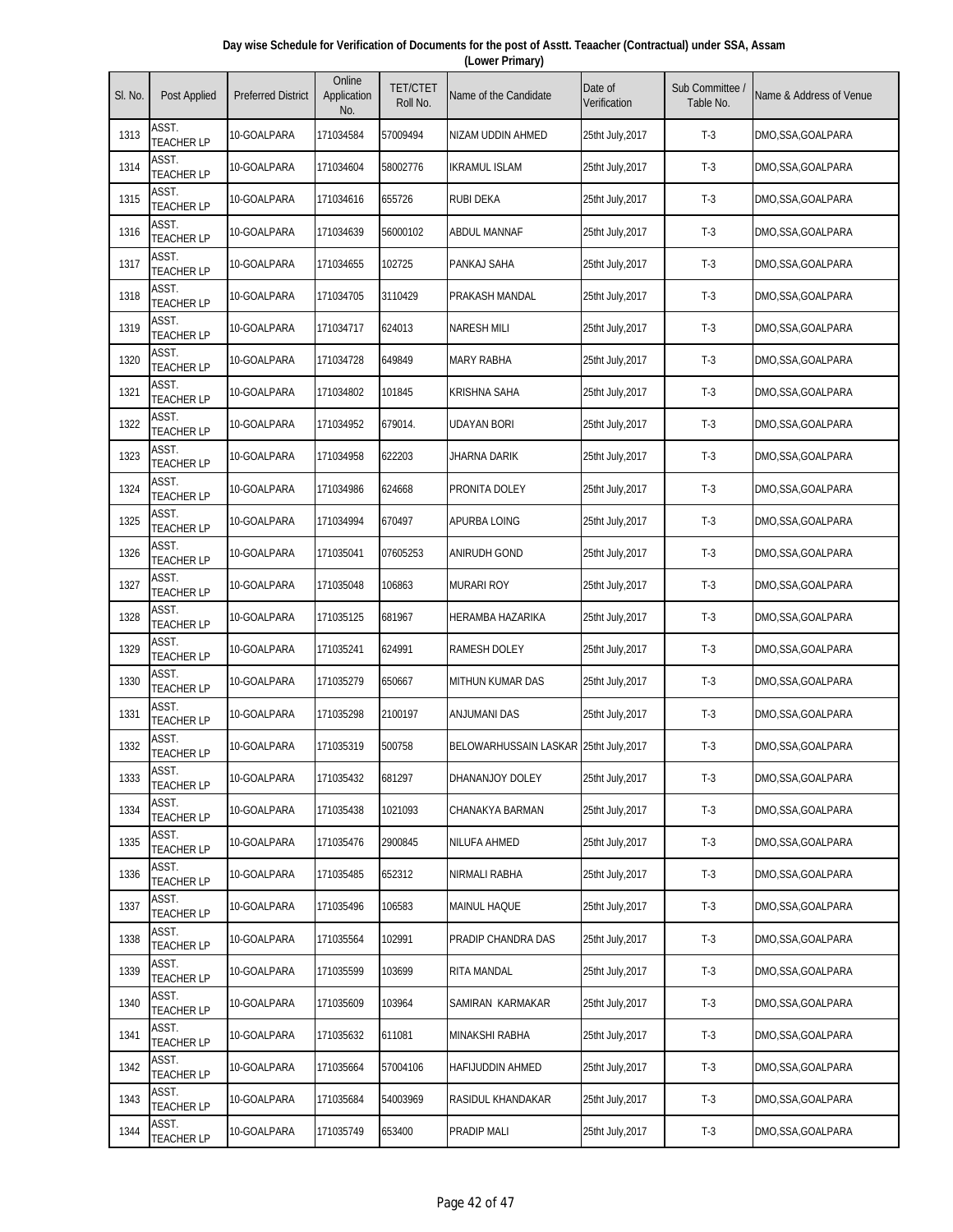**Day wise Schedule for Verification of Documents for the post of Asstt. Teaacher (Contractual) under SSA, Assam (Lower Primary)**

| Sl. No. | Post Applied | Preferred District | Online Application No. | TET/CTET Roll No. | Name of the Candidate | Date of Verification | Sub Committee / Table No. | Name & Address of Venue |
|---|---|---|---|---|---|---|---|---|
| 1313 | ASST. TEACHER LP | 10-GOALPARA | 171034584 | 57009494 | NIZAM UDDIN AHMED | 25tht July,2017 | T-3 | DMO,SSA,GOALPARA |
| 1314 | ASST. TEACHER LP | 10-GOALPARA | 171034604 | 58002776 | IKRAMUL ISLAM | 25tht July,2017 | T-3 | DMO,SSA,GOALPARA |
| 1315 | ASST. TEACHER LP | 10-GOALPARA | 171034616 | 655726 | RUBI DEKA | 25tht July,2017 | T-3 | DMO,SSA,GOALPARA |
| 1316 | ASST. TEACHER LP | 10-GOALPARA | 171034639 | 56000102 | ABDUL MANNAF | 25tht July,2017 | T-3 | DMO,SSA,GOALPARA |
| 1317 | ASST. TEACHER LP | 10-GOALPARA | 171034655 | 102725 | PANKAJ SAHA | 25tht July,2017 | T-3 | DMO,SSA,GOALPARA |
| 1318 | ASST. TEACHER LP | 10-GOALPARA | 171034705 | 3110429 | PRAKASH MANDAL | 25tht July,2017 | T-3 | DMO,SSA,GOALPARA |
| 1319 | ASST. TEACHER LP | 10-GOALPARA | 171034717 | 624013 | NARESH MILI | 25tht July,2017 | T-3 | DMO,SSA,GOALPARA |
| 1320 | ASST. TEACHER LP | 10-GOALPARA | 171034728 | 649849 | MARY RABHA | 25tht July,2017 | T-3 | DMO,SSA,GOALPARA |
| 1321 | ASST. TEACHER LP | 10-GOALPARA | 171034802 | 101845 | KRISHNA SAHA | 25tht July,2017 | T-3 | DMO,SSA,GOALPARA |
| 1322 | ASST. TEACHER LP | 10-GOALPARA | 171034952 | 679014. | UDAYAN BORI | 25tht July,2017 | T-3 | DMO,SSA,GOALPARA |
| 1323 | ASST. TEACHER LP | 10-GOALPARA | 171034958 | 622203 | JHARNA DARIK | 25tht July,2017 | T-3 | DMO,SSA,GOALPARA |
| 1324 | ASST. TEACHER LP | 10-GOALPARA | 171034986 | 624668 | PRONITA DOLEY | 25tht July,2017 | T-3 | DMO,SSA,GOALPARA |
| 1325 | ASST. TEACHER LP | 10-GOALPARA | 171034994 | 670497 | APURBA LOING | 25tht July,2017 | T-3 | DMO,SSA,GOALPARA |
| 1326 | ASST. TEACHER LP | 10-GOALPARA | 171035041 | 07605253 | ANIRUDH GOND | 25tht July,2017 | T-3 | DMO,SSA,GOALPARA |
| 1327 | ASST. TEACHER LP | 10-GOALPARA | 171035048 | 106863 | MURARI ROY | 25tht July,2017 | T-3 | DMO,SSA,GOALPARA |
| 1328 | ASST. TEACHER LP | 10-GOALPARA | 171035125 | 681967 | HERAMBA HAZARIKA | 25tht July,2017 | T-3 | DMO,SSA,GOALPARA |
| 1329 | ASST. TEACHER LP | 10-GOALPARA | 171035241 | 624991 | RAMESH DOLEY | 25tht July,2017 | T-3 | DMO,SSA,GOALPARA |
| 1330 | ASST. TEACHER LP | 10-GOALPARA | 171035279 | 650667 | MITHUN KUMAR DAS | 25tht July,2017 | T-3 | DMO,SSA,GOALPARA |
| 1331 | ASST. TEACHER LP | 10-GOALPARA | 171035298 | 2100197 | ANJUMANI DAS | 25tht July,2017 | T-3 | DMO,SSA,GOALPARA |
| 1332 | ASST. TEACHER LP | 10-GOALPARA | 171035319 | 500758 | BELOWARHUSSAIN LASKAR | 25tht July,2017 | T-3 | DMO,SSA,GOALPARA |
| 1333 | ASST. TEACHER LP | 10-GOALPARA | 171035432 | 681297 | DHANANJOY DOLEY | 25tht July,2017 | T-3 | DMO,SSA,GOALPARA |
| 1334 | ASST. TEACHER LP | 10-GOALPARA | 171035438 | 1021093 | CHANAKYA BARMAN | 25tht July,2017 | T-3 | DMO,SSA,GOALPARA |
| 1335 | ASST. TEACHER LP | 10-GOALPARA | 171035476 | 2900845 | NILUFA AHMED | 25tht July,2017 | T-3 | DMO,SSA,GOALPARA |
| 1336 | ASST. TEACHER LP | 10-GOALPARA | 171035485 | 652312 | NIRMALI RABHA | 25tht July,2017 | T-3 | DMO,SSA,GOALPARA |
| 1337 | ASST. TEACHER LP | 10-GOALPARA | 171035496 | 106583 | MAINUL HAQUE | 25tht July,2017 | T-3 | DMO,SSA,GOALPARA |
| 1338 | ASST. TEACHER LP | 10-GOALPARA | 171035564 | 102991 | PRADIP CHANDRA DAS | 25tht July,2017 | T-3 | DMO,SSA,GOALPARA |
| 1339 | ASST. TEACHER LP | 10-GOALPARA | 171035599 | 103699 | RITA MANDAL | 25tht July,2017 | T-3 | DMO,SSA,GOALPARA |
| 1340 | ASST. TEACHER LP | 10-GOALPARA | 171035609 | 103964 | SAMIRAN KARMAKAR | 25tht July,2017 | T-3 | DMO,SSA,GOALPARA |
| 1341 | ASST. TEACHER LP | 10-GOALPARA | 171035632 | 611081 | MINAKSHI RABHA | 25tht July,2017 | T-3 | DMO,SSA,GOALPARA |
| 1342 | ASST. TEACHER LP | 10-GOALPARA | 171035664 | 57004106 | HAFIJUDDIN AHMED | 25tht July,2017 | T-3 | DMO,SSA,GOALPARA |
| 1343 | ASST. TEACHER LP | 10-GOALPARA | 171035684 | 54003969 | RASIDUL KHANDAKAR | 25tht July,2017 | T-3 | DMO,SSA,GOALPARA |
| 1344 | ASST. TEACHER LP | 10-GOALPARA | 171035749 | 653400 | PRADIP MALI | 25tht July,2017 | T-3 | DMO,SSA,GOALPARA |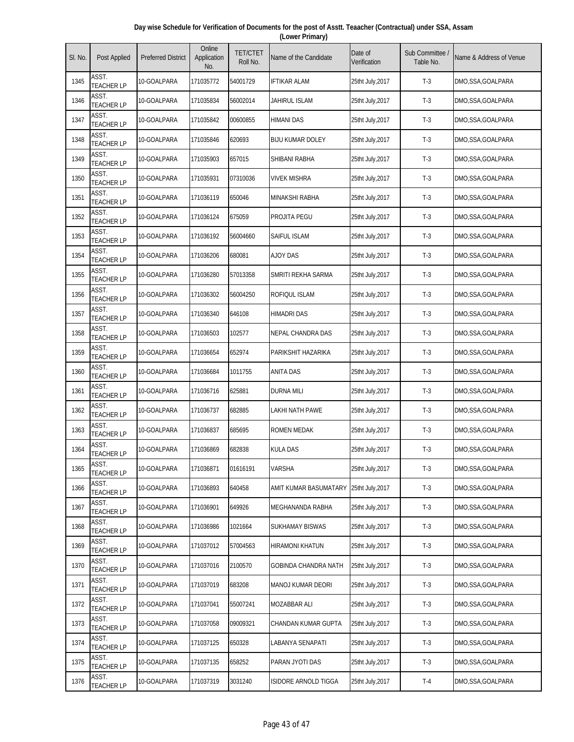**Day wise Schedule for Verification of Documents for the post of Asstt. Teaacher (Contractual) under SSA, Assam (Lower Primary)**

| Sl. No. | Post Applied | Preferred District | Online Application No. | TET/CTET Roll No. | Name of the Candidate | Date of Verification | Sub Committee / Table No. | Name & Address of Venue |
|---|---|---|---|---|---|---|---|---|
| 1345 | ASST. TEACHER LP | 10-GOALPARA | 171035772 | 54001729 | IFTIKAR ALAM | 25tht July,2017 | T-3 | DMO,SSA,GOALPARA |
| 1346 | ASST. TEACHER LP | 10-GOALPARA | 171035834 | 56002014 | JAHIRUL ISLAM | 25tht July,2017 | T-3 | DMO,SSA,GOALPARA |
| 1347 | ASST. TEACHER LP | 10-GOALPARA | 171035842 | 00600855 | HIMANI DAS | 25tht July,2017 | T-3 | DMO,SSA,GOALPARA |
| 1348 | ASST. TEACHER LP | 10-GOALPARA | 171035846 | 620693 | BIJU KUMAR DOLEY | 25tht July,2017 | T-3 | DMO,SSA,GOALPARA |
| 1349 | ASST. TEACHER LP | 10-GOALPARA | 171035903 | 657015 | SHIBANI RABHA | 25tht July,2017 | T-3 | DMO,SSA,GOALPARA |
| 1350 | ASST. TEACHER LP | 10-GOALPARA | 171035931 | 07310036 | VIVEK MISHRA | 25tht July,2017 | T-3 | DMO,SSA,GOALPARA |
| 1351 | ASST. TEACHER LP | 10-GOALPARA | 171036119 | 650046 | MINAKSHI RABHA | 25tht July,2017 | T-3 | DMO,SSA,GOALPARA |
| 1352 | ASST. TEACHER LP | 10-GOALPARA | 171036124 | 675059 | PROJITA PEGU | 25tht July,2017 | T-3 | DMO,SSA,GOALPARA |
| 1353 | ASST. TEACHER LP | 10-GOALPARA | 171036192 | 56004660 | SAIFUL ISLAM | 25tht July,2017 | T-3 | DMO,SSA,GOALPARA |
| 1354 | ASST. TEACHER LP | 10-GOALPARA | 171036206 | 680081 | AJOY DAS | 25tht July,2017 | T-3 | DMO,SSA,GOALPARA |
| 1355 | ASST. TEACHER LP | 10-GOALPARA | 171036280 | 57013358 | SMRITI REKHA SARMA | 25tht July,2017 | T-3 | DMO,SSA,GOALPARA |
| 1356 | ASST. TEACHER LP | 10-GOALPARA | 171036302 | 56004250 | ROFIQUL ISLAM | 25tht July,2017 | T-3 | DMO,SSA,GOALPARA |
| 1357 | ASST. TEACHER LP | 10-GOALPARA | 171036340 | 646108 | HIMADRI DAS | 25tht July,2017 | T-3 | DMO,SSA,GOALPARA |
| 1358 | ASST. TEACHER LP | 10-GOALPARA | 171036503 | 102577 | NEPAL CHANDRA DAS | 25tht July,2017 | T-3 | DMO,SSA,GOALPARA |
| 1359 | ASST. TEACHER LP | 10-GOALPARA | 171036654 | 652974 | PARIKSHIT HAZARIKA | 25tht July,2017 | T-3 | DMO,SSA,GOALPARA |
| 1360 | ASST. TEACHER LP | 10-GOALPARA | 171036684 | 1011755 | ANITA DAS | 25tht July,2017 | T-3 | DMO,SSA,GOALPARA |
| 1361 | ASST. TEACHER LP | 10-GOALPARA | 171036716 | 625881 | DURNA MILI | 25tht July,2017 | T-3 | DMO,SSA,GOALPARA |
| 1362 | ASST. TEACHER LP | 10-GOALPARA | 171036737 | 682885 | LAKHI NATH PAWE | 25tht July,2017 | T-3 | DMO,SSA,GOALPARA |
| 1363 | ASST. TEACHER LP | 10-GOALPARA | 171036837 | 685695 | ROMEN MEDAK | 25tht July,2017 | T-3 | DMO,SSA,GOALPARA |
| 1364 | ASST. TEACHER LP | 10-GOALPARA | 171036869 | 682838 | KULA DAS | 25tht July,2017 | T-3 | DMO,SSA,GOALPARA |
| 1365 | ASST. TEACHER LP | 10-GOALPARA | 171036871 | 01616191 | VARSHA | 25tht July,2017 | T-3 | DMO,SSA,GOALPARA |
| 1366 | ASST. TEACHER LP | 10-GOALPARA | 171036893 | 640458 | AMIT KUMAR BASUMATARY | 25tht July,2017 | T-3 | DMO,SSA,GOALPARA |
| 1367 | ASST. TEACHER LP | 10-GOALPARA | 171036901 | 649926 | MEGHANANDA RABHA | 25tht July,2017 | T-3 | DMO,SSA,GOALPARA |
| 1368 | ASST. TEACHER LP | 10-GOALPARA | 171036986 | 1021664 | SUKHAMAY BISWAS | 25tht July,2017 | T-3 | DMO,SSA,GOALPARA |
| 1369 | ASST. TEACHER LP | 10-GOALPARA | 171037012 | 57004563 | HIRAMONI KHATUN | 25tht July,2017 | T-3 | DMO,SSA,GOALPARA |
| 1370 | ASST. TEACHER LP | 10-GOALPARA | 171037016 | 2100570 | GOBINDA CHANDRA NATH | 25tht July,2017 | T-3 | DMO,SSA,GOALPARA |
| 1371 | ASST. TEACHER LP | 10-GOALPARA | 171037019 | 683208 | MANOJ KUMAR DEORI | 25tht July,2017 | T-3 | DMO,SSA,GOALPARA |
| 1372 | ASST. TEACHER LP | 10-GOALPARA | 171037041 | 55007241 | MOZABBAR ALI | 25tht July,2017 | T-3 | DMO,SSA,GOALPARA |
| 1373 | ASST. TEACHER LP | 10-GOALPARA | 171037058 | 09009321 | CHANDAN KUMAR GUPTA | 25tht July,2017 | T-3 | DMO,SSA,GOALPARA |
| 1374 | ASST. TEACHER LP | 10-GOALPARA | 171037125 | 650328 | LABANYA SENAPATI | 25tht July,2017 | T-3 | DMO,SSA,GOALPARA |
| 1375 | ASST. TEACHER LP | 10-GOALPARA | 171037135 | 658252 | PARAN JYOTI DAS | 25tht July,2017 | T-3 | DMO,SSA,GOALPARA |
| 1376 | ASST. TEACHER LP | 10-GOALPARA | 171037319 | 3031240 | ISIDORE ARNOLD TIGGA | 25tht July,2017 | T-4 | DMO,SSA,GOALPARA |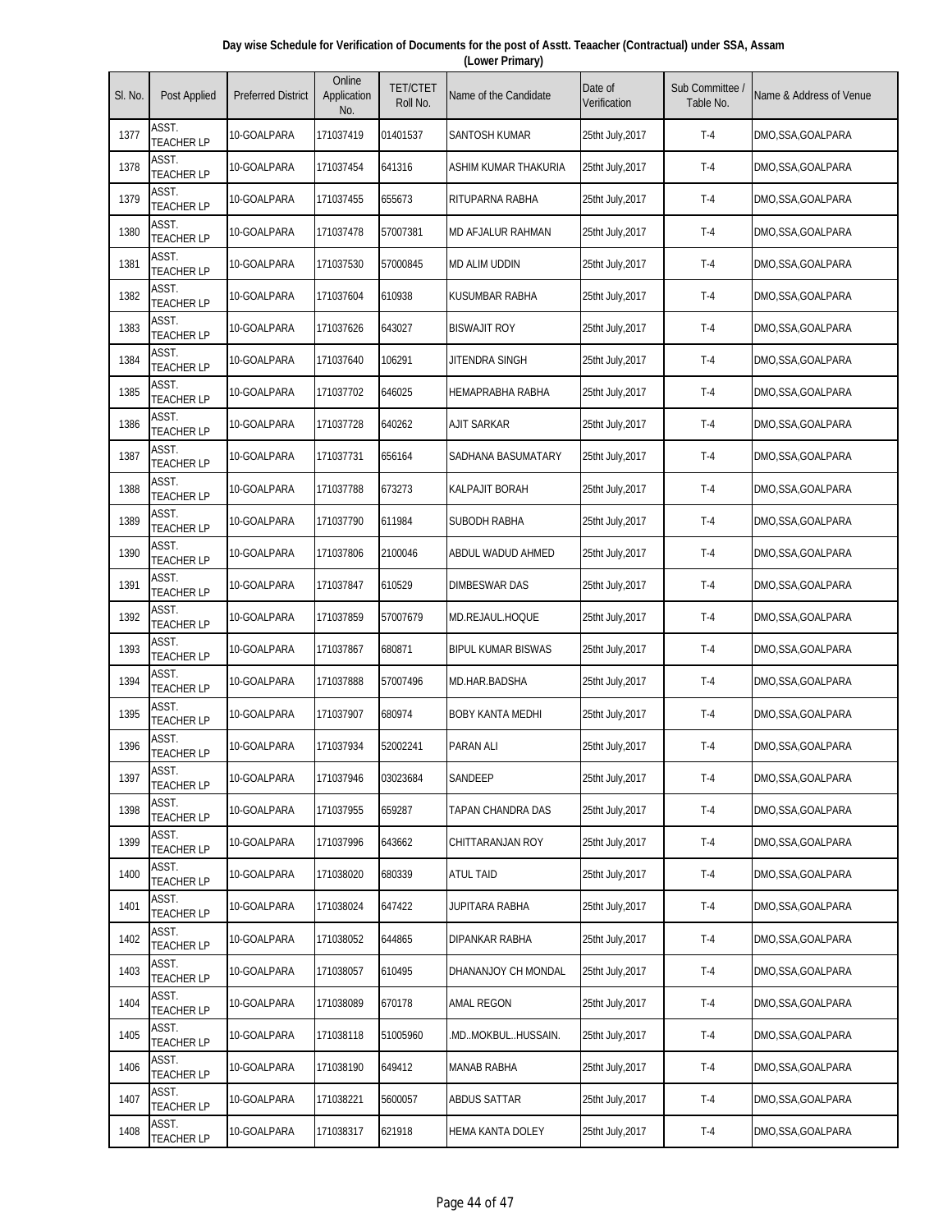**Day wise Schedule for Verification of Documents for the post of Asstt. Teaacher (Contractual) under SSA, Assam (Lower Primary)**

| Sl. No. | Post Applied | Preferred District | Online Application No. | TET/CTET Roll No. | Name of the Candidate | Date of Verification | Sub Committee / Table No. | Name & Address of Venue |
|---|---|---|---|---|---|---|---|---|
| 1377 | ASST. TEACHER LP | 10-GOALPARA | 171037419 | 01401537 | SANTOSH KUMAR | 25tht July,2017 | T-4 | DMO,SSA,GOALPARA |
| 1378 | ASST. TEACHER LP | 10-GOALPARA | 171037454 | 641316 | ASHIM KUMAR THAKURIA | 25tht July,2017 | T-4 | DMO,SSA,GOALPARA |
| 1379 | ASST. TEACHER LP | 10-GOALPARA | 171037455 | 655673 | RITUPARNA RABHA | 25tht July,2017 | T-4 | DMO,SSA,GOALPARA |
| 1380 | ASST. TEACHER LP | 10-GOALPARA | 171037478 | 57007381 | MD AFJALUR RAHMAN | 25tht July,2017 | T-4 | DMO,SSA,GOALPARA |
| 1381 | ASST. TEACHER LP | 10-GOALPARA | 171037530 | 57000845 | MD ALIM UDDIN | 25tht July,2017 | T-4 | DMO,SSA,GOALPARA |
| 1382 | ASST. TEACHER LP | 10-GOALPARA | 171037604 | 610938 | KUSUMBAR RABHA | 25tht July,2017 | T-4 | DMO,SSA,GOALPARA |
| 1383 | ASST. TEACHER LP | 10-GOALPARA | 171037626 | 643027 | BISWAJIT ROY | 25tht July,2017 | T-4 | DMO,SSA,GOALPARA |
| 1384 | ASST. TEACHER LP | 10-GOALPARA | 171037640 | 106291 | JITENDRA SINGH | 25tht July,2017 | T-4 | DMO,SSA,GOALPARA |
| 1385 | ASST. TEACHER LP | 10-GOALPARA | 171037702 | 646025 | HEMAPRABHA RABHA | 25tht July,2017 | T-4 | DMO,SSA,GOALPARA |
| 1386 | ASST. TEACHER LP | 10-GOALPARA | 171037728 | 640262 | AJIT SARKAR | 25tht July,2017 | T-4 | DMO,SSA,GOALPARA |
| 1387 | ASST. TEACHER LP | 10-GOALPARA | 171037731 | 656164 | SADHANA BASUMATARY | 25tht July,2017 | T-4 | DMO,SSA,GOALPARA |
| 1388 | ASST. TEACHER LP | 10-GOALPARA | 171037788 | 673273 | KALPAJIT BORAH | 25tht July,2017 | T-4 | DMO,SSA,GOALPARA |
| 1389 | ASST. TEACHER LP | 10-GOALPARA | 171037790 | 611984 | SUBODH RABHA | 25tht July,2017 | T-4 | DMO,SSA,GOALPARA |
| 1390 | ASST. TEACHER LP | 10-GOALPARA | 171037806 | 2100046 | ABDUL WADUD AHMED | 25tht July,2017 | T-4 | DMO,SSA,GOALPARA |
| 1391 | ASST. TEACHER LP | 10-GOALPARA | 171037847 | 610529 | DIMBESWAR DAS | 25tht July,2017 | T-4 | DMO,SSA,GOALPARA |
| 1392 | ASST. TEACHER LP | 10-GOALPARA | 171037859 | 57007679 | MD.REJAUL.HOQUE | 25tht July,2017 | T-4 | DMO,SSA,GOALPARA |
| 1393 | ASST. TEACHER LP | 10-GOALPARA | 171037867 | 680871 | BIPUL KUMAR BISWAS | 25tht July,2017 | T-4 | DMO,SSA,GOALPARA |
| 1394 | ASST. TEACHER LP | 10-GOALPARA | 171037888 | 57007496 | MD.HAR.BADSHA | 25tht July,2017 | T-4 | DMO,SSA,GOALPARA |
| 1395 | ASST. TEACHER LP | 10-GOALPARA | 171037907 | 680974 | BOBY KANTA MEDHI | 25tht July,2017 | T-4 | DMO,SSA,GOALPARA |
| 1396 | ASST. TEACHER LP | 10-GOALPARA | 171037934 | 52002241 | PARAN ALI | 25tht July,2017 | T-4 | DMO,SSA,GOALPARA |
| 1397 | ASST. TEACHER LP | 10-GOALPARA | 171037946 | 03023684 | SANDEEP | 25tht July,2017 | T-4 | DMO,SSA,GOALPARA |
| 1398 | ASST. TEACHER LP | 10-GOALPARA | 171037955 | 659287 | TAPAN CHANDRA DAS | 25tht July,2017 | T-4 | DMO,SSA,GOALPARA |
| 1399 | ASST. TEACHER LP | 10-GOALPARA | 171037996 | 643662 | CHITTARANJAN ROY | 25tht July,2017 | T-4 | DMO,SSA,GOALPARA |
| 1400 | ASST. TEACHER LP | 10-GOALPARA | 171038020 | 680339 | ATUL TAID | 25tht July,2017 | T-4 | DMO,SSA,GOALPARA |
| 1401 | ASST. TEACHER LP | 10-GOALPARA | 171038024 | 647422 | JUPITARA RABHA | 25tht July,2017 | T-4 | DMO,SSA,GOALPARA |
| 1402 | ASST. TEACHER LP | 10-GOALPARA | 171038052 | 644865 | DIPANKAR RABHA | 25tht July,2017 | T-4 | DMO,SSA,GOALPARA |
| 1403 | ASST. TEACHER LP | 10-GOALPARA | 171038057 | 610495 | DHANANJOY CH MONDAL | 25tht July,2017 | T-4 | DMO,SSA,GOALPARA |
| 1404 | ASST. TEACHER LP | 10-GOALPARA | 171038089 | 670178 | AMAL REGON | 25tht July,2017 | T-4 | DMO,SSA,GOALPARA |
| 1405 | ASST. TEACHER LP | 10-GOALPARA | 171038118 | 51005960 | .MD..MOKBUL..HUSSAIN. | 25tht July,2017 | T-4 | DMO,SSA,GOALPARA |
| 1406 | ASST. TEACHER LP | 10-GOALPARA | 171038190 | 649412 | MANAB RABHA | 25tht July,2017 | T-4 | DMO,SSA,GOALPARA |
| 1407 | ASST. TEACHER LP | 10-GOALPARA | 171038221 | 5600057 | ABDUS SATTAR | 25tht July,2017 | T-4 | DMO,SSA,GOALPARA |
| 1408 | ASST. TEACHER LP | 10-GOALPARA | 171038317 | 621918 | HEMA KANTA DOLEY | 25tht July,2017 | T-4 | DMO,SSA,GOALPARA |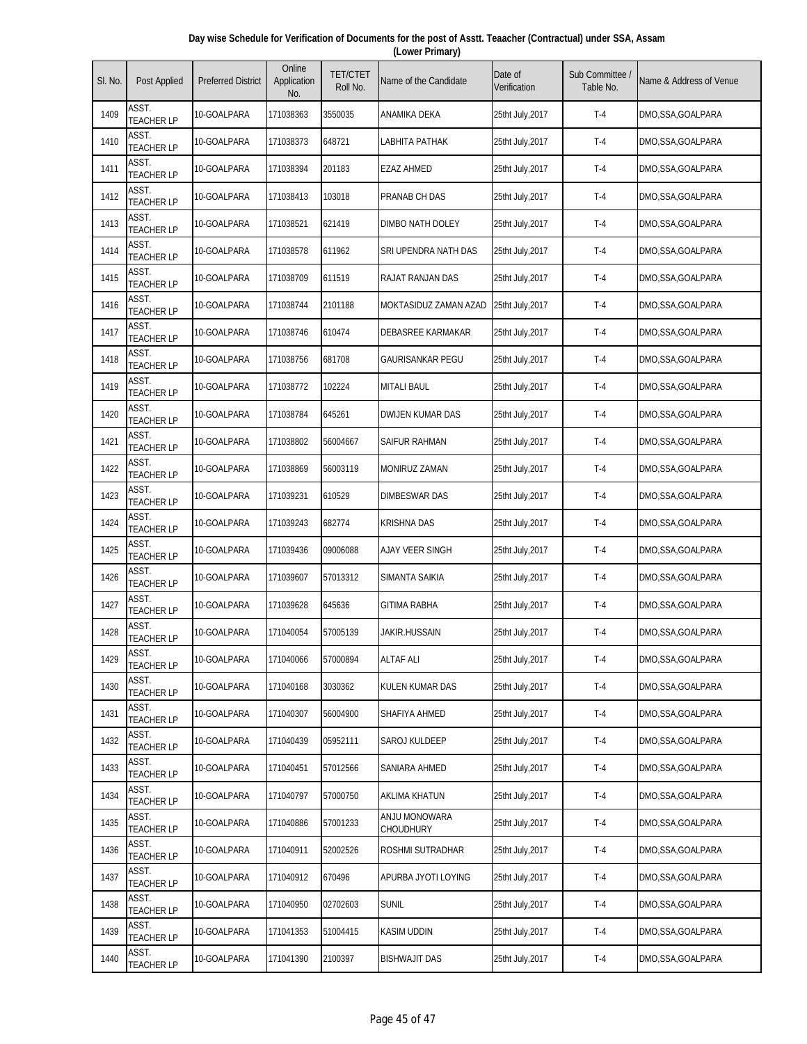**Day wise Schedule for Verification of Documents for the post of Asstt. Teaacher (Contractual) under SSA, Assam (Lower Primary)**

| Sl. No. | Post Applied | Preferred District | Online Application No. | TET/CTET Roll No. | Name of the Candidate | Date of Verification | Sub Committee / Table No. | Name & Address of Venue |
|---|---|---|---|---|---|---|---|---|
| 1409 | ASST. TEACHER LP | 10-GOALPARA | 171038363 | 3550035 | ANAMIKA DEKA | 25tht July,2017 | T-4 | DMO,SSA,GOALPARA |
| 1410 | ASST. TEACHER LP | 10-GOALPARA | 171038373 | 648721 | LABHITA PATHAK | 25tht July,2017 | T-4 | DMO,SSA,GOALPARA |
| 1411 | ASST. TEACHER LP | 10-GOALPARA | 171038394 | 201183 | EZAZ AHMED | 25tht July,2017 | T-4 | DMO,SSA,GOALPARA |
| 1412 | ASST. TEACHER LP | 10-GOALPARA | 171038413 | 103018 | PRANAB CH DAS | 25tht July,2017 | T-4 | DMO,SSA,GOALPARA |
| 1413 | ASST. TEACHER LP | 10-GOALPARA | 171038521 | 621419 | DIMBO NATH DOLEY | 25tht July,2017 | T-4 | DMO,SSA,GOALPARA |
| 1414 | ASST. TEACHER LP | 10-GOALPARA | 171038578 | 611962 | SRI UPENDRA NATH DAS | 25tht July,2017 | T-4 | DMO,SSA,GOALPARA |
| 1415 | ASST. TEACHER LP | 10-GOALPARA | 171038709 | 611519 | RAJAT RANJAN DAS | 25tht July,2017 | T-4 | DMO,SSA,GOALPARA |
| 1416 | ASST. TEACHER LP | 10-GOALPARA | 171038744 | 2101188 | MOKTASIDUZ ZAMAN AZAD | 25tht July,2017 | T-4 | DMO,SSA,GOALPARA |
| 1417 | ASST. TEACHER LP | 10-GOALPARA | 171038746 | 610474 | DEBASREE KARMAKAR | 25tht July,2017 | T-4 | DMO,SSA,GOALPARA |
| 1418 | ASST. TEACHER LP | 10-GOALPARA | 171038756 | 681708 | GAURISANKAR PEGU | 25tht July,2017 | T-4 | DMO,SSA,GOALPARA |
| 1419 | ASST. TEACHER LP | 10-GOALPARA | 171038772 | 102224 | MITALI BAUL | 25tht July,2017 | T-4 | DMO,SSA,GOALPARA |
| 1420 | ASST. TEACHER LP | 10-GOALPARA | 171038784 | 645261 | DWIJEN KUMAR DAS | 25tht July,2017 | T-4 | DMO,SSA,GOALPARA |
| 1421 | ASST. TEACHER LP | 10-GOALPARA | 171038802 | 56004667 | SAIFUR RAHMAN | 25tht July,2017 | T-4 | DMO,SSA,GOALPARA |
| 1422 | ASST. TEACHER LP | 10-GOALPARA | 171038869 | 56003119 | MONIRUZ ZAMAN | 25tht July,2017 | T-4 | DMO,SSA,GOALPARA |
| 1423 | ASST. TEACHER LP | 10-GOALPARA | 171039231 | 610529 | DIMBESWAR DAS | 25tht July,2017 | T-4 | DMO,SSA,GOALPARA |
| 1424 | ASST. TEACHER LP | 10-GOALPARA | 171039243 | 682774 | KRISHNA DAS | 25tht July,2017 | T-4 | DMO,SSA,GOALPARA |
| 1425 | ASST. TEACHER LP | 10-GOALPARA | 171039436 | 09006088 | AJAY VEER SINGH | 25tht July,2017 | T-4 | DMO,SSA,GOALPARA |
| 1426 | ASST. TEACHER LP | 10-GOALPARA | 171039607 | 57013312 | SIMANTA SAIKIA | 25tht July,2017 | T-4 | DMO,SSA,GOALPARA |
| 1427 | ASST. TEACHER LP | 10-GOALPARA | 171039628 | 645636 | GITIMA RABHA | 25tht July,2017 | T-4 | DMO,SSA,GOALPARA |
| 1428 | ASST. TEACHER LP | 10-GOALPARA | 171040054 | 57005139 | JAKIR.HUSSAIN | 25tht July,2017 | T-4 | DMO,SSA,GOALPARA |
| 1429 | ASST. TEACHER LP | 10-GOALPARA | 171040066 | 57000894 | ALTAF ALI | 25tht July,2017 | T-4 | DMO,SSA,GOALPARA |
| 1430 | ASST. TEACHER LP | 10-GOALPARA | 171040168 | 3030362 | KULEN KUMAR DAS | 25tht July,2017 | T-4 | DMO,SSA,GOALPARA |
| 1431 | ASST. TEACHER LP | 10-GOALPARA | 171040307 | 56004900 | SHAFIYA AHMED | 25tht July,2017 | T-4 | DMO,SSA,GOALPARA |
| 1432 | ASST. TEACHER LP | 10-GOALPARA | 171040439 | 05952111 | SAROJ KULDEEP | 25tht July,2017 | T-4 | DMO,SSA,GOALPARA |
| 1433 | ASST. TEACHER LP | 10-GOALPARA | 171040451 | 57012566 | SANIARA AHMED | 25tht July,2017 | T-4 | DMO,SSA,GOALPARA |
| 1434 | ASST. TEACHER LP | 10-GOALPARA | 171040797 | 57000750 | AKLIMA KHATUN | 25tht July,2017 | T-4 | DMO,SSA,GOALPARA |
| 1435 | ASST. TEACHER LP | 10-GOALPARA | 171040886 | 57001233 | ANJU MONOWARA CHOUDHURY | 25tht July,2017 | T-4 | DMO,SSA,GOALPARA |
| 1436 | ASST. TEACHER LP | 10-GOALPARA | 171040911 | 52002526 | ROSHMI SUTRADHAR | 25tht July,2017 | T-4 | DMO,SSA,GOALPARA |
| 1437 | ASST. TEACHER LP | 10-GOALPARA | 171040912 | 670496 | APURBA JYOTI LOYING | 25tht July,2017 | T-4 | DMO,SSA,GOALPARA |
| 1438 | ASST. TEACHER LP | 10-GOALPARA | 171040950 | 02702603 | SUNIL | 25tht July,2017 | T-4 | DMO,SSA,GOALPARA |
| 1439 | ASST. TEACHER LP | 10-GOALPARA | 171041353 | 51004415 | KASIM UDDIN | 25tht July,2017 | T-4 | DMO,SSA,GOALPARA |
| 1440 | ASST. TEACHER LP | 10-GOALPARA | 171041390 | 2100397 | BISHWAJIT DAS | 25tht July,2017 | T-4 | DMO,SSA,GOALPARA |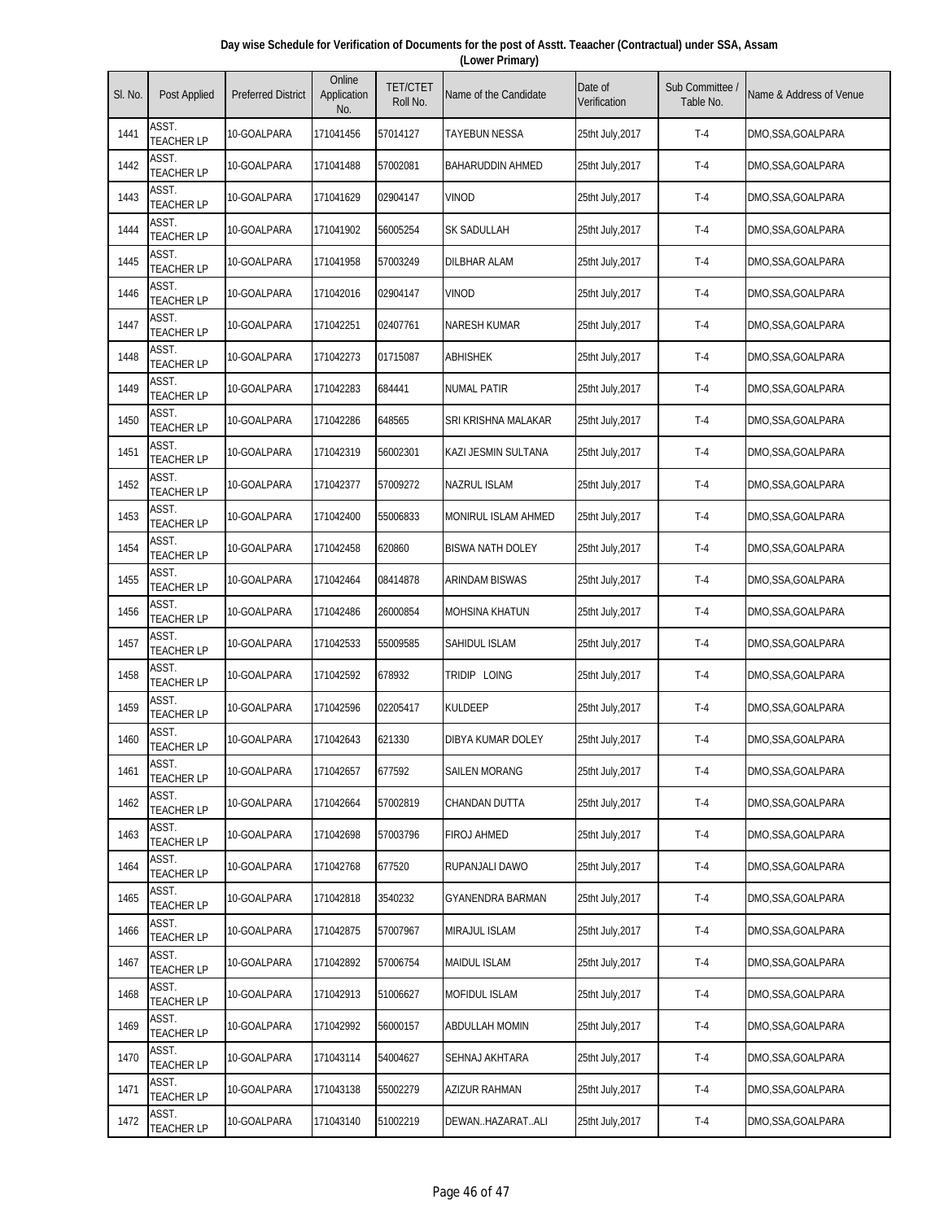**Day wise Schedule for Verification of Documents for the post of Asstt. Teaacher (Contractual) under SSA, Assam (Lower Primary)**

| Sl. No. | Post Applied | Preferred District | Online Application No. | TET/CTET Roll No. | Name of the Candidate | Date of Verification | Sub Committee / Table No. | Name & Address of Venue |
|---|---|---|---|---|---|---|---|---|
| 1441 | ASST. TEACHER LP | 10-GOALPARA | 171041456 | 57014127 | TAYEBUN NESSA | 25tht July,2017 | T-4 | DMO,SSA,GOALPARA |
| 1442 | ASST. TEACHER LP | 10-GOALPARA | 171041488 | 57002081 | BAHARUDDIN AHMED | 25tht July,2017 | T-4 | DMO,SSA,GOALPARA |
| 1443 | ASST. TEACHER LP | 10-GOALPARA | 171041629 | 02904147 | VINOD | 25tht July,2017 | T-4 | DMO,SSA,GOALPARA |
| 1444 | ASST. TEACHER LP | 10-GOALPARA | 171041902 | 56005254 | SK SADULLAH | 25tht July,2017 | T-4 | DMO,SSA,GOALPARA |
| 1445 | ASST. TEACHER LP | 10-GOALPARA | 171041958 | 57003249 | DILBHAR ALAM | 25tht July,2017 | T-4 | DMO,SSA,GOALPARA |
| 1446 | ASST. TEACHER LP | 10-GOALPARA | 171042016 | 02904147 | VINOD | 25tht July,2017 | T-4 | DMO,SSA,GOALPARA |
| 1447 | ASST. TEACHER LP | 10-GOALPARA | 171042251 | 02407761 | NARESH KUMAR | 25tht July,2017 | T-4 | DMO,SSA,GOALPARA |
| 1448 | ASST. TEACHER LP | 10-GOALPARA | 171042273 | 01715087 | ABHISHEK | 25tht July,2017 | T-4 | DMO,SSA,GOALPARA |
| 1449 | ASST. TEACHER LP | 10-GOALPARA | 171042283 | 684441 | NUMAL PATIR | 25tht July,2017 | T-4 | DMO,SSA,GOALPARA |
| 1450 | ASST. TEACHER LP | 10-GOALPARA | 171042286 | 648565 | SRI KRISHNA MALAKAR | 25tht July,2017 | T-4 | DMO,SSA,GOALPARA |
| 1451 | ASST. TEACHER LP | 10-GOALPARA | 171042319 | 56002301 | KAZI JESMIN SULTANA | 25tht July,2017 | T-4 | DMO,SSA,GOALPARA |
| 1452 | ASST. TEACHER LP | 10-GOALPARA | 171042377 | 57009272 | NAZRUL ISLAM | 25tht July,2017 | T-4 | DMO,SSA,GOALPARA |
| 1453 | ASST. TEACHER LP | 10-GOALPARA | 171042400 | 55006833 | MONIRUL ISLAM AHMED | 25tht July,2017 | T-4 | DMO,SSA,GOALPARA |
| 1454 | ASST. TEACHER LP | 10-GOALPARA | 171042458 | 620860 | BISWA NATH DOLEY | 25tht July,2017 | T-4 | DMO,SSA,GOALPARA |
| 1455 | ASST. TEACHER LP | 10-GOALPARA | 171042464 | 08414878 | ARINDAM BISWAS | 25tht July,2017 | T-4 | DMO,SSA,GOALPARA |
| 1456 | ASST. TEACHER LP | 10-GOALPARA | 171042486 | 26000854 | MOHSINA KHATUN | 25tht July,2017 | T-4 | DMO,SSA,GOALPARA |
| 1457 | ASST. TEACHER LP | 10-GOALPARA | 171042533 | 55009585 | SAHIDUL ISLAM | 25tht July,2017 | T-4 | DMO,SSA,GOALPARA |
| 1458 | ASST. TEACHER LP | 10-GOALPARA | 171042592 | 678932 | TRIDIP LOING | 25tht July,2017 | T-4 | DMO,SSA,GOALPARA |
| 1459 | ASST. TEACHER LP | 10-GOALPARA | 171042596 | 02205417 | KULDEEP | 25tht July,2017 | T-4 | DMO,SSA,GOALPARA |
| 1460 | ASST. TEACHER LP | 10-GOALPARA | 171042643 | 621330 | DIBYA KUMAR DOLEY | 25tht July,2017 | T-4 | DMO,SSA,GOALPARA |
| 1461 | ASST. TEACHER LP | 10-GOALPARA | 171042657 | 677592 | SAILEN MORANG | 25tht July,2017 | T-4 | DMO,SSA,GOALPARA |
| 1462 | ASST. TEACHER LP | 10-GOALPARA | 171042664 | 57002819 | CHANDAN DUTTA | 25tht July,2017 | T-4 | DMO,SSA,GOALPARA |
| 1463 | ASST. TEACHER LP | 10-GOALPARA | 171042698 | 57003796 | FIROJ AHMED | 25tht July,2017 | T-4 | DMO,SSA,GOALPARA |
| 1464 | ASST. TEACHER LP | 10-GOALPARA | 171042768 | 677520 | RUPANJALI DAWO | 25tht July,2017 | T-4 | DMO,SSA,GOALPARA |
| 1465 | ASST. TEACHER LP | 10-GOALPARA | 171042818 | 3540232 | GYANENDRA BARMAN | 25tht July,2017 | T-4 | DMO,SSA,GOALPARA |
| 1466 | ASST. TEACHER LP | 10-GOALPARA | 171042875 | 57007967 | MIRAJUL ISLAM | 25tht July,2017 | T-4 | DMO,SSA,GOALPARA |
| 1467 | ASST. TEACHER LP | 10-GOALPARA | 171042892 | 57006754 | MAIDUL ISLAM | 25tht July,2017 | T-4 | DMO,SSA,GOALPARA |
| 1468 | ASST. TEACHER LP | 10-GOALPARA | 171042913 | 51006627 | MOFIDUL ISLAM | 25tht July,2017 | T-4 | DMO,SSA,GOALPARA |
| 1469 | ASST. TEACHER LP | 10-GOALPARA | 171042992 | 56000157 | ABDULLAH MOMIN | 25tht July,2017 | T-4 | DMO,SSA,GOALPARA |
| 1470 | ASST. TEACHER LP | 10-GOALPARA | 171043114 | 54004627 | SEHNAJ AKHTARA | 25tht July,2017 | T-4 | DMO,SSA,GOALPARA |
| 1471 | ASST. TEACHER LP | 10-GOALPARA | 171043138 | 55002279 | AZIZUR RAHMAN | 25tht July,2017 | T-4 | DMO,SSA,GOALPARA |
| 1472 | ASST. TEACHER LP | 10-GOALPARA | 171043140 | 51002219 | DEWAN..HAZARAT..ALI | 25tht July,2017 | T-4 | DMO,SSA,GOALPARA |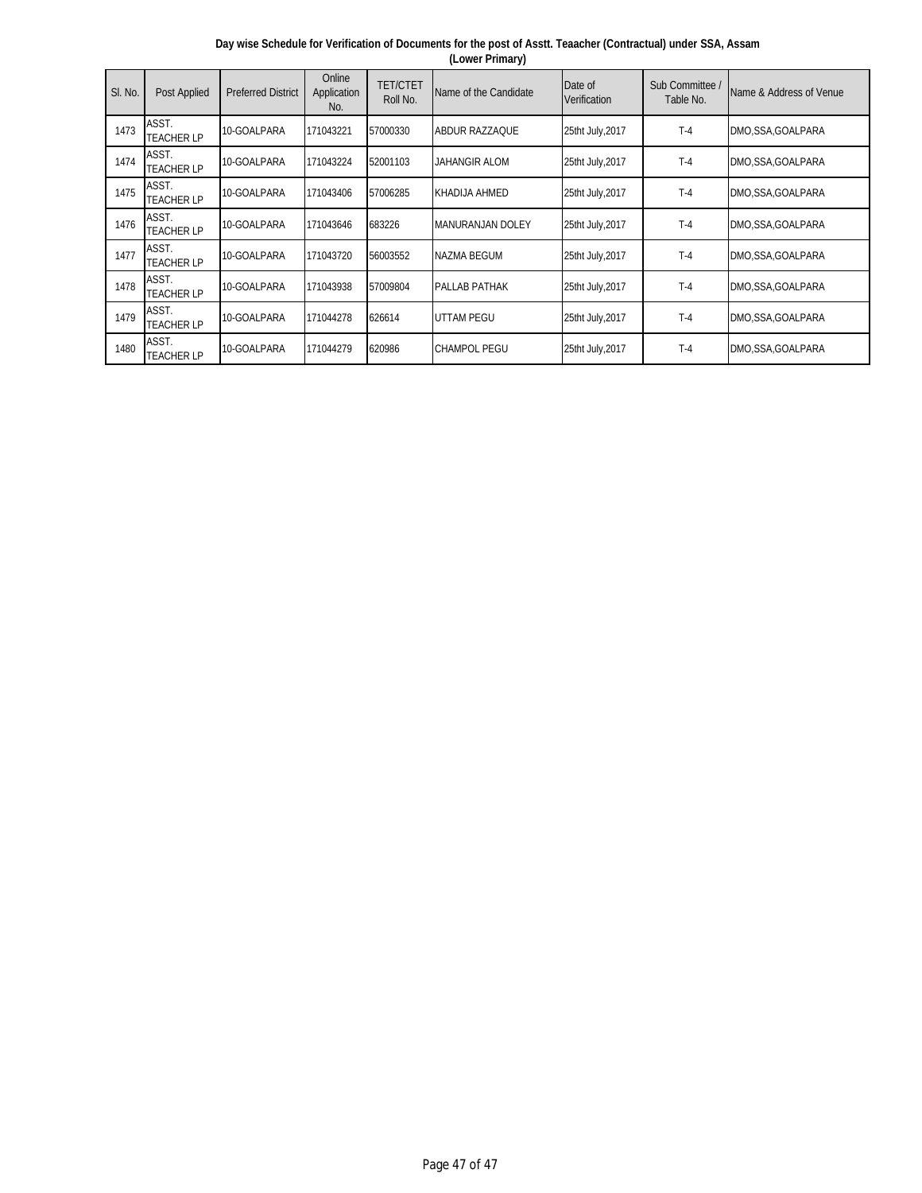**Day wise Schedule for Verification of Documents for the post of Asstt. Teaacher (Contractual) under SSA, Assam (Lower Primary)**

| Sl. No. | Post Applied | Preferred District | Online Application No. | TET/CTET Roll No. | Name of the Candidate | Date of Verification | Sub Committee / Table No. | Name & Address of Venue |
|---|---|---|---|---|---|---|---|---|
| 1473 | ASST. TEACHER LP | 10-GOALPARA | 171043221 | 57000330 | ABDUR RAZZAQUE | 25tht July,2017 | T-4 | DMO,SSA,GOALPARA |
| 1474 | ASST. TEACHER LP | 10-GOALPARA | 171043224 | 52001103 | JAHANGIR ALOM | 25tht July,2017 | T-4 | DMO,SSA,GOALPARA |
| 1475 | ASST. TEACHER LP | 10-GOALPARA | 171043406 | 57006285 | KHADIJA AHMED | 25tht July,2017 | T-4 | DMO,SSA,GOALPARA |
| 1476 | ASST. TEACHER LP | 10-GOALPARA | 171043646 | 683226 | MANURANJAN DOLEY | 25tht July,2017 | T-4 | DMO,SSA,GOALPARA |
| 1477 | ASST. TEACHER LP | 10-GOALPARA | 171043720 | 56003552 | NAZMA BEGUM | 25tht July,2017 | T-4 | DMO,SSA,GOALPARA |
| 1478 | ASST. TEACHER LP | 10-GOALPARA | 171043938 | 57009804 | PALLAB PATHAK | 25tht July,2017 | T-4 | DMO,SSA,GOALPARA |
| 1479 | ASST. TEACHER LP | 10-GOALPARA | 171044278 | 626614 | UTTAM PEGU | 25tht July,2017 | T-4 | DMO,SSA,GOALPARA |
| 1480 | ASST. TEACHER LP | 10-GOALPARA | 171044279 | 620986 | CHAMPOL PEGU | 25tht July,2017 | T-4 | DMO,SSA,GOALPARA |